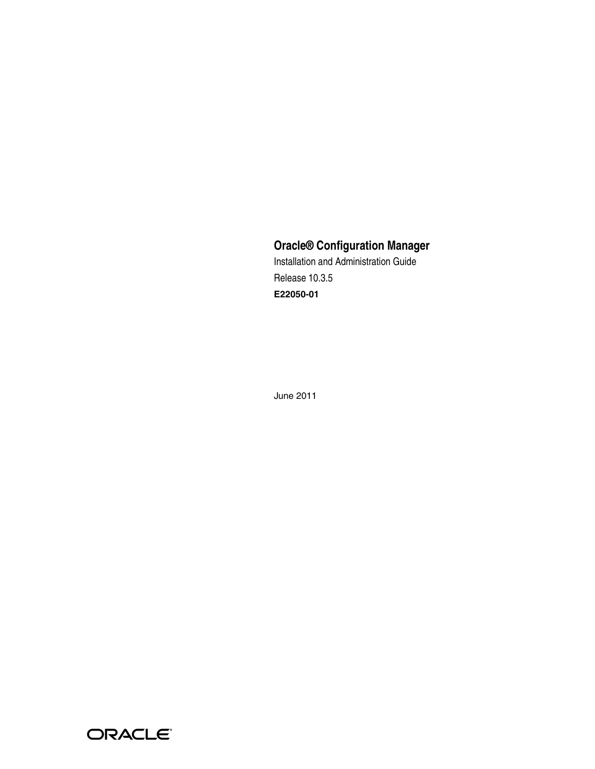# Oracle® Configuration Manager

Installation and Administration Guide

Release 10.3.5

**E22050-01**

June 2011

ORACLE®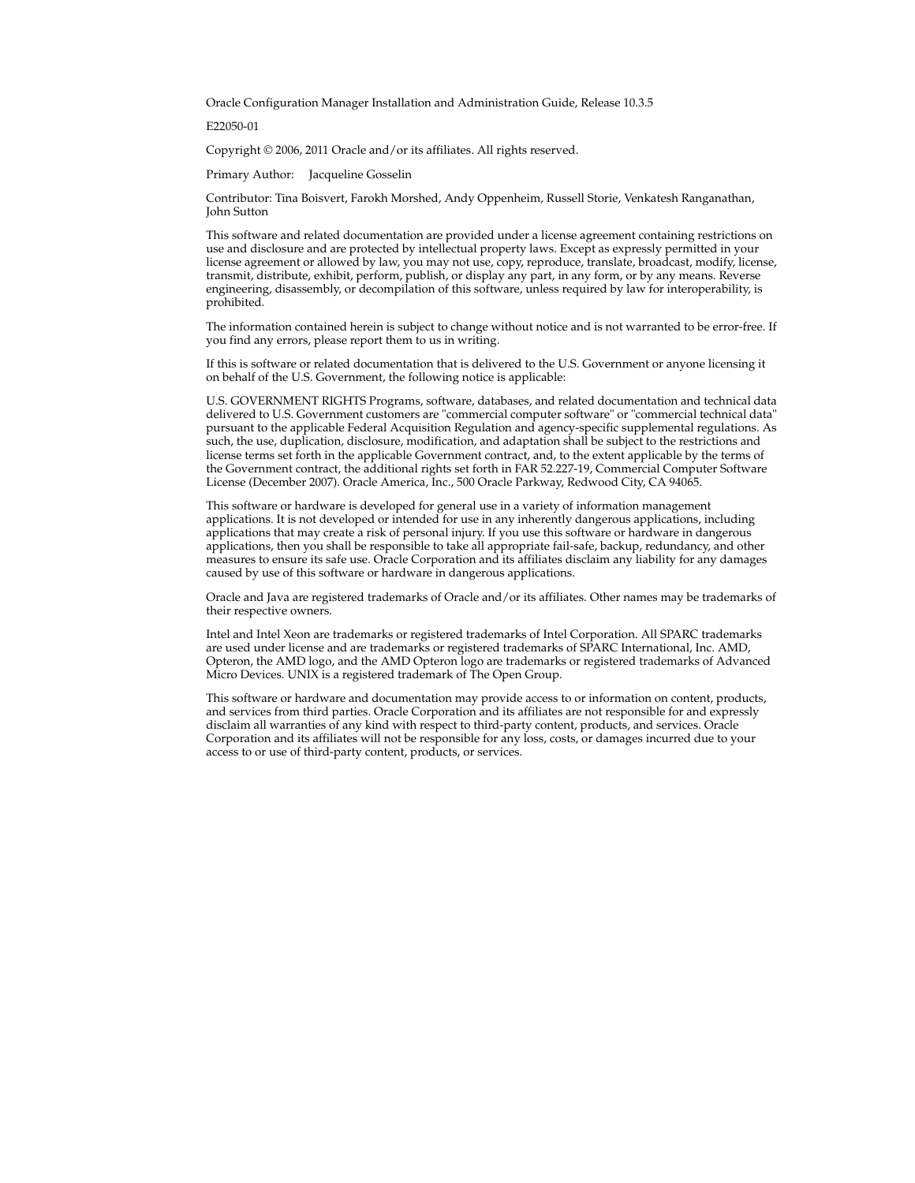Oracle Configuration Manager Installation and Administration Guide, Release 10.3.5

E22050-01

Copyright © 2006, 2011 Oracle and/or its affiliates. All rights reserved.

Primary Author: Jacqueline Gosselin

Contributor: Tina Boisvert, Farokh Morshed, Andy Oppenheim, Russell Storie, Venkatesh Ranganathan, John Sutton

This software and related documentation are provided under a license agreement containing restrictions on use and disclosure and are protected by intellectual property laws. Except as expressly permitted in your license agreement or allowed by law, you may not use, copy, reproduce, translate, broadcast, modify, license, transmit, distribute, exhibit, perform, publish, or display any part, in any form, or by any means. Reverse engineering, disassembly, or decompilation of this software, unless required by law for interoperability, is prohibited.

The information contained herein is subject to change without notice and is not warranted to be error-free. If you find any errors, please report them to us in writing.

If this is software or related documentation that is delivered to the U.S. Government or anyone licensing it on behalf of the U.S. Government, the following notice is applicable:

U.S. GOVERNMENT RIGHTS Programs, software, databases, and related documentation and technical data delivered to U.S. Government customers are "commercial computer software" or "commercial technical data" pursuant to the applicable Federal Acquisition Regulation and agency-specific supplemental regulations. As such, the use, duplication, disclosure, modification, and adaptation shall be subject to the restrictions and license terms set forth in the applicable Government contract, and, to the extent applicable by the terms of the Government contract, the additional rights set forth in FAR 52.227-19, Commercial Computer Software License (December 2007). Oracle America, Inc., 500 Oracle Parkway, Redwood City, CA 94065.

This software or hardware is developed for general use in a variety of information management applications. It is not developed or intended for use in any inherently dangerous applications, including applications that may create a risk of personal injury. If you use this software or hardware in dangerous applications, then you shall be responsible to take all appropriate fail-safe, backup, redundancy, and other measures to ensure its safe use. Oracle Corporation and its affiliates disclaim any liability for any damages caused by use of this software or hardware in dangerous applications.

Oracle and Java are registered trademarks of Oracle and/or its affiliates. Other names may be trademarks of their respective owners.

Intel and Intel Xeon are trademarks or registered trademarks of Intel Corporation. All SPARC trademarks are used under license and are trademarks or registered trademarks of SPARC International, Inc. AMD, Opteron, the AMD logo, and the AMD Opteron logo are trademarks or registered trademarks of Advanced Micro Devices. UNIX is a registered trademark of The Open Group.

This software or hardware and documentation may provide access to or information on content, products, and services from third parties. Oracle Corporation and its affiliates are not responsible for and expressly disclaim all warranties of any kind with respect to third-party content, products, and services. Oracle Corporation and its affiliates will not be responsible for any loss, costs, or damages incurred due to your access to or use of third-party content, products, or services.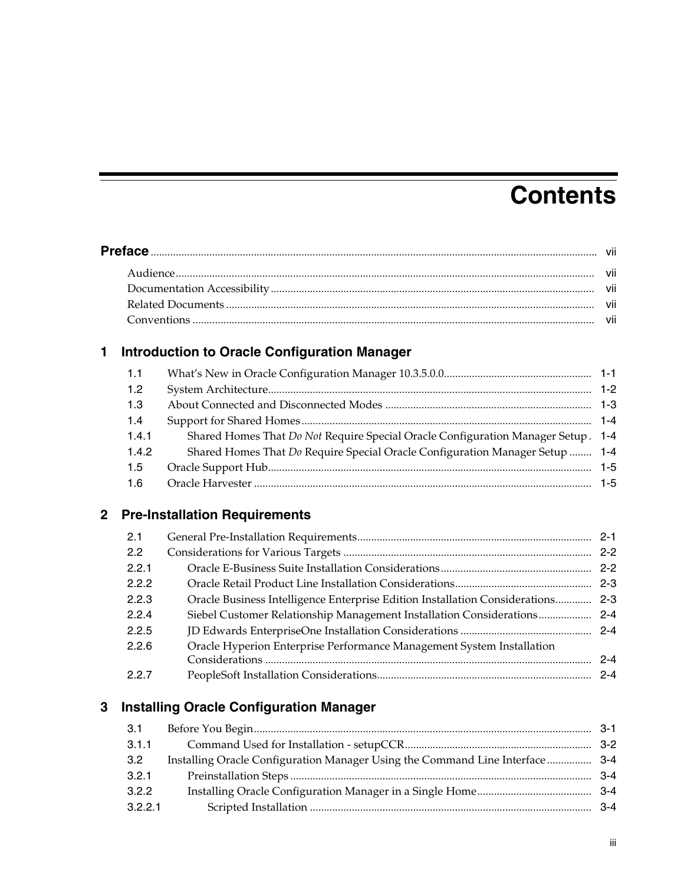# Contents

**Preface** ..... vii

- Audience ..... vii
- Documentation Accessibility ..... vii
- Related Documents ..... vii
- Conventions ..... vii

## 1 Introduction to Oracle Configuration Manager

- 1.1 What's New in Oracle Configuration Manager 10.3.5.0.0 ..... 1-1
- 1.2 System Architecture ..... 1-2
- 1.3 About Connected and Disconnected Modes ..... 1-3
- 1.4 Support for Shared Homes ..... 1-4
- 1.4.1 Shared Homes That *Do Not* Require Special Oracle Configuration Manager Setup . 1-4
- 1.4.2 Shared Homes That *Do* Require Special Oracle Configuration Manager Setup ..... 1-4
- 1.5 Oracle Support Hub ..... 1-5
- 1.6 Oracle Harvester ..... 1-5

## 2 Pre-Installation Requirements

- 2.1 General Pre-Installation Requirements ..... 2-1
- 2.2 Considerations for Various Targets ..... 2-2
- 2.2.1 Oracle E-Business Suite Installation Considerations ..... 2-2
- 2.2.2 Oracle Retail Product Line Installation Considerations ..... 2-3
- 2.2.3 Oracle Business Intelligence Enterprise Edition Installation Considerations ..... 2-3
- 2.2.4 Siebel Customer Relationship Management Installation Considerations ..... 2-4
- 2.2.5 JD Edwards EnterpriseOne Installation Considerations ..... 2-4
- 2.2.6 Oracle Hyperion Enterprise Performance Management System Installation Considerations ..... 2-4
- 2.2.7 PeopleSoft Installation Considerations ..... 2-4

## 3 Installing Oracle Configuration Manager

- 3.1 Before You Begin ..... 3-1
- 3.1.1 Command Used for Installation - setupCCR ..... 3-2
- 3.2 Installing Oracle Configuration Manager Using the Command Line Interface ..... 3-4
- 3.2.1 Preinstallation Steps ..... 3-4
- 3.2.2 Installing Oracle Configuration Manager in a Single Home ..... 3-4
- 3.2.2.1 Scripted Installation ..... 3-4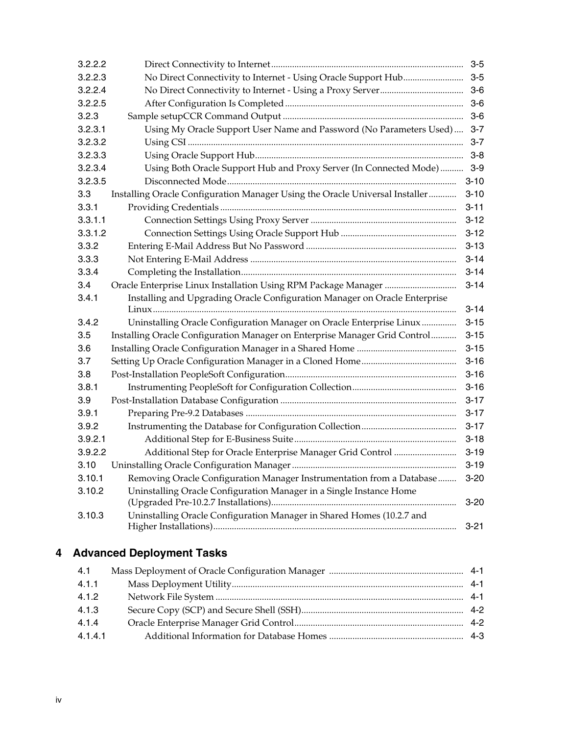| | | |
|---|---|---|
| 3.2.2.2 | Direct Connectivity to Internet | 3-5 |
| 3.2.2.3 | No Direct Connectivity to Internet - Using Oracle Support Hub | 3-5 |
| 3.2.2.4 | No Direct Connectivity to Internet - Using a Proxy Server | 3-6 |
| 3.2.2.5 | After Configuration Is Completed | 3-6 |
| 3.2.3 | Sample setupCCR Command Output | 3-6 |
| 3.2.3.1 | Using My Oracle Support User Name and Password (No Parameters Used) | 3-7 |
| 3.2.3.2 | Using CSI | 3-7 |
| 3.2.3.3 | Using Oracle Support Hub | 3-8 |
| 3.2.3.4 | Using Both Oracle Support Hub and Proxy Server (In Connected Mode) | 3-9 |
| 3.2.3.5 | Disconnected Mode | 3-10 |
| 3.3 | Installing Oracle Configuration Manager Using the Oracle Universal Installer | 3-10 |
| 3.3.1 | Providing Credentials | 3-11 |
| 3.3.1.1 | Connection Settings Using Proxy Server | 3-12 |
| 3.3.1.2 | Connection Settings Using Oracle Support Hub | 3-12 |
| 3.3.2 | Entering E-Mail Address But No Password | 3-13 |
| 3.3.3 | Not Entering E-Mail Address | 3-14 |
| 3.3.4 | Completing the Installation | 3-14 |
| 3.4 | Oracle Enterprise Linux Installation Using RPM Package Manager | 3-14 |
| 3.4.1 | Installing and Upgrading Oracle Configuration Manager on Oracle Enterprise Linux | 3-14 |
| 3.4.2 | Uninstalling Oracle Configuration Manager on Oracle Enterprise Linux | 3-15 |
| 3.5 | Installing Oracle Configuration Manager on Enterprise Manager Grid Control | 3-15 |
| 3.6 | Installing Oracle Configuration Manager in a Shared Home | 3-15 |
| 3.7 | Setting Up Oracle Configuration Manager in a Cloned Home | 3-16 |
| 3.8 | Post-Installation PeopleSoft Configuration | 3-16 |
| 3.8.1 | Instrumenting PeopleSoft for Configuration Collection | 3-16 |
| 3.9 | Post-Installation Database Configuration | 3-17 |
| 3.9.1 | Preparing Pre-9.2 Databases | 3-17 |
| 3.9.2 | Instrumenting the Database for Configuration Collection | 3-17 |
| 3.9.2.1 | Additional Step for E-Business Suite | 3-18 |
| 3.9.2.2 | Additional Step for Oracle Enterprise Manager Grid Control | 3-19 |
| 3.10 | Uninstalling Oracle Configuration Manager | 3-19 |
| 3.10.1 | Removing Oracle Configuration Manager Instrumentation from a Database | 3-20 |
| 3.10.2 | Uninstalling Oracle Configuration Manager in a Single Instance Home (Upgraded Pre-10.2.7 Installations) | 3-20 |
| 3.10.3 | Uninstalling Oracle Configuration Manager in Shared Homes (10.2.7 and Higher Installations) | 3-21 |

## 4 Advanced Deployment Tasks

| | | |
|---|---|---|
| 4.1 | Mass Deployment of Oracle Configuration Manager | 4-1 |
| 4.1.1 | Mass Deployment Utility | 4-1 |
| 4.1.2 | Network File System | 4-1 |
| 4.1.3 | Secure Copy (SCP) and Secure Shell (SSH) | 4-2 |
| 4.1.4 | Oracle Enterprise Manager Grid Control | 4-2 |
| 4.1.4.1 | Additional Information for Database Homes | 4-3 |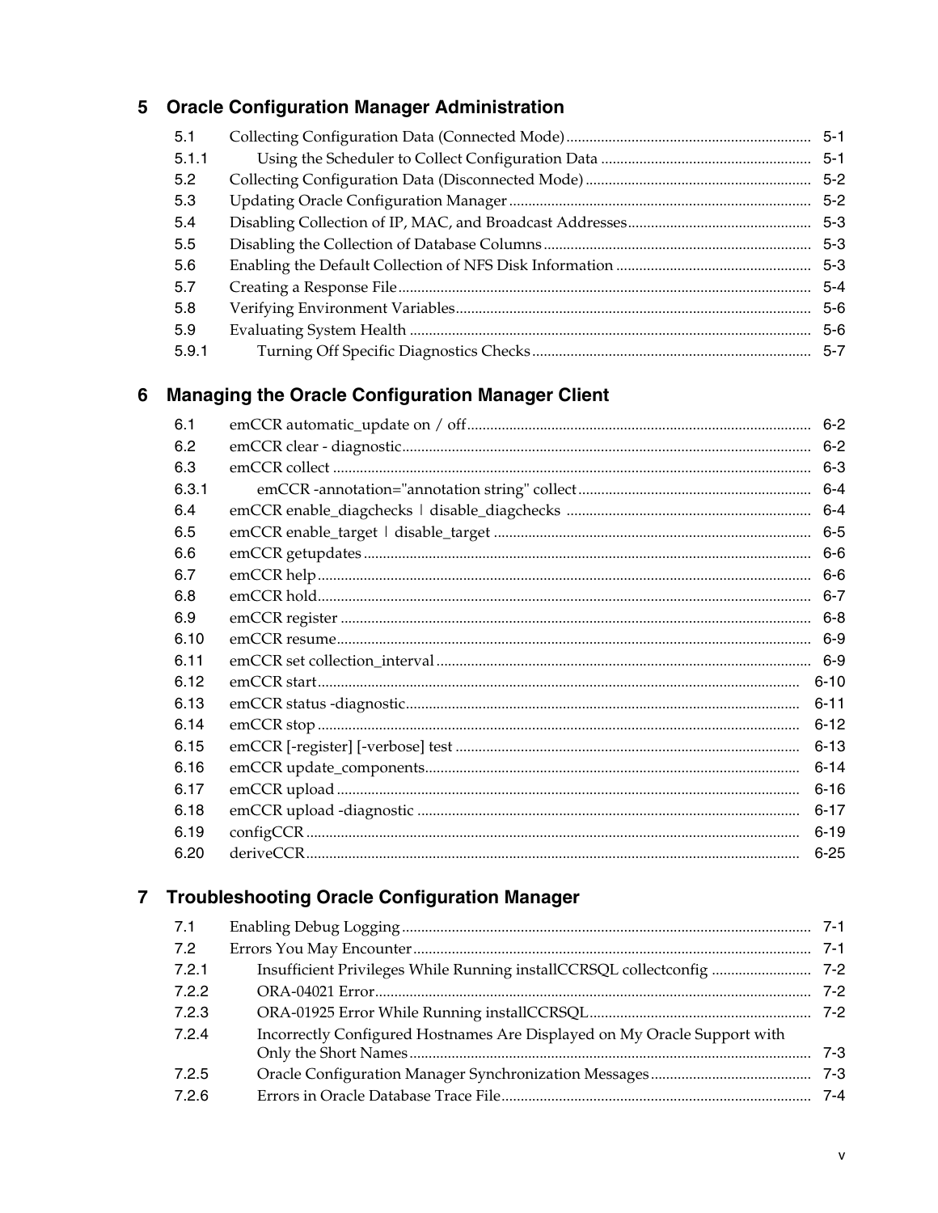## 5 Oracle Configuration Manager Administration

| | | |
|---|---|---|
| 5.1 | Collecting Configuration Data (Connected Mode) | 5-1 |
| 5.1.1 | Using the Scheduler to Collect Configuration Data | 5-1 |
| 5.2 | Collecting Configuration Data (Disconnected Mode) | 5-2 |
| 5.3 | Updating Oracle Configuration Manager | 5-2 |
| 5.4 | Disabling Collection of IP, MAC, and Broadcast Addresses | 5-3 |
| 5.5 | Disabling the Collection of Database Columns | 5-3 |
| 5.6 | Enabling the Default Collection of NFS Disk Information | 5-3 |
| 5.7 | Creating a Response File | 5-4 |
| 5.8 | Verifying Environment Variables | 5-6 |
| 5.9 | Evaluating System Health | 5-6 |
| 5.9.1 | Turning Off Specific Diagnostics Checks | 5-7 |

## 6 Managing the Oracle Configuration Manager Client

| | | |
|---|---|---|
| 6.1 | emCCR automatic_update on / off | 6-2 |
| 6.2 | emCCR clear - diagnostic | 6-2 |
| 6.3 | emCCR collect | 6-3 |
| 6.3.1 | emCCR -annotation="annotation string" collect | 6-4 |
| 6.4 | emCCR enable_diagchecks \| disable_diagchecks | 6-4 |
| 6.5 | emCCR enable_target \| disable_target | 6-5 |
| 6.6 | emCCR getupdates | 6-6 |
| 6.7 | emCCR help | 6-6 |
| 6.8 | emCCR hold | 6-7 |
| 6.9 | emCCR register | 6-8 |
| 6.10 | emCCR resume | 6-9 |
| 6.11 | emCCR set collection_interval | 6-9 |
| 6.12 | emCCR start | 6-10 |
| 6.13 | emCCR status -diagnostic | 6-11 |
| 6.14 | emCCR stop | 6-12 |
| 6.15 | emCCR [-register] [-verbose] test | 6-13 |
| 6.16 | emCCR update_components | 6-14 |
| 6.17 | emCCR upload | 6-16 |
| 6.18 | emCCR upload -diagnostic | 6-17 |
| 6.19 | configCCR | 6-19 |
| 6.20 | deriveCCR | 6-25 |

## 7 Troubleshooting Oracle Configuration Manager

| | | |
|---|---|---|
| 7.1 | Enabling Debug Logging | 7-1 |
| 7.2 | Errors You May Encounter | 7-1 |
| 7.2.1 | Insufficient Privileges While Running installCCRSQL collectconfig | 7-2 |
| 7.2.2 | ORA-04021 Error | 7-2 |
| 7.2.3 | ORA-01925 Error While Running installCCRSQL | 7-2 |
| 7.2.4 | Incorrectly Configured Hostnames Are Displayed on My Oracle Support with Only the Short Names | 7-3 |
| 7.2.5 | Oracle Configuration Manager Synchronization Messages | 7-3 |
| 7.2.6 | Errors in Oracle Database Trace File | 7-4 |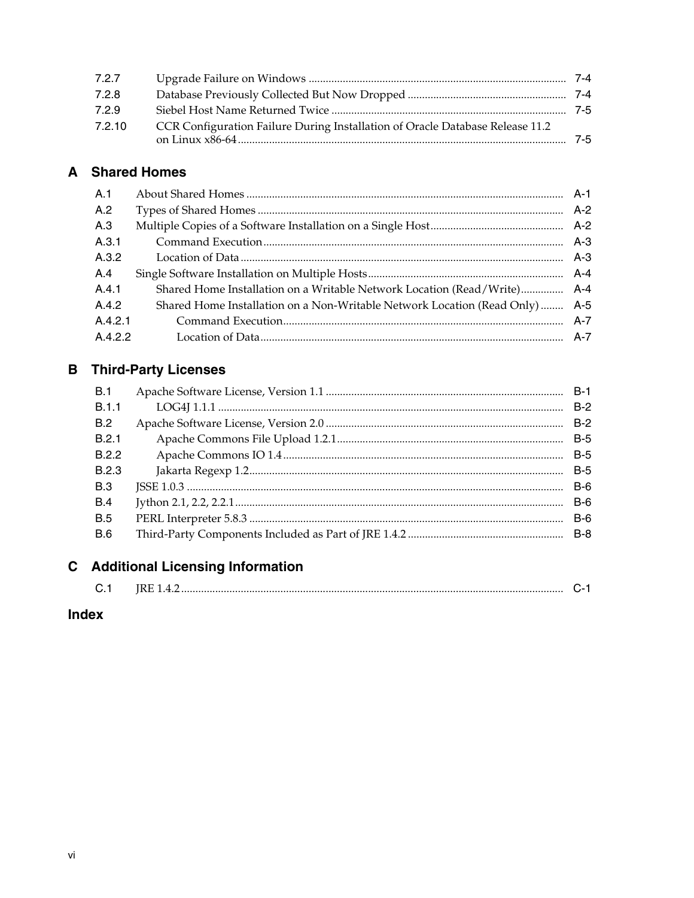7.2.7 Upgrade Failure on Windows .......... 7-4
7.2.8 Database Previously Collected But Now Dropped .......... 7-4
7.2.9 Siebel Host Name Returned Twice .......... 7-5
7.2.10 CCR Configuration Failure During Installation of Oracle Database Release 11.2 on Linux x86-64 .......... 7-5

## A Shared Homes

A.1 About Shared Homes .......... A-1
A.2 Types of Shared Homes .......... A-2
A.3 Multiple Copies of a Software Installation on a Single Host .......... A-2
A.3.1 Command Execution .......... A-3
A.3.2 Location of Data .......... A-3
A.4 Single Software Installation on Multiple Hosts .......... A-4
A.4.1 Shared Home Installation on a Writable Network Location (Read/Write) .......... A-4
A.4.2 Shared Home Installation on a Non-Writable Network Location (Read Only) .......... A-5
A.4.2.1 Command Execution .......... A-7
A.4.2.2 Location of Data .......... A-7

## B Third-Party Licenses

B.1 Apache Software License, Version 1.1 .......... B-1
B.1.1 LOG4J 1.1.1 .......... B-2
B.2 Apache Software License, Version 2.0 .......... B-2
B.2.1 Apache Commons File Upload 1.2.1 .......... B-5
B.2.2 Apache Commons IO 1.4 .......... B-5
B.2.3 Jakarta Regexp 1.2 .......... B-5
B.3 JSSE 1.0.3 .......... B-6
B.4 Jython 2.1, 2.2, 2.2.1 .......... B-6
B.5 PERL Interpreter 5.8.3 .......... B-6
B.6 Third-Party Components Included as Part of JRE 1.4.2 .......... B-8

## C Additional Licensing Information

C.1 JRE 1.4.2 .......... C-1

## Index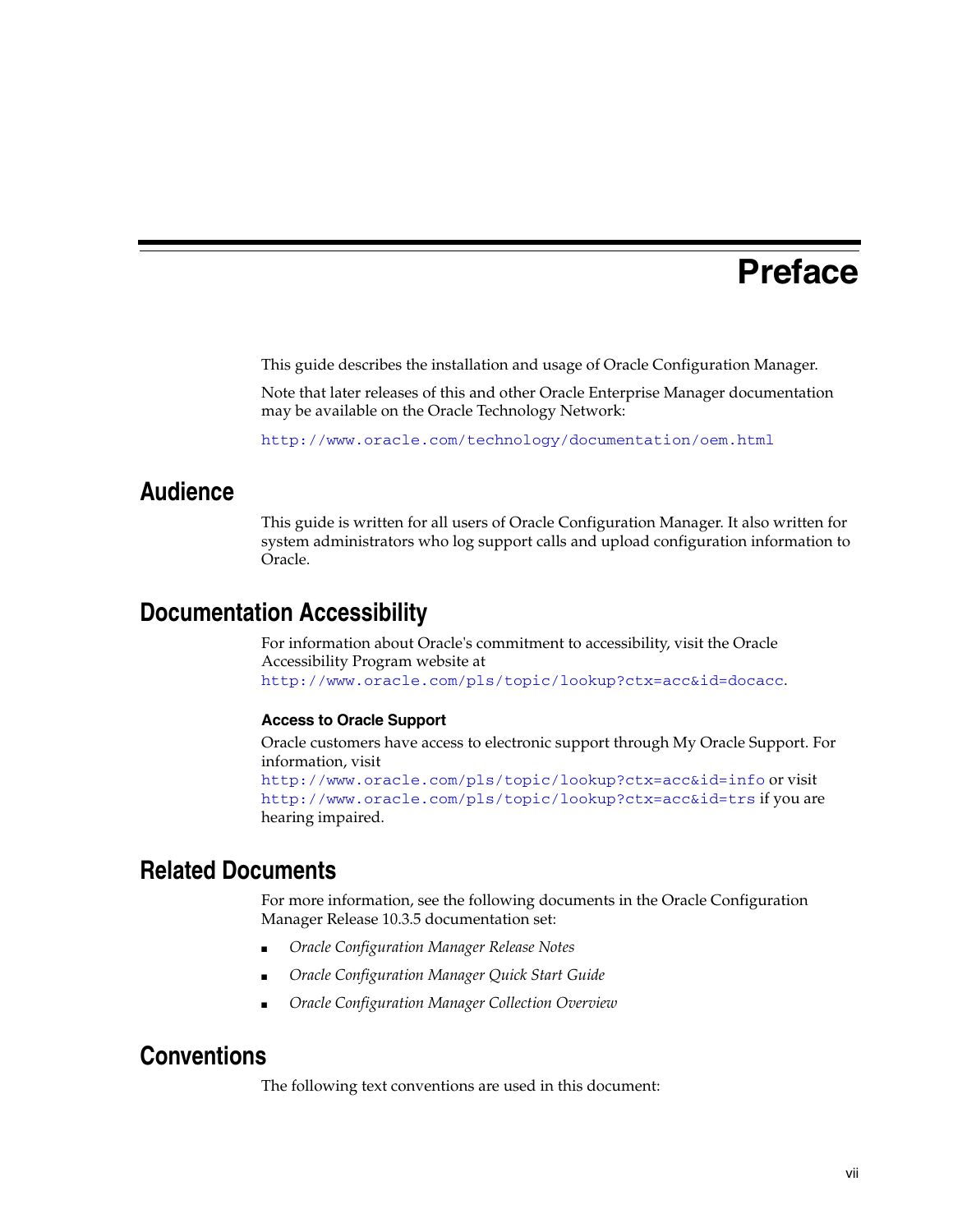# Preface

This guide describes the installation and usage of Oracle Configuration Manager.

Note that later releases of this and other Oracle Enterprise Manager documentation may be available on the Oracle Technology Network:

http://www.oracle.com/technology/documentation/oem.html

## Audience

This guide is written for all users of Oracle Configuration Manager. It also written for system administrators who log support calls and upload configuration information to Oracle.

## Documentation Accessibility

For information about Oracle's commitment to accessibility, visit the Oracle Accessibility Program website at http://www.oracle.com/pls/topic/lookup?ctx=acc&id=docacc.

### Access to Oracle Support

Oracle customers have access to electronic support through My Oracle Support. For information, visit http://www.oracle.com/pls/topic/lookup?ctx=acc&id=info or visit http://www.oracle.com/pls/topic/lookup?ctx=acc&id=trs if you are hearing impaired.

## Related Documents

For more information, see the following documents in the Oracle Configuration Manager Release 10.3.5 documentation set:

- *Oracle Configuration Manager Release Notes*
- *Oracle Configuration Manager Quick Start Guide*
- *Oracle Configuration Manager Collection Overview*

## Conventions

The following text conventions are used in this document: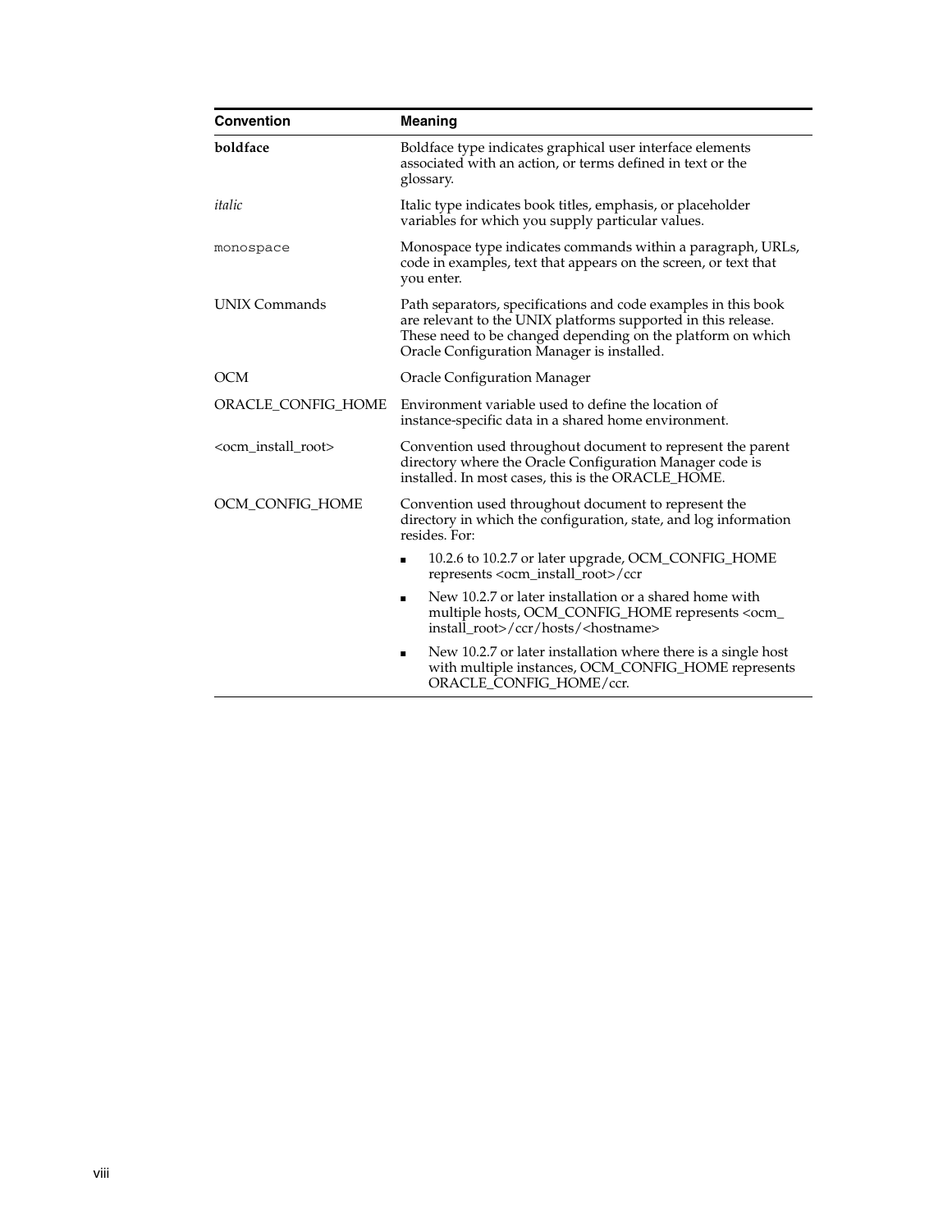| Convention | Meaning |
| --- | --- |
| **boldface** | Boldface type indicates graphical user interface elements associated with an action, or terms defined in text or the glossary. |
| *italic* | Italic type indicates book titles, emphasis, or placeholder variables for which you supply particular values. |
| `monospace` | Monospace type indicates commands within a paragraph, URLs, code in examples, text that appears on the screen, or text that you enter. |
| UNIX Commands | Path separators, specifications and code examples in this book are relevant to the UNIX platforms supported in this release. These need to be changed depending on the platform on which Oracle Configuration Manager is installed. |
| OCM | Oracle Configuration Manager |
| ORACLE_CONFIG_HOME | Environment variable used to define the location of instance-specific data in a shared home environment. |
| <ocm_install_root> | Convention used throughout document to represent the parent directory where the Oracle Configuration Manager code is installed. In most cases, this is the ORACLE_HOME. |
| OCM_CONFIG_HOME | Convention used throughout document to represent the directory in which the configuration, state, and log information resides. For:<br>■ 10.2.6 to 10.2.7 or later upgrade, OCM_CONFIG_HOME represents <ocm_install_root>/ccr<br>■ New 10.2.7 or later installation or a shared home with multiple hosts, OCM_CONFIG_HOME represents <ocm_install_root>/ccr/hosts/<hostname><br>■ New 10.2.7 or later installation where there is a single host with multiple instances, OCM_CONFIG_HOME represents ORACLE_CONFIG_HOME/ccr. |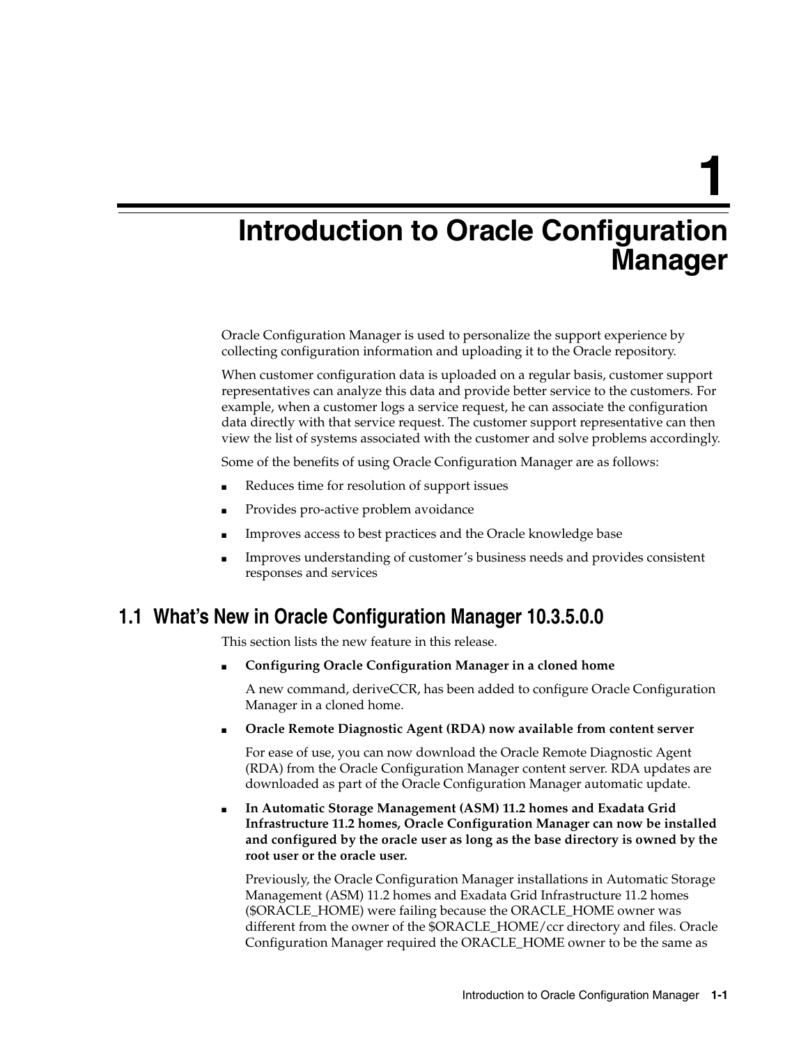# 1 Introduction to Oracle Configuration Manager

Oracle Configuration Manager is used to personalize the support experience by collecting configuration information and uploading it to the Oracle repository.

When customer configuration data is uploaded on a regular basis, customer support representatives can analyze this data and provide better service to the customers. For example, when a customer logs a service request, he can associate the configuration data directly with that service request. The customer support representative can then view the list of systems associated with the customer and solve problems accordingly.

Some of the benefits of using Oracle Configuration Manager are as follows:

- Reduces time for resolution of support issues
- Provides pro-active problem avoidance
- Improves access to best practices and the Oracle knowledge base
- Improves understanding of customer's business needs and provides consistent responses and services

## 1.1 What's New in Oracle Configuration Manager 10.3.5.0.0

This section lists the new feature in this release.

- **Configuring Oracle Configuration Manager in a cloned home**

  A new command, deriveCCR, has been added to configure Oracle Configuration Manager in a cloned home.

- **Oracle Remote Diagnostic Agent (RDA) now available from content server**

  For ease of use, you can now download the Oracle Remote Diagnostic Agent (RDA) from the Oracle Configuration Manager content server. RDA updates are downloaded as part of the Oracle Configuration Manager automatic update.

- **In Automatic Storage Management (ASM) 11.2 homes and Exadata Grid Infrastructure 11.2 homes, Oracle Configuration Manager can now be installed and configured by the oracle user as long as the base directory is owned by the root user or the oracle user.**

  Previously, the Oracle Configuration Manager installations in Automatic Storage Management (ASM) 11.2 homes and Exadata Grid Infrastructure 11.2 homes ($ORACLE_HOME) were failing because the ORACLE_HOME owner was different from the owner of the $ORACLE_HOME/ccr directory and files. Oracle Configuration Manager required the ORACLE_HOME owner to be the same as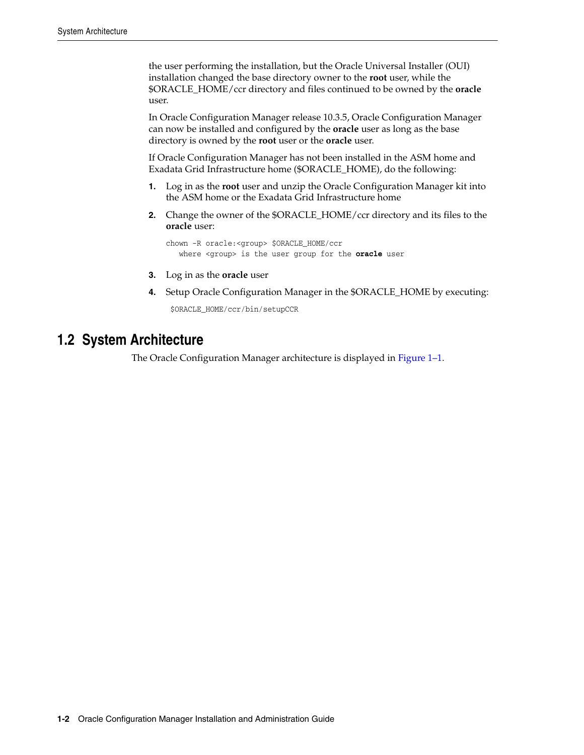the user performing the installation, but the Oracle Universal Installer (OUI) installation changed the base directory owner to the **root** user, while the $ORACLE_HOME/ccr directory and files continued to be owned by the **oracle** user.

In Oracle Configuration Manager release 10.3.5, Oracle Configuration Manager can now be installed and configured by the **oracle** user as long as the base directory is owned by the **root** user or the **oracle** user.

If Oracle Configuration Manager has not been installed in the ASM home and Exadata Grid Infrastructure home ($ORACLE_HOME), do the following:

1. Log in as the **root** user and unzip the Oracle Configuration Manager kit into the ASM home or the Exadata Grid Infrastructure home
2. Change the owner of the $ORACLE_HOME/ccr directory and its files to the **oracle** user:

   ```
   chown -R oracle:<group> $ORACLE_HOME/ccr
      where <group> is the user group for the oracle user
   ```

3. Log in as the **oracle** user
4. Setup Oracle Configuration Manager in the $ORACLE_HOME by executing:

   ```
   $ORACLE_HOME/ccr/bin/setupCCR
   ```

## 1.2 System Architecture

The Oracle Configuration Manager architecture is displayed in Figure 1–1.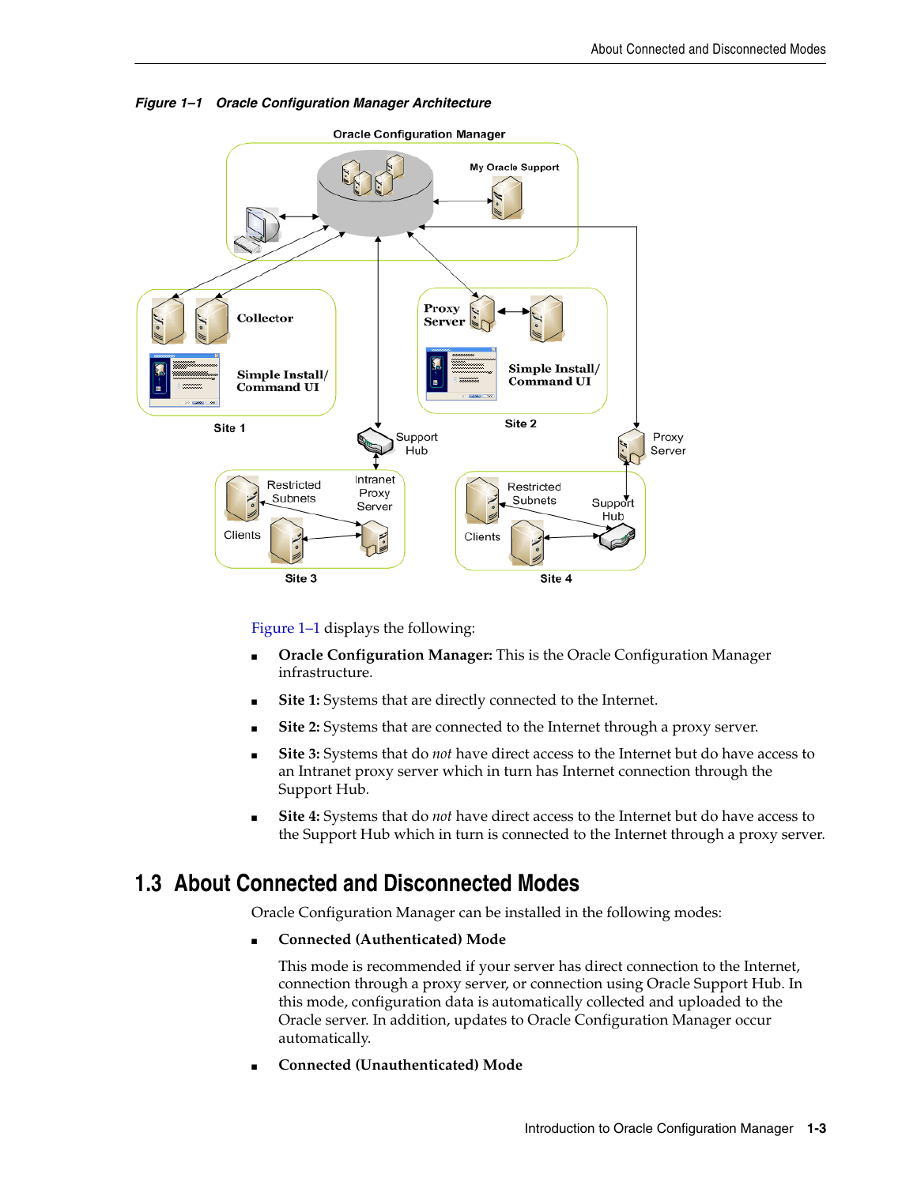*Figure 1–1 Oracle Configuration Manager Architecture*

Figure 1–1 displays the following:

- **Oracle Configuration Manager:** This is the Oracle Configuration Manager infrastructure.
- **Site 1:** Systems that are directly connected to the Internet.
- **Site 2:** Systems that are connected to the Internet through a proxy server.
- **Site 3:** Systems that do *not* have direct access to the Internet but do have access to an Intranet proxy server which in turn has Internet connection through the Support Hub.
- **Site 4:** Systems that do *not* have direct access to the Internet but do have access to the Support Hub which in turn is connected to the Internet through a proxy server.

## 1.3 About Connected and Disconnected Modes

Oracle Configuration Manager can be installed in the following modes:

- **Connected (Authenticated) Mode**

  This mode is recommended if your server has direct connection to the Internet, connection through a proxy server, or connection using Oracle Support Hub. In this mode, configuration data is automatically collected and uploaded to the Oracle server. In addition, updates to Oracle Configuration Manager occur automatically.

- **Connected (Unauthenticated) Mode**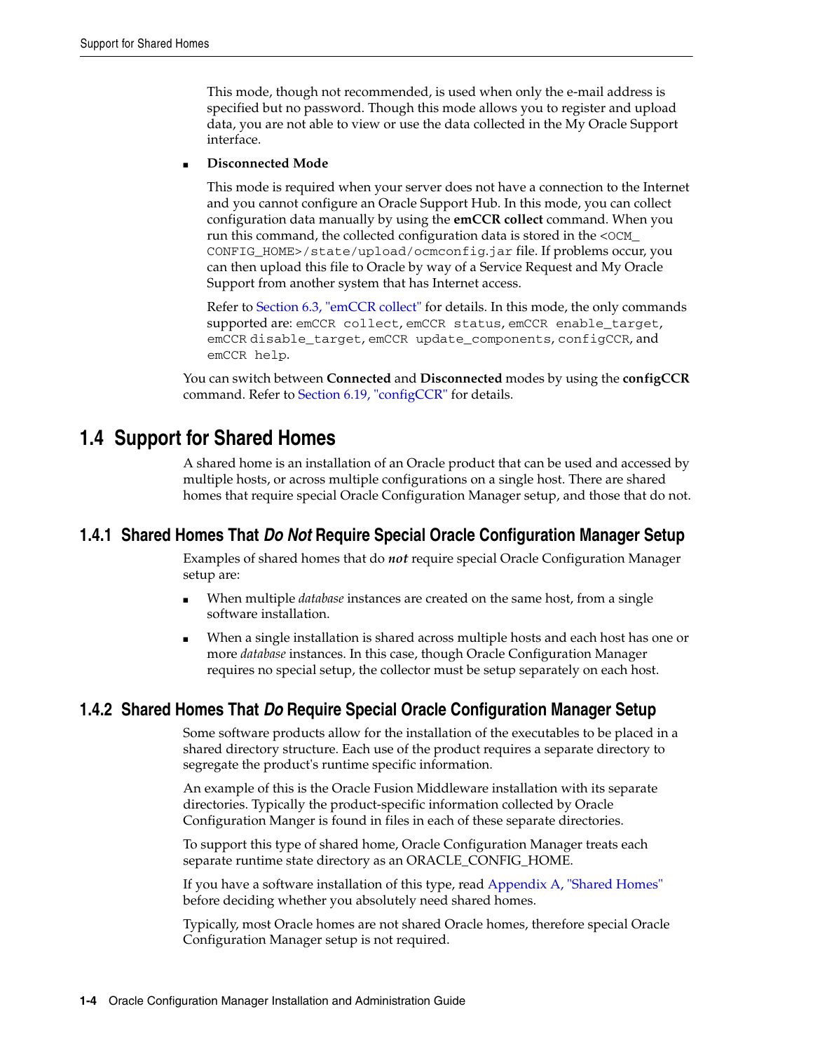This mode, though not recommended, is used when only the e-mail address is specified but no password. Though this mode allows you to register and upload data, you are not able to view or use the data collected in the My Oracle Support interface.

- **Disconnected Mode**

  This mode is required when your server does not have a connection to the Internet and you cannot configure an Oracle Support Hub. In this mode, you can collect configuration data manually by using the **emCCR collect** command. When you run this command, the collected configuration data is stored in the `<OCM_CONFIG_HOME>/state/upload/ocmconfig.jar` file. If problems occur, you can then upload this file to Oracle by way of a Service Request and My Oracle Support from another system that has Internet access.

  Refer to Section 6.3, "emCCR collect" for details. In this mode, the only commands supported are: `emCCR collect`, `emCCR status`, `emCCR enable_target`, `emCCR disable_target`, `emCCR update_components`, `configCCR`, and `emCCR help`.

You can switch between **Connected** and **Disconnected** modes by using the **configCCR** command. Refer to Section 6.19, "configCCR" for details.

## 1.4 Support for Shared Homes

A shared home is an installation of an Oracle product that can be used and accessed by multiple hosts, or across multiple configurations on a single host. There are shared homes that require special Oracle Configuration Manager setup, and those that do not.

### 1.4.1 Shared Homes That *Do Not* Require Special Oracle Configuration Manager Setup

Examples of shared homes that do ***not*** require special Oracle Configuration Manager setup are:

- When multiple *database* instances are created on the same host, from a single software installation.
- When a single installation is shared across multiple hosts and each host has one or more *database* instances. In this case, though Oracle Configuration Manager requires no special setup, the collector must be setup separately on each host.

### 1.4.2 Shared Homes That *Do* Require Special Oracle Configuration Manager Setup

Some software products allow for the installation of the executables to be placed in a shared directory structure. Each use of the product requires a separate directory to segregate the product's runtime specific information.

An example of this is the Oracle Fusion Middleware installation with its separate directories. Typically the product-specific information collected by Oracle Configuration Manger is found in files in each of these separate directories.

To support this type of shared home, Oracle Configuration Manager treats each separate runtime state directory as an ORACLE_CONFIG_HOME.

If you have a software installation of this type, read Appendix A, "Shared Homes" before deciding whether you absolutely need shared homes.

Typically, most Oracle homes are not shared Oracle homes, therefore special Oracle Configuration Manager setup is not required.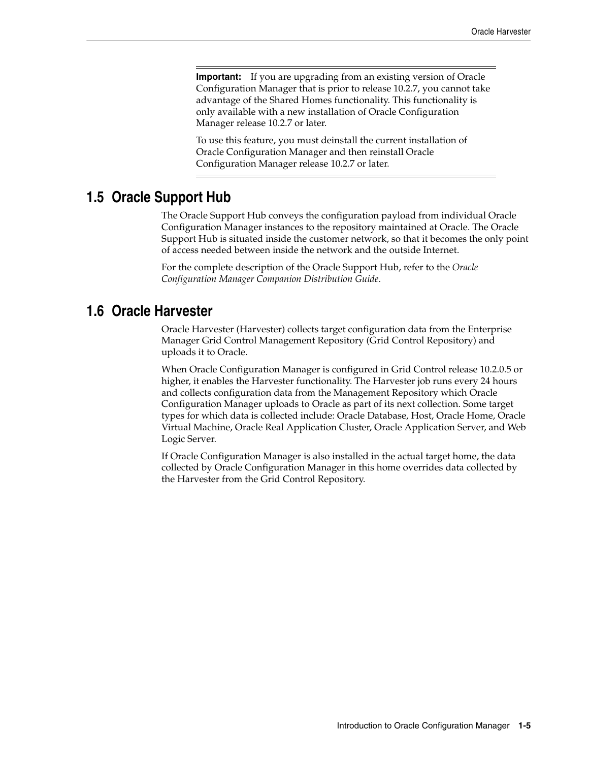> **Important:** If you are upgrading from an existing version of Oracle Configuration Manager that is prior to release 10.2.7, you cannot take advantage of the Shared Homes functionality. This functionality is only available with a new installation of Oracle Configuration Manager release 10.2.7 or later.
>
> To use this feature, you must deinstall the current installation of Oracle Configuration Manager and then reinstall Oracle Configuration Manager release 10.2.7 or later.

## 1.5 Oracle Support Hub

The Oracle Support Hub conveys the configuration payload from individual Oracle Configuration Manager instances to the repository maintained at Oracle. The Oracle Support Hub is situated inside the customer network, so that it becomes the only point of access needed between inside the network and the outside Internet.

For the complete description of the Oracle Support Hub, refer to the *Oracle Configuration Manager Companion Distribution Guide*.

## 1.6 Oracle Harvester

Oracle Harvester (Harvester) collects target configuration data from the Enterprise Manager Grid Control Management Repository (Grid Control Repository) and uploads it to Oracle.

When Oracle Configuration Manager is configured in Grid Control release 10.2.0.5 or higher, it enables the Harvester functionality. The Harvester job runs every 24 hours and collects configuration data from the Management Repository which Oracle Configuration Manager uploads to Oracle as part of its next collection. Some target types for which data is collected include: Oracle Database, Host, Oracle Home, Oracle Virtual Machine, Oracle Real Application Cluster, Oracle Application Server, and Web Logic Server.

If Oracle Configuration Manager is also installed in the actual target home, the data collected by Oracle Configuration Manager in this home overrides data collected by the Harvester from the Grid Control Repository.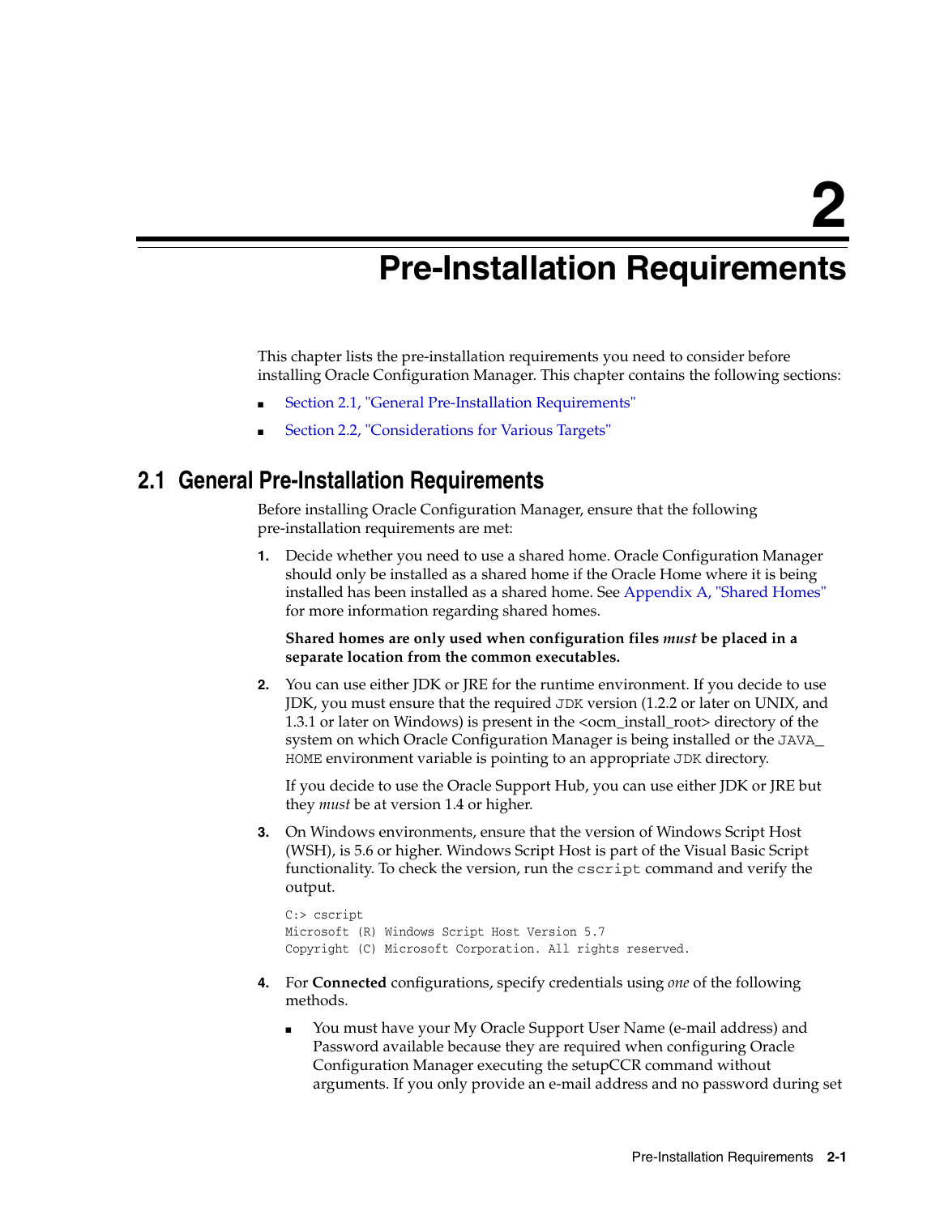# 2 Pre-Installation Requirements

This chapter lists the pre-installation requirements you need to consider before installing Oracle Configuration Manager. This chapter contains the following sections:

- Section 2.1, "General Pre-Installation Requirements"
- Section 2.2, "Considerations for Various Targets"

## 2.1 General Pre-Installation Requirements

Before installing Oracle Configuration Manager, ensure that the following pre-installation requirements are met:

1. Decide whether you need to use a shared home. Oracle Configuration Manager should only be installed as a shared home if the Oracle Home where it is being installed has been installed as a shared home. See Appendix A, "Shared Homes" for more information regarding shared homes.

   **Shared homes are only used when configuration files *must* be placed in a separate location from the common executables.**

2. You can use either JDK or JRE for the runtime environment. If you decide to use JDK, you must ensure that the required `JDK` version (1.2.2 or later on UNIX, and 1.3.1 or later on Windows) is present in the <ocm_install_root> directory of the system on which Oracle Configuration Manager is being installed or the `JAVA_HOME` environment variable is pointing to an appropriate `JDK` directory.

   If you decide to use the Oracle Support Hub, you can use either JDK or JRE but they *must* be at version 1.4 or higher.

3. On Windows environments, ensure that the version of Windows Script Host (WSH), is 5.6 or higher. Windows Script Host is part of the Visual Basic Script functionality. To check the version, run the `cscript` command and verify the output.

   ```
   C:> cscript
   Microsoft (R) Windows Script Host Version 5.7
   Copyright (C) Microsoft Corporation. All rights reserved.
   ```

4. For **Connected** configurations, specify credentials using *one* of the following methods.

   - You must have your My Oracle Support User Name (e-mail address) and Password available because they are required when configuring Oracle Configuration Manager executing the setupCCR command without arguments. If you only provide an e-mail address and no password during set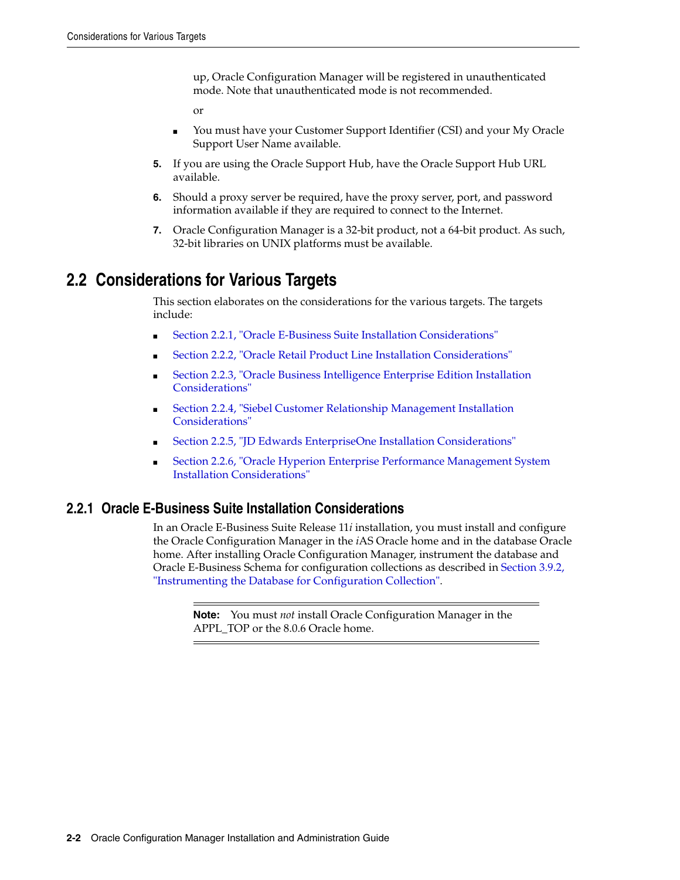up, Oracle Configuration Manager will be registered in unauthenticated mode. Note that unauthenticated mode is not recommended.

or

- You must have your Customer Support Identifier (CSI) and your My Oracle Support User Name available.

5. If you are using the Oracle Support Hub, have the Oracle Support Hub URL available.
6. Should a proxy server be required, have the proxy server, port, and password information available if they are required to connect to the Internet.
7. Oracle Configuration Manager is a 32-bit product, not a 64-bit product. As such, 32-bit libraries on UNIX platforms must be available.

## 2.2 Considerations for Various Targets

This section elaborates on the considerations for the various targets. The targets include:

- Section 2.2.1, "Oracle E-Business Suite Installation Considerations"
- Section 2.2.2, "Oracle Retail Product Line Installation Considerations"
- Section 2.2.3, "Oracle Business Intelligence Enterprise Edition Installation Considerations"
- Section 2.2.4, "Siebel Customer Relationship Management Installation Considerations"
- Section 2.2.5, "JD Edwards EnterpriseOne Installation Considerations"
- Section 2.2.6, "Oracle Hyperion Enterprise Performance Management System Installation Considerations"

### 2.2.1 Oracle E-Business Suite Installation Considerations

In an Oracle E-Business Suite Release 11*i* installation, you must install and configure the Oracle Configuration Manager in the *i*AS Oracle home and in the database Oracle home. After installing Oracle Configuration Manager, instrument the database and Oracle E-Business Schema for configuration collections as described in Section 3.9.2, "Instrumenting the Database for Configuration Collection".

---

**Note:** You must *not* install Oracle Configuration Manager in the APPL_TOP or the 8.0.6 Oracle home.

---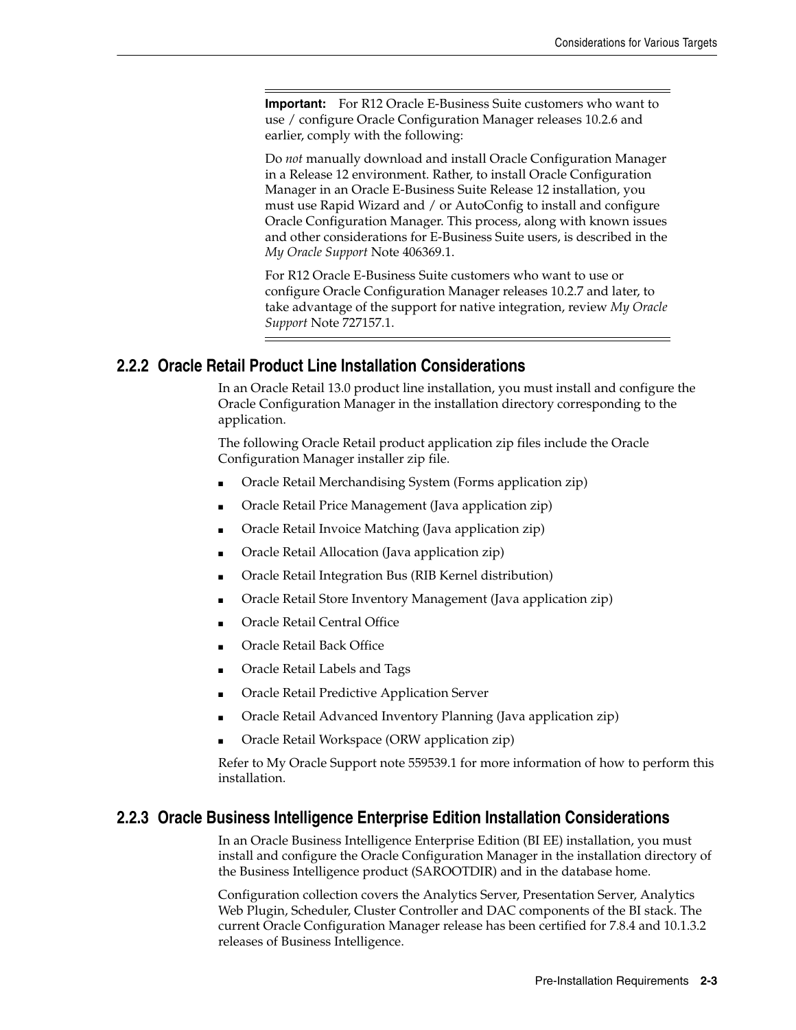**Important:** For R12 Oracle E-Business Suite customers who want to use / configure Oracle Configuration Manager releases 10.2.6 and earlier, comply with the following:

Do *not* manually download and install Oracle Configuration Manager in a Release 12 environment. Rather, to install Oracle Configuration Manager in an Oracle E-Business Suite Release 12 installation, you must use Rapid Wizard and / or AutoConfig to install and configure Oracle Configuration Manager. This process, along with known issues and other considerations for E-Business Suite users, is described in the *My Oracle Support* Note 406369.1.

For R12 Oracle E-Business Suite customers who want to use or configure Oracle Configuration Manager releases 10.2.7 and later, to take advantage of the support for native integration, review *My Oracle Support* Note 727157.1.

### 2.2.2 Oracle Retail Product Line Installation Considerations

In an Oracle Retail 13.0 product line installation, you must install and configure the Oracle Configuration Manager in the installation directory corresponding to the application.

The following Oracle Retail product application zip files include the Oracle Configuration Manager installer zip file.

- Oracle Retail Merchandising System (Forms application zip)
- Oracle Retail Price Management (Java application zip)
- Oracle Retail Invoice Matching (Java application zip)
- Oracle Retail Allocation (Java application zip)
- Oracle Retail Integration Bus (RIB Kernel distribution)
- Oracle Retail Store Inventory Management (Java application zip)
- Oracle Retail Central Office
- Oracle Retail Back Office
- Oracle Retail Labels and Tags
- Oracle Retail Predictive Application Server
- Oracle Retail Advanced Inventory Planning (Java application zip)
- Oracle Retail Workspace (ORW application zip)

Refer to My Oracle Support note 559539.1 for more information of how to perform this installation.

### 2.2.3 Oracle Business Intelligence Enterprise Edition Installation Considerations

In an Oracle Business Intelligence Enterprise Edition (BI EE) installation, you must install and configure the Oracle Configuration Manager in the installation directory of the Business Intelligence product (SAROOTDIR) and in the database home.

Configuration collection covers the Analytics Server, Presentation Server, Analytics Web Plugin, Scheduler, Cluster Controller and DAC components of the BI stack. The current Oracle Configuration Manager release has been certified for 7.8.4 and 10.1.3.2 releases of Business Intelligence.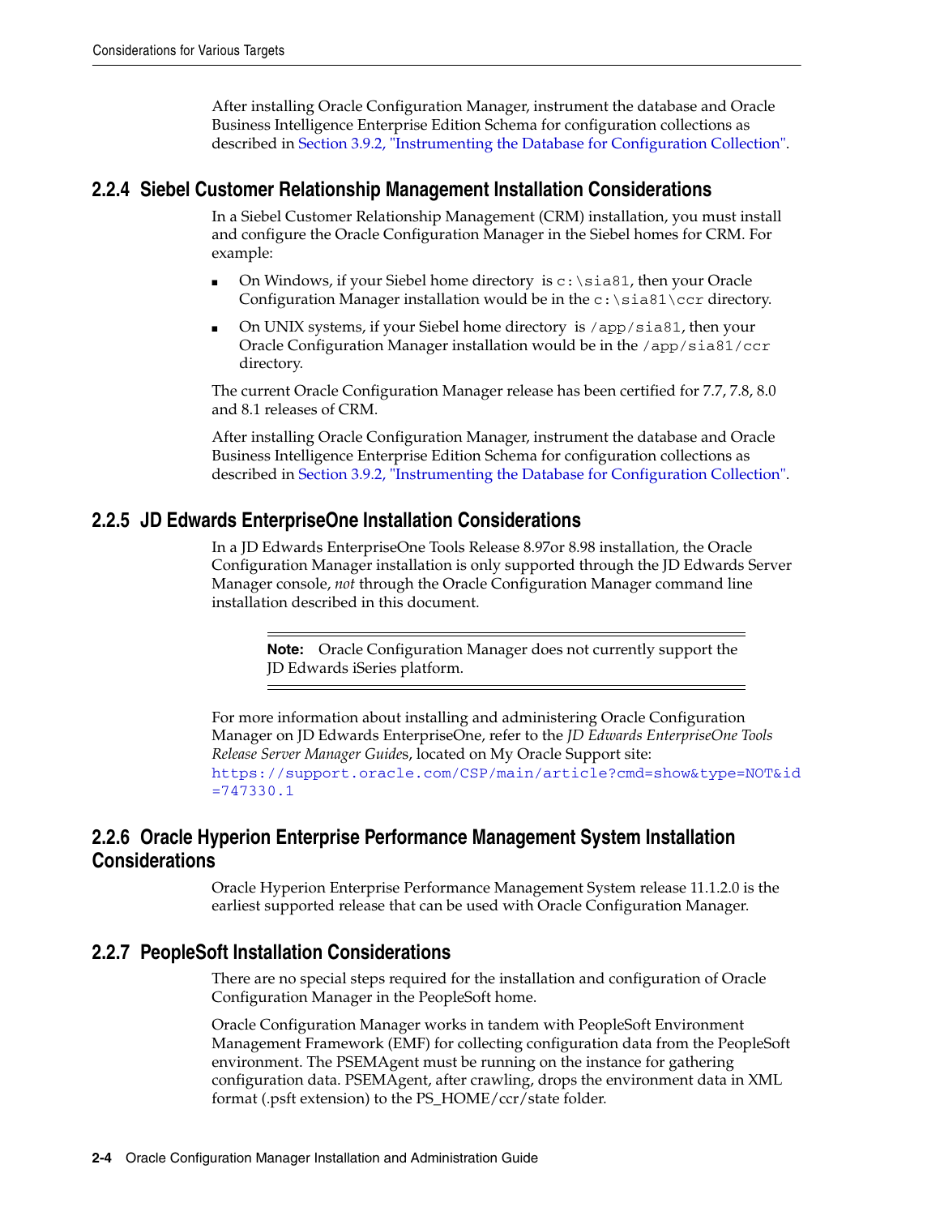After installing Oracle Configuration Manager, instrument the database and Oracle Business Intelligence Enterprise Edition Schema for configuration collections as described in Section 3.9.2, "Instrumenting the Database for Configuration Collection".

### 2.2.4 Siebel Customer Relationship Management Installation Considerations

In a Siebel Customer Relationship Management (CRM) installation, you must install and configure the Oracle Configuration Manager in the Siebel homes for CRM. For example:

- On Windows, if your Siebel home directory is `c:\sia81`, then your Oracle Configuration Manager installation would be in the `c:\sia81\ccr` directory.
- On UNIX systems, if your Siebel home directory is `/app/sia81`, then your Oracle Configuration Manager installation would be in the `/app/sia81/ccr` directory.

The current Oracle Configuration Manager release has been certified for 7.7, 7.8, 8.0 and 8.1 releases of CRM.

After installing Oracle Configuration Manager, instrument the database and Oracle Business Intelligence Enterprise Edition Schema for configuration collections as described in Section 3.9.2, "Instrumenting the Database for Configuration Collection".

### 2.2.5 JD Edwards EnterpriseOne Installation Considerations

In a JD Edwards EnterpriseOne Tools Release 8.97or 8.98 installation, the Oracle Configuration Manager installation is only supported through the JD Edwards Server Manager console, *not* through the Oracle Configuration Manager command line installation described in this document.

> **Note:** Oracle Configuration Manager does not currently support the JD Edwards iSeries platform.

For more information about installing and administering Oracle Configuration Manager on JD Edwards EnterpriseOne, refer to the *JD Edwards EnterpriseOne Tools Release Server Manager Guide*s, located on My Oracle Support site: https://support.oracle.com/CSP/main/article?cmd=show&type=NOT&id=747330.1

### 2.2.6 Oracle Hyperion Enterprise Performance Management System Installation Considerations

Oracle Hyperion Enterprise Performance Management System release 11.1.2.0 is the earliest supported release that can be used with Oracle Configuration Manager.

### 2.2.7 PeopleSoft Installation Considerations

There are no special steps required for the installation and configuration of Oracle Configuration Manager in the PeopleSoft home.

Oracle Configuration Manager works in tandem with PeopleSoft Environment Management Framework (EMF) for collecting configuration data from the PeopleSoft environment. The PSEMAgent must be running on the instance for gathering configuration data. PSEMAgent, after crawling, drops the environment data in XML format (.psft extension) to the PS_HOME/ccr/state folder.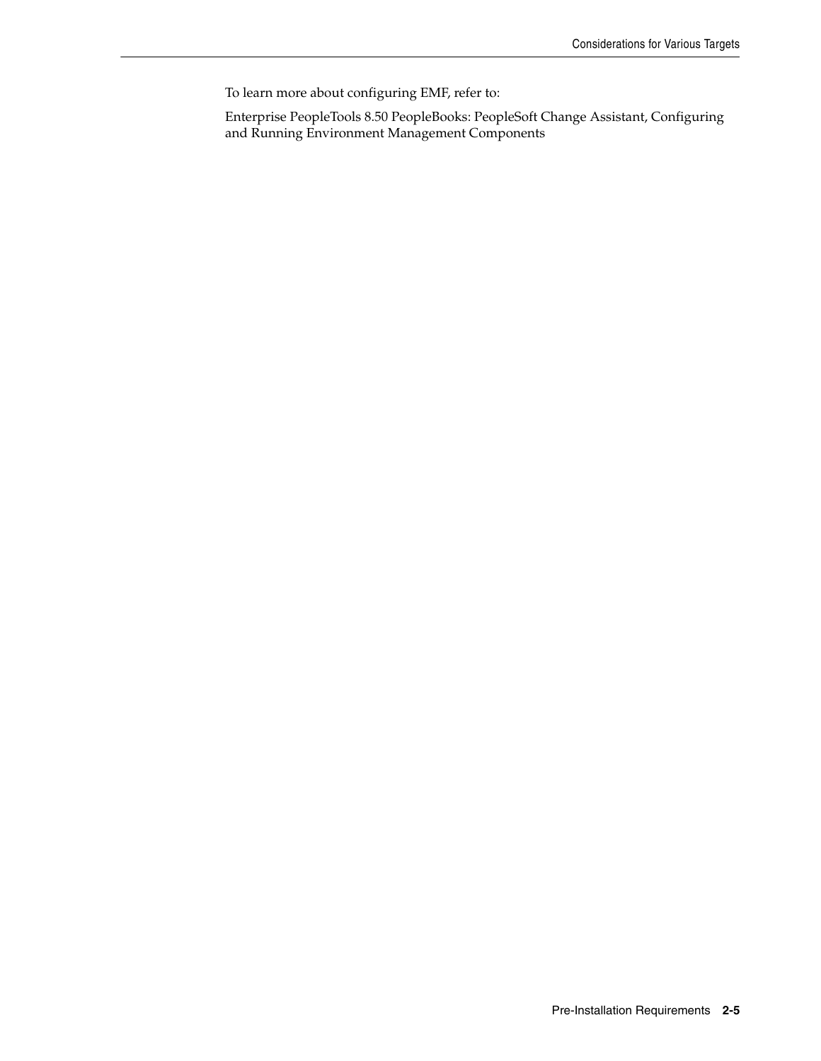To learn more about configuring EMF, refer to:

Enterprise PeopleTools 8.50 PeopleBooks: PeopleSoft Change Assistant, Configuring and Running Environment Management Components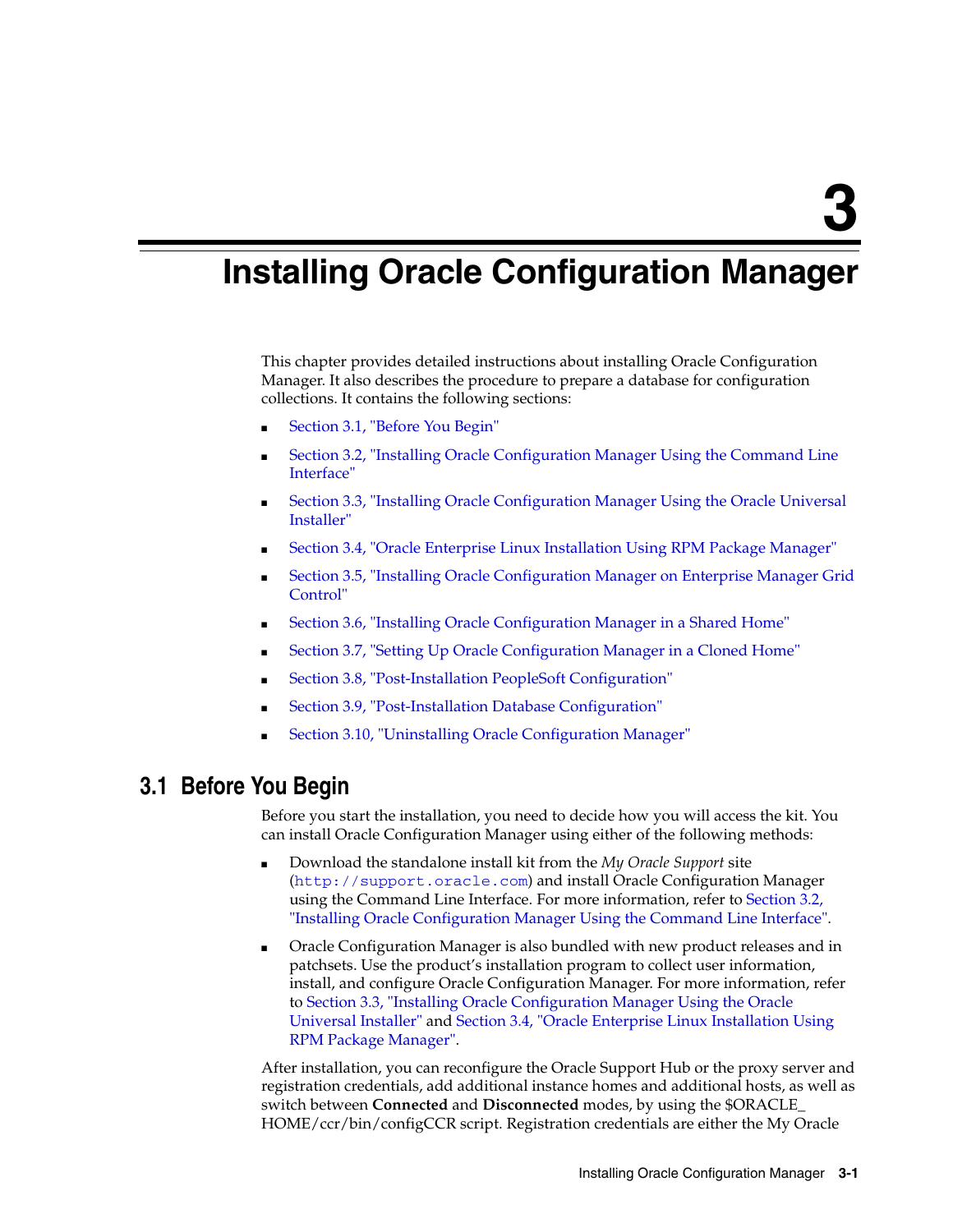# 3 Installing Oracle Configuration Manager

This chapter provides detailed instructions about installing Oracle Configuration Manager. It also describes the procedure to prepare a database for configuration collections. It contains the following sections:

- Section 3.1, "Before You Begin"
- Section 3.2, "Installing Oracle Configuration Manager Using the Command Line Interface"
- Section 3.3, "Installing Oracle Configuration Manager Using the Oracle Universal Installer"
- Section 3.4, "Oracle Enterprise Linux Installation Using RPM Package Manager"
- Section 3.5, "Installing Oracle Configuration Manager on Enterprise Manager Grid Control"
- Section 3.6, "Installing Oracle Configuration Manager in a Shared Home"
- Section 3.7, "Setting Up Oracle Configuration Manager in a Cloned Home"
- Section 3.8, "Post-Installation PeopleSoft Configuration"
- Section 3.9, "Post-Installation Database Configuration"
- Section 3.10, "Uninstalling Oracle Configuration Manager"

## 3.1 Before You Begin

Before you start the installation, you need to decide how you will access the kit. You can install Oracle Configuration Manager using either of the following methods:

- Download the standalone install kit from the *My Oracle Support* site (`http://support.oracle.com`) and install Oracle Configuration Manager using the Command Line Interface. For more information, refer to Section 3.2, "Installing Oracle Configuration Manager Using the Command Line Interface".
- Oracle Configuration Manager is also bundled with new product releases and in patchsets. Use the product's installation program to collect user information, install, and configure Oracle Configuration Manager. For more information, refer to Section 3.3, "Installing Oracle Configuration Manager Using the Oracle Universal Installer" and Section 3.4, "Oracle Enterprise Linux Installation Using RPM Package Manager".

After installation, you can reconfigure the Oracle Support Hub or the proxy server and registration credentials, add additional instance homes and additional hosts, as well as switch between **Connected** and **Disconnected** modes, by using the $ORACLE_HOME/ccr/bin/configCCR script. Registration credentials are either the My Oracle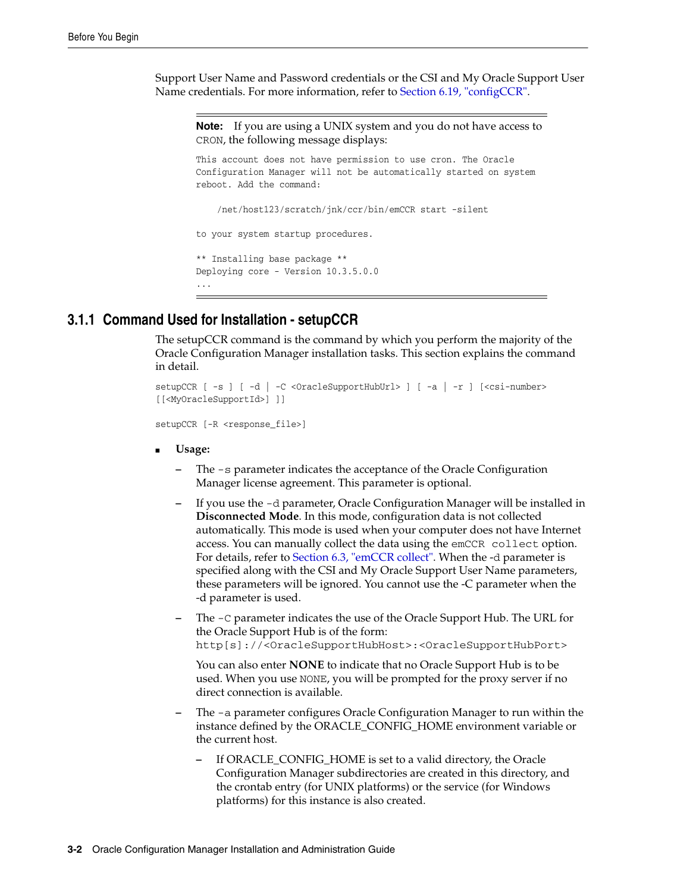Support User Name and Password credentials or the CSI and My Oracle Support User Name credentials. For more information, refer to Section 6.19, "configCCR".

> **Note:** If you are using a UNIX system and you do not have access to CRON, the following message displays:
>
> ```
> This account does not have permission to use cron. The Oracle
> Configuration Manager will not be automatically started on system
> reboot. Add the command:
>
>     /net/host123/scratch/jnk/ccr/bin/emCCR start -silent
>
> to your system startup procedures.
>
> ** Installing base package **
> Deploying core - Version 10.3.5.0.0
> ...
> ```

### 3.1.1 Command Used for Installation - setupCCR

The setupCCR command is the command by which you perform the majority of the Oracle Configuration Manager installation tasks. This section explains the command in detail.

```
setupCCR [ -s ] [ -d | -C <OracleSupportHubUrl> ] [ -a | -r ] [<csi-number>
[[<MyOracleSupportId>] ]]

setupCCR [-R <response_file>]
```

- **Usage:**
  - The `-s` parameter indicates the acceptance of the Oracle Configuration Manager license agreement. This parameter is optional.
  - If you use the `-d` parameter, Oracle Configuration Manager will be installed in **Disconnected Mode**. In this mode, configuration data is not collected automatically. This mode is used when your computer does not have Internet access. You can manually collect the data using the `emCCR collect` option. For details, refer to Section 6.3, "emCCR collect". When the -d parameter is specified along with the CSI and My Oracle Support User Name parameters, these parameters will be ignored. You cannot use the -C parameter when the -d parameter is used.
  - The `-C` parameter indicates the use of the Oracle Support Hub. The URL for the Oracle Support Hub is of the form: `http[s]://<OracleSupportHubHost>:<OracleSupportHubPort>`

    You can also enter **NONE** to indicate that no Oracle Support Hub is to be used. When you use `NONE`, you will be prompted for the proxy server if no direct connection is available.
  - The `-a` parameter configures Oracle Configuration Manager to run within the instance defined by the ORACLE_CONFIG_HOME environment variable or the current host.
    - If ORACLE_CONFIG_HOME is set to a valid directory, the Oracle Configuration Manager subdirectories are created in this directory, and the crontab entry (for UNIX platforms) or the service (for Windows platforms) for this instance is also created.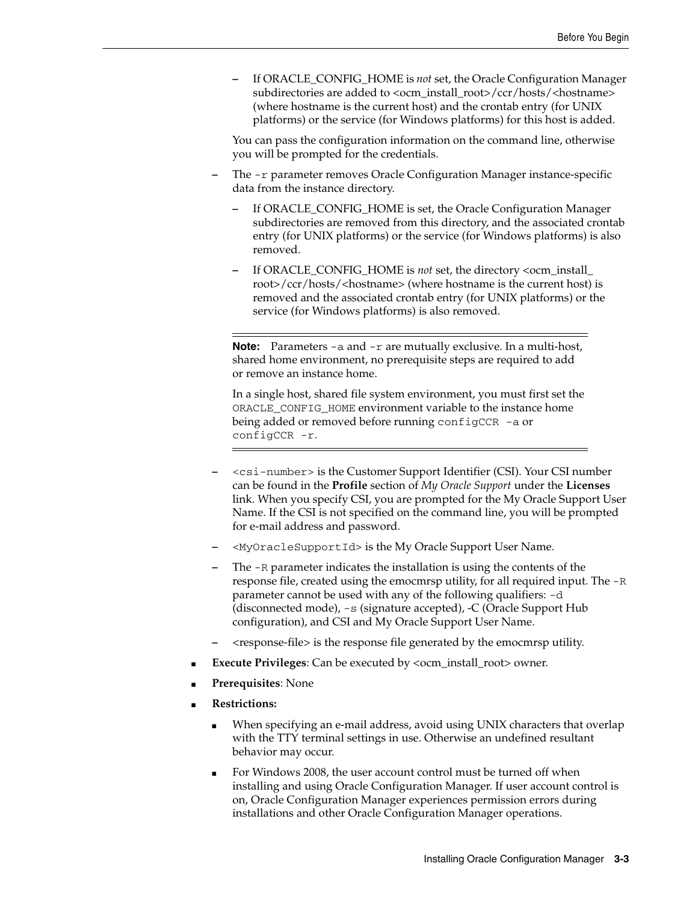- If ORACLE_CONFIG_HOME is *not* set, the Oracle Configuration Manager subdirectories are added to <ocm_install_root>/ccr/hosts/<hostname> (where hostname is the current host) and the crontab entry (for UNIX platforms) or the service (for Windows platforms) for this host is added.

  You can pass the configuration information on the command line, otherwise you will be prompted for the credentials.

- The `-r` parameter removes Oracle Configuration Manager instance-specific data from the instance directory.
  - If ORACLE_CONFIG_HOME is set, the Oracle Configuration Manager subdirectories are removed from this directory, and the associated crontab entry (for UNIX platforms) or the service (for Windows platforms) is also removed.
  - If ORACLE_CONFIG_HOME is *not* set, the directory <ocm_install_root>/ccr/hosts/<hostname> (where hostname is the current host) is removed and the associated crontab entry (for UNIX platforms) or the service (for Windows platforms) is also removed.

---

**Note:** Parameters `-a` and `-r` are mutually exclusive. In a multi-host, shared home environment, no prerequisite steps are required to add or remove an instance home.

In a single host, shared file system environment, you must first set the `ORACLE_CONFIG_HOME` environment variable to the instance home being added or removed before running `configCCR -a` or `configCCR -r`.

---

- `<csi-number>` is the Customer Support Identifier (CSI). Your CSI number can be found in the **Profile** section of *My Oracle Support* under the **Licenses** link. When you specify CSI, you are prompted for the My Oracle Support User Name. If the CSI is not specified on the command line, you will be prompted for e-mail address and password.
- `<MyOracleSupportId>` is the My Oracle Support User Name.
- The `-R` parameter indicates the installation is using the contents of the response file, created using the emocmrsp utility, for all required input. The `-R` parameter cannot be used with any of the following qualifiers: `-d` (disconnected mode), `-s` (signature accepted), -C (Oracle Support Hub configuration), and CSI and My Oracle Support User Name.
- <response-file> is the response file generated by the emocmrsp utility.

- **Execute Privileges**: Can be executed by <ocm_install_root> owner.
- **Prerequisites**: None
- **Restrictions:**
  - When specifying an e-mail address, avoid using UNIX characters that overlap with the TTY terminal settings in use. Otherwise an undefined resultant behavior may occur.
  - For Windows 2008, the user account control must be turned off when installing and using Oracle Configuration Manager. If user account control is on, Oracle Configuration Manager experiences permission errors during installations and other Oracle Configuration Manager operations.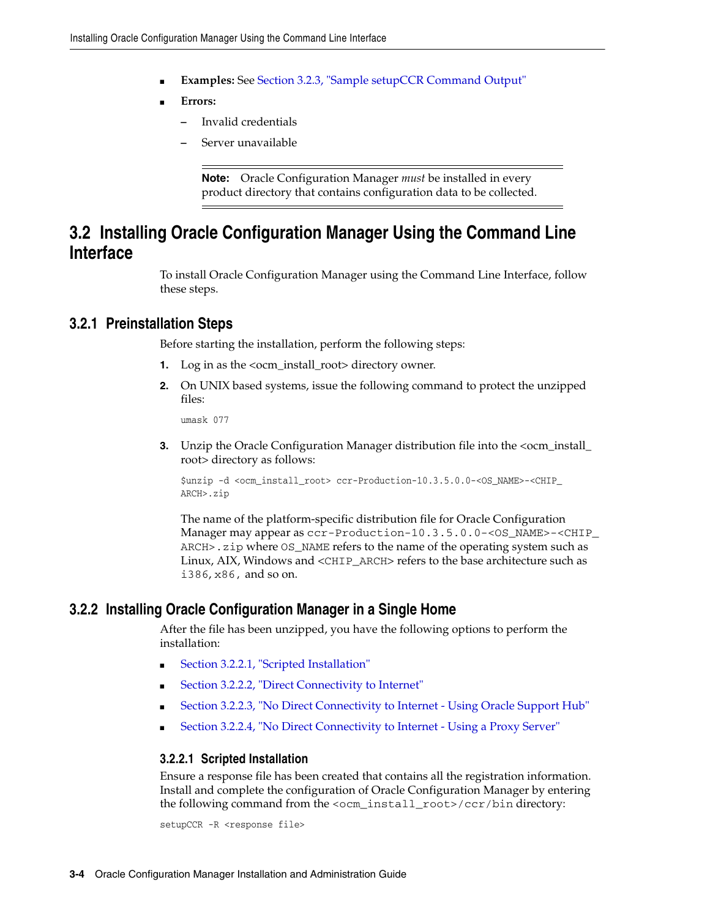- **Examples:** See Section 3.2.3, "Sample setupCCR Command Output"
- **Errors:**
  - Invalid credentials
  - Server unavailable

> **Note:** Oracle Configuration Manager *must* be installed in every product directory that contains configuration data to be collected.

## 3.2 Installing Oracle Configuration Manager Using the Command Line Interface

To install Oracle Configuration Manager using the Command Line Interface, follow these steps.

### 3.2.1 Preinstallation Steps

Before starting the installation, perform the following steps:

1. Log in as the <ocm_install_root> directory owner.
2. On UNIX based systems, issue the following command to protect the unzipped files:

   ```
   umask 077
   ```

3. Unzip the Oracle Configuration Manager distribution file into the <ocm_install_root> directory as follows:

   ```
   $unzip -d <ocm_install_root> ccr-Production-10.3.5.0.0-<OS_NAME>-<CHIP_ARCH>.zip
   ```

   The name of the platform-specific distribution file for Oracle Configuration Manager may appear as `ccr-Production-10.3.5.0.0-<OS_NAME>-<CHIP_ARCH>.zip` where `OS_NAME` refers to the name of the operating system such as Linux, AIX, Windows and `<CHIP_ARCH>` refers to the base architecture such as `i386`, `x86`, and so on.

### 3.2.2 Installing Oracle Configuration Manager in a Single Home

After the file has been unzipped, you have the following options to perform the installation:

- Section 3.2.2.1, "Scripted Installation"
- Section 3.2.2.2, "Direct Connectivity to Internet"
- Section 3.2.2.3, "No Direct Connectivity to Internet - Using Oracle Support Hub"
- Section 3.2.2.4, "No Direct Connectivity to Internet - Using a Proxy Server"

#### 3.2.2.1 Scripted Installation

Ensure a response file has been created that contains all the registration information. Install and complete the configuration of Oracle Configuration Manager by entering the following command from the `<ocm_install_root>/ccr/bin` directory:

```
setupCCR -R <response file>
```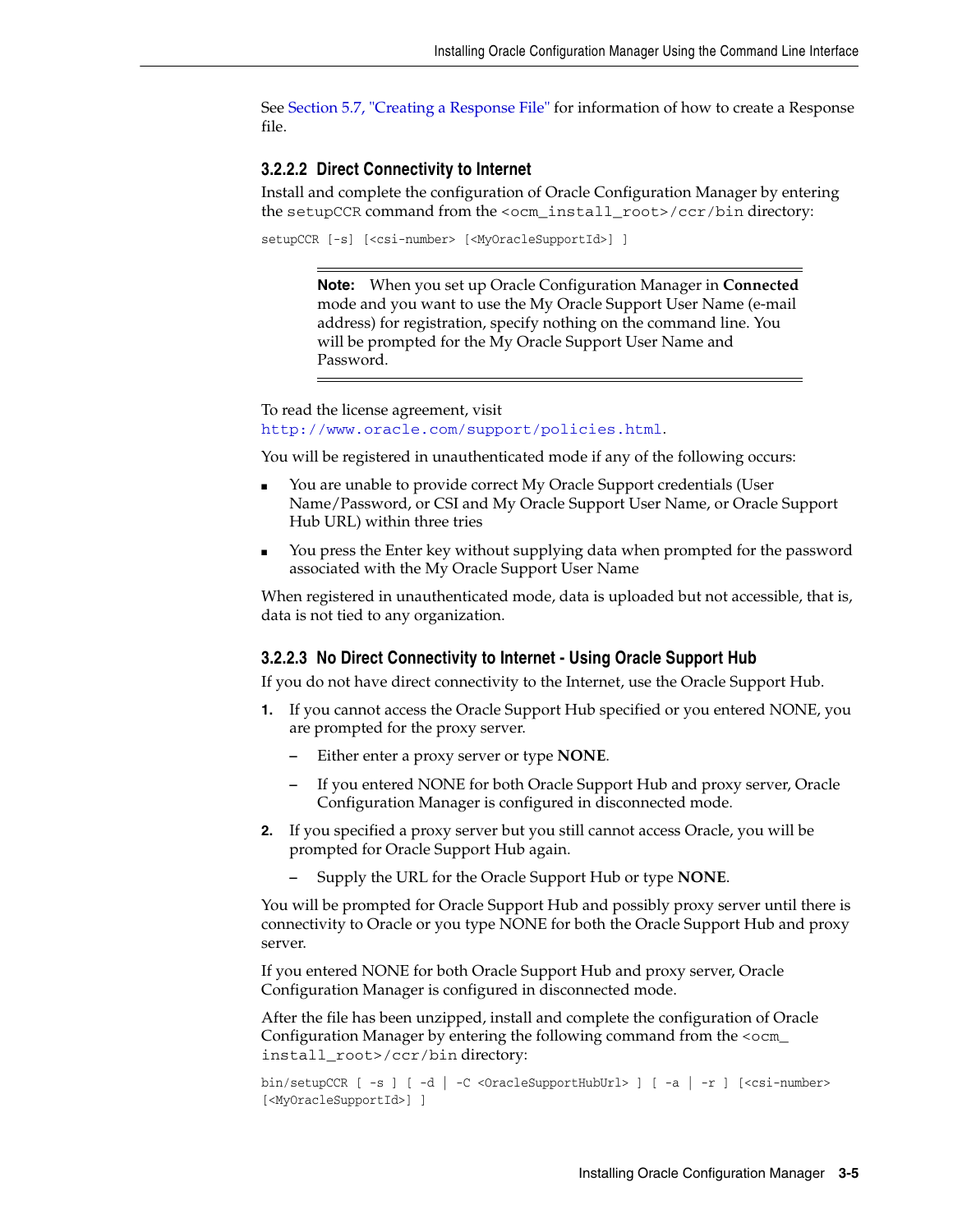See Section 5.7, "Creating a Response File" for information of how to create a Response file.

#### 3.2.2.2 Direct Connectivity to Internet

Install and complete the configuration of Oracle Configuration Manager by entering the `setupCCR` command from the `<ocm_install_root>/ccr/bin` directory:

```
setupCCR [-s] [<csi-number> [<MyOracleSupportId>] ]
```

> **Note:** When you set up Oracle Configuration Manager in **Connected** mode and you want to use the My Oracle Support User Name (e-mail address) for registration, specify nothing on the command line. You will be prompted for the My Oracle Support User Name and Password.

To read the license agreement, visit `http://www.oracle.com/support/policies.html`.

You will be registered in unauthenticated mode if any of the following occurs:

- You are unable to provide correct My Oracle Support credentials (User Name/Password, or CSI and My Oracle Support User Name, or Oracle Support Hub URL) within three tries
- You press the Enter key without supplying data when prompted for the password associated with the My Oracle Support User Name

When registered in unauthenticated mode, data is uploaded but not accessible, that is, data is not tied to any organization.

#### 3.2.2.3 No Direct Connectivity to Internet - Using Oracle Support Hub

If you do not have direct connectivity to the Internet, use the Oracle Support Hub.

1. If you cannot access the Oracle Support Hub specified or you entered NONE, you are prompted for the proxy server.
   - Either enter a proxy server or type **NONE**.
   - If you entered NONE for both Oracle Support Hub and proxy server, Oracle Configuration Manager is configured in disconnected mode.
2. If you specified a proxy server but you still cannot access Oracle, you will be prompted for Oracle Support Hub again.
   - Supply the URL for the Oracle Support Hub or type **NONE**.

You will be prompted for Oracle Support Hub and possibly proxy server until there is connectivity to Oracle or you type NONE for both the Oracle Support Hub and proxy server.

If you entered NONE for both Oracle Support Hub and proxy server, Oracle Configuration Manager is configured in disconnected mode.

After the file has been unzipped, install and complete the configuration of Oracle Configuration Manager by entering the following command from the `<ocm_install_root>/ccr/bin` directory:

```
bin/setupCCR [ -s ] [ -d | -C <OracleSupportHubUrl> ] [ -a | -r ] [<csi-number>
[<MyOracleSupportId>] ]
```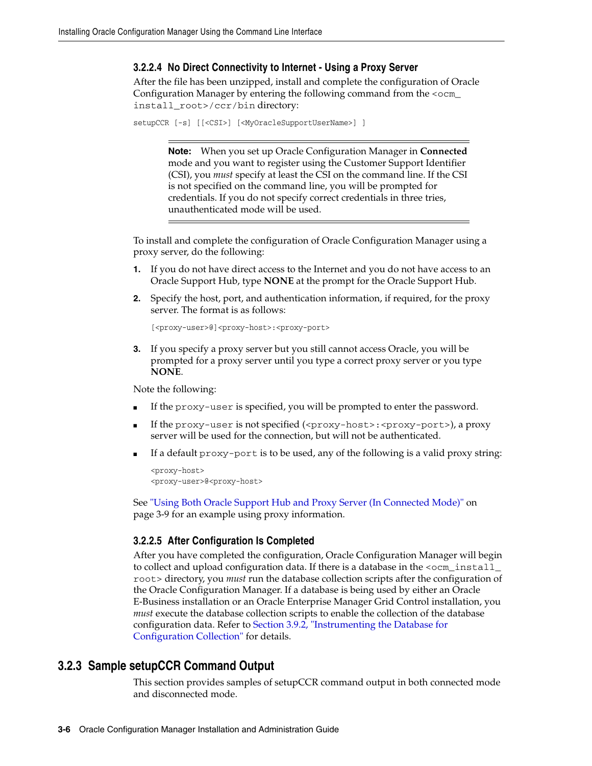#### 3.2.2.4 No Direct Connectivity to Internet - Using a Proxy Server

After the file has been unzipped, install and complete the configuration of Oracle Configuration Manager by entering the following command from the `<ocm_install_root>/ccr/bin` directory:

```
setupCCR [-s] [[<CSI>] [<MyOracleSupportUserName>] ]
```

> **Note:** When you set up Oracle Configuration Manager in **Connected** mode and you want to register using the Customer Support Identifier (CSI), you *must* specify at least the CSI on the command line. If the CSI is not specified on the command line, you will be prompted for credentials. If you do not specify correct credentials in three tries, unauthenticated mode will be used.

To install and complete the configuration of Oracle Configuration Manager using a proxy server, do the following:

1. If you do not have direct access to the Internet and you do not have access to an Oracle Support Hub, type **NONE** at the prompt for the Oracle Support Hub.
2. Specify the host, port, and authentication information, if required, for the proxy server. The format is as follows:

   ```
   [<proxy-user>@]<proxy-host>:<proxy-port>
   ```

3. If you specify a proxy server but you still cannot access Oracle, you will be prompted for a proxy server until you type a correct proxy server or you type **NONE**.

Note the following:

- If the `proxy-user` is specified, you will be prompted to enter the password.
- If the `proxy-user` is not specified (`<proxy-host>:<proxy-port>`), a proxy server will be used for the connection, but will not be authenticated.
- If a default `proxy-port` is to be used, any of the following is a valid proxy string:

  ```
  <proxy-host>
  <proxy-user>@<proxy-host>
  ```

See "Using Both Oracle Support Hub and Proxy Server (In Connected Mode)" on page 3-9 for an example using proxy information.

#### 3.2.2.5 After Configuration Is Completed

After you have completed the configuration, Oracle Configuration Manager will begin to collect and upload configuration data. If there is a database in the `<ocm_install_root>` directory, you *must* run the database collection scripts after the configuration of the Oracle Configuration Manager. If a database is being used by either an Oracle E-Business installation or an Oracle Enterprise Manager Grid Control installation, you *must* execute the database collection scripts to enable the collection of the database configuration data. Refer to Section 3.9.2, "Instrumenting the Database for Configuration Collection" for details.

### 3.2.3 Sample setupCCR Command Output

This section provides samples of setupCCR command output in both connected mode and disconnected mode.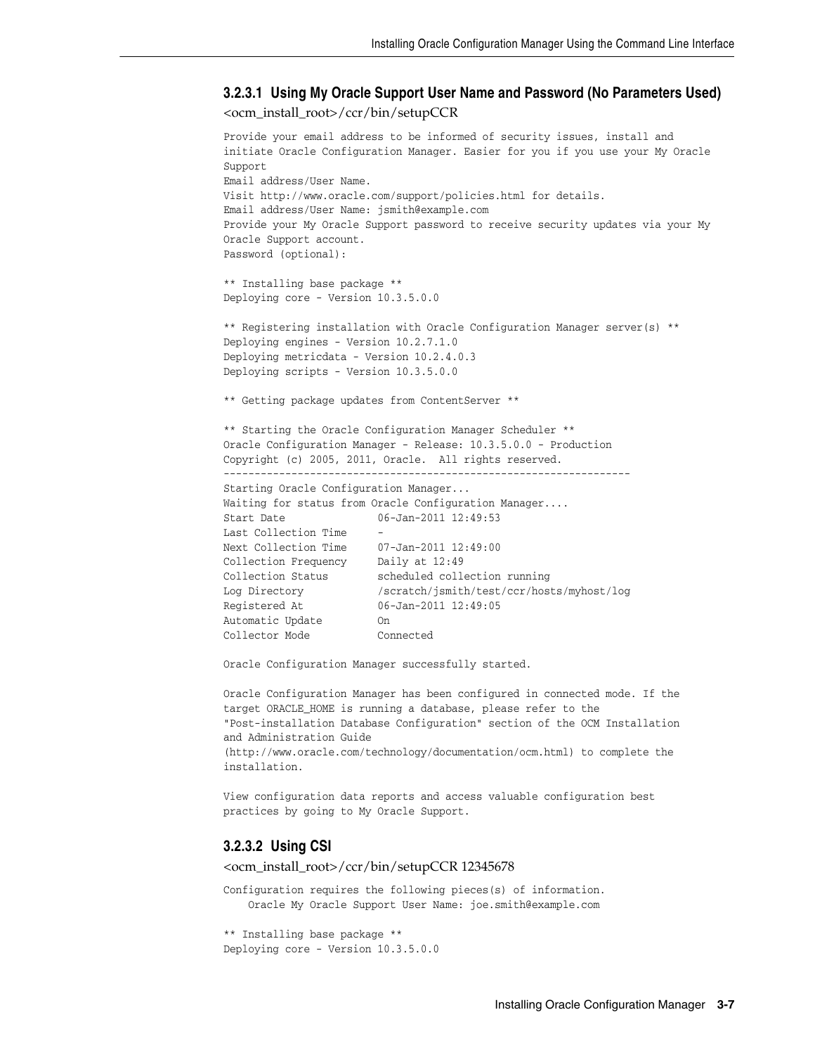#### 3.2.3.1 Using My Oracle Support User Name and Password (No Parameters Used)

<ocm_install_root>/ccr/bin/setupCCR

```
Provide your email address to be informed of security issues, install and
initiate Oracle Configuration Manager. Easier for you if you use your My Oracle
Support
Email address/User Name.
Visit http://www.oracle.com/support/policies.html for details.
Email address/User Name: jsmith@example.com
Provide your My Oracle Support password to receive security updates via your My
Oracle Support account.
Password (optional):

** Installing base package **
Deploying core - Version 10.3.5.0.0

** Registering installation with Oracle Configuration Manager server(s) **
Deploying engines - Version 10.2.7.1.0
Deploying metricdata - Version 10.2.4.0.3
Deploying scripts - Version 10.3.5.0.0

** Getting package updates from ContentServer **

** Starting the Oracle Configuration Manager Scheduler **
Oracle Configuration Manager - Release: 10.3.5.0.0 - Production
Copyright (c) 2005, 2011, Oracle.  All rights reserved.
------------------------------------------------------------------
Starting Oracle Configuration Manager...
Waiting for status from Oracle Configuration Manager....
Start Date              06-Jan-2011 12:49:53
Last Collection Time    -
Next Collection Time    07-Jan-2011 12:49:00
Collection Frequency    Daily at 12:49
Collection Status       scheduled collection running
Log Directory           /scratch/jsmith/test/ccr/hosts/myhost/log
Registered At           06-Jan-2011 12:49:05
Automatic Update        On
Collector Mode          Connected

Oracle Configuration Manager successfully started.

Oracle Configuration Manager has been configured in connected mode. If the
target ORACLE_HOME is running a database, please refer to the
"Post-installation Database Configuration" section of the OCM Installation
and Administration Guide
(http://www.oracle.com/technology/documentation/ocm.html) to complete the
installation.

View configuration data reports and access valuable configuration best
practices by going to My Oracle Support.
```

#### 3.2.3.2 Using CSI

<ocm_install_root>/ccr/bin/setupCCR 12345678

```
Configuration requires the following pieces(s) of information.
    Oracle My Oracle Support User Name: joe.smith@example.com

** Installing base package **
Deploying core - Version 10.3.5.0.0
```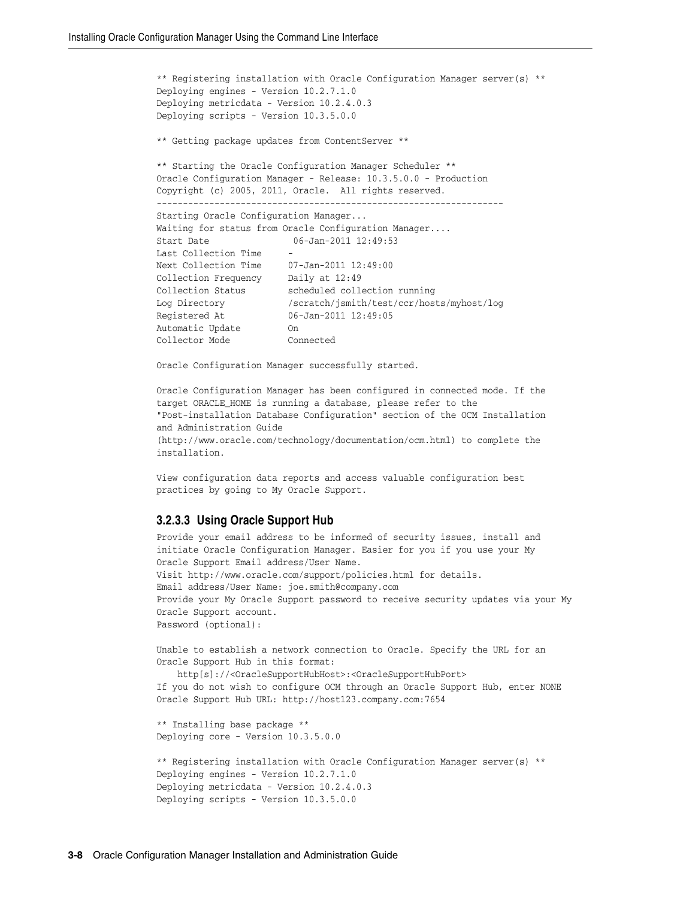```
** Registering installation with Oracle Configuration Manager server(s) **
Deploying engines - Version 10.2.7.1.0
Deploying metricdata - Version 10.2.4.0.3
Deploying scripts - Version 10.3.5.0.0

** Getting package updates from ContentServer **

** Starting the Oracle Configuration Manager Scheduler **
Oracle Configuration Manager - Release: 10.3.5.0.0 - Production
Copyright (c) 2005, 2011, Oracle.  All rights reserved.
------------------------------------------------------------------
Starting Oracle Configuration Manager...
Waiting for status from Oracle Configuration Manager....
Start Date               06-Jan-2011 12:49:53
Last Collection Time     -
Next Collection Time     07-Jan-2011 12:49:00
Collection Frequency     Daily at 12:49
Collection Status        scheduled collection running
Log Directory            /scratch/jsmith/test/ccr/hosts/myhost/log
Registered At            06-Jan-2011 12:49:05
Automatic Update         On
Collector Mode           Connected

Oracle Configuration Manager successfully started.

Oracle Configuration Manager has been configured in connected mode. If the
target ORACLE_HOME is running a database, please refer to the
"Post-installation Database Configuration" section of the OCM Installation
and Administration Guide
(http://www.oracle.com/technology/documentation/ocm.html) to complete the
installation.

View configuration data reports and access valuable configuration best
practices by going to My Oracle Support.
```

#### 3.2.3.3 Using Oracle Support Hub

```
Provide your email address to be informed of security issues, install and
initiate Oracle Configuration Manager. Easier for you if you use your My
Oracle Support Email address/User Name.
Visit http://www.oracle.com/support/policies.html for details.
Email address/User Name: joe.smith@company.com
Provide your My Oracle Support password to receive security updates via your My
Oracle Support account.
Password (optional):

Unable to establish a network connection to Oracle. Specify the URL for an
Oracle Support Hub in this format:
    http[s]://<OracleSupportHubHost>:<OracleSupportHubPort>
If you do not wish to configure OCM through an Oracle Support Hub, enter NONE
Oracle Support Hub URL: http://host123.company.com:7654

** Installing base package **
Deploying core - Version 10.3.5.0.0

** Registering installation with Oracle Configuration Manager server(s) **
Deploying engines - Version 10.2.7.1.0
Deploying metricdata - Version 10.2.4.0.3
Deploying scripts - Version 10.3.5.0.0
```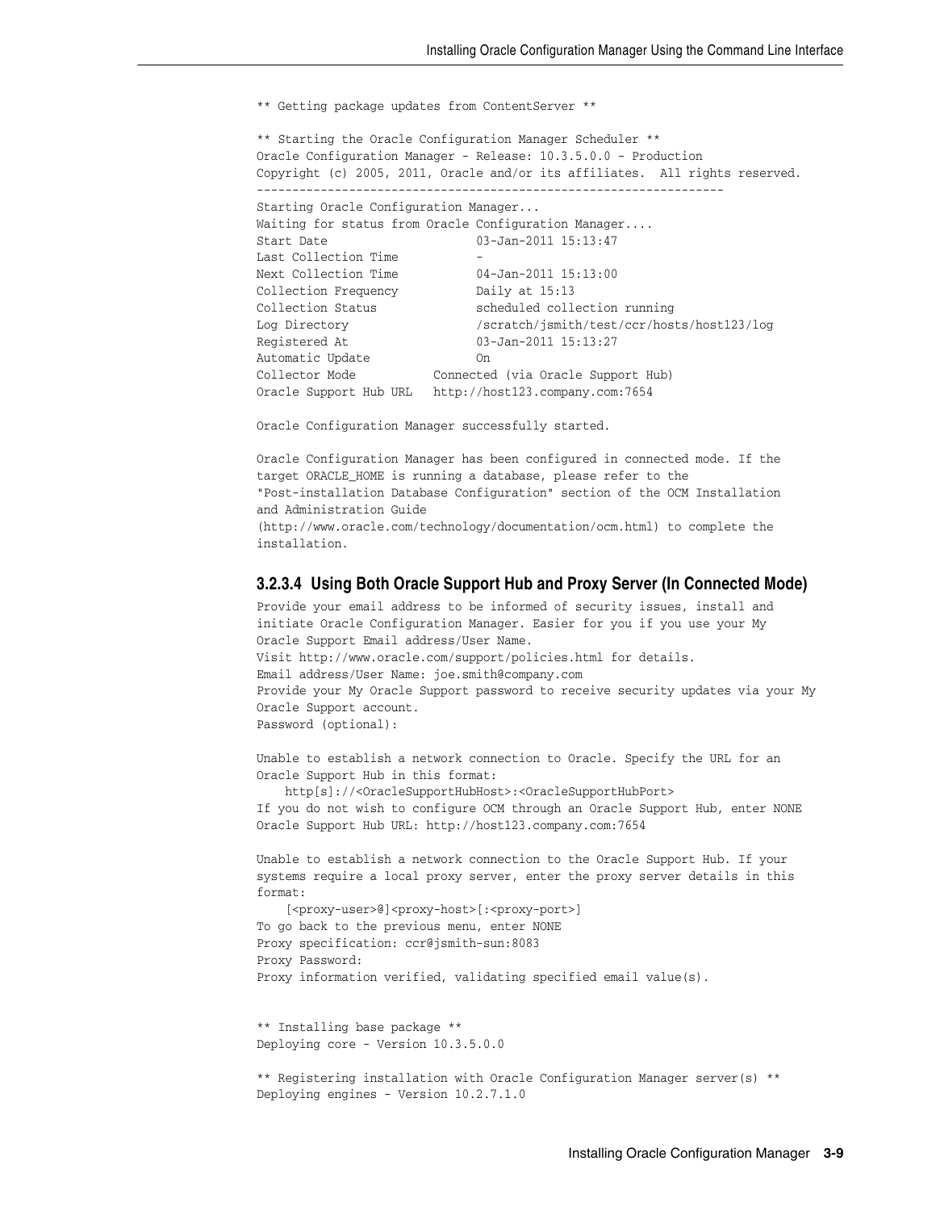```
** Getting package updates from ContentServer **

** Starting the Oracle Configuration Manager Scheduler **
Oracle Configuration Manager - Release: 10.3.5.0.0 - Production
Copyright (c) 2005, 2011, Oracle and/or its affiliates.  All rights reserved.
------------------------------------------------------------------
Starting Oracle Configuration Manager...
Waiting for status from Oracle Configuration Manager....
Start Date                   03-Jan-2011 15:13:47
Last Collection Time         -
Next Collection Time         04-Jan-2011 15:13:00
Collection Frequency         Daily at 15:13
Collection Status            scheduled collection running
Log Directory                /scratch/jsmith/test/ccr/hosts/host123/log
Registered At                03-Jan-2011 15:13:27
Automatic Update             On
Collector Mode           Connected (via Oracle Support Hub)
Oracle Support Hub URL   http://host123.company.com:7654

Oracle Configuration Manager successfully started.

Oracle Configuration Manager has been configured in connected mode. If the
target ORACLE_HOME is running a database, please refer to the
"Post-installation Database Configuration" section of the OCM Installation
and Administration Guide
(http://www.oracle.com/technology/documentation/ocm.html) to complete the
installation.
```

#### 3.2.3.4 Using Both Oracle Support Hub and Proxy Server (In Connected Mode)

```
Provide your email address to be informed of security issues, install and
initiate Oracle Configuration Manager. Easier for you if you use your My
Oracle Support Email address/User Name.
Visit http://www.oracle.com/support/policies.html for details.
Email address/User Name: joe.smith@company.com
Provide your My Oracle Support password to receive security updates via your My
Oracle Support account.
Password (optional):

Unable to establish a network connection to Oracle. Specify the URL for an
Oracle Support Hub in this format:
    http[s]://<OracleSupportHubHost>:<OracleSupportHubPort>
If you do not wish to configure OCM through an Oracle Support Hub, enter NONE
Oracle Support Hub URL: http://host123.company.com:7654

Unable to establish a network connection to the Oracle Support Hub. If your
systems require a local proxy server, enter the proxy server details in this
format:
    [<proxy-user>@]<proxy-host>[:<proxy-port>]
To go back to the previous menu, enter NONE
Proxy specification: ccr@jsmith-sun:8083
Proxy Password:
Proxy information verified, validating specified email value(s).


** Installing base package **
Deploying core - Version 10.3.5.0.0

** Registering installation with Oracle Configuration Manager server(s) **
Deploying engines - Version 10.2.7.1.0
```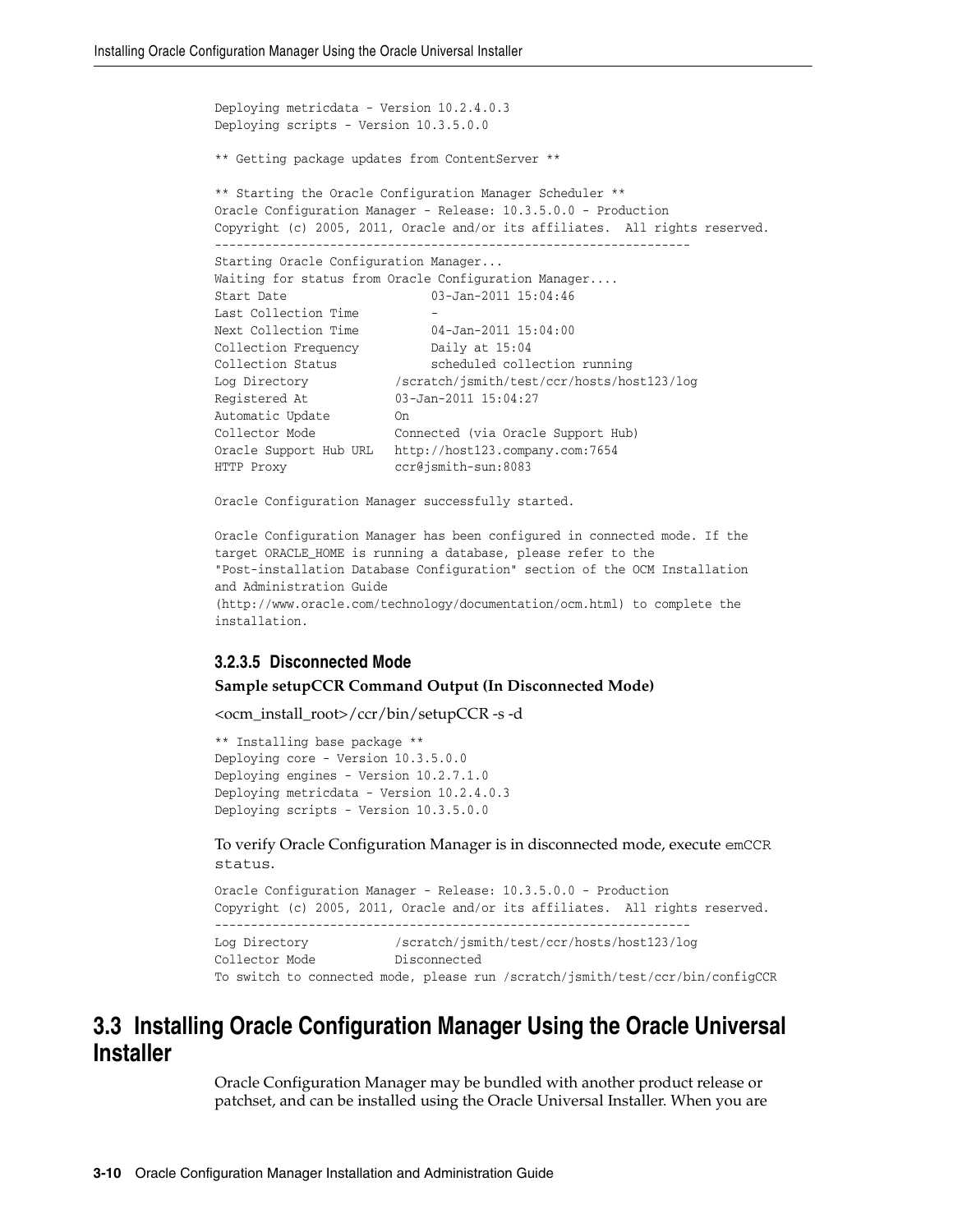```
Deploying metricdata - Version 10.2.4.0.3
Deploying scripts - Version 10.3.5.0.0

** Getting package updates from ContentServer **

** Starting the Oracle Configuration Manager Scheduler **
Oracle Configuration Manager - Release: 10.3.5.0.0 - Production
Copyright (c) 2005, 2011, Oracle and/or its affiliates.  All rights reserved.
------------------------------------------------------------------
Starting Oracle Configuration Manager...
Waiting for status from Oracle Configuration Manager....
Start Date                    03-Jan-2011 15:04:46
Last Collection Time          -
Next Collection Time          04-Jan-2011 15:04:00
Collection Frequency          Daily at 15:04
Collection Status             scheduled collection running
Log Directory            /scratch/jsmith/test/ccr/hosts/host123/log
Registered At            03-Jan-2011 15:04:27
Automatic Update         On
Collector Mode           Connected (via Oracle Support Hub)
Oracle Support Hub URL   http://host123.company.com:7654
HTTP Proxy               ccr@jsmith-sun:8083

Oracle Configuration Manager successfully started.

Oracle Configuration Manager has been configured in connected mode. If the
target ORACLE_HOME is running a database, please refer to the
"Post-installation Database Configuration" section of the OCM Installation
and Administration Guide
(http://www.oracle.com/technology/documentation/ocm.html) to complete the
installation.
```

#### 3.2.3.5 Disconnected Mode

**Sample setupCCR Command Output (In Disconnected Mode)**

<ocm_install_root>/ccr/bin/setupCCR -s -d

```
** Installing base package **
Deploying core - Version 10.3.5.0.0
Deploying engines - Version 10.2.7.1.0
Deploying metricdata - Version 10.2.4.0.3
Deploying scripts - Version 10.3.5.0.0
```

To verify Oracle Configuration Manager is in disconnected mode, execute `emCCR status`.

```
Oracle Configuration Manager - Release: 10.3.5.0.0 - Production
Copyright (c) 2005, 2011, Oracle and/or its affiliates.  All rights reserved.
------------------------------------------------------------------
Log Directory            /scratch/jsmith/test/ccr/hosts/host123/log
Collector Mode           Disconnected
To switch to connected mode, please run /scratch/jsmith/test/ccr/bin/configCCR
```

## 3.3 Installing Oracle Configuration Manager Using the Oracle Universal Installer

Oracle Configuration Manager may be bundled with another product release or patchset, and can be installed using the Oracle Universal Installer. When you are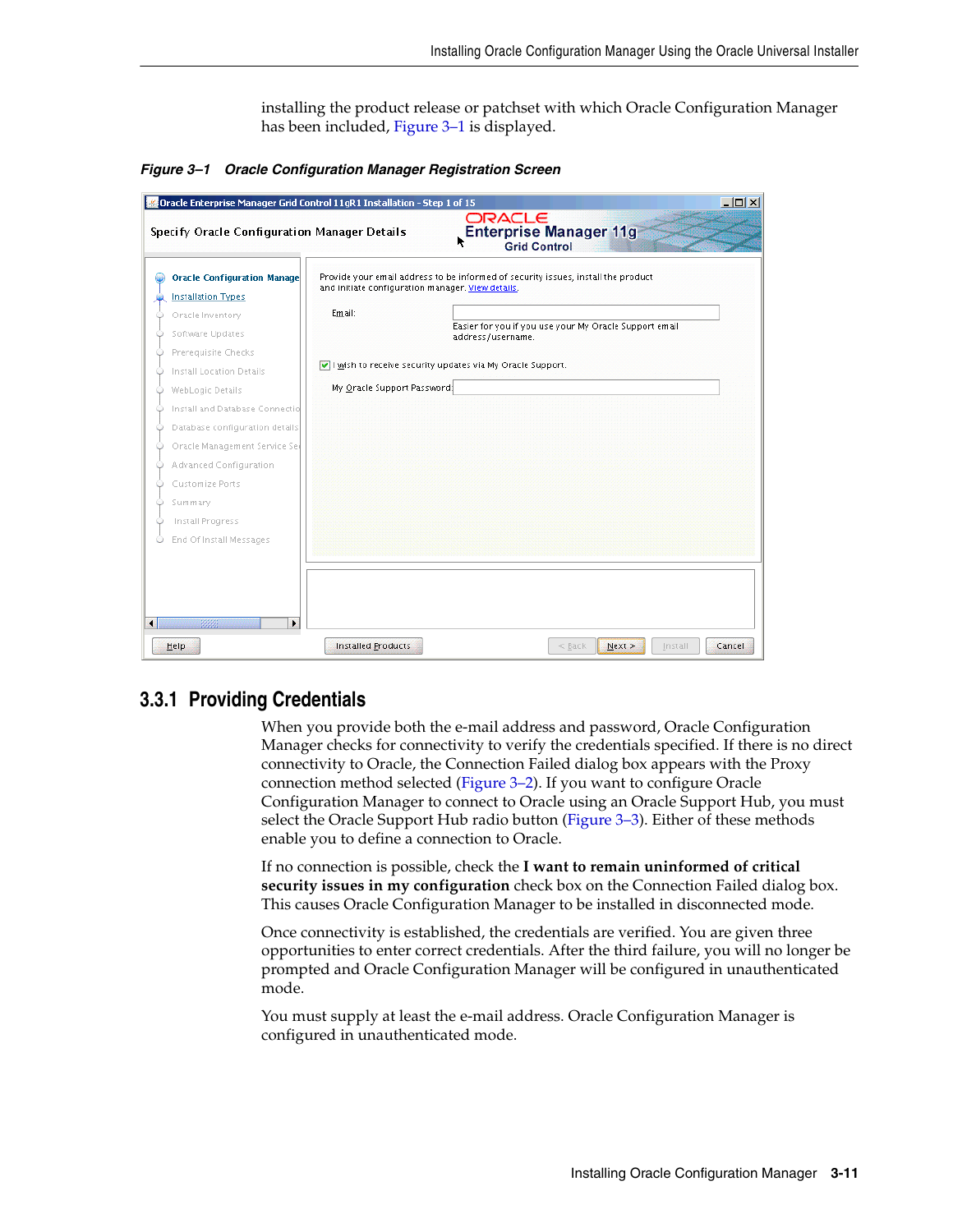installing the product release or patchset with which Oracle Configuration Manager has been included, Figure 3–1 is displayed.

*Figure 3–1 Oracle Configuration Manager Registration Screen*

### 3.3.1 Providing Credentials

When you provide both the e-mail address and password, Oracle Configuration Manager checks for connectivity to verify the credentials specified. If there is no direct connectivity to Oracle, the Connection Failed dialog box appears with the Proxy connection method selected (Figure 3–2). If you want to configure Oracle Configuration Manager to connect to Oracle using an Oracle Support Hub, you must select the Oracle Support Hub radio button (Figure 3–3). Either of these methods enable you to define a connection to Oracle.

If no connection is possible, check the **I want to remain uninformed of critical security issues in my configuration** check box on the Connection Failed dialog box. This causes Oracle Configuration Manager to be installed in disconnected mode.

Once connectivity is established, the credentials are verified. You are given three opportunities to enter correct credentials. After the third failure, you will no longer be prompted and Oracle Configuration Manager will be configured in unauthenticated mode.

You must supply at least the e-mail address. Oracle Configuration Manager is configured in unauthenticated mode.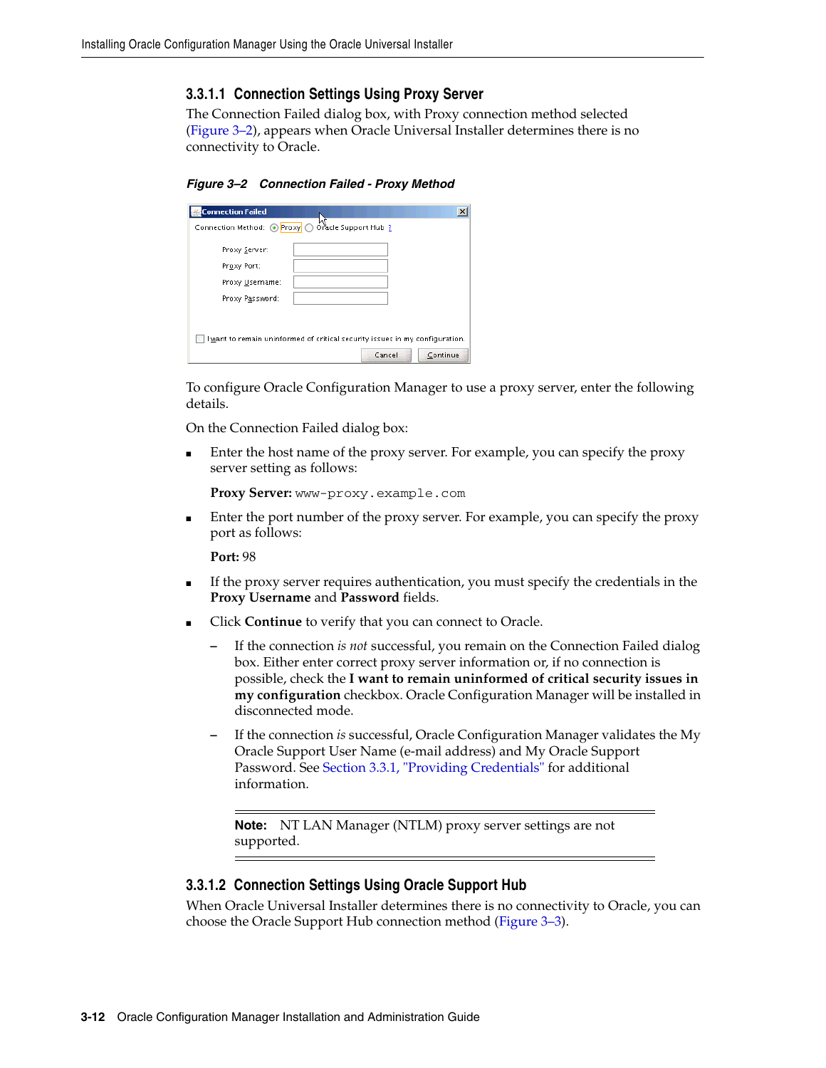### 3.3.1.1 Connection Settings Using Proxy Server

The Connection Failed dialog box, with Proxy connection method selected (Figure 3–2), appears when Oracle Universal Installer determines there is no connectivity to Oracle.

***Figure 3–2 Connection Failed - Proxy Method***

To configure Oracle Configuration Manager to use a proxy server, enter the following details.

On the Connection Failed dialog box:

- Enter the host name of the proxy server. For example, you can specify the proxy server setting as follows:

  **Proxy Server:** `www-proxy.example.com`

- Enter the port number of the proxy server. For example, you can specify the proxy port as follows:

  **Port:** 98

- If the proxy server requires authentication, you must specify the credentials in the **Proxy Username** and **Password** fields.

- Click **Continue** to verify that you can connect to Oracle.

  – If the connection *is not* successful, you remain on the Connection Failed dialog box. Either enter correct proxy server information or, if no connection is possible, check the **I want to remain uninformed of critical security issues in my configuration** checkbox. Oracle Configuration Manager will be installed in disconnected mode.

  – If the connection *is* successful, Oracle Configuration Manager validates the My Oracle Support User Name (e-mail address) and My Oracle Support Password. See Section 3.3.1, "Providing Credentials" for additional information.

> **Note:** NT LAN Manager (NTLM) proxy server settings are not supported.

### 3.3.1.2 Connection Settings Using Oracle Support Hub

When Oracle Universal Installer determines there is no connectivity to Oracle, you can choose the Oracle Support Hub connection method (Figure 3–3).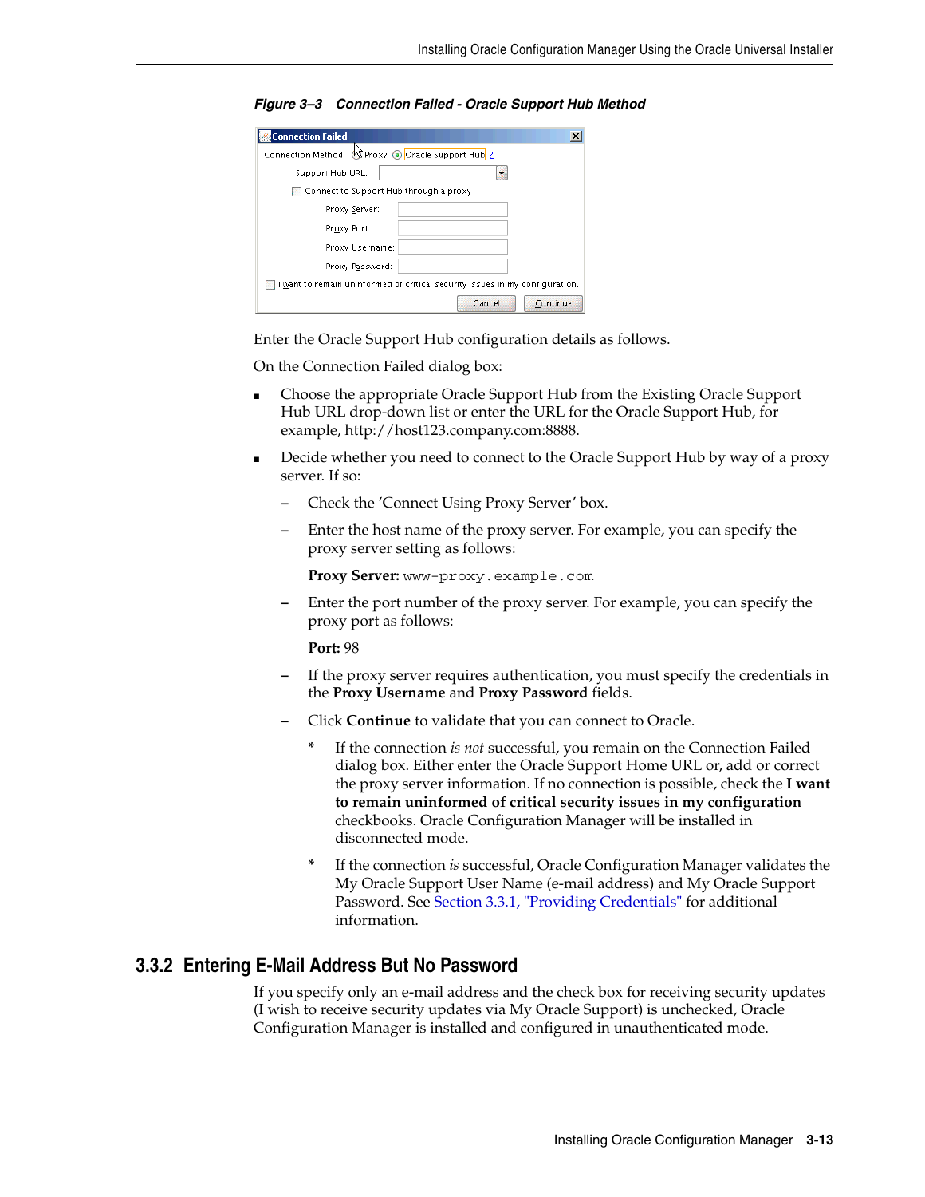*Figure 3–3 Connection Failed - Oracle Support Hub Method*

Enter the Oracle Support Hub configuration details as follows.

On the Connection Failed dialog box:

- Choose the appropriate Oracle Support Hub from the Existing Oracle Support Hub URL drop-down list or enter the URL for the Oracle Support Hub, for example, http://host123.company.com:8888.
- Decide whether you need to connect to the Oracle Support Hub by way of a proxy server. If so:
  - Check the 'Connect Using Proxy Server' box.
  - Enter the host name of the proxy server. For example, you can specify the proxy server setting as follows:

    **Proxy Server:** `www-proxy.example.com`
  - Enter the port number of the proxy server. For example, you can specify the proxy port as follows:

    **Port:** 98
  - If the proxy server requires authentication, you must specify the credentials in the **Proxy Username** and **Proxy Password** fields.
  - Click **Continue** to validate that you can connect to Oracle.
    - If the connection *is not* successful, you remain on the Connection Failed dialog box. Either enter the Oracle Support Home URL or, add or correct the proxy server information. If no connection is possible, check the **I want to remain uninformed of critical security issues in my configuration** checkbooks. Oracle Configuration Manager will be installed in disconnected mode.
    - If the connection *is* successful, Oracle Configuration Manager validates the My Oracle Support User Name (e-mail address) and My Oracle Support Password. See Section 3.3.1, "Providing Credentials" for additional information.

## 3.3.2 Entering E-Mail Address But No Password

If you specify only an e-mail address and the check box for receiving security updates (I wish to receive security updates via My Oracle Support) is unchecked, Oracle Configuration Manager is installed and configured in unauthenticated mode.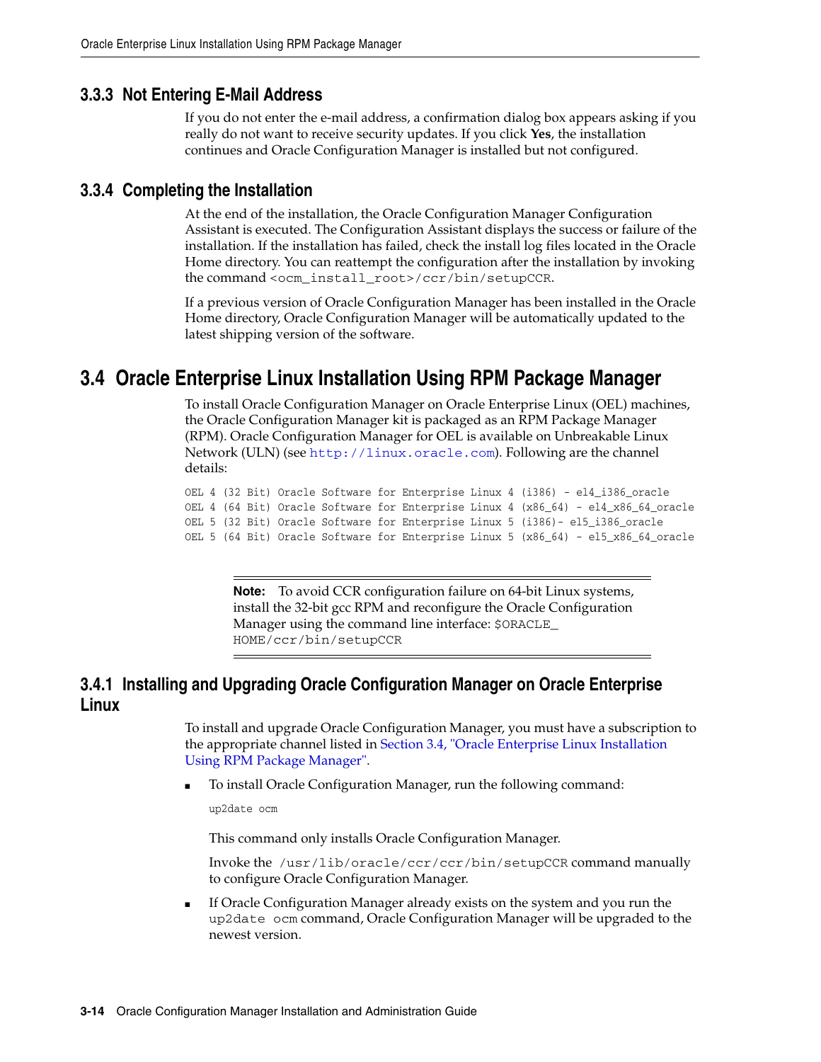### 3.3.3 Not Entering E-Mail Address

If you do not enter the e-mail address, a confirmation dialog box appears asking if you really do not want to receive security updates. If you click **Yes**, the installation continues and Oracle Configuration Manager is installed but not configured.

### 3.3.4 Completing the Installation

At the end of the installation, the Oracle Configuration Manager Configuration Assistant is executed. The Configuration Assistant displays the success or failure of the installation. If the installation has failed, check the install log files located in the Oracle Home directory. You can reattempt the configuration after the installation by invoking the command `<ocm_install_root>/ccr/bin/setupCCR`.

If a previous version of Oracle Configuration Manager has been installed in the Oracle Home directory, Oracle Configuration Manager will be automatically updated to the latest shipping version of the software.

## 3.4 Oracle Enterprise Linux Installation Using RPM Package Manager

To install Oracle Configuration Manager on Oracle Enterprise Linux (OEL) machines, the Oracle Configuration Manager kit is packaged as an RPM Package Manager (RPM). Oracle Configuration Manager for OEL is available on Unbreakable Linux Network (ULN) (see http://linux.oracle.com). Following are the channel details:

```
OEL 4 (32 Bit) Oracle Software for Enterprise Linux 4 (i386) - el4_i386_oracle
OEL 4 (64 Bit) Oracle Software for Enterprise Linux 4 (x86_64) - el4_x86_64_oracle
OEL 5 (32 Bit) Oracle Software for Enterprise Linux 5 (i386)- el5_i386_oracle
OEL 5 (64 Bit) Oracle Software for Enterprise Linux 5 (x86_64) - el5_x86_64_oracle
```

> **Note:** To avoid CCR configuration failure on 64-bit Linux systems, install the 32-bit gcc RPM and reconfigure the Oracle Configuration Manager using the command line interface: `$ORACLE_HOME/ccr/bin/setupCCR`

### 3.4.1 Installing and Upgrading Oracle Configuration Manager on Oracle Enterprise Linux

To install and upgrade Oracle Configuration Manager, you must have a subscription to the appropriate channel listed in Section 3.4, "Oracle Enterprise Linux Installation Using RPM Package Manager".

- To install Oracle Configuration Manager, run the following command:

  ```
  up2date ocm
  ```

  This command only installs Oracle Configuration Manager.

  Invoke the `/usr/lib/oracle/ccr/ccr/bin/setupCCR` command manually to configure Oracle Configuration Manager.

- If Oracle Configuration Manager already exists on the system and you run the `up2date ocm` command, Oracle Configuration Manager will be upgraded to the newest version.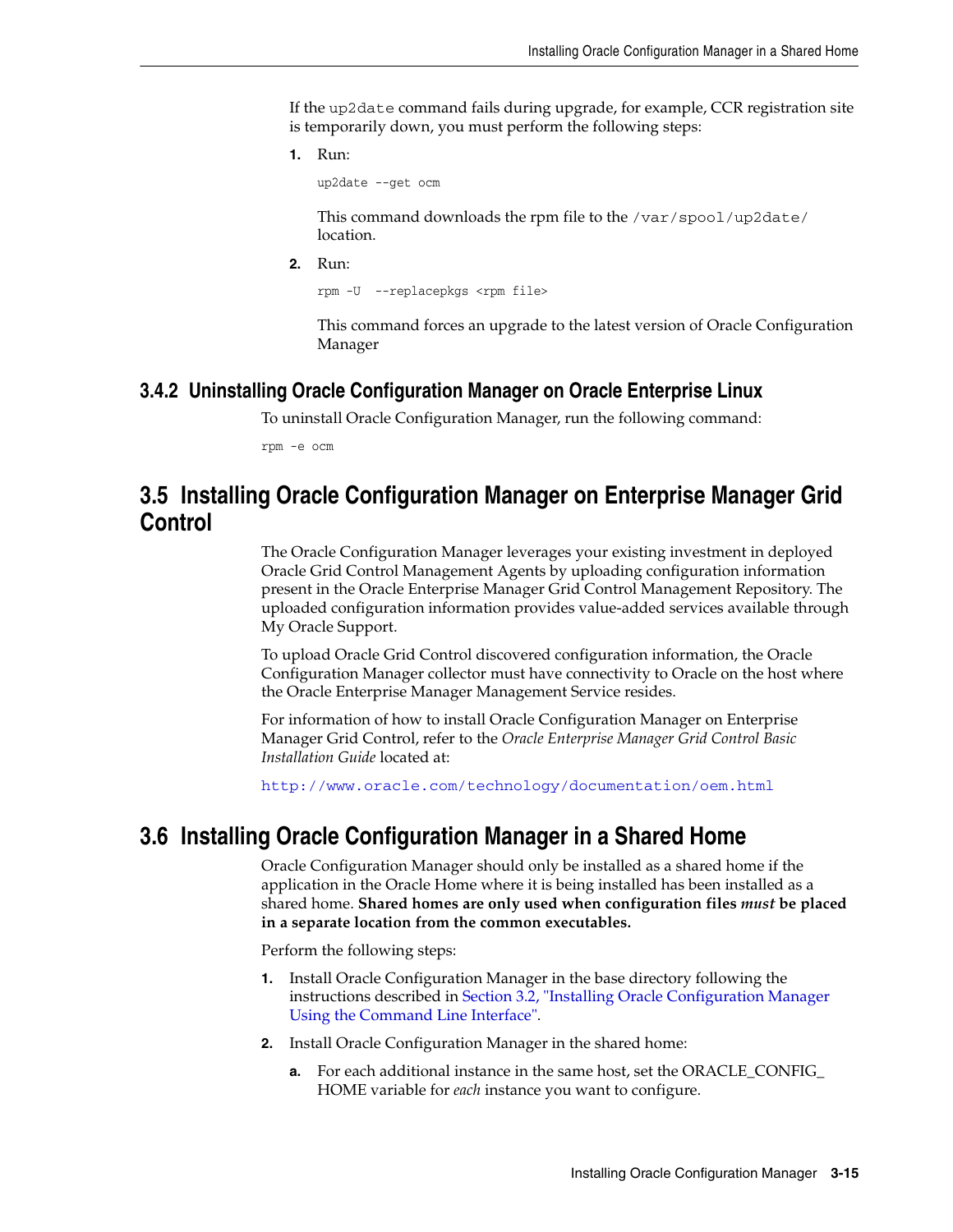If the `up2date` command fails during upgrade, for example, CCR registration site is temporarily down, you must perform the following steps:

1. Run:

   ```
   up2date --get ocm
   ```

   This command downloads the rpm file to the `/var/spool/up2date/` location.

2. Run:

   ```
   rpm -U  --replacepkgs <rpm file>
   ```

   This command forces an upgrade to the latest version of Oracle Configuration Manager

### 3.4.2 Uninstalling Oracle Configuration Manager on Oracle Enterprise Linux

To uninstall Oracle Configuration Manager, run the following command:

```
rpm -e ocm
```

## 3.5 Installing Oracle Configuration Manager on Enterprise Manager Grid Control

The Oracle Configuration Manager leverages your existing investment in deployed Oracle Grid Control Management Agents by uploading configuration information present in the Oracle Enterprise Manager Grid Control Management Repository. The uploaded configuration information provides value-added services available through My Oracle Support.

To upload Oracle Grid Control discovered configuration information, the Oracle Configuration Manager collector must have connectivity to Oracle on the host where the Oracle Enterprise Manager Management Service resides.

For information of how to install Oracle Configuration Manager on Enterprise Manager Grid Control, refer to the *Oracle Enterprise Manager Grid Control Basic Installation Guide* located at:

http://www.oracle.com/technology/documentation/oem.html

## 3.6 Installing Oracle Configuration Manager in a Shared Home

Oracle Configuration Manager should only be installed as a shared home if the application in the Oracle Home where it is being installed has been installed as a shared home. **Shared homes are only used when configuration files *must* be placed in a separate location from the common executables.**

Perform the following steps:

1. Install Oracle Configuration Manager in the base directory following the instructions described in Section 3.2, "Installing Oracle Configuration Manager Using the Command Line Interface".
2. Install Oracle Configuration Manager in the shared home:
   a. For each additional instance in the same host, set the ORACLE_CONFIG_HOME variable for *each* instance you want to configure.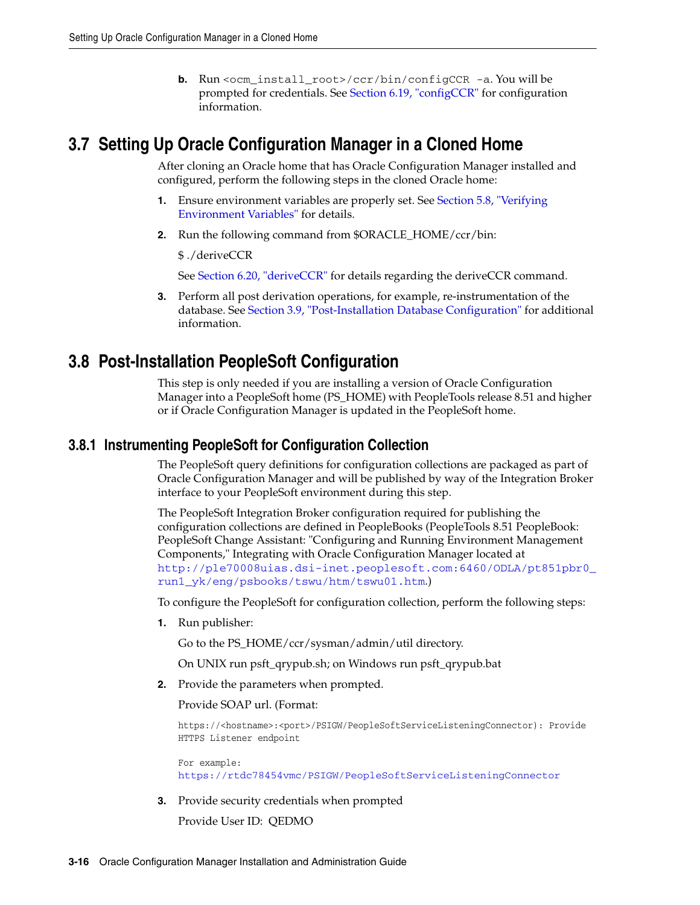b. Run `<ocm_install_root>/ccr/bin/configCCR -a`. You will be prompted for credentials. See Section 6.19, "configCCR" for configuration information.

## 3.7 Setting Up Oracle Configuration Manager in a Cloned Home

After cloning an Oracle home that has Oracle Configuration Manager installed and configured, perform the following steps in the cloned Oracle home:

1. Ensure environment variables are properly set. See Section 5.8, "Verifying Environment Variables" for details.
2. Run the following command from $ORACLE_HOME/ccr/bin:

   $ ./deriveCCR

   See Section 6.20, "deriveCCR" for details regarding the deriveCCR command.
3. Perform all post derivation operations, for example, re-instrumentation of the database. See Section 3.9, "Post-Installation Database Configuration" for additional information.

## 3.8 Post-Installation PeopleSoft Configuration

This step is only needed if you are installing a version of Oracle Configuration Manager into a PeopleSoft home (PS_HOME) with PeopleTools release 8.51 and higher or if Oracle Configuration Manager is updated in the PeopleSoft home.

### 3.8.1 Instrumenting PeopleSoft for Configuration Collection

The PeopleSoft query definitions for configuration collections are packaged as part of Oracle Configuration Manager and will be published by way of the Integration Broker interface to your PeopleSoft environment during this step.

The PeopleSoft Integration Broker configuration required for publishing the configuration collections are defined in PeopleBooks (PeopleTools 8.51 PeopleBook: PeopleSoft Change Assistant: "Configuring and Running Environment Management Components," Integrating with Oracle Configuration Manager located at `http://ple70008uias.dsi-inet.peoplesoft.com:6460/ODLA/pt851pbr0_run1_yk/eng/psbooks/tswu/htm/tswu01.htm`.)

To configure the PeopleSoft for configuration collection, perform the following steps:

1. Run publisher:

   Go to the PS_HOME/ccr/sysman/admin/util directory.

   On UNIX run psft_qrypub.sh; on Windows run psft_qrypub.bat
2. Provide the parameters when prompted.

   Provide SOAP url. (Format:

   ```
   https://<hostname>:<port>/PSIGW/PeopleSoftServiceListeningConnector): Provide
   HTTPS Listener endpoint

   For example:
   https://rtdc78454vmc/PSIGW/PeopleSoftServiceListeningConnector
   ```
3. Provide security credentials when prompted

   Provide User ID:  QEDMO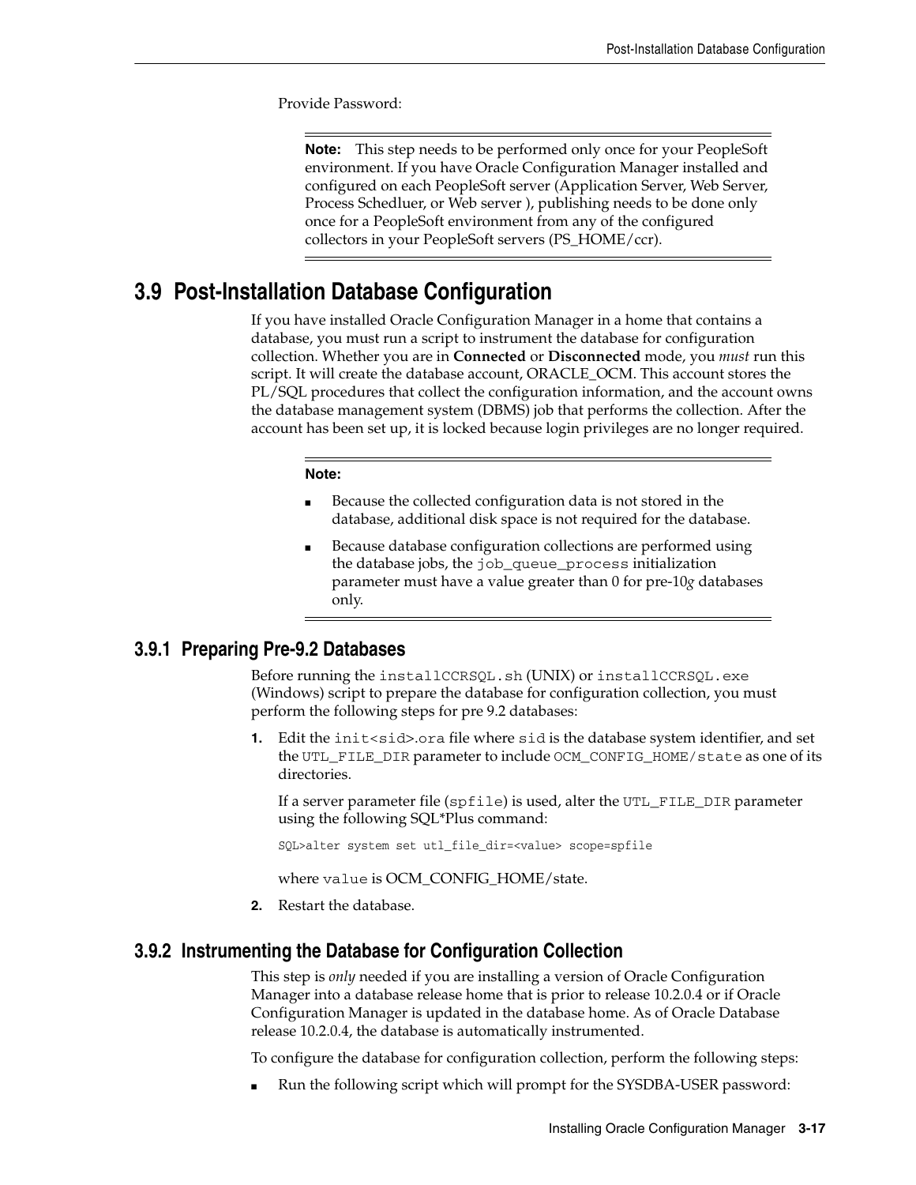Provide Password:

---

**Note:** This step needs to be performed only once for your PeopleSoft environment. If you have Oracle Configuration Manager installed and configured on each PeopleSoft server (Application Server, Web Server, Process Schedluer, or Web server ), publishing needs to be done only once for a PeopleSoft environment from any of the configured collectors in your PeopleSoft servers (PS_HOME/ccr).

---

## 3.9 Post-Installation Database Configuration

If you have installed Oracle Configuration Manager in a home that contains a database, you must run a script to instrument the database for configuration collection. Whether you are in **Connected** or **Disconnected** mode, you *must* run this script. It will create the database account, ORACLE_OCM. This account stores the PL/SQL procedures that collect the configuration information, and the account owns the database management system (DBMS) job that performs the collection. After the account has been set up, it is locked because login privileges are no longer required.

---

**Note:**

- Because the collected configuration data is not stored in the database, additional disk space is not required for the database.
- Because database configuration collections are performed using the database jobs, the `job_queue_process` initialization parameter must have a value greater than 0 for pre-10*g* databases only.

---

### 3.9.1 Preparing Pre-9.2 Databases

Before running the `installCCRSQL.sh` (UNIX) or `installCCRSQL.exe` (Windows) script to prepare the database for configuration collection, you must perform the following steps for pre 9.2 databases:

1. Edit the `init<sid>.ora` file where `sid` is the database system identifier, and set the `UTL_FILE_DIR` parameter to include `OCM_CONFIG_HOME/state` as one of its directories.

   If a server parameter file (`spfile`) is used, alter the `UTL_FILE_DIR` parameter using the following SQL*Plus command:

   ```
   SQL>alter system set utl_file_dir=<value> scope=spfile
   ```

   where `value` is OCM_CONFIG_HOME/state.

2. Restart the database.

### 3.9.2 Instrumenting the Database for Configuration Collection

This step is *only* needed if you are installing a version of Oracle Configuration Manager into a database release home that is prior to release 10.2.0.4 or if Oracle Configuration Manager is updated in the database home. As of Oracle Database release 10.2.0.4, the database is automatically instrumented.

To configure the database for configuration collection, perform the following steps:

- Run the following script which will prompt for the SYSDBA-USER password: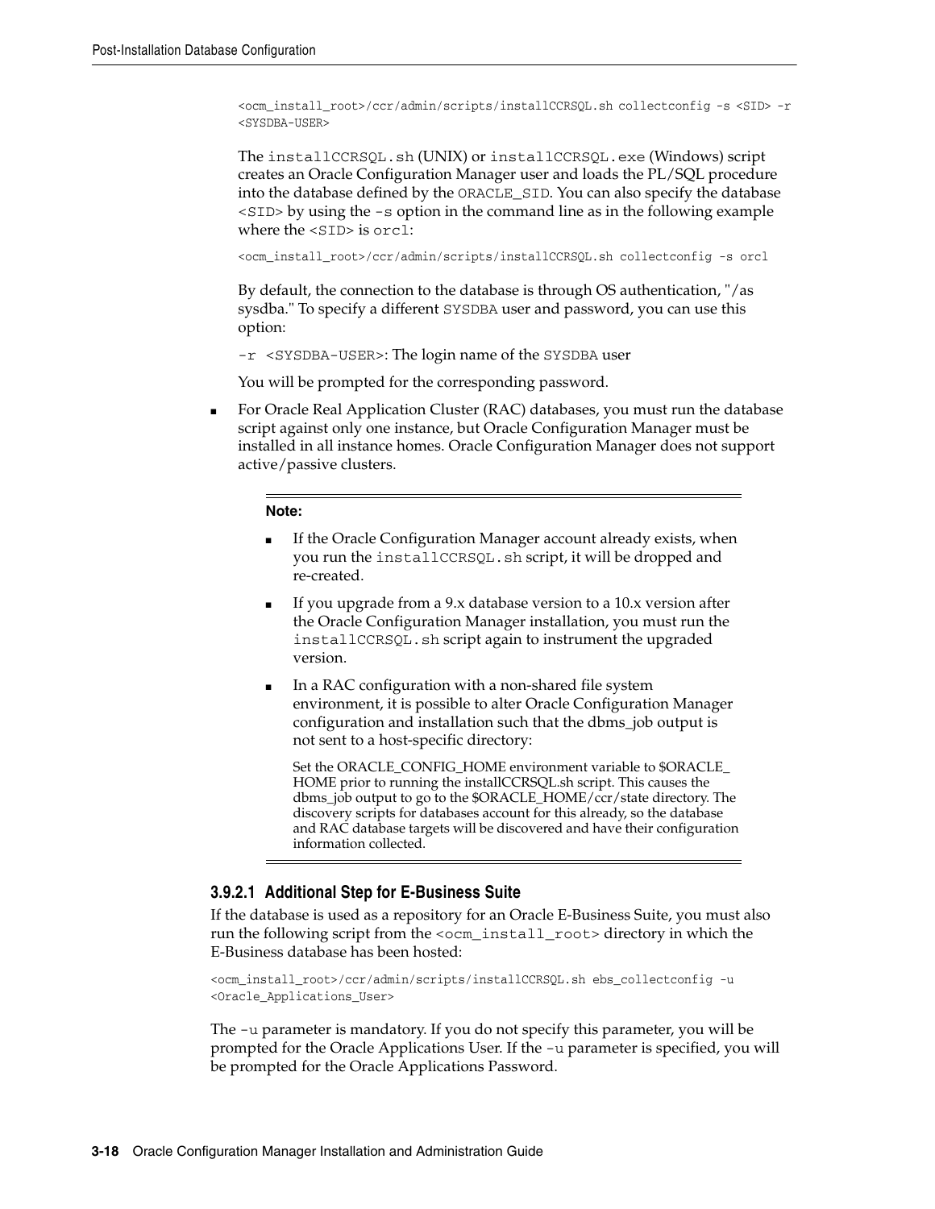```
<ocm_install_root>/ccr/admin/scripts/installCCRSQL.sh collectconfig -s <SID> -r
<SYSDBA-USER>
```

The `installCCRSQL.sh` (UNIX) or `installCCRSQL.exe` (Windows) script creates an Oracle Configuration Manager user and loads the PL/SQL procedure into the database defined by the `ORACLE_SID`. You can also specify the database `<SID>` by using the `-s` option in the command line as in the following example where the `<SID>` is `orcl`:

```
<ocm_install_root>/ccr/admin/scripts/installCCRSQL.sh collectconfig -s orcl
```

By default, the connection to the database is through OS authentication, "/as sysdba." To specify a different `SYSDBA` user and password, you can use this option:

`-r <SYSDBA-USER>`: The login name of the `SYSDBA` user

You will be prompted for the corresponding password.

- For Oracle Real Application Cluster (RAC) databases, you must run the database script against only one instance, but Oracle Configuration Manager must be installed in all instance homes. Oracle Configuration Manager does not support active/passive clusters.

> **Note:**
>
> - If the Oracle Configuration Manager account already exists, when you run the `installCCRSQL.sh` script, it will be dropped and re-created.
> - If you upgrade from a 9.x database version to a 10.x version after the Oracle Configuration Manager installation, you must run the `installCCRSQL.sh` script again to instrument the upgraded version.
> - In a RAC configuration with a non-shared file system environment, it is possible to alter Oracle Configuration Manager configuration and installation such that the dbms_job output is not sent to a host-specific directory:
>
>   Set the ORACLE_CONFIG_HOME environment variable to $ORACLE_HOME prior to running the installCCRSQL.sh script. This causes the dbms_job output to go to the $ORACLE_HOME/ccr/state directory. The discovery scripts for databases account for this already, so the database and RAC database targets will be discovered and have their configuration information collected.

#### 3.9.2.1 Additional Step for E-Business Suite

If the database is used as a repository for an Oracle E-Business Suite, you must also run the following script from the `<ocm_install_root>` directory in which the E-Business database has been hosted:

```
<ocm_install_root>/ccr/admin/scripts/installCCRSQL.sh ebs_collectconfig -u
<Oracle_Applications_User>
```

The `-u` parameter is mandatory. If you do not specify this parameter, you will be prompted for the Oracle Applications User. If the `-u` parameter is specified, you will be prompted for the Oracle Applications Password.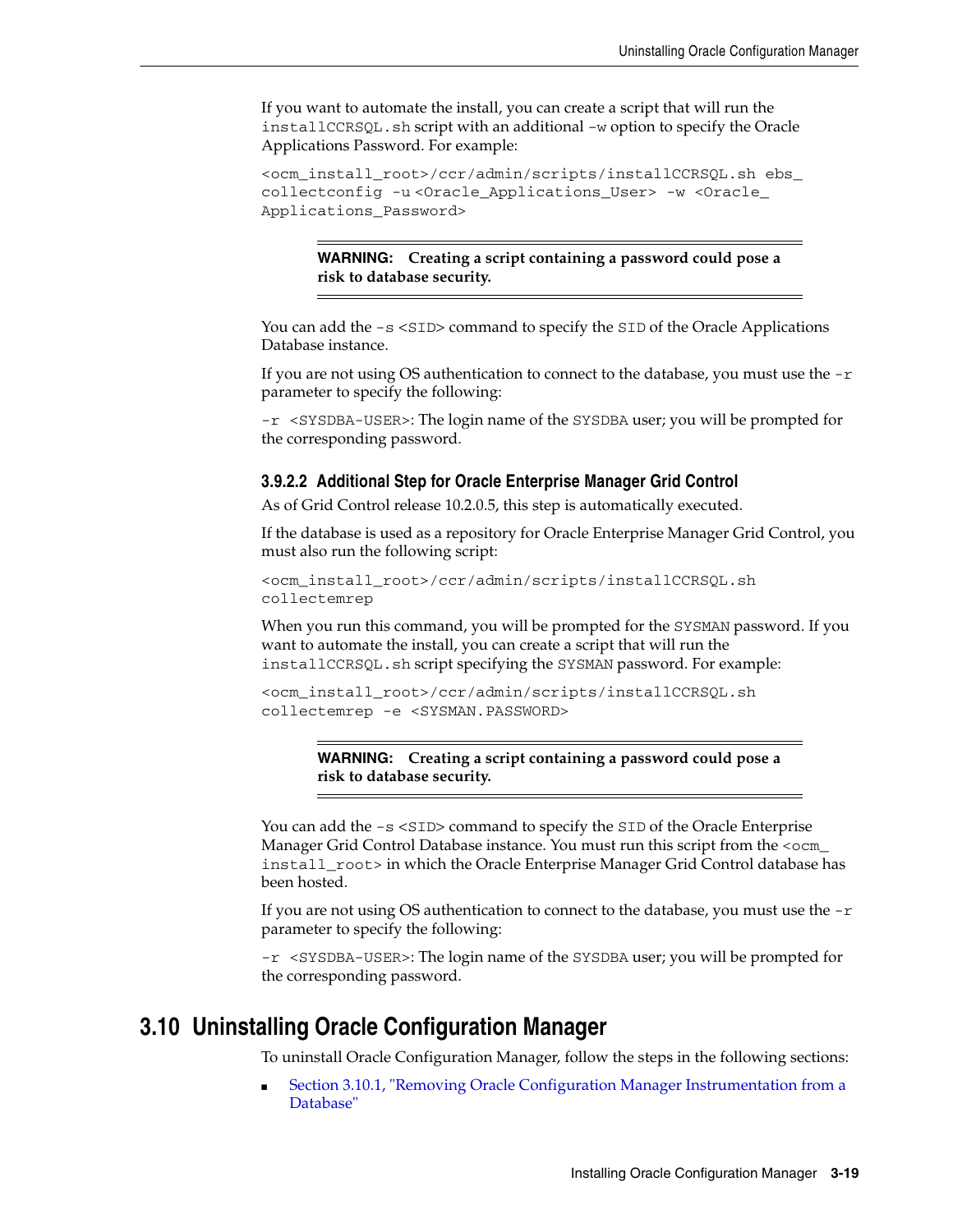If you want to automate the install, you can create a script that will run the `installCCRSQL.sh` script with an additional `-w` option to specify the Oracle Applications Password. For example:

```
<ocm_install_root>/ccr/admin/scripts/installCCRSQL.sh ebs_
collectconfig -u <Oracle_Applications_User> -w <Oracle_
Applications_Password>
```

> **WARNING: Creating a script containing a password could pose a risk to database security.**

You can add the `-s <SID>` command to specify the `SID` of the Oracle Applications Database instance.

If you are not using OS authentication to connect to the database, you must use the `-r` parameter to specify the following:

`-r <SYSDBA-USER>`: The login name of the `SYSDBA` user; you will be prompted for the corresponding password.

#### 3.9.2.2 Additional Step for Oracle Enterprise Manager Grid Control

As of Grid Control release 10.2.0.5, this step is automatically executed.

If the database is used as a repository for Oracle Enterprise Manager Grid Control, you must also run the following script:

```
<ocm_install_root>/ccr/admin/scripts/installCCRSQL.sh
collectemrep
```

When you run this command, you will be prompted for the `SYSMAN` password. If you want to automate the install, you can create a script that will run the `installCCRSQL.sh` script specifying the `SYSMAN` password. For example:

```
<ocm_install_root>/ccr/admin/scripts/installCCRSQL.sh
collectemrep -e <SYSMAN.PASSWORD>
```

> **WARNING: Creating a script containing a password could pose a risk to database security.**

You can add the `-s <SID>` command to specify the `SID` of the Oracle Enterprise Manager Grid Control Database instance. You must run this script from the `<ocm_install_root>` in which the Oracle Enterprise Manager Grid Control database has been hosted.

If you are not using OS authentication to connect to the database, you must use the `-r` parameter to specify the following:

`-r <SYSDBA-USER>`: The login name of the `SYSDBA` user; you will be prompted for the corresponding password.

## 3.10 Uninstalling Oracle Configuration Manager

To uninstall Oracle Configuration Manager, follow the steps in the following sections:

- Section 3.10.1, "Removing Oracle Configuration Manager Instrumentation from a Database"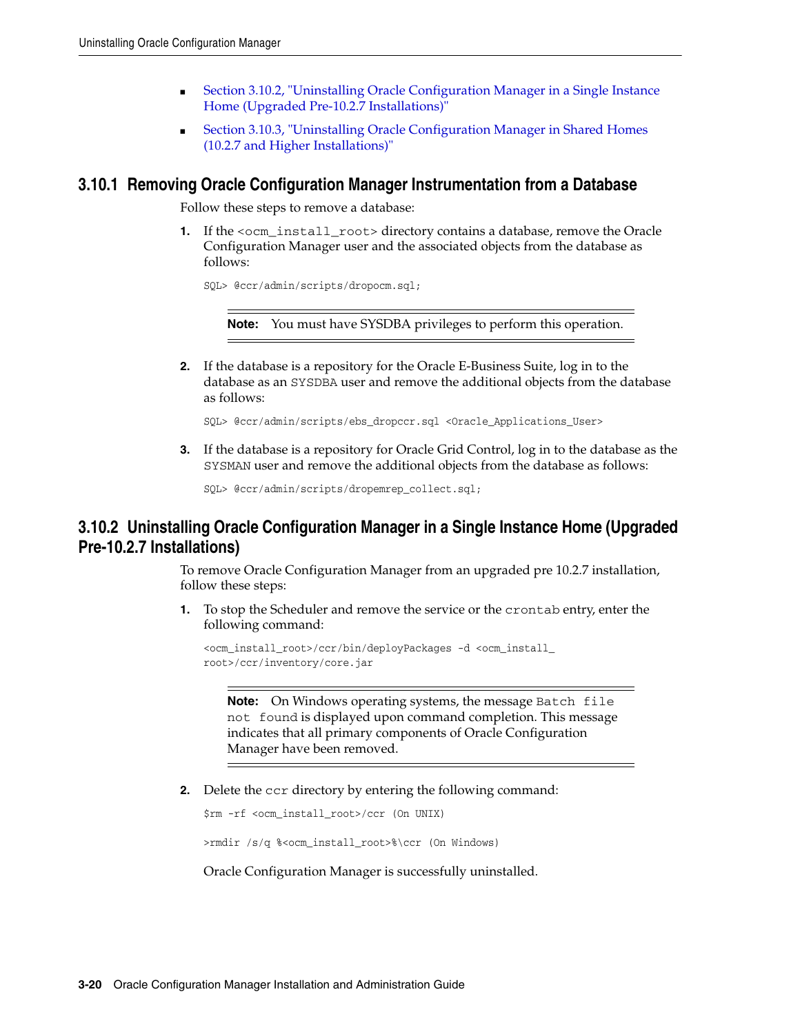- Section 3.10.2, "Uninstalling Oracle Configuration Manager in a Single Instance Home (Upgraded Pre-10.2.7 Installations)"
- Section 3.10.3, "Uninstalling Oracle Configuration Manager in Shared Homes (10.2.7 and Higher Installations)"

### 3.10.1 Removing Oracle Configuration Manager Instrumentation from a Database

Follow these steps to remove a database:

1. If the `<ocm_install_root>` directory contains a database, remove the Oracle Configuration Manager user and the associated objects from the database as follows:

   ```
   SQL> @ccr/admin/scripts/dropocm.sql;
   ```

   > **Note:** You must have SYSDBA privileges to perform this operation.

2. If the database is a repository for the Oracle E-Business Suite, log in to the database as an `SYSDBA` user and remove the additional objects from the database as follows:

   ```
   SQL> @ccr/admin/scripts/ebs_dropccr.sql <Oracle_Applications_User>
   ```

3. If the database is a repository for Oracle Grid Control, log in to the database as the `SYSMAN` user and remove the additional objects from the database as follows:

   ```
   SQL> @ccr/admin/scripts/dropemrep_collect.sql;
   ```

### 3.10.2 Uninstalling Oracle Configuration Manager in a Single Instance Home (Upgraded Pre-10.2.7 Installations)

To remove Oracle Configuration Manager from an upgraded pre 10.2.7 installation, follow these steps:

1. To stop the Scheduler and remove the service or the `crontab` entry, enter the following command:

   ```
   <ocm_install_root>/ccr/bin/deployPackages -d <ocm_install_
   root>/ccr/inventory/core.jar
   ```

   > **Note:** On Windows operating systems, the message `Batch file not found` is displayed upon command completion. This message indicates that all primary components of Oracle Configuration Manager have been removed.

2. Delete the `ccr` directory by entering the following command:

   ```
   $rm -rf <ocm_install_root>/ccr (On UNIX)

   >rmdir /s/q %<ocm_install_root>%\ccr (On Windows)
   ```

   Oracle Configuration Manager is successfully uninstalled.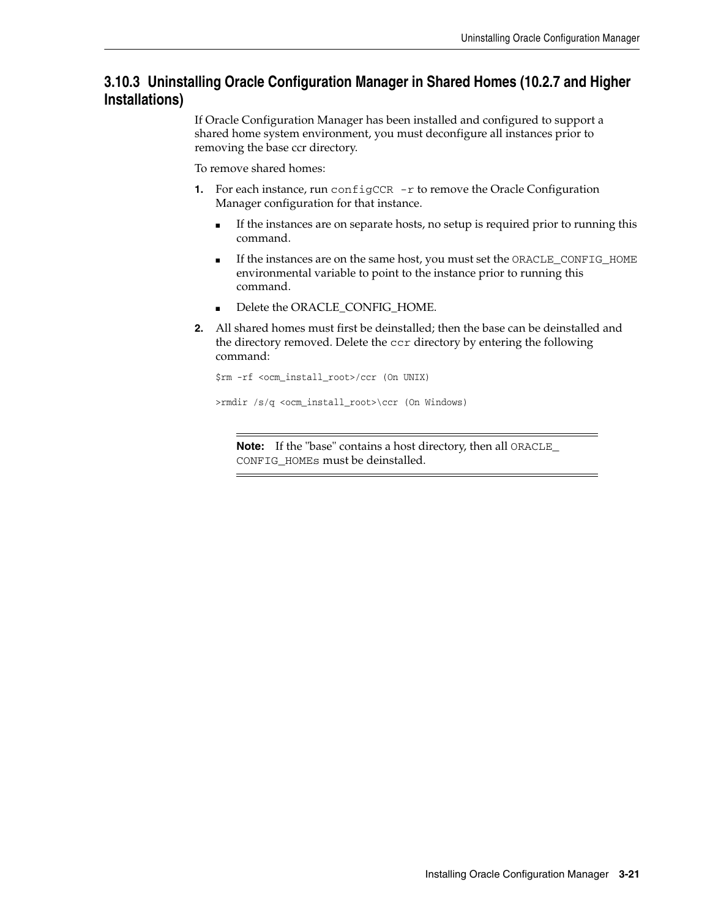### 3.10.3 Uninstalling Oracle Configuration Manager in Shared Homes (10.2.7 and Higher Installations)

If Oracle Configuration Manager has been installed and configured to support a shared home system environment, you must deconfigure all instances prior to removing the base ccr directory.

To remove shared homes:

1. For each instance, run `configCCR -r` to remove the Oracle Configuration Manager configuration for that instance.
   - If the instances are on separate hosts, no setup is required prior to running this command.
   - If the instances are on the same host, you must set the `ORACLE_CONFIG_HOME` environmental variable to point to the instance prior to running this command.
   - Delete the ORACLE_CONFIG_HOME.
2. All shared homes must first be deinstalled; then the base can be deinstalled and the directory removed. Delete the `ccr` directory by entering the following command:

   ```
   $rm -rf <ocm_install_root>/ccr (On UNIX)

   >rmdir /s/q <ocm_install_root>\ccr (On Windows)
   ```

   ---

   **Note:** If the "base" contains a host directory, then all `ORACLE_CONFIG_HOMEs` must be deinstalled.

   ---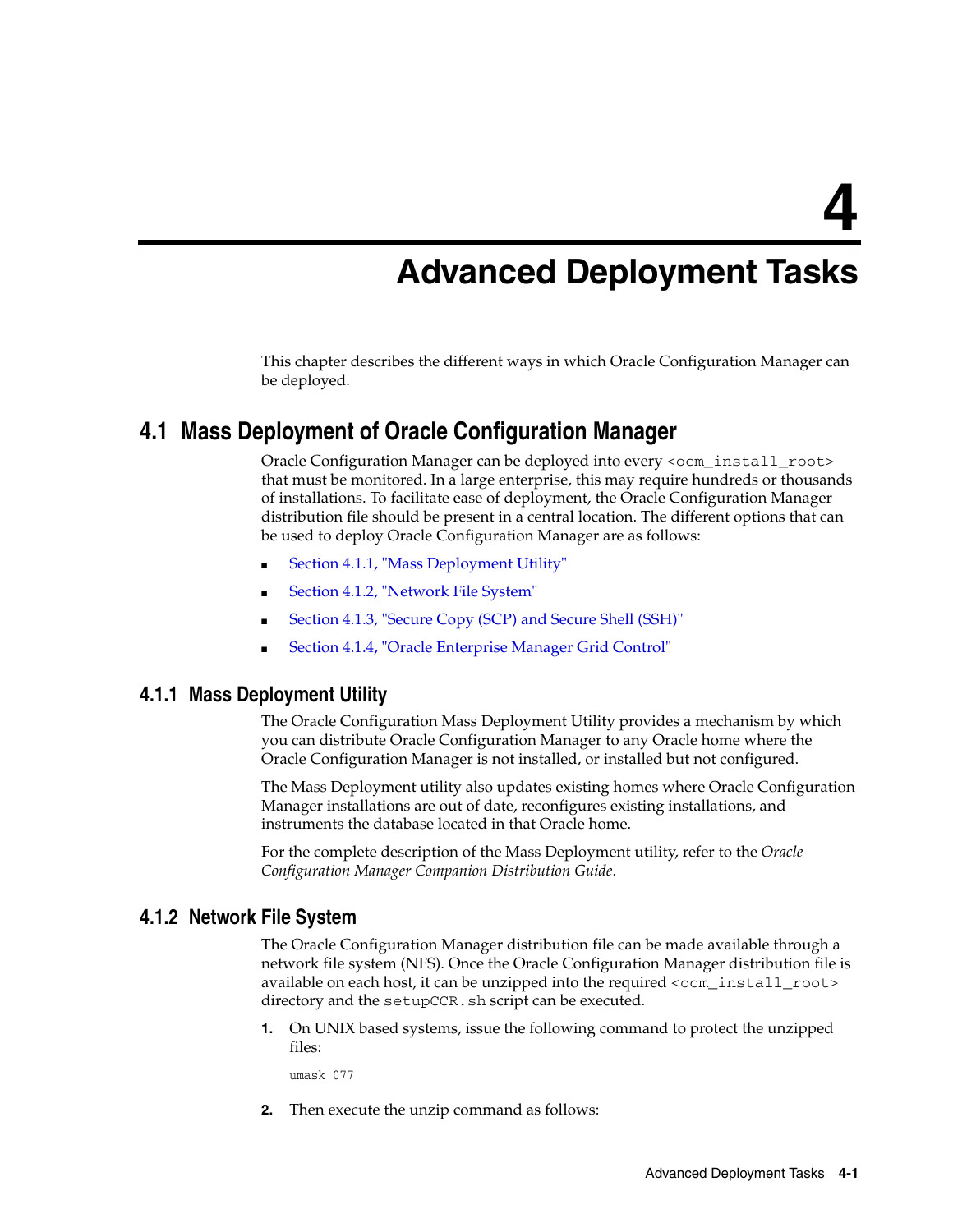# 4 Advanced Deployment Tasks

This chapter describes the different ways in which Oracle Configuration Manager can be deployed.

## 4.1 Mass Deployment of Oracle Configuration Manager

Oracle Configuration Manager can be deployed into every `<ocm_install_root>` that must be monitored. In a large enterprise, this may require hundreds or thousands of installations. To facilitate ease of deployment, the Oracle Configuration Manager distribution file should be present in a central location. The different options that can be used to deploy Oracle Configuration Manager are as follows:

- Section 4.1.1, "Mass Deployment Utility"
- Section 4.1.2, "Network File System"
- Section 4.1.3, "Secure Copy (SCP) and Secure Shell (SSH)"
- Section 4.1.4, "Oracle Enterprise Manager Grid Control"

### 4.1.1 Mass Deployment Utility

The Oracle Configuration Mass Deployment Utility provides a mechanism by which you can distribute Oracle Configuration Manager to any Oracle home where the Oracle Configuration Manager is not installed, or installed but not configured.

The Mass Deployment utility also updates existing homes where Oracle Configuration Manager installations are out of date, reconfigures existing installations, and instruments the database located in that Oracle home.

For the complete description of the Mass Deployment utility, refer to the *Oracle Configuration Manager Companion Distribution Guide*.

### 4.1.2 Network File System

The Oracle Configuration Manager distribution file can be made available through a network file system (NFS). Once the Oracle Configuration Manager distribution file is available on each host, it can be unzipped into the required `<ocm_install_root>` directory and the `setupCCR.sh` script can be executed.

1. On UNIX based systems, issue the following command to protect the unzipped files:

   ```
   umask 077
   ```

2. Then execute the unzip command as follows: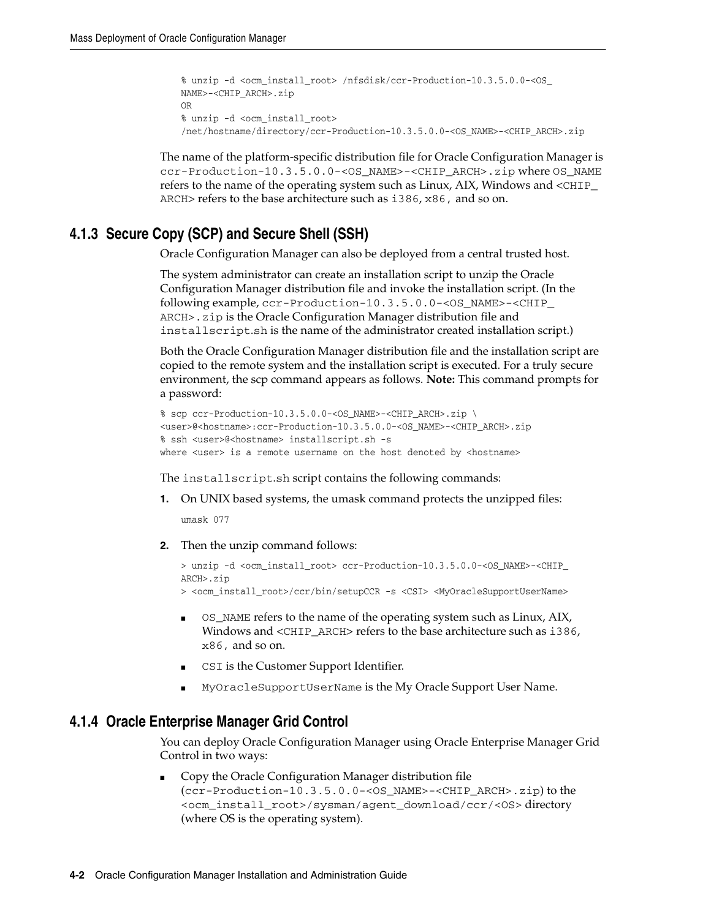```
% unzip -d <ocm_install_root> /nfsdisk/ccr-Production-10.3.5.0.0-<OS_
NAME>-<CHIP_ARCH>.zip
OR
% unzip -d <ocm_install_root>
/net/hostname/directory/ccr-Production-10.3.5.0.0-<OS_NAME>-<CHIP_ARCH>.zip
```

The name of the platform-specific distribution file for Oracle Configuration Manager is `ccr-Production-10.3.5.0.0-<OS_NAME>-<CHIP_ARCH>.zip` where `OS_NAME` refers to the name of the operating system such as Linux, AIX, Windows and `<CHIP_ARCH>` refers to the base architecture such as `i386`, `x86`, and so on.

### 4.1.3 Secure Copy (SCP) and Secure Shell (SSH)

Oracle Configuration Manager can also be deployed from a central trusted host.

The system administrator can create an installation script to unzip the Oracle Configuration Manager distribution file and invoke the installation script. (In the following example, `ccr-Production-10.3.5.0.0-<OS_NAME>-<CHIP_ARCH>.zip` is the Oracle Configuration Manager distribution file and `installscript.sh` is the name of the administrator created installation script.)

Both the Oracle Configuration Manager distribution file and the installation script are copied to the remote system and the installation script is executed. For a truly secure environment, the scp command appears as follows. **Note:** This command prompts for a password:

```
% scp ccr-Production-10.3.5.0.0-<OS_NAME>-<CHIP_ARCH>.zip \
<user>@<hostname>:ccr-Production-10.3.5.0.0-<OS_NAME>-<CHIP_ARCH>.zip
% ssh <user>@<hostname> installscript.sh -s
where <user> is a remote username on the host denoted by <hostname>
```

The `installscript.sh` script contains the following commands:

1. On UNIX based systems, the umask command protects the unzipped files:

   ```
   umask 077
   ```

2. Then the unzip command follows:

   ```
   > unzip -d <ocm_install_root> ccr-Production-10.3.5.0.0-<OS_NAME>-<CHIP_
   ARCH>.zip
   > <ocm_install_root>/ccr/bin/setupCCR -s <CSI> <MyOracleSupportUserName>
   ```

   - `OS_NAME` refers to the name of the operating system such as Linux, AIX, Windows and `<CHIP_ARCH>` refers to the base architecture such as `i386`, `x86`, and so on.
   - `CSI` is the Customer Support Identifier.
   - `MyOracleSupportUserName` is the My Oracle Support User Name.

### 4.1.4 Oracle Enterprise Manager Grid Control

You can deploy Oracle Configuration Manager using Oracle Enterprise Manager Grid Control in two ways:

- Copy the Oracle Configuration Manager distribution file (`ccr-Production-10.3.5.0.0-<OS_NAME>-<CHIP_ARCH>.zip`) to the `<ocm_install_root>/sysman/agent_download/ccr/<OS>` directory (where OS is the operating system).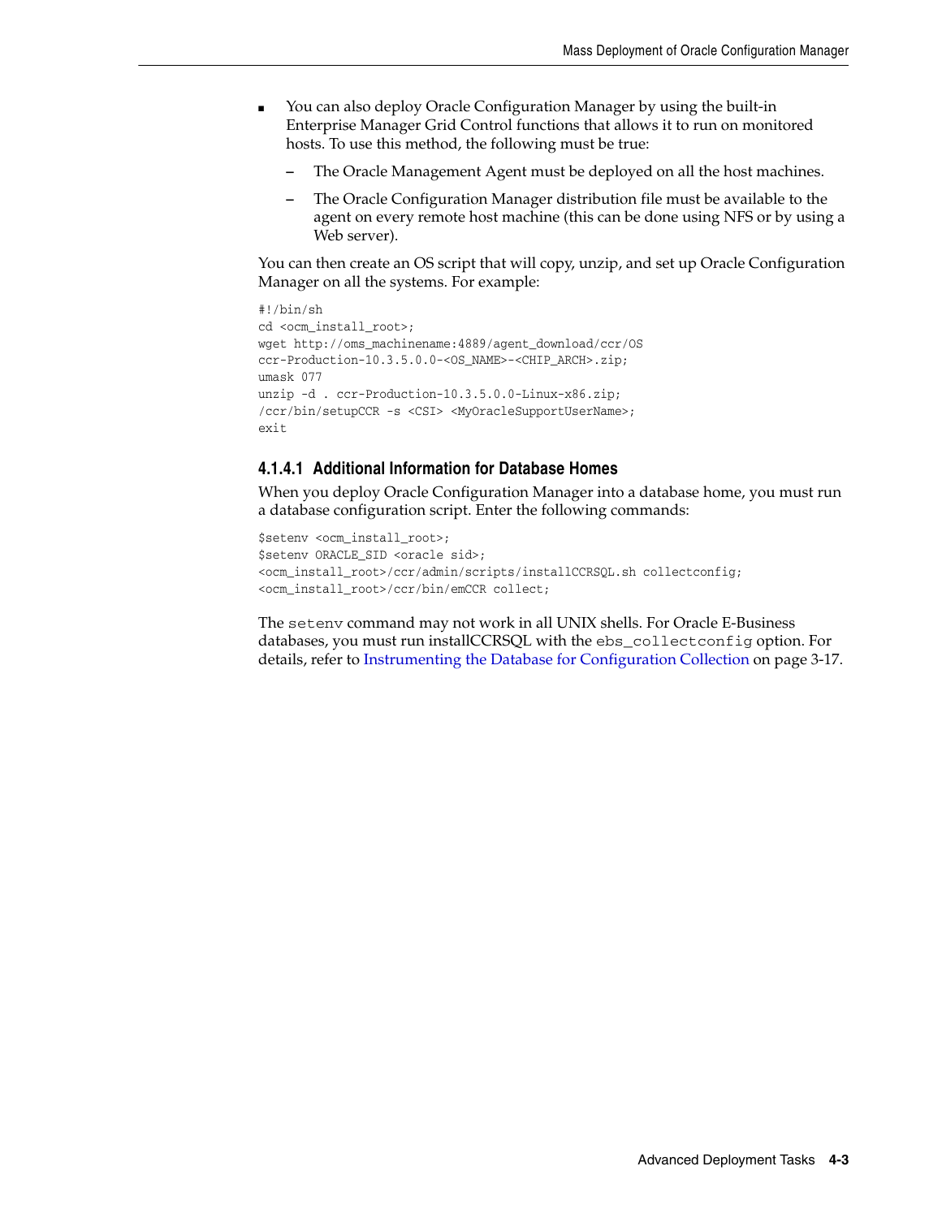- You can also deploy Oracle Configuration Manager by using the built-in Enterprise Manager Grid Control functions that allows it to run on monitored hosts. To use this method, the following must be true:
  - The Oracle Management Agent must be deployed on all the host machines.
  - The Oracle Configuration Manager distribution file must be available to the agent on every remote host machine (this can be done using NFS or by using a Web server).

You can then create an OS script that will copy, unzip, and set up Oracle Configuration Manager on all the systems. For example:

```
#!/bin/sh
cd <ocm_install_root>;
wget http://oms_machinename:4889/agent_download/ccr/OS
ccr-Production-10.3.5.0.0-<OS_NAME>-<CHIP_ARCH>.zip;
umask 077
unzip -d . ccr-Production-10.3.5.0.0-Linux-x86.zip;
/ccr/bin/setupCCR -s <CSI> <MyOracleSupportUserName>;
exit
```

#### 4.1.4.1 Additional Information for Database Homes

When you deploy Oracle Configuration Manager into a database home, you must run a database configuration script. Enter the following commands:

```
$setenv <ocm_install_root>;
$setenv ORACLE_SID <oracle sid>;
<ocm_install_root>/ccr/admin/scripts/installCCRSQL.sh collectconfig;
<ocm_install_root>/ccr/bin/emCCR collect;
```

The `setenv` command may not work in all UNIX shells. For Oracle E-Business databases, you must run installCCRSQL with the `ebs_collectconfig` option. For details, refer to Instrumenting the Database for Configuration Collection on page 3-17.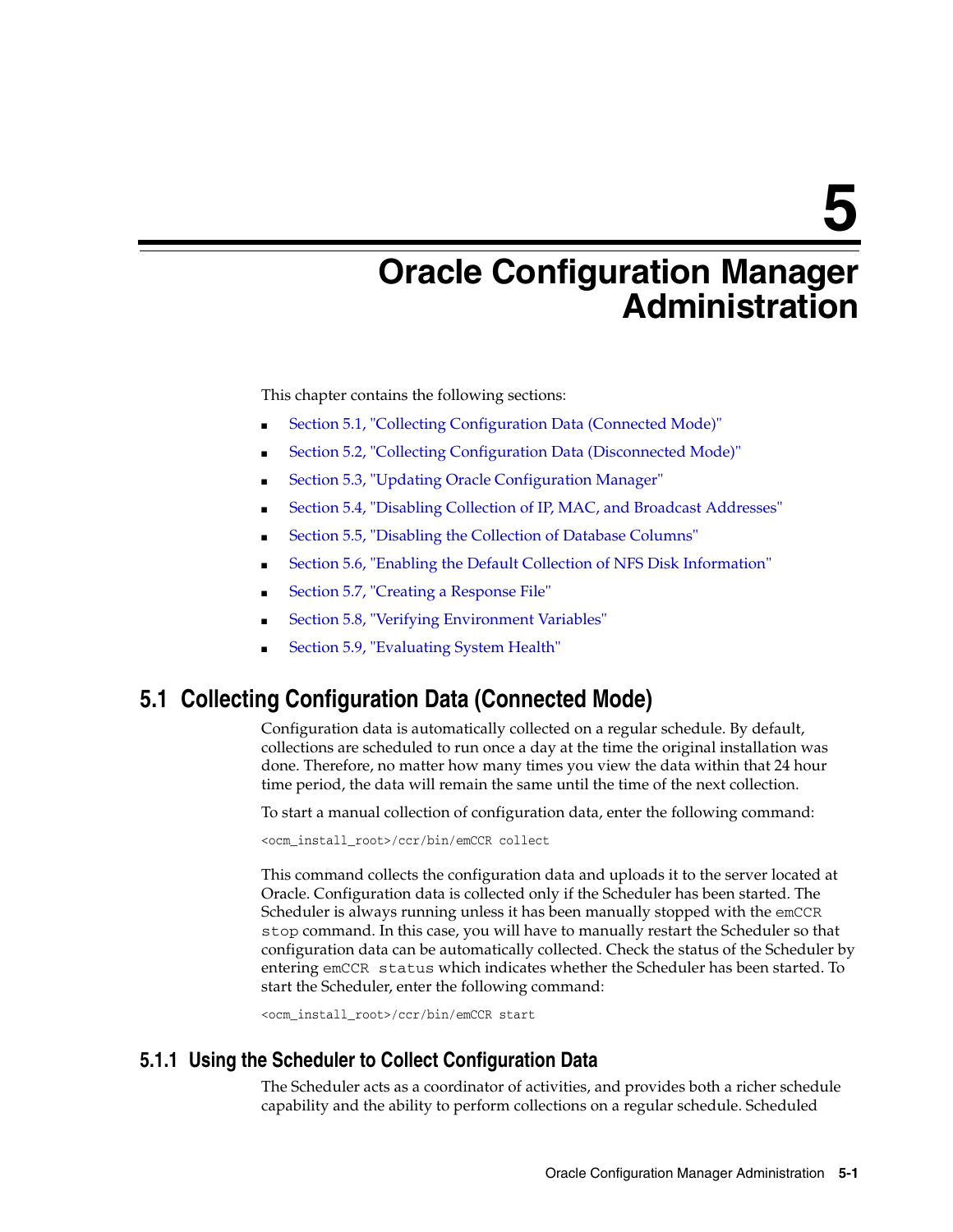# 5 Oracle Configuration Manager Administration

This chapter contains the following sections:

- Section 5.1, "Collecting Configuration Data (Connected Mode)"
- Section 5.2, "Collecting Configuration Data (Disconnected Mode)"
- Section 5.3, "Updating Oracle Configuration Manager"
- Section 5.4, "Disabling Collection of IP, MAC, and Broadcast Addresses"
- Section 5.5, "Disabling the Collection of Database Columns"
- Section 5.6, "Enabling the Default Collection of NFS Disk Information"
- Section 5.7, "Creating a Response File"
- Section 5.8, "Verifying Environment Variables"
- Section 5.9, "Evaluating System Health"

## 5.1 Collecting Configuration Data (Connected Mode)

Configuration data is automatically collected on a regular schedule. By default, collections are scheduled to run once a day at the time the original installation was done. Therefore, no matter how many times you view the data within that 24 hour time period, the data will remain the same until the time of the next collection.

To start a manual collection of configuration data, enter the following command:

```
<ocm_install_root>/ccr/bin/emCCR collect
```

This command collects the configuration data and uploads it to the server located at Oracle. Configuration data is collected only if the Scheduler has been started. The Scheduler is always running unless it has been manually stopped with the `emCCR stop` command. In this case, you will have to manually restart the Scheduler so that configuration data can be automatically collected. Check the status of the Scheduler by entering `emCCR status` which indicates whether the Scheduler has been started. To start the Scheduler, enter the following command:

```
<ocm_install_root>/ccr/bin/emCCR start
```

### 5.1.1 Using the Scheduler to Collect Configuration Data

The Scheduler acts as a coordinator of activities, and provides both a richer schedule capability and the ability to perform collections on a regular schedule. Scheduled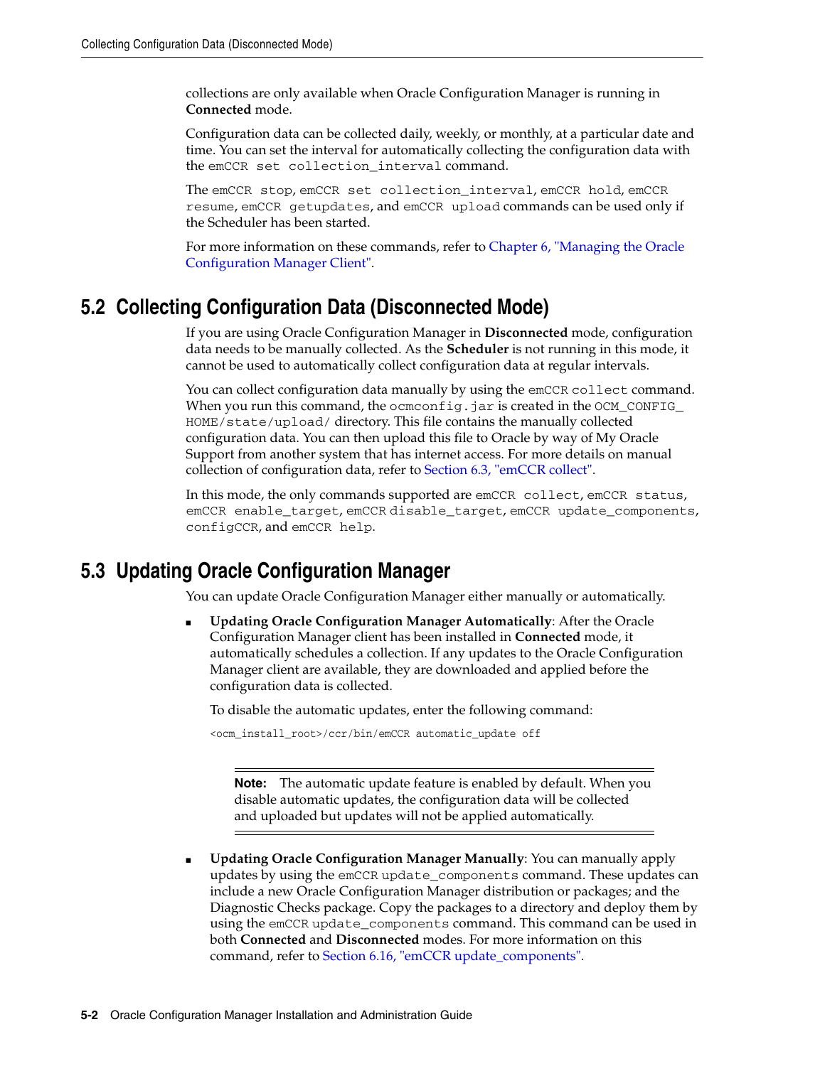collections are only available when Oracle Configuration Manager is running in **Connected** mode.

Configuration data can be collected daily, weekly, or monthly, at a particular date and time. You can set the interval for automatically collecting the configuration data with the `emCCR set collection_interval` command.

The `emCCR stop`, `emCCR set collection_interval`, `emCCR hold`, `emCCR resume`, `emCCR getupdates`, and `emCCR upload` commands can be used only if the Scheduler has been started.

For more information on these commands, refer to Chapter 6, "Managing the Oracle Configuration Manager Client".

## 5.2 Collecting Configuration Data (Disconnected Mode)

If you are using Oracle Configuration Manager in **Disconnected** mode, configuration data needs to be manually collected. As the **Scheduler** is not running in this mode, it cannot be used to automatically collect configuration data at regular intervals.

You can collect configuration data manually by using the `emCCR collect` command. When you run this command, the `ocmconfig.jar` is created in the `OCM_CONFIG_HOME/state/upload/` directory. This file contains the manually collected configuration data. You can then upload this file to Oracle by way of My Oracle Support from another system that has internet access. For more details on manual collection of configuration data, refer to Section 6.3, "emCCR collect".

In this mode, the only commands supported are `emCCR collect`, `emCCR status`, `emCCR enable_target`, `emCCR disable_target`, `emCCR update_components`, `configCCR`, and `emCCR help`.

## 5.3 Updating Oracle Configuration Manager

You can update Oracle Configuration Manager either manually or automatically.

- **Updating Oracle Configuration Manager Automatically**: After the Oracle Configuration Manager client has been installed in **Connected** mode, it automatically schedules a collection. If any updates to the Oracle Configuration Manager client are available, they are downloaded and applied before the configuration data is collected.

  To disable the automatic updates, enter the following command:

  ```
  <ocm_install_root>/ccr/bin/emCCR automatic_update off
  ```

  > **Note:** The automatic update feature is enabled by default. When you disable automatic updates, the configuration data will be collected and uploaded but updates will not be applied automatically.

- **Updating Oracle Configuration Manager Manually**: You can manually apply updates by using the `emCCR update_components` command. These updates can include a new Oracle Configuration Manager distribution or packages; and the Diagnostic Checks package. Copy the packages to a directory and deploy them by using the `emCCR update_components` command. This command can be used in both **Connected** and **Disconnected** modes. For more information on this command, refer to Section 6.16, "emCCR update_components".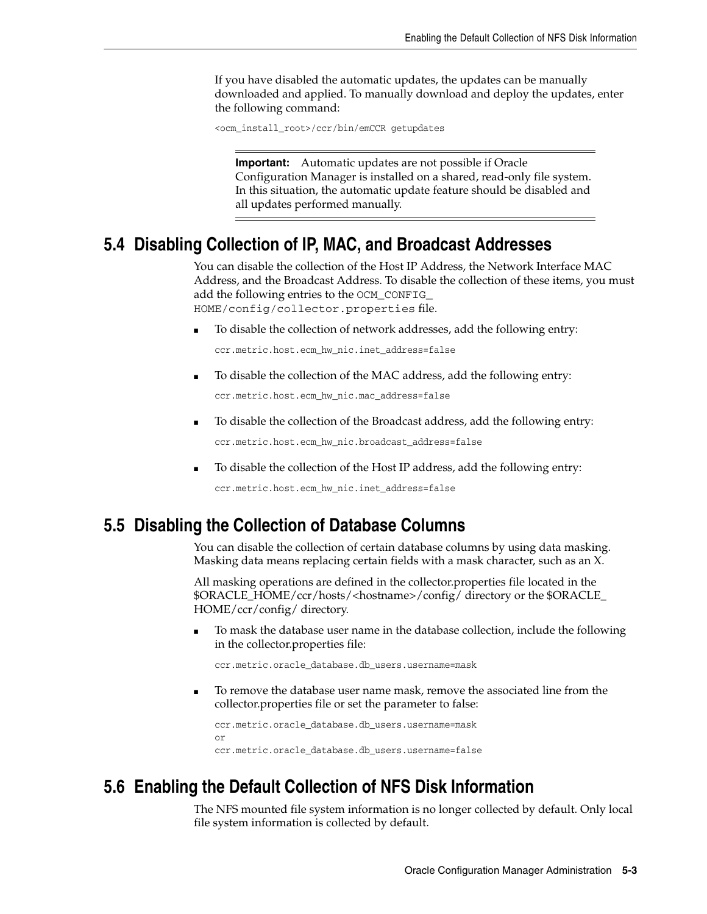If you have disabled the automatic updates, the updates can be manually downloaded and applied. To manually download and deploy the updates, enter the following command:

```
<ocm_install_root>/ccr/bin/emCCR getupdates
```

> **Important:** Automatic updates are not possible if Oracle Configuration Manager is installed on a shared, read-only file system. In this situation, the automatic update feature should be disabled and all updates performed manually.

## 5.4 Disabling Collection of IP, MAC, and Broadcast Addresses

You can disable the collection of the Host IP Address, the Network Interface MAC Address, and the Broadcast Address. To disable the collection of these items, you must add the following entries to the `OCM_CONFIG_HOME/config/collector.properties` file.

- To disable the collection of network addresses, add the following entry:

  ```
  ccr.metric.host.ecm_hw_nic.inet_address=false
  ```

- To disable the collection of the MAC address, add the following entry:

  ```
  ccr.metric.host.ecm_hw_nic.mac_address=false
  ```

- To disable the collection of the Broadcast address, add the following entry:

  ```
  ccr.metric.host.ecm_hw_nic.broadcast_address=false
  ```

- To disable the collection of the Host IP address, add the following entry:

  ```
  ccr.metric.host.ecm_hw_nic.inet_address=false
  ```

## 5.5 Disabling the Collection of Database Columns

You can disable the collection of certain database columns by using data masking. Masking data means replacing certain fields with a mask character, such as an X.

All masking operations are defined in the collector.properties file located in the $ORACLE_HOME/ccr/hosts/<hostname>/config/ directory or the $ORACLE_HOME/ccr/config/ directory.

- To mask the database user name in the database collection, include the following in the collector.properties file:

  ```
  ccr.metric.oracle_database.db_users.username=mask
  ```

- To remove the database user name mask, remove the associated line from the collector.properties file or set the parameter to false:

  ```
  ccr.metric.oracle_database.db_users.username=mask
  or
  ccr.metric.oracle_database.db_users.username=false
  ```

## 5.6 Enabling the Default Collection of NFS Disk Information

The NFS mounted file system information is no longer collected by default. Only local file system information is collected by default.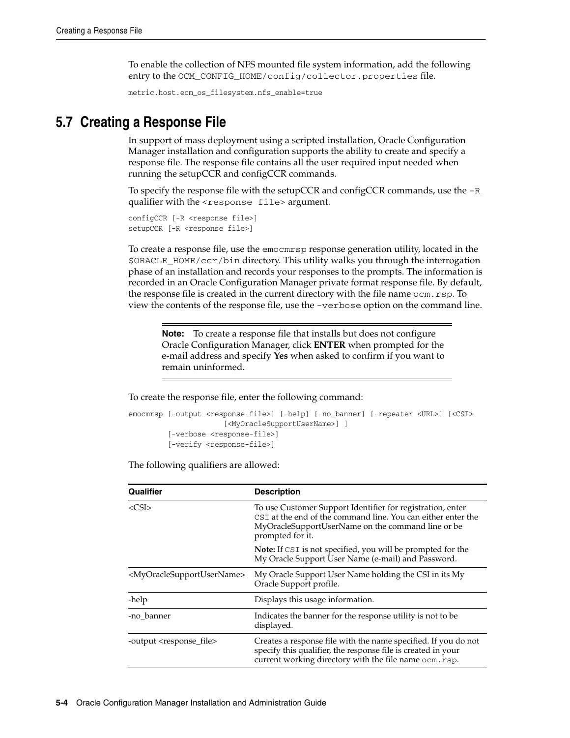To enable the collection of NFS mounted file system information, add the following entry to the `OCM_CONFIG_HOME/config/collector.properties` file.

```
metric.host.ecm_os_filesystem.nfs_enable=true
```

## 5.7 Creating a Response File

In support of mass deployment using a scripted installation, Oracle Configuration Manager installation and configuration supports the ability to create and specify a response file. The response file contains all the user required input needed when running the setupCCR and configCCR commands.

To specify the response file with the setupCCR and configCCR commands, use the `-R` qualifier with the `<response file>` argument.

```
configCCR [-R <response file>]
setupCCR [-R <response file>]
```

To create a response file, use the `emocmrsp` response generation utility, located in the `$ORACLE_HOME/ccr/bin` directory. This utility walks you through the interrogation phase of an installation and records your responses to the prompts. The information is recorded in an Oracle Configuration Manager private format response file. By default, the response file is created in the current directory with the file name `ocm.rsp`. To view the contents of the response file, use the `-verbose` option on the command line.

> **Note:** To create a response file that installs but does not configure Oracle Configuration Manager, click **ENTER** when prompted for the e-mail address and specify **Yes** when asked to confirm if you want to remain uninformed.

To create the response file, enter the following command:

```
emocmrsp [-output <response-file>] [-help] [-no_banner] [-repeater <URL>] [<CSI>
                    [<MyOracleSupportUserName>] ]
        [-verbose <response-file>]
        [-verify <response-file>]
```

The following qualifiers are allowed:

| Qualifier | Description |
|---|---|
| <CSI> | To use Customer Support Identifier for registration, enter `CSI` at the end of the command line. You can either enter the MyOracleSupportUserName on the command line or be prompted for it.<br><br>**Note:** If `CSI` is not specified, you will be prompted for the My Oracle Support User Name (e-mail) and Password. |
| <MyOracleSupportUserName> | My Oracle Support User Name holding the CSI in its My Oracle Support profile. |
| -help | Displays this usage information. |
| -no_banner | Indicates the banner for the response utility is not to be displayed. |
| -output <response_file> | Creates a response file with the name specified. If you do not specify this qualifier, the response file is created in your current working directory with the file name `ocm.rsp`. |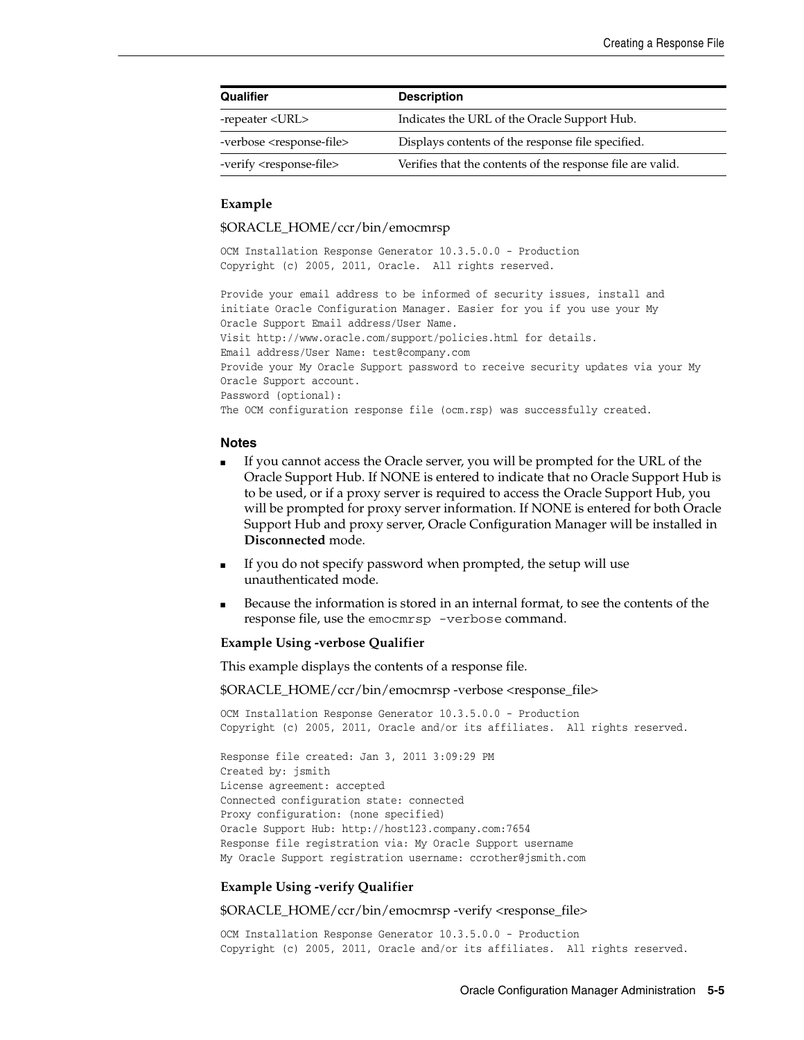| Qualifier | Description |
|---|---|
| -repeater <URL> | Indicates the URL of the Oracle Support Hub. |
| -verbose <response-file> | Displays contents of the response file specified. |
| -verify <response-file> | Verifies that the contents of the response file are valid. |

**Example**

$ORACLE_HOME/ccr/bin/emocmrsp

```
OCM Installation Response Generator 10.3.5.0.0 - Production
Copyright (c) 2005, 2011, Oracle.  All rights reserved.

Provide your email address to be informed of security issues, install and
initiate Oracle Configuration Manager. Easier for you if you use your My
Oracle Support Email address/User Name.
Visit http://www.oracle.com/support/policies.html for details.
Email address/User Name: test@company.com
Provide your My Oracle Support password to receive security updates via your My
Oracle Support account.
Password (optional):
The OCM configuration response file (ocm.rsp) was successfully created.
```

**Notes**

- If you cannot access the Oracle server, you will be prompted for the URL of the Oracle Support Hub. If NONE is entered to indicate that no Oracle Support Hub is to be used, or if a proxy server is required to access the Oracle Support Hub, you will be prompted for proxy server information. If NONE is entered for both Oracle Support Hub and proxy server, Oracle Configuration Manager will be installed in **Disconnected** mode.
- If you do not specify password when prompted, the setup will use unauthenticated mode.
- Because the information is stored in an internal format, to see the contents of the response file, use the `emocmrsp -verbose` command.

**Example Using -verbose Qualifier**

This example displays the contents of a response file.

$ORACLE_HOME/ccr/bin/emocmrsp -verbose <response_file>

```
OCM Installation Response Generator 10.3.5.0.0 - Production
Copyright (c) 2005, 2011, Oracle and/or its affiliates.  All rights reserved.

Response file created: Jan 3, 2011 3:09:29 PM
Created by: jsmith
License agreement: accepted
Connected configuration state: connected
Proxy configuration: (none specified)
Oracle Support Hub: http://host123.company.com:7654
Response file registration via: My Oracle Support username
My Oracle Support registration username: ccrother@jsmith.com
```

**Example Using -verify Qualifier**

$ORACLE_HOME/ccr/bin/emocmrsp -verify <response_file>

```
OCM Installation Response Generator 10.3.5.0.0 - Production
Copyright (c) 2005, 2011, Oracle and/or its affiliates.  All rights reserved.
```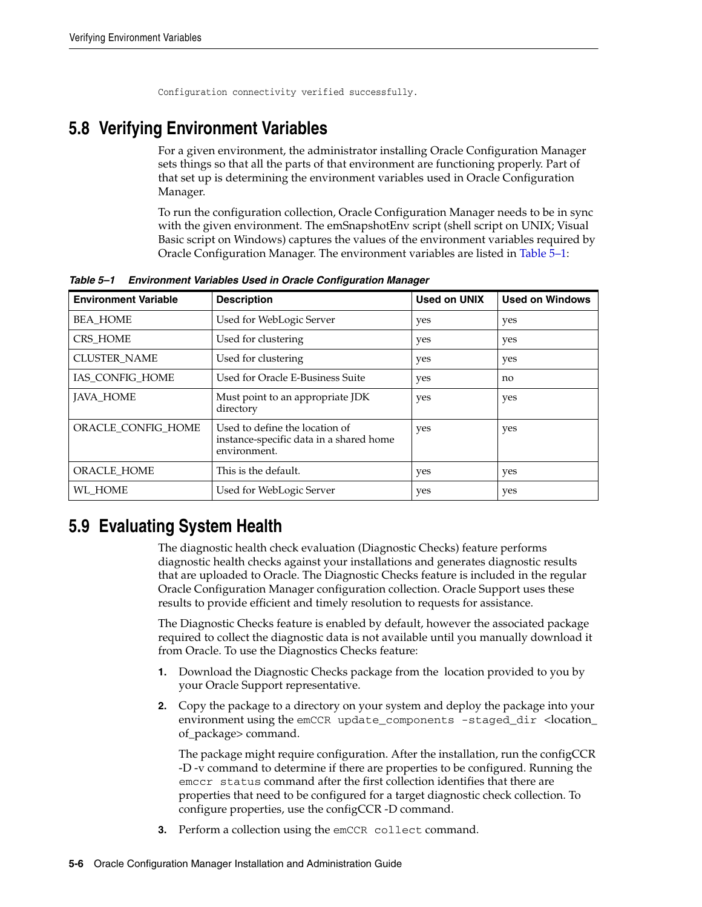```
Configuration connectivity verified successfully.
```

## 5.8 Verifying Environment Variables

For a given environment, the administrator installing Oracle Configuration Manager sets things so that all the parts of that environment are functioning properly. Part of that set up is determining the environment variables used in Oracle Configuration Manager.

To run the configuration collection, Oracle Configuration Manager needs to be in sync with the given environment. The emSnapshotEnv script (shell script on UNIX; Visual Basic script on Windows) captures the values of the environment variables required by Oracle Configuration Manager. The environment variables are listed in Table 5–1:

***Table 5–1 Environment Variables Used in Oracle Configuration Manager***

| Environment Variable | Description | Used on UNIX | Used on Windows |
|---|---|---|---|
| BEA_HOME | Used for WebLogic Server | yes | yes |
| CRS_HOME | Used for clustering | yes | yes |
| CLUSTER_NAME | Used for clustering | yes | yes |
| IAS_CONFIG_HOME | Used for Oracle E-Business Suite | yes | no |
| JAVA_HOME | Must point to an appropriate JDK directory | yes | yes |
| ORACLE_CONFIG_HOME | Used to define the location of instance-specific data in a shared home environment. | yes | yes |
| ORACLE_HOME | This is the default. | yes | yes |
| WL_HOME | Used for WebLogic Server | yes | yes |

## 5.9 Evaluating System Health

The diagnostic health check evaluation (Diagnostic Checks) feature performs diagnostic health checks against your installations and generates diagnostic results that are uploaded to Oracle. The Diagnostic Checks feature is included in the regular Oracle Configuration Manager configuration collection. Oracle Support uses these results to provide efficient and timely resolution to requests for assistance.

The Diagnostic Checks feature is enabled by default, however the associated package required to collect the diagnostic data is not available until you manually download it from Oracle. To use the Diagnostics Checks feature:

1. Download the Diagnostic Checks package from the location provided to you by your Oracle Support representative.
2. Copy the package to a directory on your system and deploy the package into your environment using the `emCCR update_components -staged_dir` <location_of_package> command.

   The package might require configuration. After the installation, run the configCCR -D -v command to determine if there are properties to be configured. Running the `emccr status` command after the first collection identifies that there are properties that need to be configured for a target diagnostic check collection. To configure properties, use the configCCR -D command.
3. Perform a collection using the `emCCR collect` command.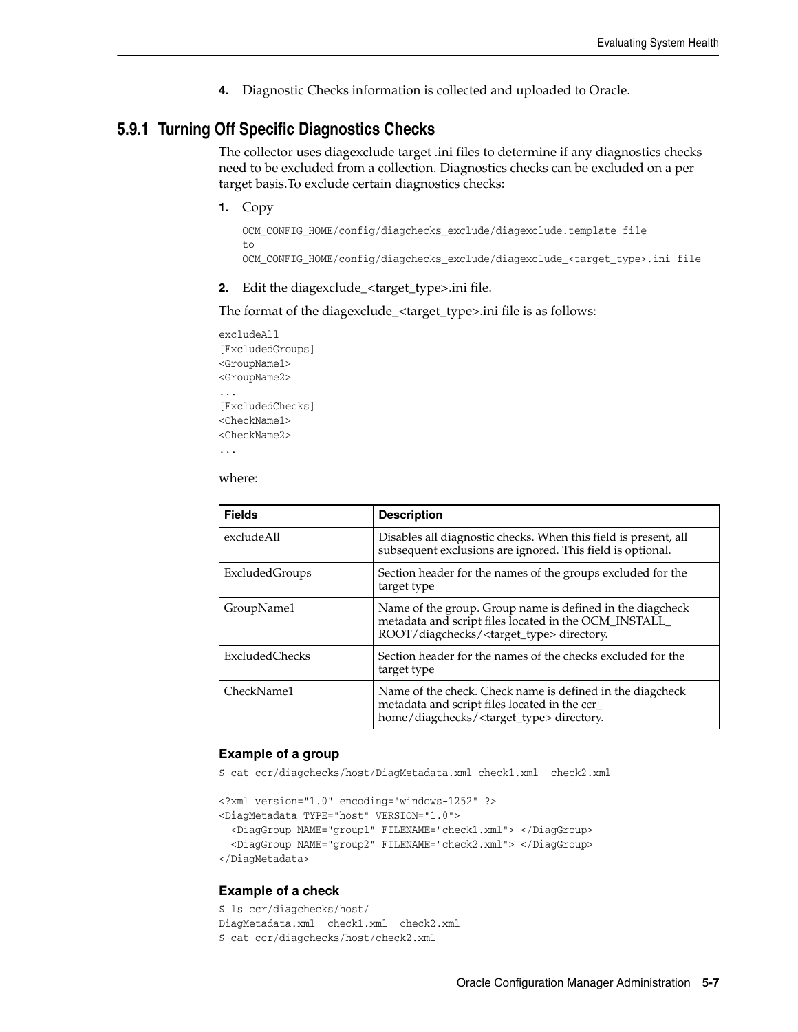4. Diagnostic Checks information is collected and uploaded to Oracle.

### 5.9.1 Turning Off Specific Diagnostics Checks

The collector uses diagexclude target .ini files to determine if any diagnostics checks need to be excluded from a collection. Diagnostics checks can be excluded on a per target basis.To exclude certain diagnostics checks:

1. Copy

   ```
   OCM_CONFIG_HOME/config/diagchecks_exclude/diagexclude.template file
   to
   OCM_CONFIG_HOME/config/diagchecks_exclude/diagexclude_<target_type>.ini file
   ```

2. Edit the diagexclude_<target_type>.ini file.

The format of the diagexclude_<target_type>.ini file is as follows:

```
excludeAll
[ExcludedGroups]
<GroupName1>
<GroupName2>
...
[ExcludedChecks]
<CheckName1>
<CheckName2>
...
```

where:

| Fields | Description |
|---|---|
| excludeAll | Disables all diagnostic checks. When this field is present, all subsequent exclusions are ignored. This field is optional. |
| ExcludedGroups | Section header for the names of the groups excluded for the target type |
| GroupName1 | Name of the group. Group name is defined in the diagcheck metadata and script files located in the OCM_INSTALL_ROOT/diagchecks/<target_type> directory. |
| ExcludedChecks | Section header for the names of the checks excluded for the target type |
| CheckName1 | Name of the check. Check name is defined in the diagcheck metadata and script files located in the ccr_home/diagchecks/<target_type> directory. |

#### Example of a group

```
$ cat ccr/diagchecks/host/DiagMetadata.xml check1.xml  check2.xml

<?xml version="1.0" encoding="windows-1252" ?>
<DiagMetadata TYPE="host" VERSION="1.0">
  <DiagGroup NAME="group1" FILENAME="check1.xml"> </DiagGroup>
  <DiagGroup NAME="group2" FILENAME="check2.xml"> </DiagGroup>
</DiagMetadata>
```

#### Example of a check

```
$ ls ccr/diagchecks/host/
DiagMetadata.xml  check1.xml  check2.xml
$ cat ccr/diagchecks/host/check2.xml
```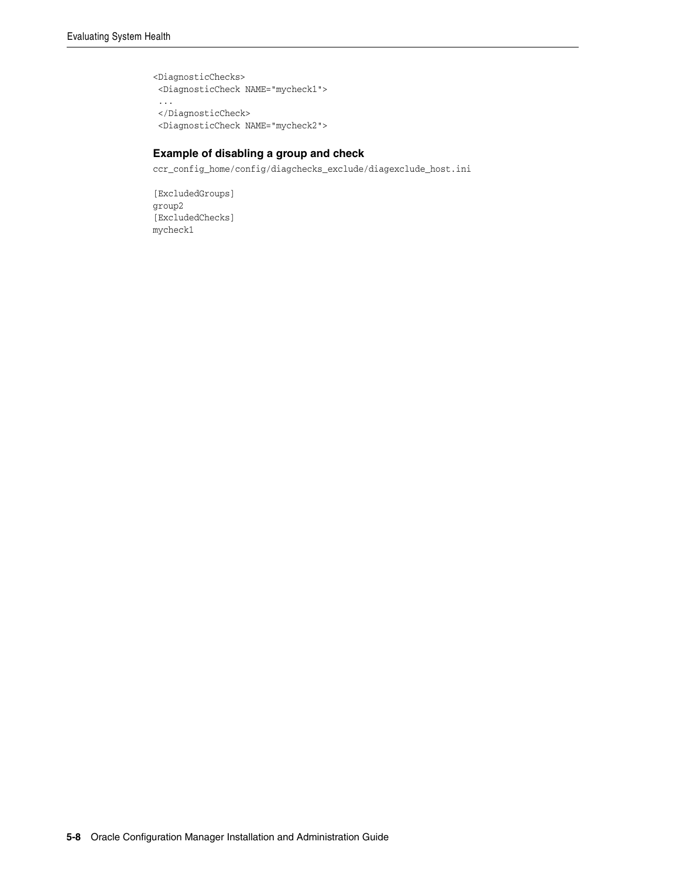```
<DiagnosticChecks>
 <DiagnosticCheck NAME="mycheck1">
 ...
 </DiagnosticCheck>
 <DiagnosticCheck NAME="mycheck2">
```

#### Example of disabling a group and check

```
ccr_config_home/config/diagchecks_exclude/diagexclude_host.ini

[ExcludedGroups]
group2
[ExcludedChecks]
mycheck1
```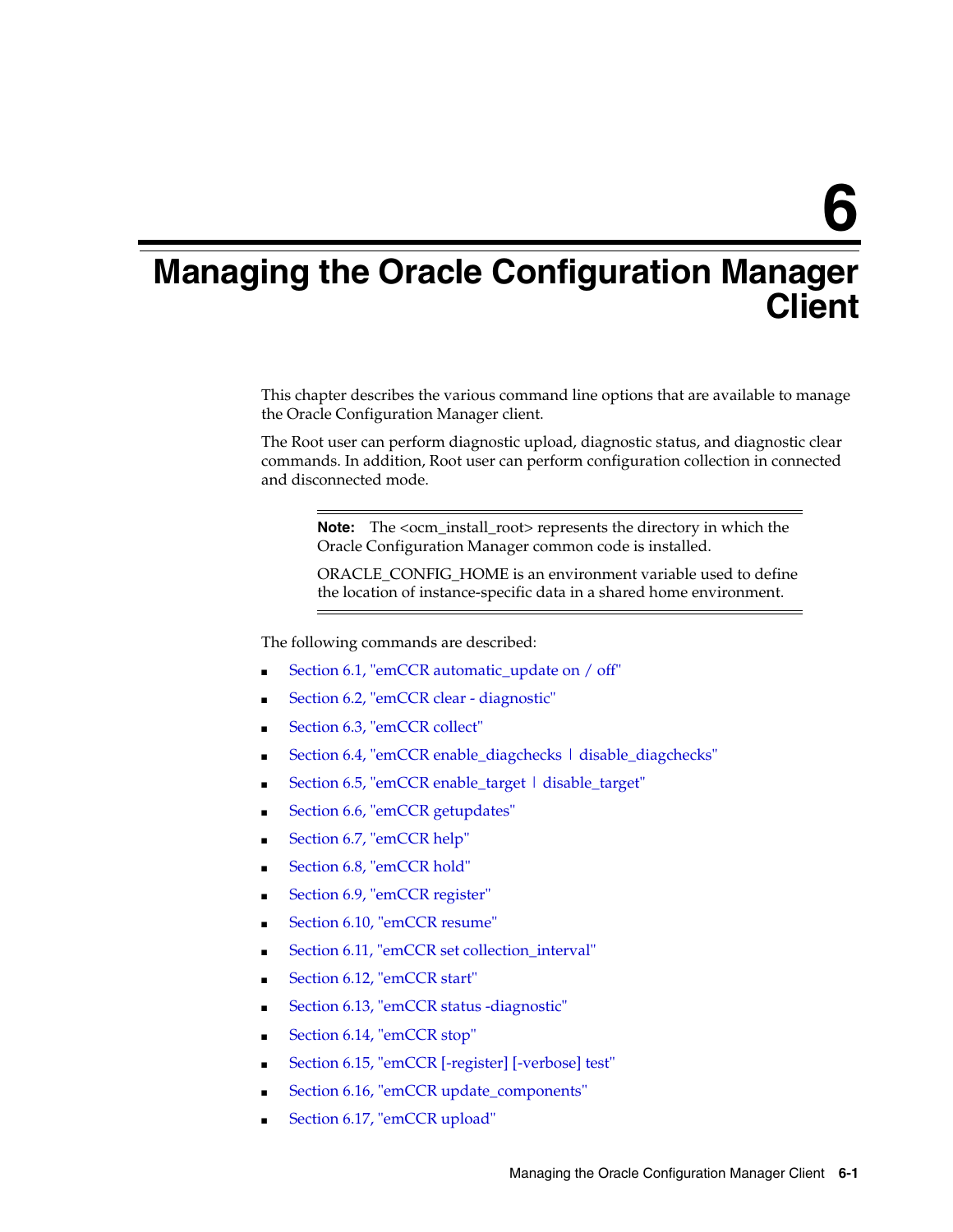# 6 Managing the Oracle Configuration Manager Client

This chapter describes the various command line options that are available to manage the Oracle Configuration Manager client.

The Root user can perform diagnostic upload, diagnostic status, and diagnostic clear commands. In addition, Root user can perform configuration collection in connected and disconnected mode.

> **Note:** The <ocm_install_root> represents the directory in which the Oracle Configuration Manager common code is installed.
>
> ORACLE_CONFIG_HOME is an environment variable used to define the location of instance-specific data in a shared home environment.

The following commands are described:

- Section 6.1, "emCCR automatic_update on / off"
- Section 6.2, "emCCR clear - diagnostic"
- Section 6.3, "emCCR collect"
- Section 6.4, "emCCR enable_diagchecks | disable_diagchecks"
- Section 6.5, "emCCR enable_target | disable_target"
- Section 6.6, "emCCR getupdates"
- Section 6.7, "emCCR help"
- Section 6.8, "emCCR hold"
- Section 6.9, "emCCR register"
- Section 6.10, "emCCR resume"
- Section 6.11, "emCCR set collection_interval"
- Section 6.12, "emCCR start"
- Section 6.13, "emCCR status -diagnostic"
- Section 6.14, "emCCR stop"
- Section 6.15, "emCCR [-register] [-verbose] test"
- Section 6.16, "emCCR update_components"
- Section 6.17, "emCCR upload"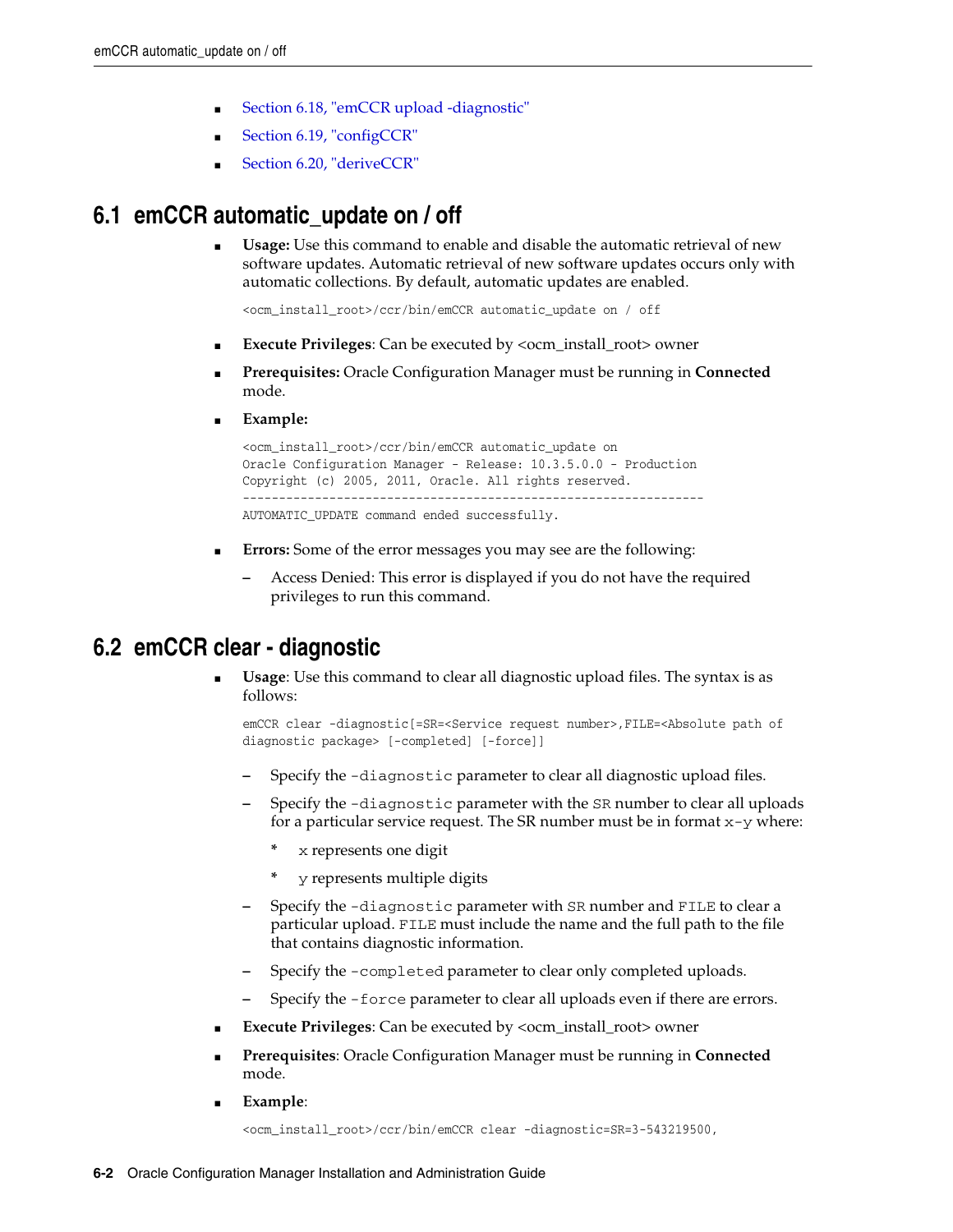- Section 6.18, "emCCR upload -diagnostic"
- Section 6.19, "configCCR"
- Section 6.20, "deriveCCR"

## 6.1 emCCR automatic_update on / off

- **Usage:** Use this command to enable and disable the automatic retrieval of new software updates. Automatic retrieval of new software updates occurs only with automatic collections. By default, automatic updates are enabled.

```
<ocm_install_root>/ccr/bin/emCCR automatic_update on / off
```

- **Execute Privileges**: Can be executed by <ocm_install_root> owner
- **Prerequisites:** Oracle Configuration Manager must be running in **Connected** mode.
- **Example:**

```
<ocm_install_root>/ccr/bin/emCCR automatic_update on
Oracle Configuration Manager - Release: 10.3.5.0.0 - Production
Copyright (c) 2005, 2011, Oracle. All rights reserved.
----------------------------------------------------------------
AUTOMATIC_UPDATE command ended successfully.
```

- **Errors:** Some of the error messages you may see are the following:
  - Access Denied: This error is displayed if you do not have the required privileges to run this command.

## 6.2 emCCR clear - diagnostic

- **Usage**: Use this command to clear all diagnostic upload files. The syntax is as follows:

```
emCCR clear -diagnostic[=SR=<Service request number>,FILE=<Absolute path of
diagnostic package> [-completed] [-force]]
```

  - Specify the `-diagnostic` parameter to clear all diagnostic upload files.
  - Specify the `-diagnostic` parameter with the `SR` number to clear all uploads for a particular service request. The SR number must be in format `x-y` where:
    - `x` represents one digit
    - `y` represents multiple digits
  - Specify the `-diagnostic` parameter with `SR` number and `FILE` to clear a particular upload. `FILE` must include the name and the full path to the file that contains diagnostic information.
  - Specify the `-completed` parameter to clear only completed uploads.
  - Specify the `-force` parameter to clear all uploads even if there are errors.
- **Execute Privileges**: Can be executed by <ocm_install_root> owner
- **Prerequisites**: Oracle Configuration Manager must be running in **Connected** mode.
- **Example**:

```
<ocm_install_root>/ccr/bin/emCCR clear -diagnostic=SR=3-543219500,
```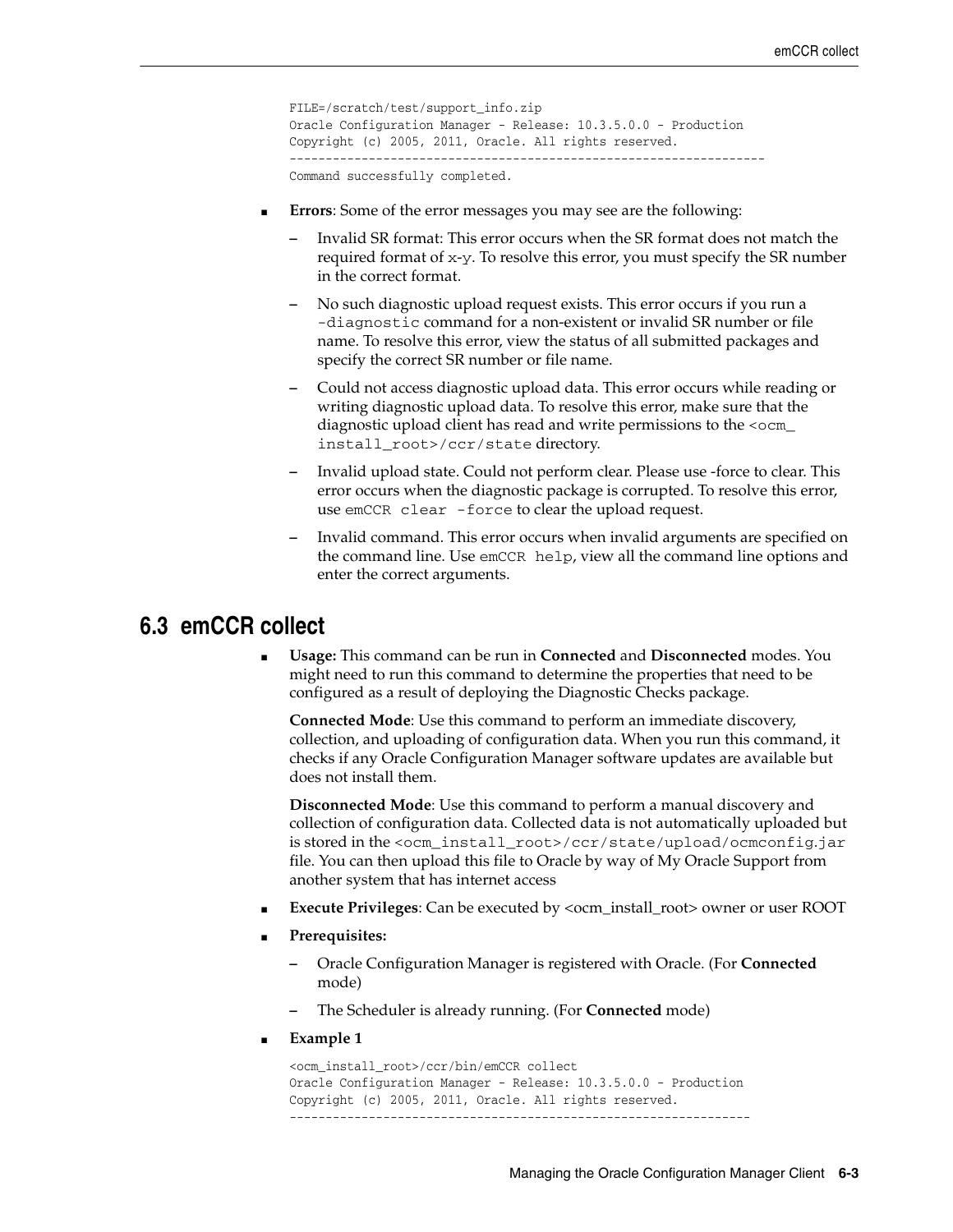```
FILE=/scratch/test/support_info.zip
Oracle Configuration Manager - Release: 10.3.5.0.0 - Production
Copyright (c) 2005, 2011, Oracle. All rights reserved.
------------------------------------------------------------------
Command successfully completed.
```

- **Errors**: Some of the error messages you may see are the following:
  - Invalid SR format: This error occurs when the SR format does not match the required format of `x-y`. To resolve this error, you must specify the SR number in the correct format.
  - No such diagnostic upload request exists. This error occurs if you run a `-diagnostic` command for a non-existent or invalid SR number or file name. To resolve this error, view the status of all submitted packages and specify the correct SR number or file name.
  - Could not access diagnostic upload data. This error occurs while reading or writing diagnostic upload data. To resolve this error, make sure that the diagnostic upload client has read and write permissions to the `<ocm_install_root>/ccr/state` directory.
  - Invalid upload state. Could not perform clear. Please use -force to clear. This error occurs when the diagnostic package is corrupted. To resolve this error, use `emCCR clear -force` to clear the upload request.
  - Invalid command. This error occurs when invalid arguments are specified on the command line. Use `emCCR help`, view all the command line options and enter the correct arguments.

## 6.3 emCCR collect

- **Usage:** This command can be run in **Connected** and **Disconnected** modes. You might need to run this command to determine the properties that need to be configured as a result of deploying the Diagnostic Checks package.

  **Connected Mode**: Use this command to perform an immediate discovery, collection, and uploading of configuration data. When you run this command, it checks if any Oracle Configuration Manager software updates are available but does not install them.

  **Disconnected Mode**: Use this command to perform a manual discovery and collection of configuration data. Collected data is not automatically uploaded but is stored in the `<ocm_install_root>/ccr/state/upload/ocmconfig.jar` file. You can then upload this file to Oracle by way of My Oracle Support from another system that has internet access

- **Execute Privileges**: Can be executed by <ocm_install_root> owner or user ROOT
- **Prerequisites:**
  - Oracle Configuration Manager is registered with Oracle. (For **Connected** mode)
  - The Scheduler is already running. (For **Connected** mode)
- **Example 1**

```
<ocm_install_root>/ccr/bin/emCCR collect
Oracle Configuration Manager - Release: 10.3.5.0.0 - Production
Copyright (c) 2005, 2011, Oracle. All rights reserved.
----------------------------------------------------------------
```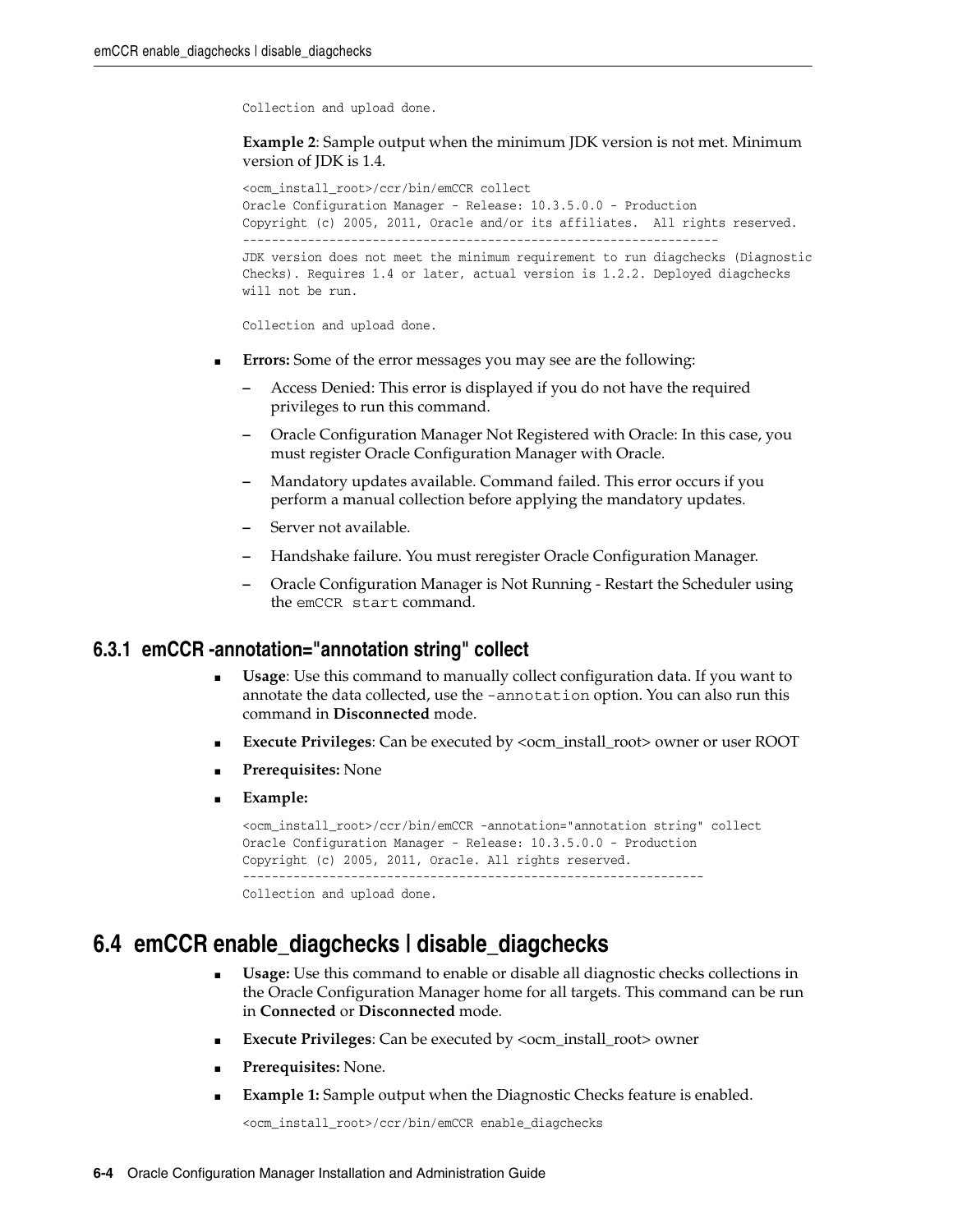```
Collection and upload done.
```

**Example 2**: Sample output when the minimum JDK version is not met. Minimum version of JDK is 1.4.

```
<ocm_install_root>/ccr/bin/emCCR collect
Oracle Configuration Manager - Release: 10.3.5.0.0 - Production
Copyright (c) 2005, 2011, Oracle and/or its affiliates.  All rights reserved.
------------------------------------------------------------------
JDK version does not meet the minimum requirement to run diagchecks (Diagnostic
Checks). Requires 1.4 or later, actual version is 1.2.2. Deployed diagchecks
will not be run.

Collection and upload done.
```

- **Errors:** Some of the error messages you may see are the following:
  - Access Denied: This error is displayed if you do not have the required privileges to run this command.
  - Oracle Configuration Manager Not Registered with Oracle: In this case, you must register Oracle Configuration Manager with Oracle.
  - Mandatory updates available. Command failed. This error occurs if you perform a manual collection before applying the mandatory updates.
  - Server not available.
  - Handshake failure. You must reregister Oracle Configuration Manager.
  - Oracle Configuration Manager is Not Running - Restart the Scheduler using the `emCCR start` command.

### 6.3.1 emCCR -annotation="annotation string" collect

- **Usage**: Use this command to manually collect configuration data. If you want to annotate the data collected, use the `-annotation` option. You can also run this command in **Disconnected** mode.
- **Execute Privileges**: Can be executed by <ocm_install_root> owner or user ROOT
- **Prerequisites:** None
- **Example:**

```
<ocm_install_root>/ccr/bin/emCCR -annotation="annotation string" collect
Oracle Configuration Manager - Release: 10.3.5.0.0 - Production
Copyright (c) 2005, 2011, Oracle. All rights reserved.
----------------------------------------------------------------
Collection and upload done.
```

## 6.4 emCCR enable_diagchecks | disable_diagchecks

- **Usage:** Use this command to enable or disable all diagnostic checks collections in the Oracle Configuration Manager home for all targets. This command can be run in **Connected** or **Disconnected** mode.
- **Execute Privileges**: Can be executed by <ocm_install_root> owner
- **Prerequisites:** None.
- **Example 1:** Sample output when the Diagnostic Checks feature is enabled.

```
<ocm_install_root>/ccr/bin/emCCR enable_diagchecks
```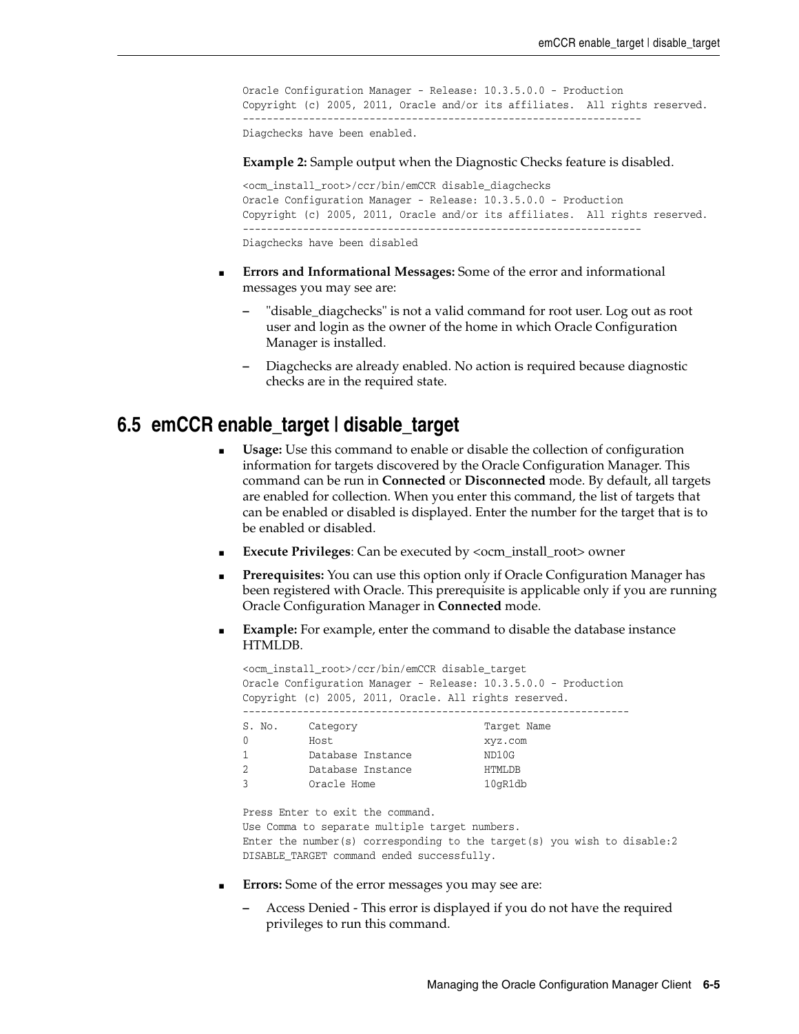```
Oracle Configuration Manager - Release: 10.3.5.0.0 - Production
Copyright (c) 2005, 2011, Oracle and/or its affiliates.  All rights reserved.
------------------------------------------------------------------
Diagchecks have been enabled.
```

**Example 2:** Sample output when the Diagnostic Checks feature is disabled.

```
<ocm_install_root>/ccr/bin/emCCR disable_diagchecks
Oracle Configuration Manager - Release: 10.3.5.0.0 - Production
Copyright (c) 2005, 2011, Oracle and/or its affiliates.  All rights reserved.
------------------------------------------------------------------
Diagchecks have been disabled
```

- **Errors and Informational Messages:** Some of the error and informational messages you may see are:
  - "disable_diagchecks" is not a valid command for root user. Log out as root user and login as the owner of the home in which Oracle Configuration Manager is installed.
  - Diagchecks are already enabled. No action is required because diagnostic checks are in the required state.

## 6.5 emCCR enable_target | disable_target

- **Usage:** Use this command to enable or disable the collection of configuration information for targets discovered by the Oracle Configuration Manager. This command can be run in **Connected** or **Disconnected** mode. By default, all targets are enabled for collection. When you enter this command, the list of targets that can be enabled or disabled is displayed. Enter the number for the target that is to be enabled or disabled.
- **Execute Privileges**: Can be executed by <ocm_install_root> owner
- **Prerequisites:** You can use this option only if Oracle Configuration Manager has been registered with Oracle. This prerequisite is applicable only if you are running Oracle Configuration Manager in **Connected** mode.
- **Example:** For example, enter the command to disable the database instance HTMLDB.

```
<ocm_install_root>/ccr/bin/emCCR disable_target
Oracle Configuration Manager - Release: 10.3.5.0.0 - Production
Copyright (c) 2005, 2011, Oracle. All rights reserved.
----------------------------------------------------------------
S. No.     Category                    Target Name
0          Host                        xyz.com
1          Database Instance           ND10G
2          Database Instance           HTMLDB
3          Oracle Home                 10gR1db

Press Enter to exit the command.
Use Comma to separate multiple target numbers.
Enter the number(s) corresponding to the target(s) you wish to disable:2
DISABLE_TARGET command ended successfully.
```

- **Errors:** Some of the error messages you may see are:
  - Access Denied - This error is displayed if you do not have the required privileges to run this command.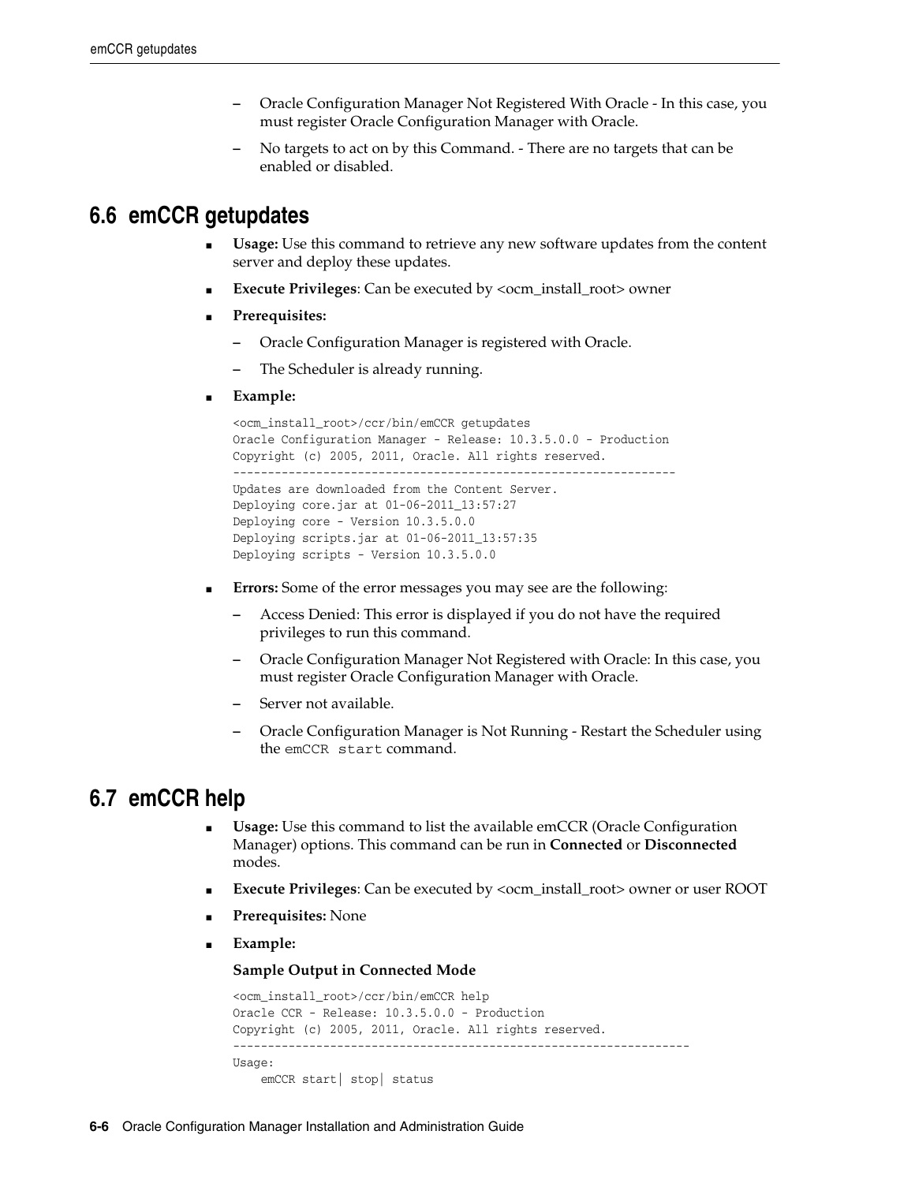- Oracle Configuration Manager Not Registered With Oracle - In this case, you must register Oracle Configuration Manager with Oracle.
  - No targets to act on by this Command. - There are no targets that can be enabled or disabled.

## 6.6 emCCR getupdates

- **Usage:** Use this command to retrieve any new software updates from the content server and deploy these updates.
- **Execute Privileges**: Can be executed by <ocm_install_root> owner
- **Prerequisites:**
  - Oracle Configuration Manager is registered with Oracle.
  - The Scheduler is already running.
- **Example:**

```
<ocm_install_root>/ccr/bin/emCCR getupdates
Oracle Configuration Manager - Release: 10.3.5.0.0 - Production
Copyright (c) 2005, 2011, Oracle. All rights reserved.
------------------------------------------------------------------
Updates are downloaded from the Content Server.
Deploying core.jar at 01-06-2011_13:57:27
Deploying core - Version 10.3.5.0.0
Deploying scripts.jar at 01-06-2011_13:57:35
Deploying scripts - Version 10.3.5.0.0
```

- **Errors:** Some of the error messages you may see are the following:
  - Access Denied: This error is displayed if you do not have the required privileges to run this command.
  - Oracle Configuration Manager Not Registered with Oracle: In this case, you must register Oracle Configuration Manager with Oracle.
  - Server not available.
  - Oracle Configuration Manager is Not Running - Restart the Scheduler using the `emCCR start` command.

## 6.7 emCCR help

- **Usage:** Use this command to list the available emCCR (Oracle Configuration Manager) options. This command can be run in **Connected** or **Disconnected** modes.
- **Execute Privileges**: Can be executed by <ocm_install_root> owner or user ROOT
- **Prerequisites:** None
- **Example:**

**Sample Output in Connected Mode**

```
<ocm_install_root>/ccr/bin/emCCR help
Oracle CCR - Release: 10.3.5.0.0 - Production
Copyright (c) 2005, 2011, Oracle. All rights reserved.
------------------------------------------------------------------
Usage:
    emCCR start| stop| status
```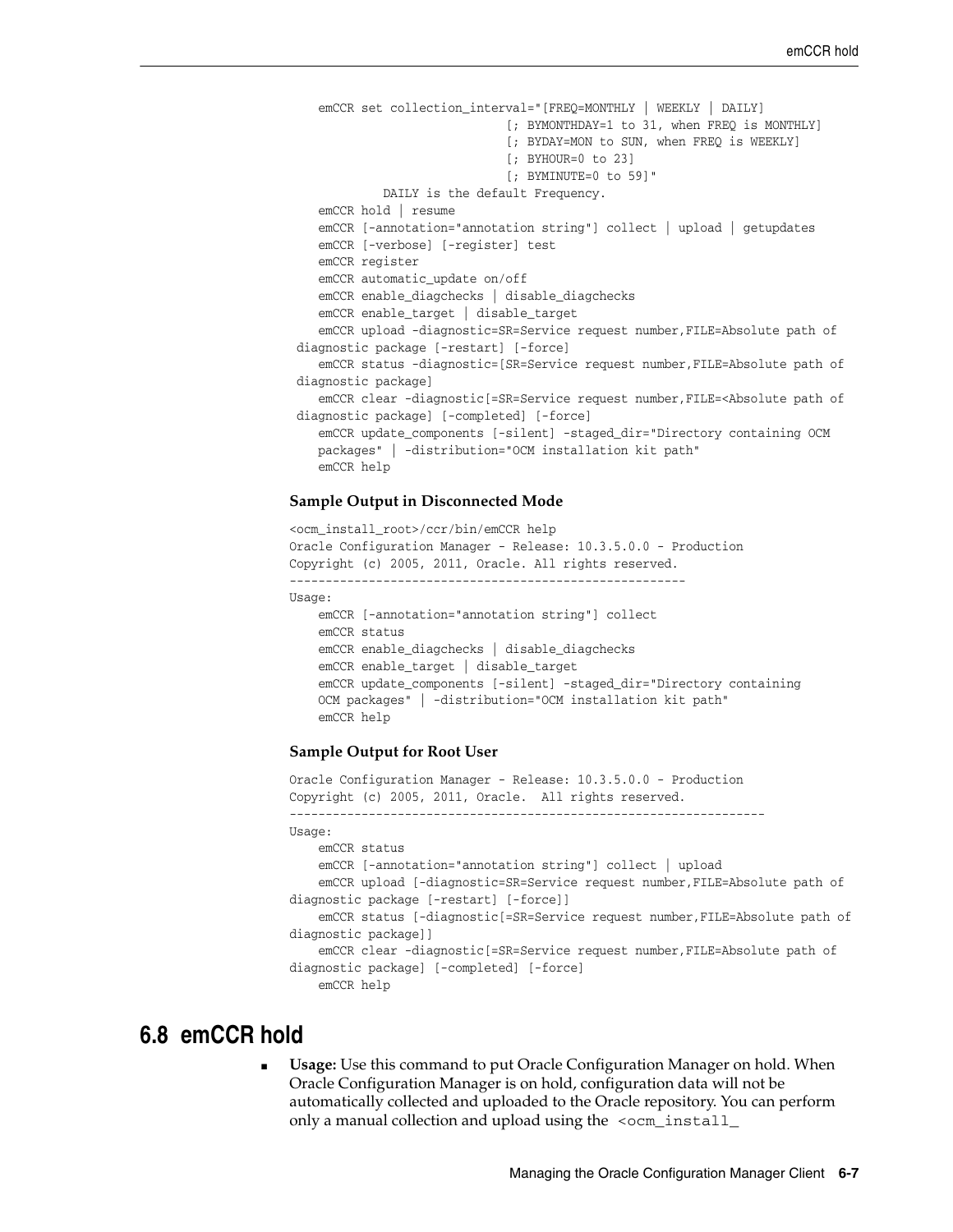```
    emCCR set collection_interval="[FREQ=MONTHLY | WEEKLY | DAILY]
                              [; BYMONTHDAY=1 to 31, when FREQ is MONTHLY]
                              [; BYDAY=MON to SUN, when FREQ is WEEKLY]
                              [; BYHOUR=0 to 23]
                              [; BYMINUTE=0 to 59]"
          DAILY is the default Frequency.
    emCCR hold | resume
    emCCR [-annotation="annotation string"] collect | upload | getupdates
    emCCR [-verbose] [-register] test
    emCCR register
    emCCR automatic_update on/off
    emCCR enable_diagchecks | disable_diagchecks
    emCCR enable_target | disable_target
    emCCR upload -diagnostic=SR=Service request number,FILE=Absolute path of
 diagnostic package [-restart] [-force]
    emCCR status -diagnostic=[SR=Service request number,FILE=Absolute path of
 diagnostic package]
    emCCR clear -diagnostic[=SR=Service request number,FILE=<Absolute path of
 diagnostic package] [-completed] [-force]
    emCCR update_components [-silent] -staged_dir="Directory containing OCM
    packages" | -distribution="OCM installation kit path"
    emCCR help
```

**Sample Output in Disconnected Mode**

```
<ocm_install_root>/ccr/bin/emCCR help
Oracle Configuration Manager - Release: 10.3.5.0.0 - Production
Copyright (c) 2005, 2011, Oracle. All rights reserved.
-------------------------------------------------------
Usage:
    emCCR [-annotation="annotation string"] collect
    emCCR status
    emCCR enable_diagchecks | disable_diagchecks
    emCCR enable_target | disable_target
    emCCR update_components [-silent] -staged_dir="Directory containing
    OCM packages" | -distribution="OCM installation kit path"
    emCCR help
```

**Sample Output for Root User**

```
Oracle Configuration Manager - Release: 10.3.5.0.0 - Production
Copyright (c) 2005, 2011, Oracle.  All rights reserved.
------------------------------------------------------------------
Usage:
    emCCR status
    emCCR [-annotation="annotation string"] collect | upload
    emCCR upload [-diagnostic=SR=Service request number,FILE=Absolute path of
diagnostic package [-restart] [-force]]
    emCCR status [-diagnostic[=SR=Service request number,FILE=Absolute path of
diagnostic package]]
    emCCR clear -diagnostic[=SR=Service request number,FILE=Absolute path of
diagnostic package] [-completed] [-force]
    emCCR help
```

## 6.8 emCCR hold

- **Usage:** Use this command to put Oracle Configuration Manager on hold. When Oracle Configuration Manager is on hold, configuration data will not be automatically collected and uploaded to the Oracle repository. You can perform only a manual collection and upload using the `<ocm_install_`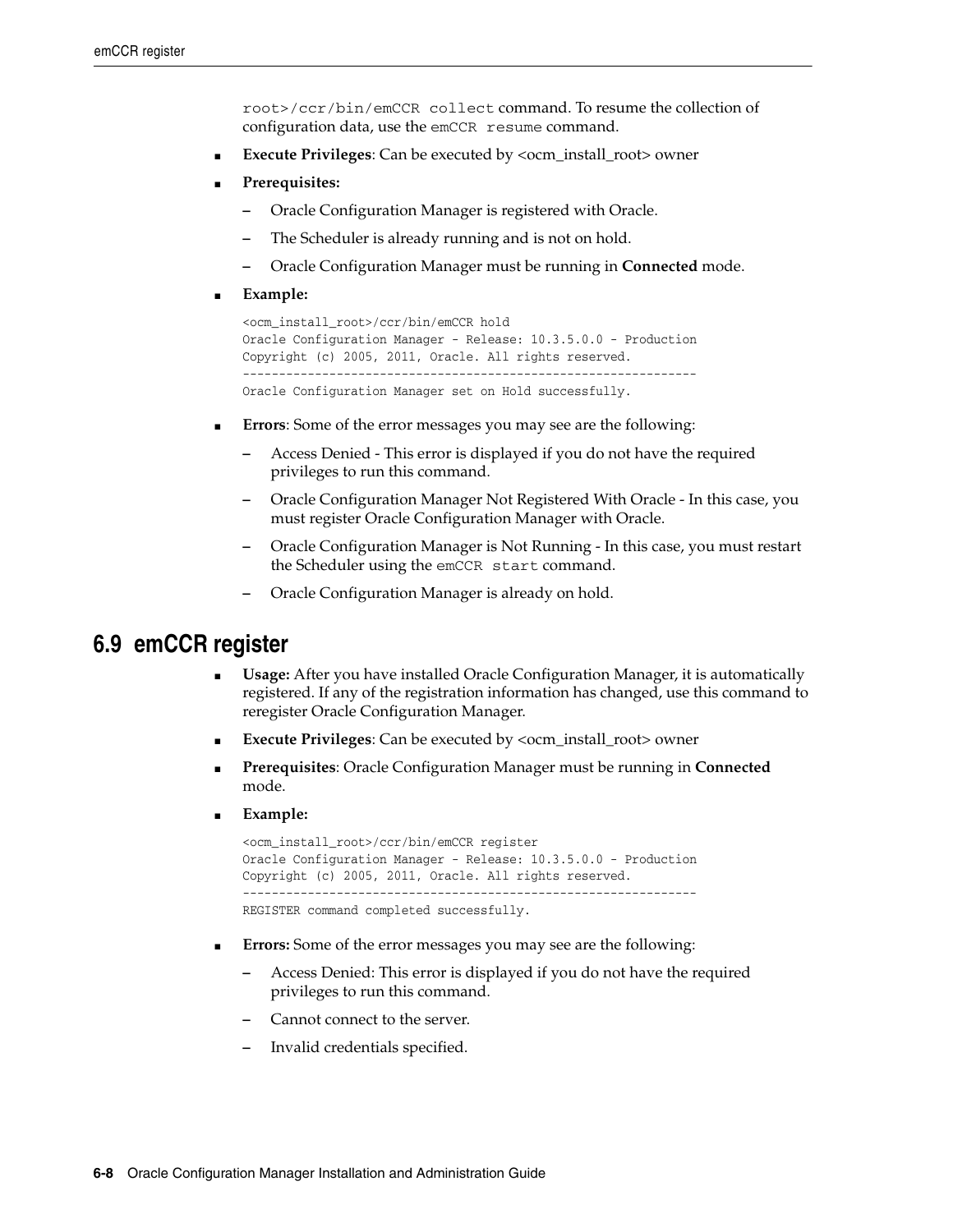root>/ccr/bin/emCCR collect command. To resume the collection of configuration data, use the emCCR resume command.

- **Execute Privileges**: Can be executed by <ocm_install_root> owner
- **Prerequisites:**
  - Oracle Configuration Manager is registered with Oracle.
  - The Scheduler is already running and is not on hold.
  - Oracle Configuration Manager must be running in **Connected** mode.
- **Example:**

```
<ocm_install_root>/ccr/bin/emCCR hold
Oracle Configuration Manager - Release: 10.3.5.0.0 - Production
Copyright (c) 2005, 2011, Oracle. All rights reserved.
---------------------------------------------------------------
Oracle Configuration Manager set on Hold successfully.
```

- **Errors**: Some of the error messages you may see are the following:
  - Access Denied - This error is displayed if you do not have the required privileges to run this command.
  - Oracle Configuration Manager Not Registered With Oracle - In this case, you must register Oracle Configuration Manager with Oracle.
  - Oracle Configuration Manager is Not Running - In this case, you must restart the Scheduler using the emCCR start command.
  - Oracle Configuration Manager is already on hold.

## 6.9 emCCR register

- **Usage:** After you have installed Oracle Configuration Manager, it is automatically registered. If any of the registration information has changed, use this command to reregister Oracle Configuration Manager.
- **Execute Privileges**: Can be executed by <ocm_install_root> owner
- **Prerequisites**: Oracle Configuration Manager must be running in **Connected** mode.
- **Example:**

```
<ocm_install_root>/ccr/bin/emCCR register
Oracle Configuration Manager - Release: 10.3.5.0.0 - Production
Copyright (c) 2005, 2011, Oracle. All rights reserved.
---------------------------------------------------------------
REGISTER command completed successfully.
```

- **Errors:** Some of the error messages you may see are the following:
  - Access Denied: This error is displayed if you do not have the required privileges to run this command.
  - Cannot connect to the server.
  - Invalid credentials specified.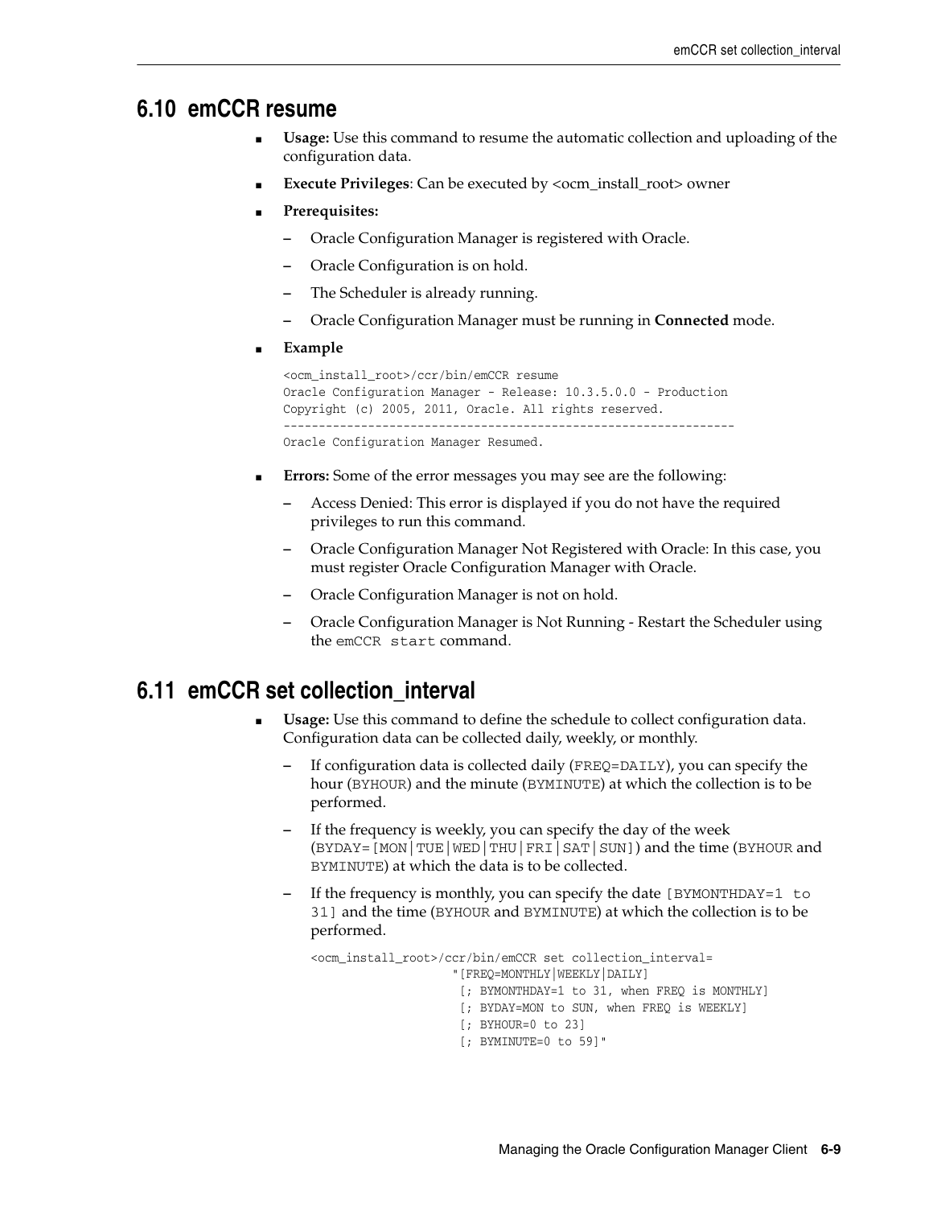## 6.10 emCCR resume

- **Usage:** Use this command to resume the automatic collection and uploading of the configuration data.
- **Execute Privileges**: Can be executed by <ocm_install_root> owner
- **Prerequisites:**
  - Oracle Configuration Manager is registered with Oracle.
  - Oracle Configuration is on hold.
  - The Scheduler is already running.
  - Oracle Configuration Manager must be running in **Connected** mode.
- **Example**

```
<ocm_install_root>/ccr/bin/emCCR resume
Oracle Configuration Manager - Release: 10.3.5.0.0 - Production
Copyright (c) 2005, 2011, Oracle. All rights reserved.
----------------------------------------------------------------
Oracle Configuration Manager Resumed.
```

- **Errors:** Some of the error messages you may see are the following:
  - Access Denied: This error is displayed if you do not have the required privileges to run this command.
  - Oracle Configuration Manager Not Registered with Oracle: In this case, you must register Oracle Configuration Manager with Oracle.
  - Oracle Configuration Manager is not on hold.
  - Oracle Configuration Manager is Not Running - Restart the Scheduler using the `emCCR start` command.

## 6.11 emCCR set collection_interval

- **Usage:** Use this command to define the schedule to collect configuration data. Configuration data can be collected daily, weekly, or monthly.
  - If configuration data is collected daily (`FREQ=DAILY`), you can specify the hour (`BYHOUR`) and the minute (`BYMINUTE`) at which the collection is to be performed.
  - If the frequency is weekly, you can specify the day of the week (`BYDAY=[MON|TUE|WED|THU|FRI|SAT|SUN]`) and the time (`BYHOUR` and `BYMINUTE`) at which the data is to be collected.
  - If the frequency is monthly, you can specify the date `[BYMONTHDAY=1 to 31]` and the time (`BYHOUR` and `BYMINUTE`) at which the collection is to be performed.

```
<ocm_install_root>/ccr/bin/emCCR set collection_interval=
                    "[FREQ=MONTHLY|WEEKLY|DAILY]
                     [; BYMONTHDAY=1 to 31, when FREQ is MONTHLY]
                     [; BYDAY=MON to SUN, when FREQ is WEEKLY]
                     [; BYHOUR=0 to 23]
                     [; BYMINUTE=0 to 59]"
```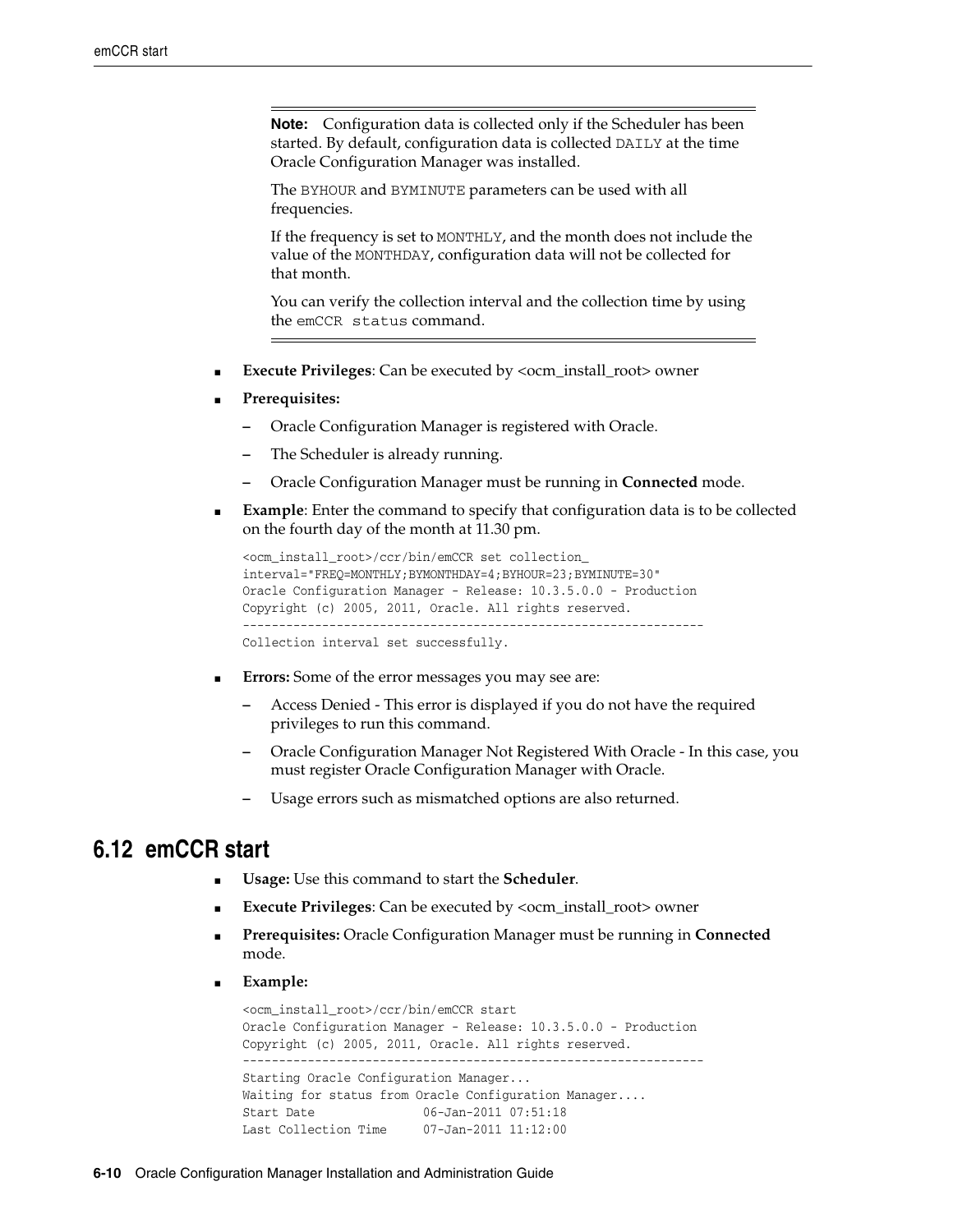---

**Note:** Configuration data is collected only if the Scheduler has been started. By default, configuration data is collected `DAILY` at the time Oracle Configuration Manager was installed.

The `BYHOUR` and `BYMINUTE` parameters can be used with all frequencies.

If the frequency is set to `MONTHLY`, and the month does not include the value of the `MONTHDAY`, configuration data will not be collected for that month.

You can verify the collection interval and the collection time by using the `emCCR status` command.

---

- **Execute Privileges**: Can be executed by <ocm_install_root> owner
- **Prerequisites:**
  - Oracle Configuration Manager is registered with Oracle.
  - The Scheduler is already running.
  - Oracle Configuration Manager must be running in **Connected** mode.
- **Example**: Enter the command to specify that configuration data is to be collected on the fourth day of the month at 11.30 pm.

```
<ocm_install_root>/ccr/bin/emCCR set collection_
interval="FREQ=MONTHLY;BYMONTHDAY=4;BYHOUR=23;BYMINUTE=30"
Oracle Configuration Manager - Release: 10.3.5.0.0 - Production
Copyright (c) 2005, 2011, Oracle. All rights reserved.
------------------------------------------------------------------
Collection interval set successfully.
```

- **Errors:** Some of the error messages you may see are:
  - Access Denied - This error is displayed if you do not have the required privileges to run this command.
  - Oracle Configuration Manager Not Registered With Oracle - In this case, you must register Oracle Configuration Manager with Oracle.
  - Usage errors such as mismatched options are also returned.

## 6.12 emCCR start

- **Usage:** Use this command to start the **Scheduler**.
- **Execute Privileges**: Can be executed by <ocm_install_root> owner
- **Prerequisites:** Oracle Configuration Manager must be running in **Connected** mode.
- **Example:**

```
<ocm_install_root>/ccr/bin/emCCR start
Oracle Configuration Manager - Release: 10.3.5.0.0 - Production
Copyright (c) 2005, 2011, Oracle. All rights reserved.
------------------------------------------------------------------
Starting Oracle Configuration Manager...
Waiting for status from Oracle Configuration Manager....
Start Date               06-Jan-2011 07:51:18
Last Collection Time     07-Jan-2011 11:12:00
```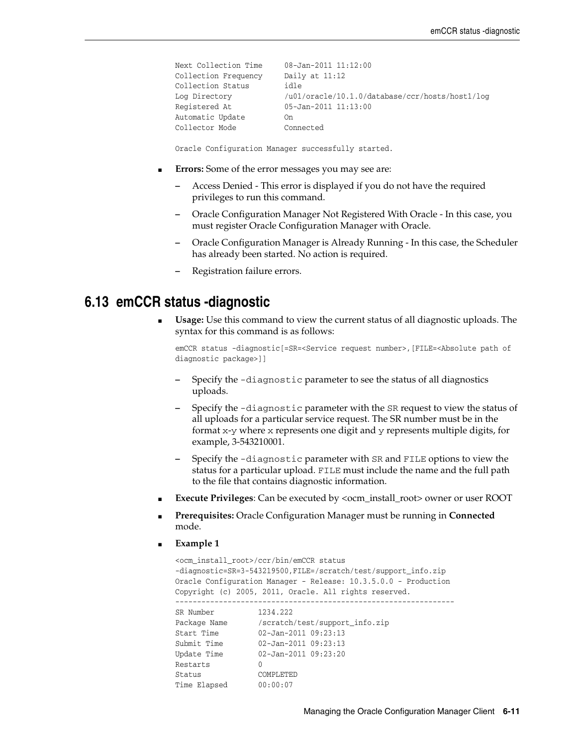```
Next Collection Time     08-Jan-2011 11:12:00
Collection Frequency     Daily at 11:12
Collection Status        idle
Log Directory            /u01/oracle/10.1.0/database/ccr/hosts/host1/log
Registered At            05-Jan-2011 11:13:00
Automatic Update         On
Collector Mode           Connected

Oracle Configuration Manager successfully started.
```

- **Errors:** Some of the error messages you may see are:
  - Access Denied - This error is displayed if you do not have the required privileges to run this command.
  - Oracle Configuration Manager Not Registered With Oracle - In this case, you must register Oracle Configuration Manager with Oracle.
  - Oracle Configuration Manager is Already Running - In this case, the Scheduler has already been started. No action is required.
  - Registration failure errors.

## 6.13 emCCR status -diagnostic

- **Usage:** Use this command to view the current status of all diagnostic uploads. The syntax for this command is as follows:

  ```
  emCCR status -diagnostic[=SR=<Service request number>,[FILE=<Absolute path of diagnostic package>]]
  ```

  - Specify the `-diagnostic` parameter to see the status of all diagnostics uploads.
  - Specify the `-diagnostic` parameter with the `SR` request to view the status of all uploads for a particular service request. The SR number must be in the format `x-y` where `x` represents one digit and `y` represents multiple digits, for example, 3-543210001.
  - Specify the `-diagnostic` parameter with `SR` and `FILE` options to view the status for a particular upload. `FILE` must include the name and the full path to the file that contains diagnostic information.

- **Execute Privileges**: Can be executed by <ocm_install_root> owner or user ROOT
- **Prerequisites:** Oracle Configuration Manager must be running in **Connected** mode.
- **Example 1**

  ```
  <ocm_install_root>/ccr/bin/emCCR status
  -diagnostic=SR=3-543219500,FILE=/scratch/test/support_info.zip
  Oracle Configuration Manager - Release: 10.3.5.0.0 - Production
  Copyright (c) 2005, 2011, Oracle. All rights reserved.
  ---------------------------------------------------------------
  SR Number          1234.222
  Package Name       /scratch/test/support_info.zip
  Start Time         02-Jan-2011 09:23:13
  Submit Time        02-Jan-2011 09:23:13
  Update Time        02-Jan-2011 09:23:20
  Restarts           0
  Status             COMPLETED
  Time Elapsed       00:00:07
  ```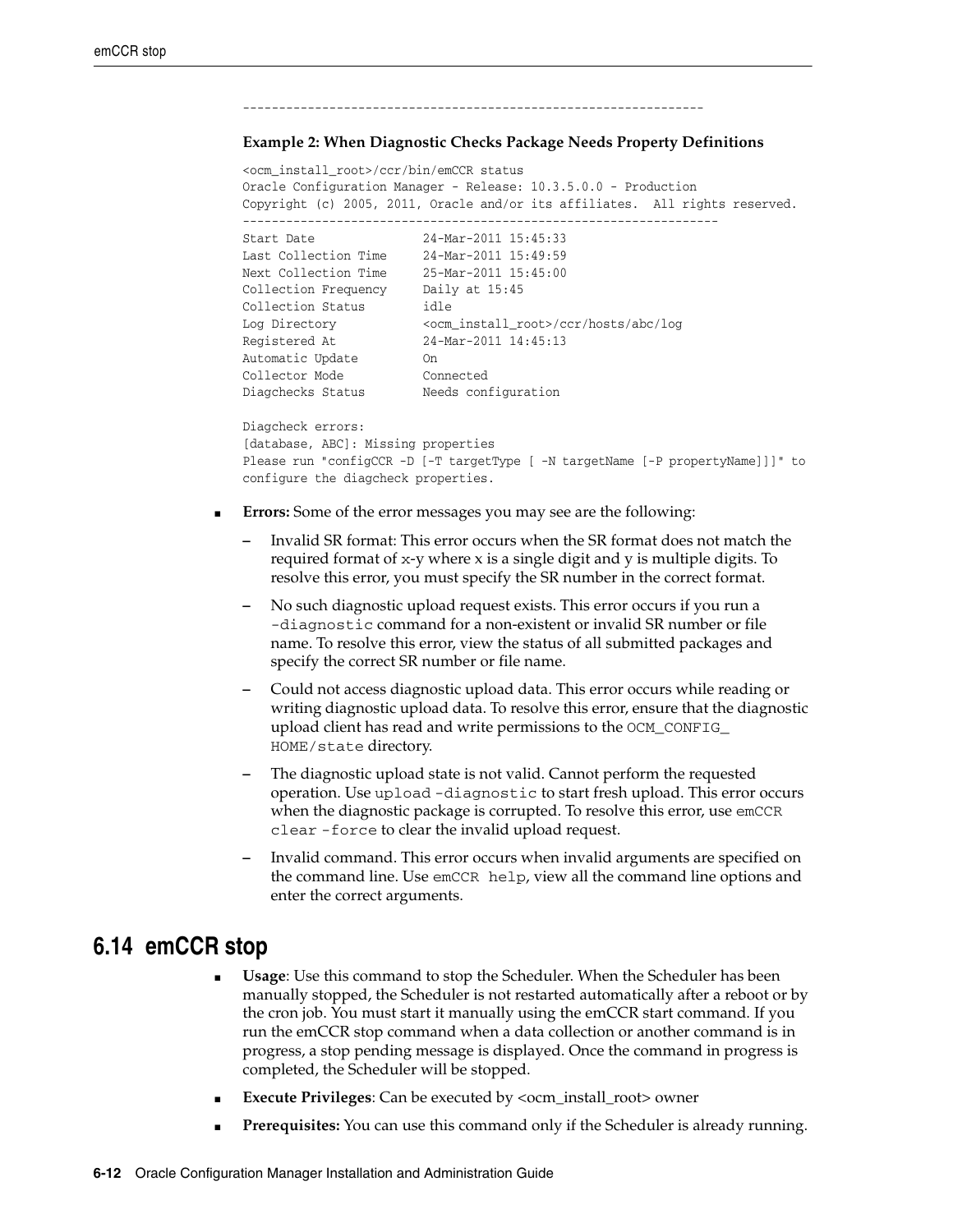```
----------------------------------------------------------------
```

**Example 2: When Diagnostic Checks Package Needs Property Definitions**

```
<ocm_install_root>/ccr/bin/emCCR status
Oracle Configuration Manager - Release: 10.3.5.0.0 - Production
Copyright (c) 2005, 2011, Oracle and/or its affiliates.  All rights reserved.
------------------------------------------------------------------
Start Date               24-Mar-2011 15:45:33
Last Collection Time     24-Mar-2011 15:49:59
Next Collection Time     25-Mar-2011 15:45:00
Collection Frequency     Daily at 15:45
Collection Status        idle
Log Directory            <ocm_install_root>/ccr/hosts/abc/log
Registered At            24-Mar-2011 14:45:13
Automatic Update         On
Collector Mode           Connected
Diagchecks Status        Needs configuration

Diagcheck errors:
[database, ABC]: Missing properties
Please run "configCCR -D [-T targetType [ -N targetName [-P propertyName]]]" to
configure the diagcheck properties.
```

- **Errors:** Some of the error messages you may see are the following:
  - Invalid SR format: This error occurs when the SR format does not match the required format of x-y where x is a single digit and y is multiple digits. To resolve this error, you must specify the SR number in the correct format.
  - No such diagnostic upload request exists. This error occurs if you run a `-diagnostic` command for a non-existent or invalid SR number or file name. To resolve this error, view the status of all submitted packages and specify the correct SR number or file name.
  - Could not access diagnostic upload data. This error occurs while reading or writing diagnostic upload data. To resolve this error, ensure that the diagnostic upload client has read and write permissions to the `OCM_CONFIG_HOME/state` directory.
  - The diagnostic upload state is not valid. Cannot perform the requested operation. Use `upload -diagnostic` to start fresh upload. This error occurs when the diagnostic package is corrupted. To resolve this error, use `emCCR clear -force` to clear the invalid upload request.
  - Invalid command. This error occurs when invalid arguments are specified on the command line. Use `emCCR help`, view all the command line options and enter the correct arguments.

## 6.14 emCCR stop

- **Usage**: Use this command to stop the Scheduler. When the Scheduler has been manually stopped, the Scheduler is not restarted automatically after a reboot or by the cron job. You must start it manually using the emCCR start command. If you run the emCCR stop command when a data collection or another command is in progress, a stop pending message is displayed. Once the command in progress is completed, the Scheduler will be stopped.
- **Execute Privileges**: Can be executed by <ocm_install_root> owner
- **Prerequisites:** You can use this command only if the Scheduler is already running.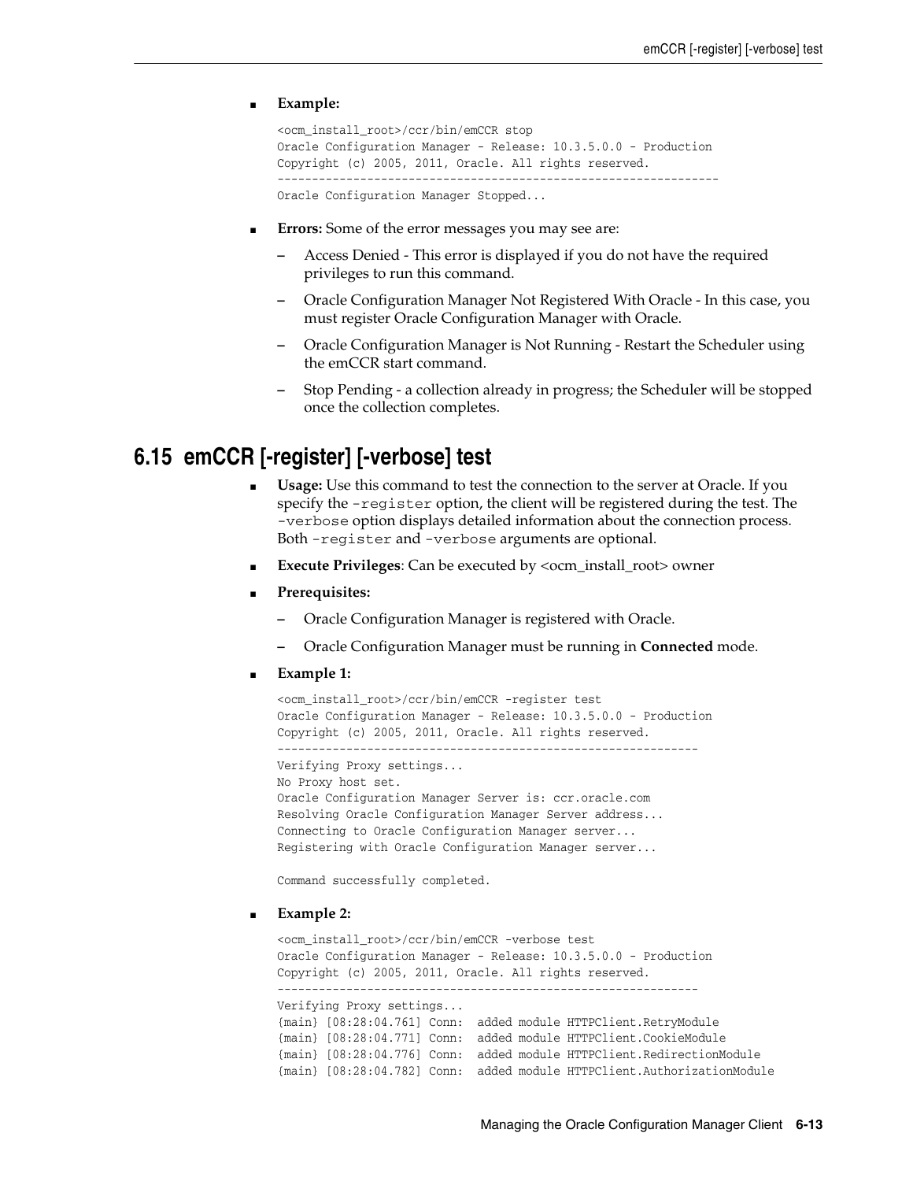- **Example:**

```
<ocm_install_root>/ccr/bin/emCCR stop
Oracle Configuration Manager - Release: 10.3.5.0.0 - Production
Copyright (c) 2005, 2011, Oracle. All rights reserved.
------------------------------------------------------------------
Oracle Configuration Manager Stopped...
```

- **Errors:** Some of the error messages you may see are:
  - Access Denied - This error is displayed if you do not have the required privileges to run this command.
  - Oracle Configuration Manager Not Registered With Oracle - In this case, you must register Oracle Configuration Manager with Oracle.
  - Oracle Configuration Manager is Not Running - Restart the Scheduler using the emCCR start command.
  - Stop Pending - a collection already in progress; the Scheduler will be stopped once the collection completes.

## 6.15 emCCR [-register] [-verbose] test

- **Usage:** Use this command to test the connection to the server at Oracle. If you specify the `-register` option, the client will be registered during the test. The `-verbose` option displays detailed information about the connection process. Both `-register` and `-verbose` arguments are optional.
- **Execute Privileges**: Can be executed by <ocm_install_root> owner
- **Prerequisites:**
  - Oracle Configuration Manager is registered with Oracle.
  - Oracle Configuration Manager must be running in **Connected** mode.
- **Example 1:**

```
<ocm_install_root>/ccr/bin/emCCR -register test
Oracle Configuration Manager - Release: 10.3.5.0.0 - Production
Copyright (c) 2005, 2011, Oracle. All rights reserved.
--------------------------------------------------------------
Verifying Proxy settings...
No Proxy host set.
Oracle Configuration Manager Server is: ccr.oracle.com
Resolving Oracle Configuration Manager Server address...
Connecting to Oracle Configuration Manager server...
Registering with Oracle Configuration Manager server...

Command successfully completed.
```

- **Example 2:**

```
<ocm_install_root>/ccr/bin/emCCR -verbose test
Oracle Configuration Manager - Release: 10.3.5.0.0 - Production
Copyright (c) 2005, 2011, Oracle. All rights reserved.
--------------------------------------------------------------
Verifying Proxy settings...
{main} [08:28:04.761] Conn:  added module HTTPClient.RetryModule
{main} [08:28:04.771] Conn:  added module HTTPClient.CookieModule
{main} [08:28:04.776] Conn:  added module HTTPClient.RedirectionModule
{main} [08:28:04.782] Conn:  added module HTTPClient.AuthorizationModule
```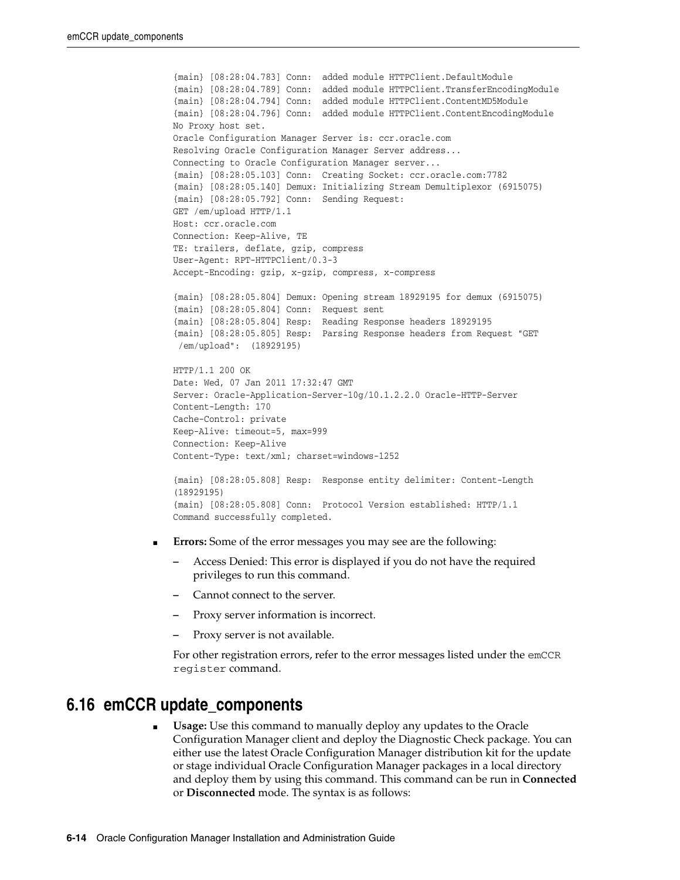```
{main} [08:28:04.783] Conn:  added module HTTPClient.DefaultModule
{main} [08:28:04.789] Conn:  added module HTTPClient.TransferEncodingModule
{main} [08:28:04.794] Conn:  added module HTTPClient.ContentMD5Module
{main} [08:28:04.796] Conn:  added module HTTPClient.ContentEncodingModule
No Proxy host set.
Oracle Configuration Manager Server is: ccr.oracle.com
Resolving Oracle Configuration Manager Server address...
Connecting to Oracle Configuration Manager server...
{main} [08:28:05.103] Conn:  Creating Socket: ccr.oracle.com:7782
{main} [08:28:05.140] Demux: Initializing Stream Demultiplexor (6915075)
{main} [08:28:05.792] Conn:  Sending Request:
GET /em/upload HTTP/1.1
Host: ccr.oracle.com
Connection: Keep-Alive, TE
TE: trailers, deflate, gzip, compress
User-Agent: RPT-HTTPClient/0.3-3
Accept-Encoding: gzip, x-gzip, compress, x-compress

{main} [08:28:05.804] Demux: Opening stream 18929195 for demux (6915075)
{main} [08:28:05.804] Conn:  Request sent
{main} [08:28:05.804] Resp:  Reading Response headers 18929195
{main} [08:28:05.805] Resp:  Parsing Response headers from Request "GET
 /em/upload":  (18929195)

HTTP/1.1 200 OK
Date: Wed, 07 Jan 2011 17:32:47 GMT
Server: Oracle-Application-Server-10g/10.1.2.2.0 Oracle-HTTP-Server
Content-Length: 170
Cache-Control: private
Keep-Alive: timeout=5, max=999
Connection: Keep-Alive
Content-Type: text/xml; charset=windows-1252

{main} [08:28:05.808] Resp:  Response entity delimiter: Content-Length
(18929195)
{main} [08:28:05.808] Conn:  Protocol Version established: HTTP/1.1
Command successfully completed.
```

- **Errors:** Some of the error messages you may see are the following:
  - Access Denied: This error is displayed if you do not have the required privileges to run this command.
  - Cannot connect to the server.
  - Proxy server information is incorrect.
  - Proxy server is not available.

  For other registration errors, refer to the error messages listed under the `emCCR register` command.

## 6.16 emCCR update_components

- **Usage:** Use this command to manually deploy any updates to the Oracle Configuration Manager client and deploy the Diagnostic Check package. You can either use the latest Oracle Configuration Manager distribution kit for the update or stage individual Oracle Configuration Manager packages in a local directory and deploy them by using this command. This command can be run in **Connected** or **Disconnected** mode. The syntax is as follows: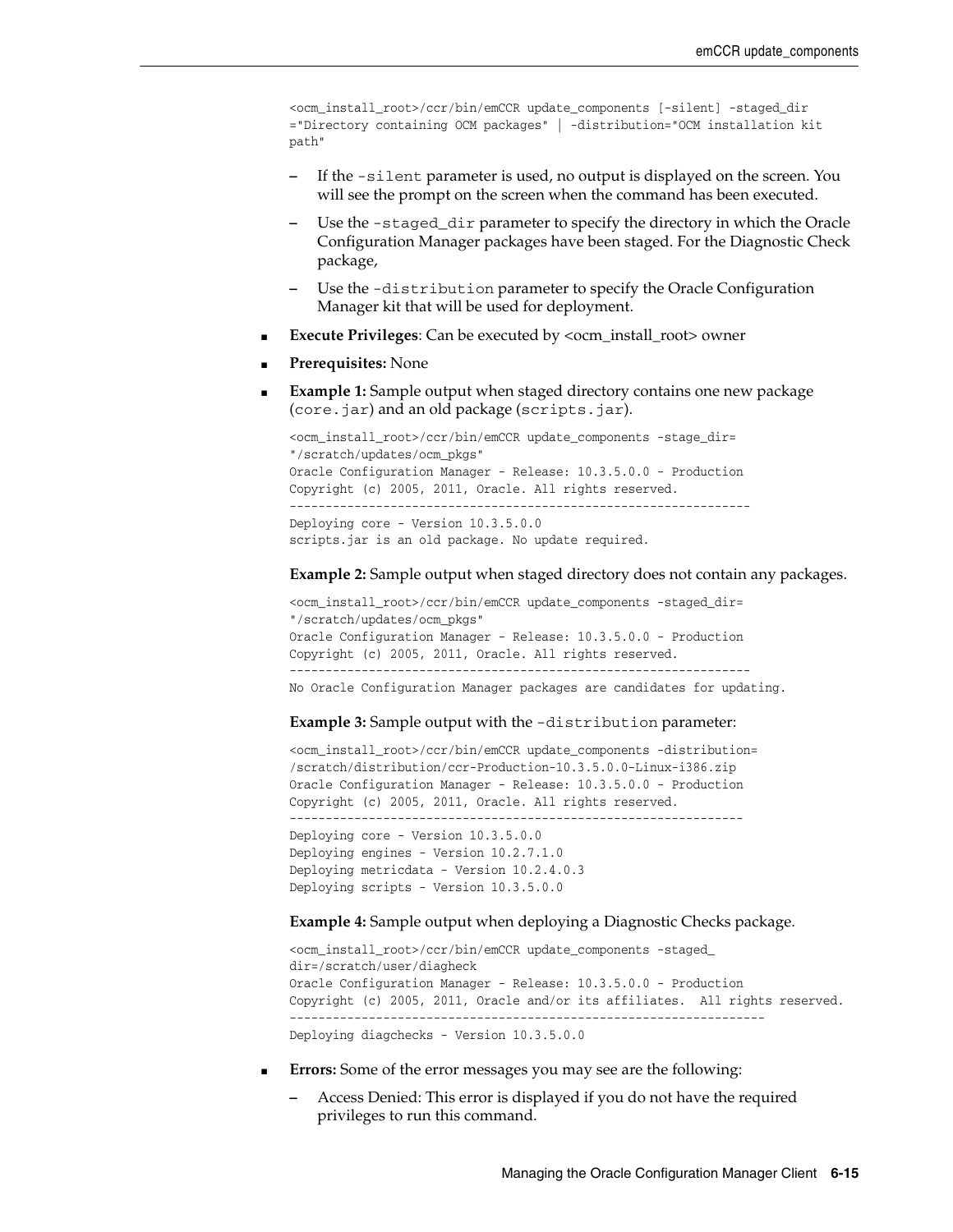```
<ocm_install_root>/ccr/bin/emCCR update_components [-silent] -staged_dir
="Directory containing OCM packages" | -distribution="OCM installation kit
path"
```

- If the `-silent` parameter is used, no output is displayed on the screen. You will see the prompt on the screen when the command has been executed.
- Use the `-staged_dir` parameter to specify the directory in which the Oracle Configuration Manager packages have been staged. For the Diagnostic Check package,
- Use the `-distribution` parameter to specify the Oracle Configuration Manager kit that will be used for deployment.

- **Execute Privileges**: Can be executed by <ocm_install_root> owner
- **Prerequisites:** None
- **Example 1:** Sample output when staged directory contains one new package (`core.jar`) and an old package (`scripts.jar`).

```
<ocm_install_root>/ccr/bin/emCCR update_components -stage_dir=
"/scratch/updates/ocm_pkgs"
Oracle Configuration Manager - Release: 10.3.5.0.0 - Production
Copyright (c) 2005, 2011, Oracle. All rights reserved.
------------------------------------------------------------------
Deploying core - Version 10.3.5.0.0
scripts.jar is an old package. No update required.
```

**Example 2:** Sample output when staged directory does not contain any packages.

```
<ocm_install_root>/ccr/bin/emCCR update_components -staged_dir=
"/scratch/updates/ocm_pkgs"
Oracle Configuration Manager - Release: 10.3.5.0.0 - Production
Copyright (c) 2005, 2011, Oracle. All rights reserved.
------------------------------------------------------------------
No Oracle Configuration Manager packages are candidates for updating.
```

**Example 3:** Sample output with the `-distribution` parameter:

```
<ocm_install_root>/ccr/bin/emCCR update_components -distribution=
/scratch/distribution/ccr-Production-10.3.5.0.0-Linux-i386.zip
Oracle Configuration Manager - Release: 10.3.5.0.0 - Production
Copyright (c) 2005, 2011, Oracle. All rights reserved.
-----------------------------------------------------------------
Deploying core - Version 10.3.5.0.0
Deploying engines - Version 10.2.7.1.0
Deploying metricdata - Version 10.2.4.0.3
Deploying scripts - Version 10.3.5.0.0
```

**Example 4:** Sample output when deploying a Diagnostic Checks package.

```
<ocm_install_root>/ccr/bin/emCCR update_components -staged_
dir=/scratch/user/diagheck
Oracle Configuration Manager - Release: 10.3.5.0.0 - Production
Copyright (c) 2005, 2011, Oracle and/or its affiliates.  All rights reserved.
-------------------------------------------------------------------
Deploying diagchecks - Version 10.3.5.0.0
```

- **Errors:** Some of the error messages you may see are the following:
  - Access Denied: This error is displayed if you do not have the required privileges to run this command.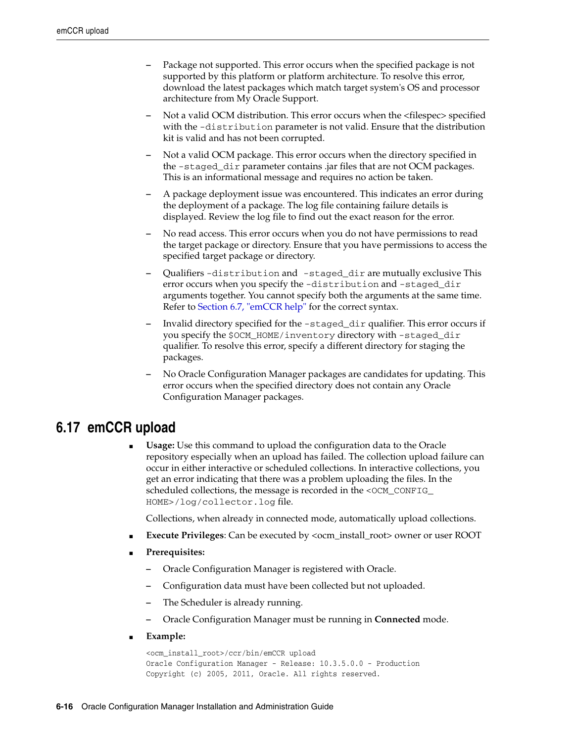- Package not supported. This error occurs when the specified package is not supported by this platform or platform architecture. To resolve this error, download the latest packages which match target system's OS and processor architecture from My Oracle Support.
- Not a valid OCM distribution. This error occurs when the <filespec> specified with the `-distribution` parameter is not valid. Ensure that the distribution kit is valid and has not been corrupted.
- Not a valid OCM package. This error occurs when the directory specified in the `-staged_dir` parameter contains .jar files that are not OCM packages. This is an informational message and requires no action be taken.
- A package deployment issue was encountered. This indicates an error during the deployment of a package. The log file containing failure details is displayed. Review the log file to find out the exact reason for the error.
- No read access. This error occurs when you do not have permissions to read the target package or directory. Ensure that you have permissions to access the specified target package or directory.
- Qualifiers `-distribution` and `-staged_dir` are mutually exclusive This error occurs when you specify the `-distribution` and `-staged_dir` arguments together. You cannot specify both the arguments at the same time. Refer to Section 6.7, "emCCR help" for the correct syntax.
- Invalid directory specified for the `-staged_dir` qualifier. This error occurs if you specify the `$OCM_HOME/inventory` directory with `-staged_dir` qualifier. To resolve this error, specify a different directory for staging the packages.
- No Oracle Configuration Manager packages are candidates for updating. This error occurs when the specified directory does not contain any Oracle Configuration Manager packages.

## 6.17 emCCR upload

- **Usage:** Use this command to upload the configuration data to the Oracle repository especially when an upload has failed. The collection upload failure can occur in either interactive or scheduled collections. In interactive collections, you get an error indicating that there was a problem uploading the files. In the scheduled collections, the message is recorded in the `<OCM_CONFIG_HOME>/log/collector.log` file.

  Collections, when already in connected mode, automatically upload collections.

- **Execute Privileges**: Can be executed by <ocm_install_root> owner or user ROOT
- **Prerequisites:**
  - Oracle Configuration Manager is registered with Oracle.
  - Configuration data must have been collected but not uploaded.
  - The Scheduler is already running.
  - Oracle Configuration Manager must be running in **Connected** mode.
- **Example:**

```
<ocm_install_root>/ccr/bin/emCCR upload
Oracle Configuration Manager - Release: 10.3.5.0.0 - Production
Copyright (c) 2005, 2011, Oracle. All rights reserved.
```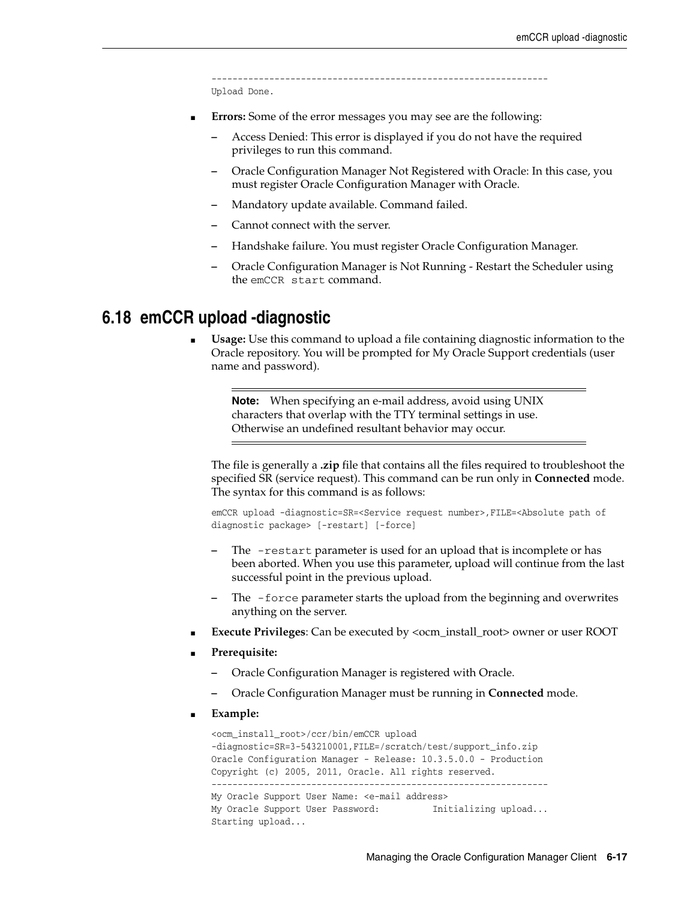```
----------------------------------------------------------------
Upload Done.
```

- **Errors:** Some of the error messages you may see are the following:
  - Access Denied: This error is displayed if you do not have the required privileges to run this command.
  - Oracle Configuration Manager Not Registered with Oracle: In this case, you must register Oracle Configuration Manager with Oracle.
  - Mandatory update available. Command failed.
  - Cannot connect with the server.
  - Handshake failure. You must register Oracle Configuration Manager.
  - Oracle Configuration Manager is Not Running - Restart the Scheduler using the `emCCR start` command.

## 6.18 emCCR upload -diagnostic

- **Usage:** Use this command to upload a file containing diagnostic information to the Oracle repository. You will be prompted for My Oracle Support credentials (user name and password).

  > **Note:** When specifying an e-mail address, avoid using UNIX characters that overlap with the TTY terminal settings in use. Otherwise an undefined resultant behavior may occur.

  The file is generally a **.zip** file that contains all the files required to troubleshoot the specified SR (service request). This command can be run only in **Connected** mode. The syntax for this command is as follows:

  ```
  emCCR upload -diagnostic=SR=<Service request number>,FILE=<Absolute path of
  diagnostic package> [-restart] [-force]
  ```

  - The `-restart` parameter is used for an upload that is incomplete or has been aborted. When you use this parameter, upload will continue from the last successful point in the previous upload.
  - The `-force` parameter starts the upload from the beginning and overwrites anything on the server.
- **Execute Privileges**: Can be executed by <ocm_install_root> owner or user ROOT
- **Prerequisite:**
  - Oracle Configuration Manager is registered with Oracle.
  - Oracle Configuration Manager must be running in **Connected** mode.
- **Example:**

  ```
  <ocm_install_root>/ccr/bin/emCCR upload
  -diagnostic=SR=3-543210001,FILE=/scratch/test/support_info.zip
  Oracle Configuration Manager - Release: 10.3.5.0.0 - Production
  Copyright (c) 2005, 2011, Oracle. All rights reserved.
  ----------------------------------------------------------------
  My Oracle Support User Name: <e-mail address>
  My Oracle Support User Password:          Initializing upload...
  Starting upload...
  ```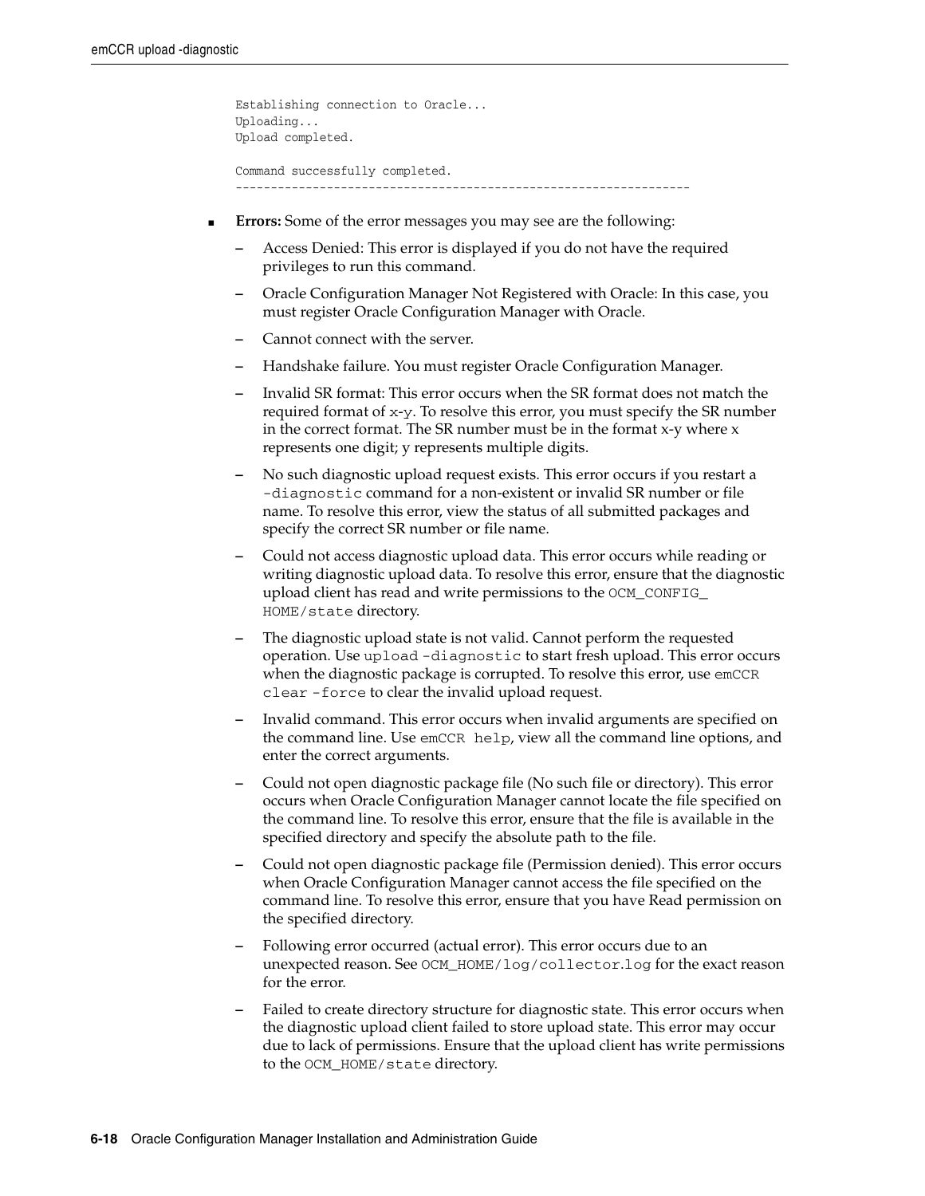```
Establishing connection to Oracle...
Uploading...
Upload completed.

Command successfully completed.
----------------------------------------------------------------
```

- **Errors:** Some of the error messages you may see are the following:
  - Access Denied: This error is displayed if you do not have the required privileges to run this command.
  - Oracle Configuration Manager Not Registered with Oracle: In this case, you must register Oracle Configuration Manager with Oracle.
  - Cannot connect with the server.
  - Handshake failure. You must register Oracle Configuration Manager.
  - Invalid SR format: This error occurs when the SR format does not match the required format of `x-y`. To resolve this error, you must specify the SR number in the correct format. The SR number must be in the format x-y where x represents one digit; y represents multiple digits.
  - No such diagnostic upload request exists. This error occurs if you restart a `-diagnostic` command for a non-existent or invalid SR number or file name. To resolve this error, view the status of all submitted packages and specify the correct SR number or file name.
  - Could not access diagnostic upload data. This error occurs while reading or writing diagnostic upload data. To resolve this error, ensure that the diagnostic upload client has read and write permissions to the `OCM_CONFIG_HOME/state` directory.
  - The diagnostic upload state is not valid. Cannot perform the requested operation. Use `upload -diagnostic` to start fresh upload. This error occurs when the diagnostic package is corrupted. To resolve this error, use `emCCR clear -force` to clear the invalid upload request.
  - Invalid command. This error occurs when invalid arguments are specified on the command line. Use `emCCR help`, view all the command line options, and enter the correct arguments.
  - Could not open diagnostic package file (No such file or directory). This error occurs when Oracle Configuration Manager cannot locate the file specified on the command line. To resolve this error, ensure that the file is available in the specified directory and specify the absolute path to the file.
  - Could not open diagnostic package file (Permission denied). This error occurs when Oracle Configuration Manager cannot access the file specified on the command line. To resolve this error, ensure that you have Read permission on the specified directory.
  - Following error occurred (actual error). This error occurs due to an unexpected reason. See `OCM_HOME/log/collector.log` for the exact reason for the error.
  - Failed to create directory structure for diagnostic state. This error occurs when the diagnostic upload client failed to store upload state. This error may occur due to lack of permissions. Ensure that the upload client has write permissions to the `OCM_HOME/state` directory.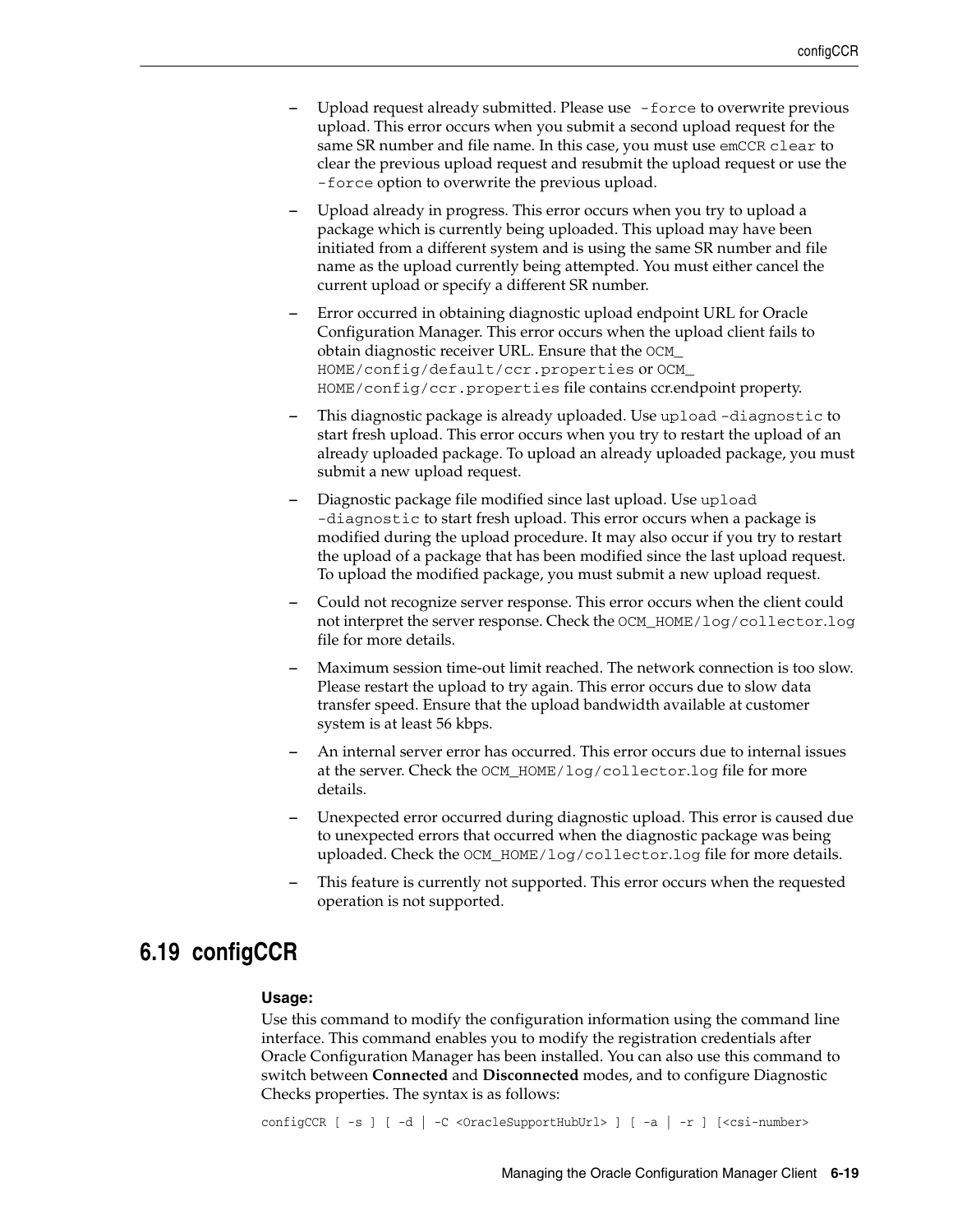- Upload request already submitted. Please use `-force` to overwrite previous upload. This error occurs when you submit a second upload request for the same SR number and file name. In this case, you must use `emCCR clear` to clear the previous upload request and resubmit the upload request or use the `-force` option to overwrite the previous upload.
- Upload already in progress. This error occurs when you try to upload a package which is currently being uploaded. This upload may have been initiated from a different system and is using the same SR number and file name as the upload currently being attempted. You must either cancel the current upload or specify a different SR number.
- Error occurred in obtaining diagnostic upload endpoint URL for Oracle Configuration Manager. This error occurs when the upload client fails to obtain diagnostic receiver URL. Ensure that the `OCM_HOME/config/default/ccr.properties` or `OCM_HOME/config/ccr.properties` file contains ccr.endpoint property.
- This diagnostic package is already uploaded. Use `upload -diagnostic` to start fresh upload. This error occurs when you try to restart the upload of an already uploaded package. To upload an already uploaded package, you must submit a new upload request.
- Diagnostic package file modified since last upload. Use `upload -diagnostic` to start fresh upload. This error occurs when a package is modified during the upload procedure. It may also occur if you try to restart the upload of a package that has been modified since the last upload request. To upload the modified package, you must submit a new upload request.
- Could not recognize server response. This error occurs when the client could not interpret the server response. Check the `OCM_HOME/log/collector.log` file for more details.
- Maximum session time-out limit reached. The network connection is too slow. Please restart the upload to try again. This error occurs due to slow data transfer speed. Ensure that the upload bandwidth available at customer system is at least 56 kbps.
- An internal server error has occurred. This error occurs due to internal issues at the server. Check the `OCM_HOME/log/collector.log` file for more details.
- Unexpected error occurred during diagnostic upload. This error is caused due to unexpected errors that occurred when the diagnostic package was being uploaded. Check the `OCM_HOME/log/collector.log` file for more details.
- This feature is currently not supported. This error occurs when the requested operation is not supported.

## 6.19 configCCR

**Usage:**

Use this command to modify the configuration information using the command line interface. This command enables you to modify the registration credentials after Oracle Configuration Manager has been installed. You can also use this command to switch between **Connected** and **Disconnected** modes, and to configure Diagnostic Checks properties. The syntax is as follows:

```
configCCR [ -s ] [ -d | -C <OracleSupportHubUrl> ] [ -a | -r ] [<csi-number>
```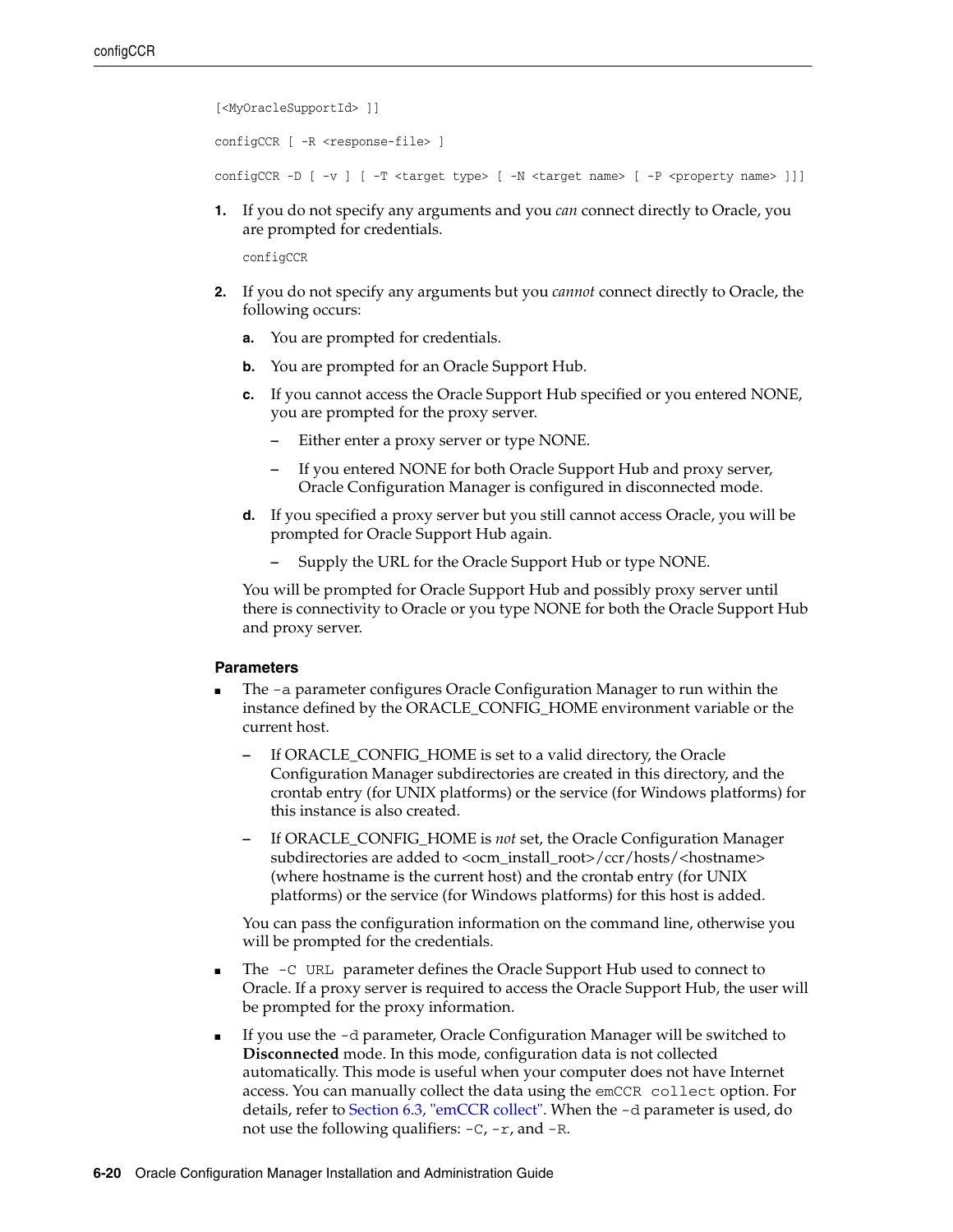```
[<MyOracleSupportId> ]]

configCCR [ -R <response-file> ]

configCCR -D [ -v ] [ -T <target type> [ -N <target name> [ -P <property name> ]]]
```

1. If you do not specify any arguments and you *can* connect directly to Oracle, you are prompted for credentials.

   ```
   configCCR
   ```

2. If you do not specify any arguments but you *cannot* connect directly to Oracle, the following occurs:

   a. You are prompted for credentials.

   b. You are prompted for an Oracle Support Hub.

   c. If you cannot access the Oracle Support Hub specified or you entered NONE, you are prompted for the proxy server.

      – Either enter a proxy server or type NONE.

      – If you entered NONE for both Oracle Support Hub and proxy server, Oracle Configuration Manager is configured in disconnected mode.

   d. If you specified a proxy server but you still cannot access Oracle, you will be prompted for Oracle Support Hub again.

      – Supply the URL for the Oracle Support Hub or type NONE.

   You will be prompted for Oracle Support Hub and possibly proxy server until there is connectivity to Oracle or you type NONE for both the Oracle Support Hub and proxy server.

### Parameters

- The `-a` parameter configures Oracle Configuration Manager to run within the instance defined by the ORACLE_CONFIG_HOME environment variable or the current host.

  – If ORACLE_CONFIG_HOME is set to a valid directory, the Oracle Configuration Manager subdirectories are created in this directory, and the crontab entry (for UNIX platforms) or the service (for Windows platforms) for this instance is also created.

  – If ORACLE_CONFIG_HOME is *not* set, the Oracle Configuration Manager subdirectories are added to <ocm_install_root>/ccr/hosts/<hostname> (where hostname is the current host) and the crontab entry (for UNIX platforms) or the service (for Windows platforms) for this host is added.

  You can pass the configuration information on the command line, otherwise you will be prompted for the credentials.

- The `-C URL` parameter defines the Oracle Support Hub used to connect to Oracle. If a proxy server is required to access the Oracle Support Hub, the user will be prompted for the proxy information.

- If you use the `-d` parameter, Oracle Configuration Manager will be switched to **Disconnected** mode. In this mode, configuration data is not collected automatically. This mode is useful when your computer does not have Internet access. You can manually collect the data using the `emCCR collect` option. For details, refer to Section 6.3, "emCCR collect". When the `-d` parameter is used, do not use the following qualifiers: `-C`, `-r`, and `-R`.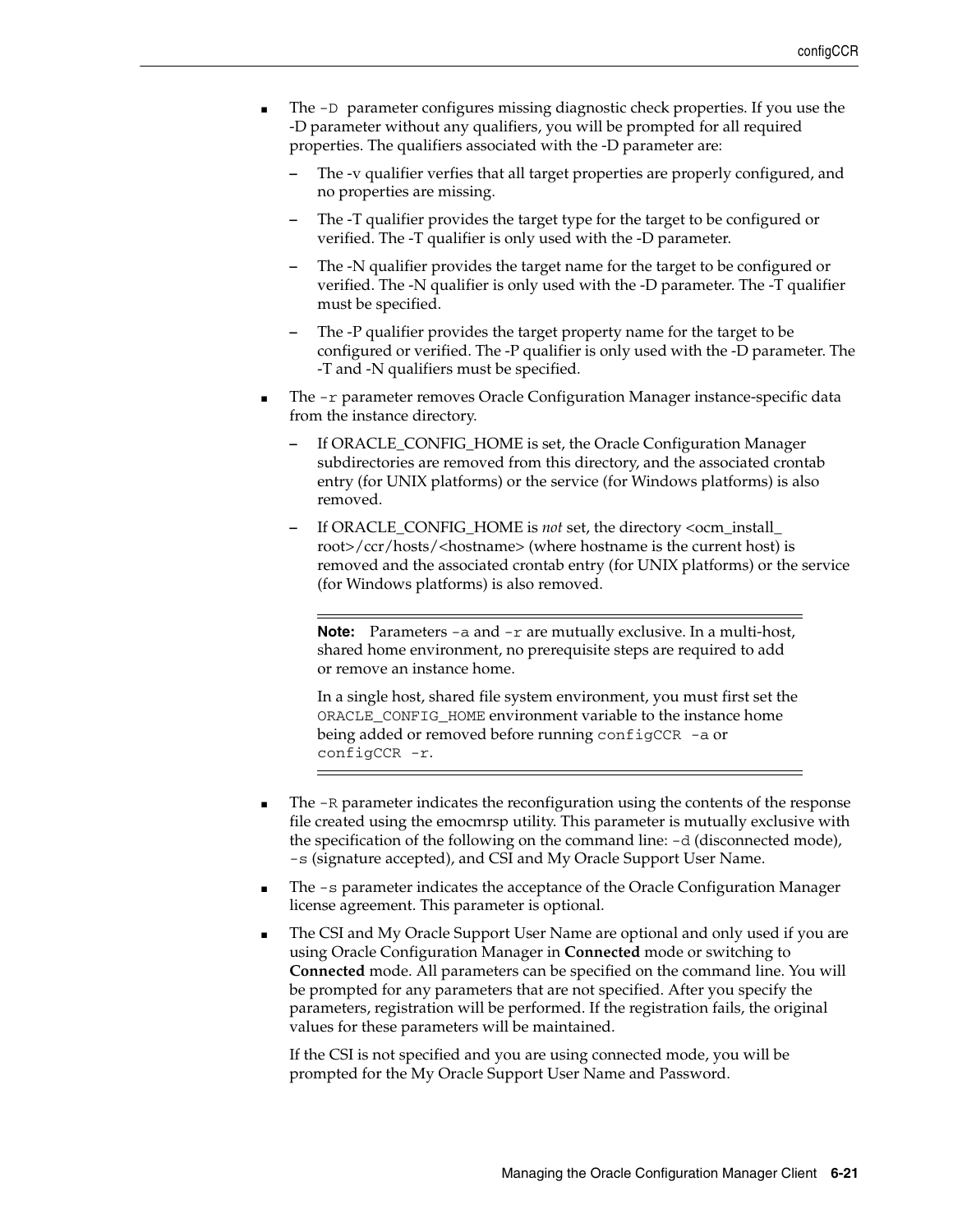- The `-D` parameter configures missing diagnostic check properties. If you use the -D parameter without any qualifiers, you will be prompted for all required properties. The qualifiers associated with the -D parameter are:
  - The -v qualifier verfies that all target properties are properly configured, and no properties are missing.
  - The -T qualifier provides the target type for the target to be configured or verified. The -T qualifier is only used with the -D parameter.
  - The -N qualifier provides the target name for the target to be configured or verified. The -N qualifier is only used with the -D parameter. The -T qualifier must be specified.
  - The -P qualifier provides the target property name for the target to be configured or verified. The -P qualifier is only used with the -D parameter. The -T and -N qualifiers must be specified.
- The `-r` parameter removes Oracle Configuration Manager instance-specific data from the instance directory.
  - If ORACLE_CONFIG_HOME is set, the Oracle Configuration Manager subdirectories are removed from this directory, and the associated crontab entry (for UNIX platforms) or the service (for Windows platforms) is also removed.
  - If ORACLE_CONFIG_HOME is *not* set, the directory <ocm_install_root>/ccr/hosts/<hostname> (where hostname is the current host) is removed and the associated crontab entry (for UNIX platforms) or the service (for Windows platforms) is also removed.

> **Note:** Parameters `-a` and `-r` are mutually exclusive. In a multi-host, shared home environment, no prerequisite steps are required to add or remove an instance home.
>
> In a single host, shared file system environment, you must first set the `ORACLE_CONFIG_HOME` environment variable to the instance home being added or removed before running `configCCR -a` or `configCCR -r`.

- The `-R` parameter indicates the reconfiguration using the contents of the response file created using the emocmrsp utility. This parameter is mutually exclusive with the specification of the following on the command line: `-d` (disconnected mode), `-s` (signature accepted), and CSI and My Oracle Support User Name.
- The `-s` parameter indicates the acceptance of the Oracle Configuration Manager license agreement. This parameter is optional.
- The CSI and My Oracle Support User Name are optional and only used if you are using Oracle Configuration Manager in **Connected** mode or switching to **Connected** mode. All parameters can be specified on the command line. You will be prompted for any parameters that are not specified. After you specify the parameters, registration will be performed. If the registration fails, the original values for these parameters will be maintained.

  If the CSI is not specified and you are using connected mode, you will be prompted for the My Oracle Support User Name and Password.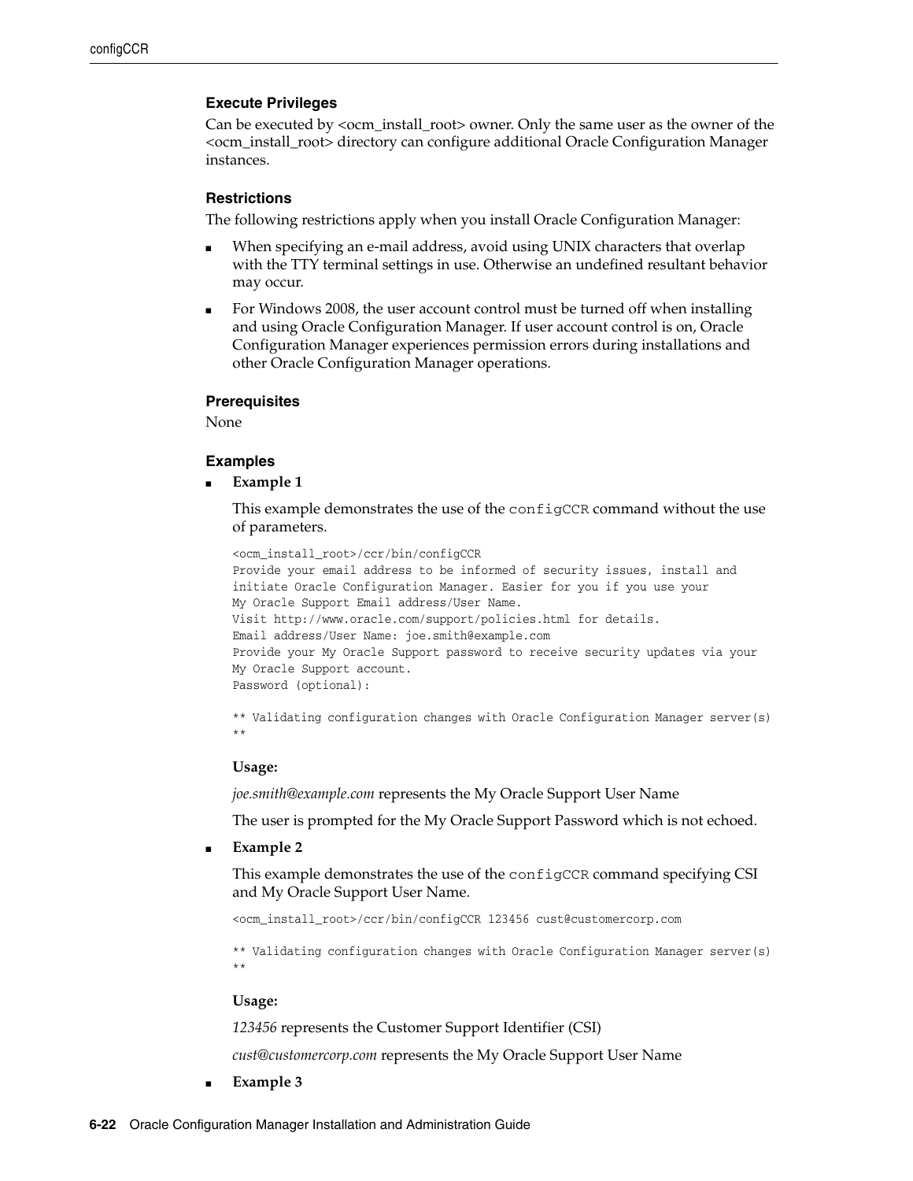### Execute Privileges

Can be executed by <ocm_install_root> owner. Only the same user as the owner of the <ocm_install_root> directory can configure additional Oracle Configuration Manager instances.

### Restrictions

The following restrictions apply when you install Oracle Configuration Manager:

- When specifying an e-mail address, avoid using UNIX characters that overlap with the TTY terminal settings in use. Otherwise an undefined resultant behavior may occur.
- For Windows 2008, the user account control must be turned off when installing and using Oracle Configuration Manager. If user account control is on, Oracle Configuration Manager experiences permission errors during installations and other Oracle Configuration Manager operations.

### Prerequisites

None

### Examples

- **Example 1**

  This example demonstrates the use of the `configCCR` command without the use of parameters.

  ```
  <ocm_install_root>/ccr/bin/configCCR
  Provide your email address to be informed of security issues, install and
  initiate Oracle Configuration Manager. Easier for you if you use your
  My Oracle Support Email address/User Name.
  Visit http://www.oracle.com/support/policies.html for details.
  Email address/User Name: joe.smith@example.com
  Provide your My Oracle Support password to receive security updates via your
  My Oracle Support account.
  Password (optional):

  ** Validating configuration changes with Oracle Configuration Manager server(s)
  **
  ```

  **Usage:**

  *joe.smith@example.com* represents the My Oracle Support User Name

  The user is prompted for the My Oracle Support Password which is not echoed.

- **Example 2**

  This example demonstrates the use of the `configCCR` command specifying CSI and My Oracle Support User Name.

  ```
  <ocm_install_root>/ccr/bin/configCCR 123456 cust@customercorp.com

  ** Validating configuration changes with Oracle Configuration Manager server(s)
  **
  ```

  **Usage:**

  *123456* represents the Customer Support Identifier (CSI)

  *cust@customercorp.com* represents the My Oracle Support User Name

- **Example 3**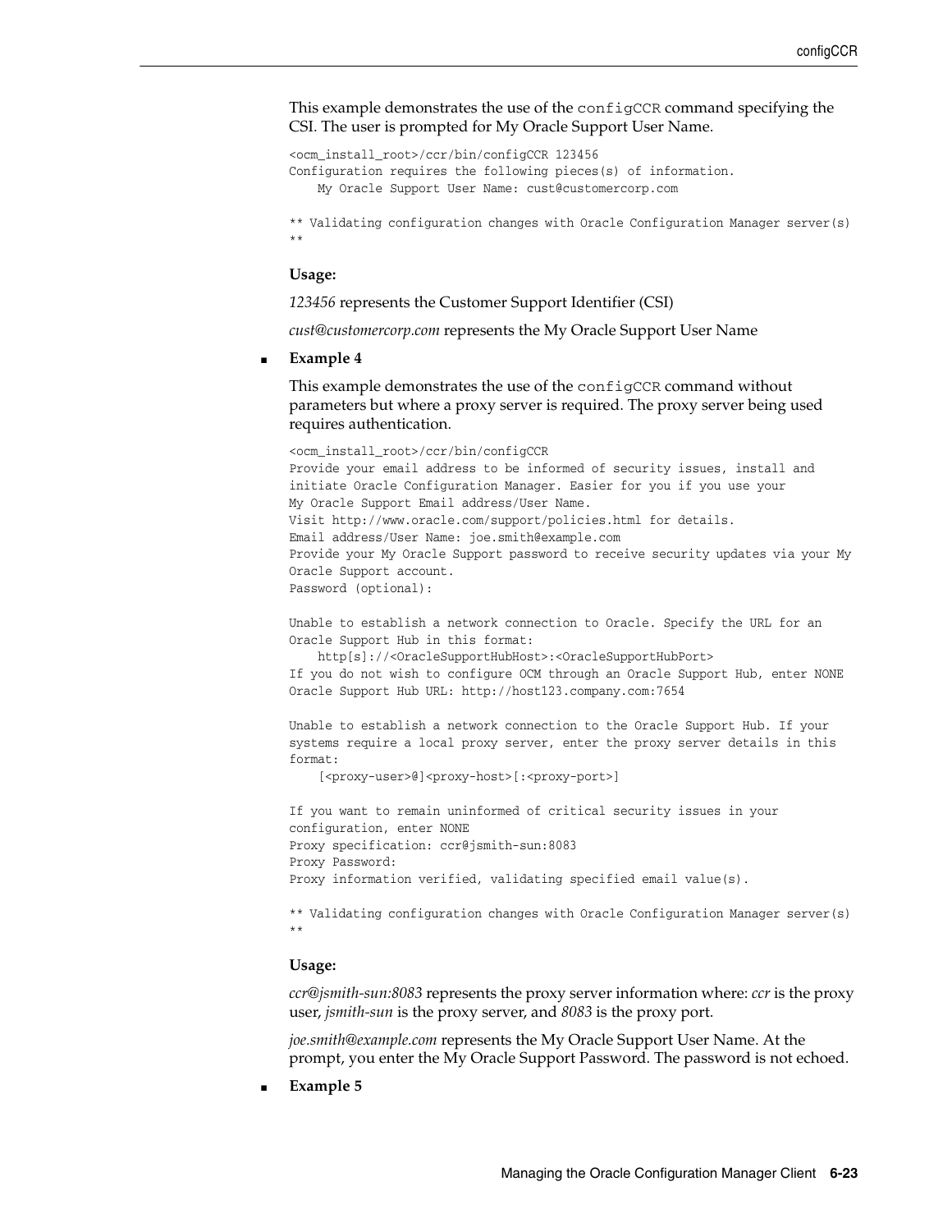This example demonstrates the use of the `configCCR` command specifying the CSI. The user is prompted for My Oracle Support User Name.

```
<ocm_install_root>/ccr/bin/configCCR 123456
Configuration requires the following pieces(s) of information.
    My Oracle Support User Name: cust@customercorp.com

** Validating configuration changes with Oracle Configuration Manager server(s)
**
```

**Usage:**

*123456* represents the Customer Support Identifier (CSI)

*cust@customercorp.com* represents the My Oracle Support User Name

- **Example 4**

This example demonstrates the use of the `configCCR` command without parameters but where a proxy server is required. The proxy server being used requires authentication.

```
<ocm_install_root>/ccr/bin/configCCR
Provide your email address to be informed of security issues, install and
initiate Oracle Configuration Manager. Easier for you if you use your
My Oracle Support Email address/User Name.
Visit http://www.oracle.com/support/policies.html for details.
Email address/User Name: joe.smith@example.com
Provide your My Oracle Support password to receive security updates via your My
Oracle Support account.
Password (optional):

Unable to establish a network connection to Oracle. Specify the URL for an
Oracle Support Hub in this format:
    http[s]://<OracleSupportHubHost>:<OracleSupportHubPort>
If you do not wish to configure OCM through an Oracle Support Hub, enter NONE
Oracle Support Hub URL: http://host123.company.com:7654

Unable to establish a network connection to the Oracle Support Hub. If your
systems require a local proxy server, enter the proxy server details in this
format:
    [<proxy-user>@]<proxy-host>[:<proxy-port>]

If you want to remain uninformed of critical security issues in your
configuration, enter NONE
Proxy specification: ccr@jsmith-sun:8083
Proxy Password:
Proxy information verified, validating specified email value(s).

** Validating configuration changes with Oracle Configuration Manager server(s)
**
```

**Usage:**

*ccr@jsmith-sun:8083* represents the proxy server information where: *ccr* is the proxy user, *jsmith-sun* is the proxy server, and *8083* is the proxy port.

*joe.smith@example.com* represents the My Oracle Support User Name. At the prompt, you enter the My Oracle Support Password. The password is not echoed.

- **Example 5**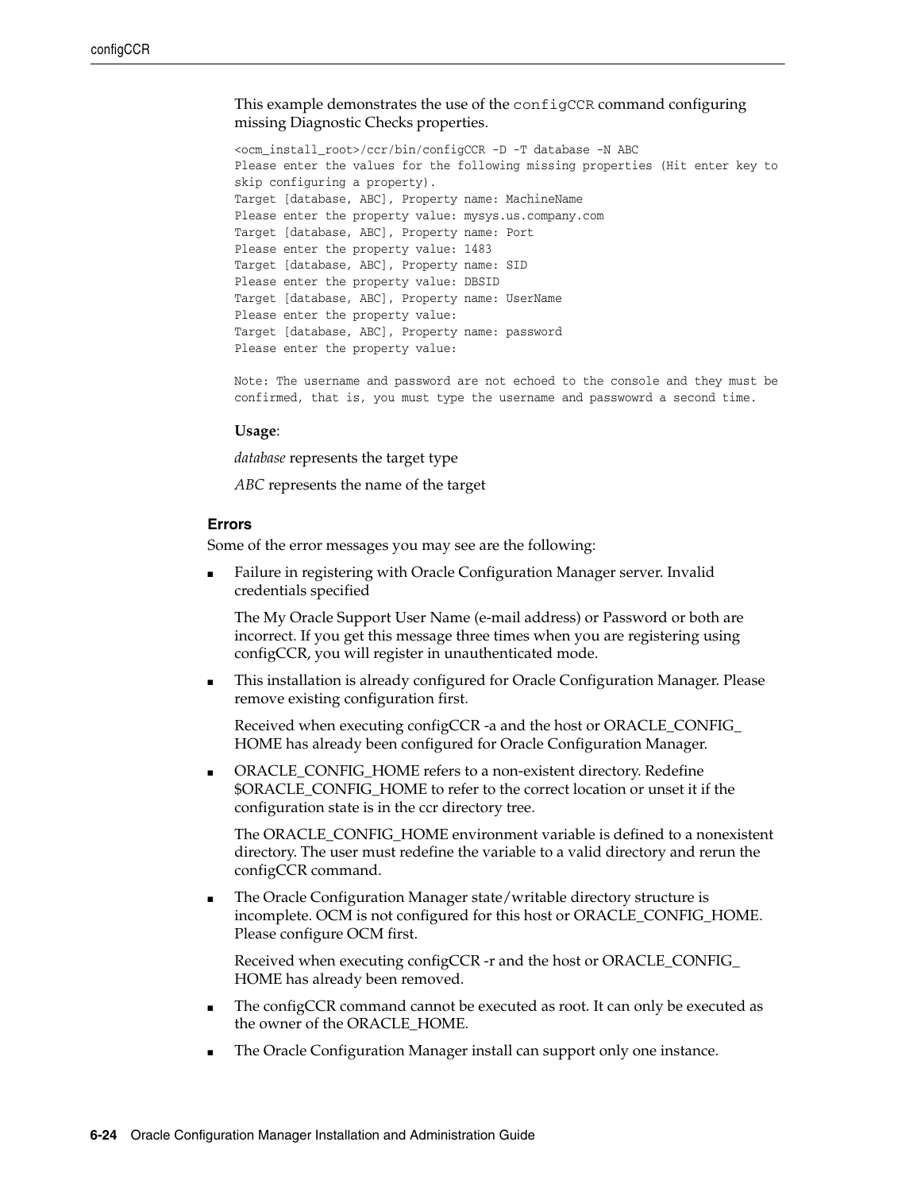This example demonstrates the use of the `configCCR` command configuring missing Diagnostic Checks properties.

```
<ocm_install_root>/ccr/bin/configCCR -D -T database -N ABC
Please enter the values for the following missing properties (Hit enter key to
skip configuring a property).
Target [database, ABC], Property name: MachineName
Please enter the property value: mysys.us.company.com
Target [database, ABC], Property name: Port
Please enter the property value: 1483
Target [database, ABC], Property name: SID
Please enter the property value: DBSID
Target [database, ABC], Property name: UserName
Please enter the property value:
Target [database, ABC], Property name: password
Please enter the property value:

Note: The username and password are not echoed to the console and they must be
confirmed, that is, you must type the username and passwowrd a second time.
```

**Usage**:

*database* represents the target type

*ABC* represents the name of the target

### Errors

Some of the error messages you may see are the following:

- Failure in registering with Oracle Configuration Manager server. Invalid credentials specified

  The My Oracle Support User Name (e-mail address) or Password or both are incorrect. If you get this message three times when you are registering using configCCR, you will register in unauthenticated mode.

- This installation is already configured for Oracle Configuration Manager. Please remove existing configuration first.

  Received when executing configCCR -a and the host or ORACLE_CONFIG_HOME has already been configured for Oracle Configuration Manager.

- ORACLE_CONFIG_HOME refers to a non-existent directory. Redefine $ORACLE_CONFIG_HOME to refer to the correct location or unset it if the configuration state is in the ccr directory tree.

  The ORACLE_CONFIG_HOME environment variable is defined to a nonexistent directory. The user must redefine the variable to a valid directory and rerun the configCCR command.

- The Oracle Configuration Manager state/writable directory structure is incomplete. OCM is not configured for this host or ORACLE_CONFIG_HOME. Please configure OCM first.

  Received when executing configCCR -r and the host or ORACLE_CONFIG_HOME has already been removed.

- The configCCR command cannot be executed as root. It can only be executed as the owner of the ORACLE_HOME.

- The Oracle Configuration Manager install can support only one instance.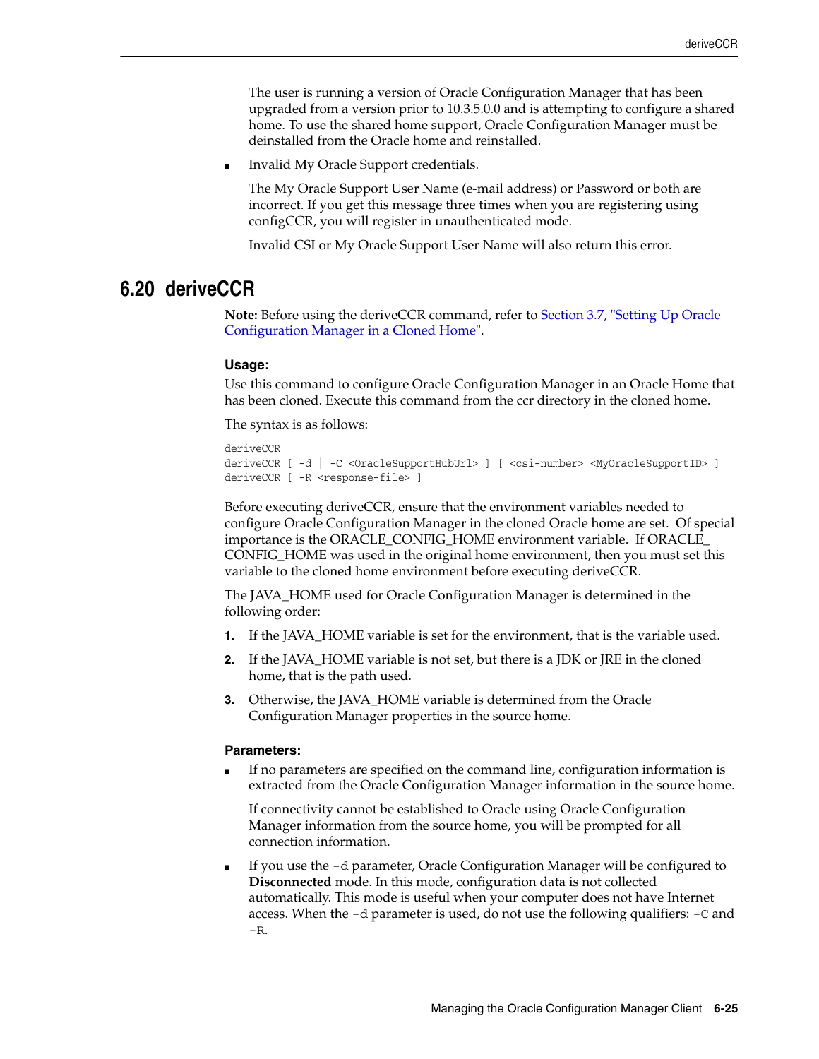The user is running a version of Oracle Configuration Manager that has been upgraded from a version prior to 10.3.5.0.0 and is attempting to configure a shared home. To use the shared home support, Oracle Configuration Manager must be deinstalled from the Oracle home and reinstalled.

- Invalid My Oracle Support credentials.

  The My Oracle Support User Name (e-mail address) or Password or both are incorrect. If you get this message three times when you are registering using configCCR, you will register in unauthenticated mode.

  Invalid CSI or My Oracle Support User Name will also return this error.

## 6.20 deriveCCR

**Note:** Before using the deriveCCR command, refer to Section 3.7, "Setting Up Oracle Configuration Manager in a Cloned Home".

### Usage:

Use this command to configure Oracle Configuration Manager in an Oracle Home that has been cloned. Execute this command from the ccr directory in the cloned home.

The syntax is as follows:

```
deriveCCR
deriveCCR [ -d | -C <OracleSupportHubUrl> ] [ <csi-number> <MyOracleSupportID> ]
deriveCCR [ -R <response-file> ]
```

Before executing deriveCCR, ensure that the environment variables needed to configure Oracle Configuration Manager in the cloned Oracle home are set. Of special importance is the ORACLE_CONFIG_HOME environment variable. If ORACLE_CONFIG_HOME was used in the original home environment, then you must set this variable to the cloned home environment before executing deriveCCR.

The JAVA_HOME used for Oracle Configuration Manager is determined in the following order:

1. If the JAVA_HOME variable is set for the environment, that is the variable used.
2. If the JAVA_HOME variable is not set, but there is a JDK or JRE in the cloned home, that is the path used.
3. Otherwise, the JAVA_HOME variable is determined from the Oracle Configuration Manager properties in the source home.

### Parameters:

- If no parameters are specified on the command line, configuration information is extracted from the Oracle Configuration Manager information in the source home.

  If connectivity cannot be established to Oracle using Oracle Configuration Manager information from the source home, you will be prompted for all connection information.

- If you use the `-d` parameter, Oracle Configuration Manager will be configured to **Disconnected** mode. In this mode, configuration data is not collected automatically. This mode is useful when your computer does not have Internet access. When the `-d` parameter is used, do not use the following qualifiers: `-C` and `-R`.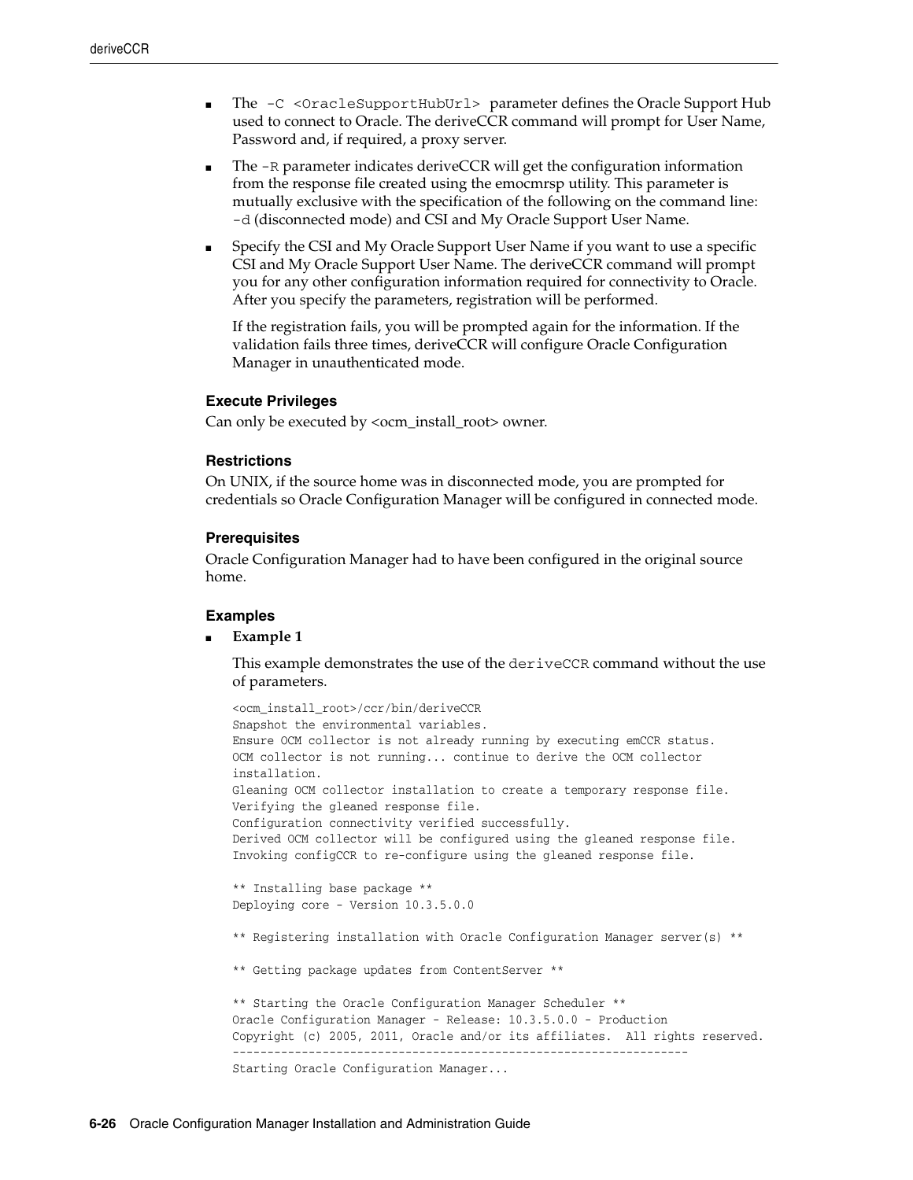- The `-C <OracleSupportHubUrl>` parameter defines the Oracle Support Hub used to connect to Oracle. The deriveCCR command will prompt for User Name, Password and, if required, a proxy server.
- The `-R` parameter indicates deriveCCR will get the configuration information from the response file created using the emocmrsp utility. This parameter is mutually exclusive with the specification of the following on the command line: `-d` (disconnected mode) and CSI and My Oracle Support User Name.
- Specify the CSI and My Oracle Support User Name if you want to use a specific CSI and My Oracle Support User Name. The deriveCCR command will prompt you for any other configuration information required for connectivity to Oracle. After you specify the parameters, registration will be performed.

  If the registration fails, you will be prompted again for the information. If the validation fails three times, deriveCCR will configure Oracle Configuration Manager in unauthenticated mode.

### Execute Privileges

Can only be executed by <ocm_install_root> owner.

### Restrictions

On UNIX, if the source home was in disconnected mode, you are prompted for credentials so Oracle Configuration Manager will be configured in connected mode.

### Prerequisites

Oracle Configuration Manager had to have been configured in the original source home.

### Examples

- **Example 1**

  This example demonstrates the use of the `deriveCCR` command without the use of parameters.

```
<ocm_install_root>/ccr/bin/deriveCCR
Snapshot the environmental variables.
Ensure OCM collector is not already running by executing emCCR status.
OCM collector is not running... continue to derive the OCM collector
installation.
Gleaning OCM collector installation to create a temporary response file.
Verifying the gleaned response file.
Configuration connectivity verified successfully.
Derived OCM collector will be configured using the gleaned response file.
Invoking configCCR to re-configure using the gleaned response file.

** Installing base package **
Deploying core - Version 10.3.5.0.0

** Registering installation with Oracle Configuration Manager server(s) **

** Getting package updates from ContentServer **

** Starting the Oracle Configuration Manager Scheduler **
Oracle Configuration Manager - Release: 10.3.5.0.0 - Production
Copyright (c) 2005, 2011, Oracle and/or its affiliates.  All rights reserved.
------------------------------------------------------------------
Starting Oracle Configuration Manager...
```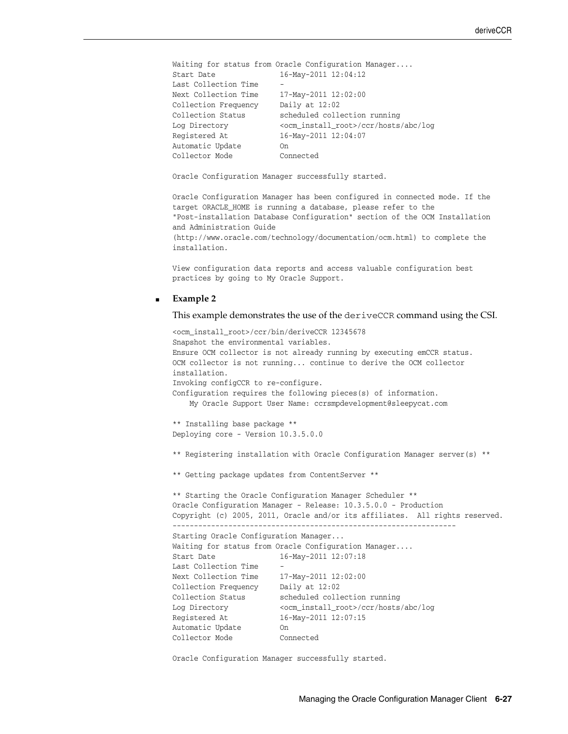```
Waiting for status from Oracle Configuration Manager....
Start Date              16-May-2011 12:04:12
Last Collection Time    -
Next Collection Time    17-May-2011 12:02:00
Collection Frequency    Daily at 12:02
Collection Status       scheduled collection running
Log Directory           <ocm_install_root>/ccr/hosts/abc/log
Registered At           16-May-2011 12:04:07
Automatic Update        On
Collector Mode          Connected

Oracle Configuration Manager successfully started.

Oracle Configuration Manager has been configured in connected mode. If the
target ORACLE_HOME is running a database, please refer to the
"Post-installation Database Configuration" section of the OCM Installation
and Administration Guide
(http://www.oracle.com/technology/documentation/ocm.html) to complete the
installation.

View configuration data reports and access valuable configuration best
practices by going to My Oracle Support.
```

- **Example 2**

  This example demonstrates the use of the `deriveCCR` command using the CSI.

```
<ocm_install_root>/ccr/bin/deriveCCR 12345678
Snapshot the environmental variables.
Ensure OCM collector is not already running by executing emCCR status.
OCM collector is not running... continue to derive the OCM collector
installation.
Invoking configCCR to re-configure.
Configuration requires the following pieces(s) of information.
    My Oracle Support User Name: ccrsmpdevelopment@sleepycat.com

** Installing base package **
Deploying core - Version 10.3.5.0.0

** Registering installation with Oracle Configuration Manager server(s) **

** Getting package updates from ContentServer **

** Starting the Oracle Configuration Manager Scheduler **
Oracle Configuration Manager - Release: 10.3.5.0.0 - Production
Copyright (c) 2005, 2011, Oracle and/or its affiliates.  All rights reserved.
------------------------------------------------------------------
Starting Oracle Configuration Manager...
Waiting for status from Oracle Configuration Manager....
Start Date              16-May-2011 12:07:18
Last Collection Time    -
Next Collection Time    17-May-2011 12:02:00
Collection Frequency    Daily at 12:02
Collection Status       scheduled collection running
Log Directory           <ocm_install_root>/ccr/hosts/abc/log
Registered At           16-May-2011 12:07:15
Automatic Update        On
Collector Mode          Connected

Oracle Configuration Manager successfully started.
```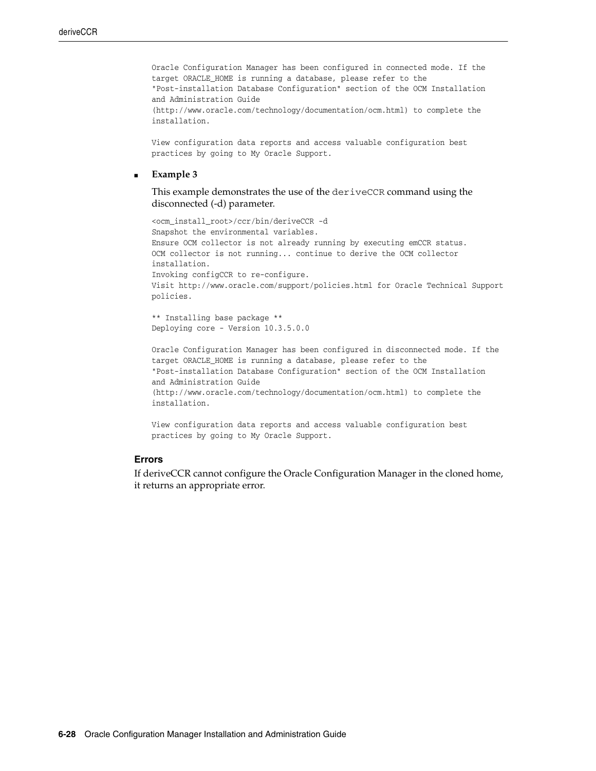```
Oracle Configuration Manager has been configured in connected mode. If the
target ORACLE_HOME is running a database, please refer to the
"Post-installation Database Configuration" section of the OCM Installation
and Administration Guide
(http://www.oracle.com/technology/documentation/ocm.html) to complete the
installation.

View configuration data reports and access valuable configuration best
practices by going to My Oracle Support.
```

- **Example 3**

  This example demonstrates the use of the `deriveCCR` command using the disconnected (-d) parameter.

```
<ocm_install_root>/ccr/bin/deriveCCR -d
Snapshot the environmental variables.
Ensure OCM collector is not already running by executing emCCR status.
OCM collector is not running... continue to derive the OCM collector
installation.
Invoking configCCR to re-configure.
Visit http://www.oracle.com/support/policies.html for Oracle Technical Support
policies.

** Installing base package **
Deploying core - Version 10.3.5.0.0

Oracle Configuration Manager has been configured in disconnected mode. If the
target ORACLE_HOME is running a database, please refer to the
"Post-installation Database Configuration" section of the OCM Installation
and Administration Guide
(http://www.oracle.com/technology/documentation/ocm.html) to complete the
installation.

View configuration data reports and access valuable configuration best
practices by going to My Oracle Support.
```

### Errors

If deriveCCR cannot configure the Oracle Configuration Manager in the cloned home, it returns an appropriate error.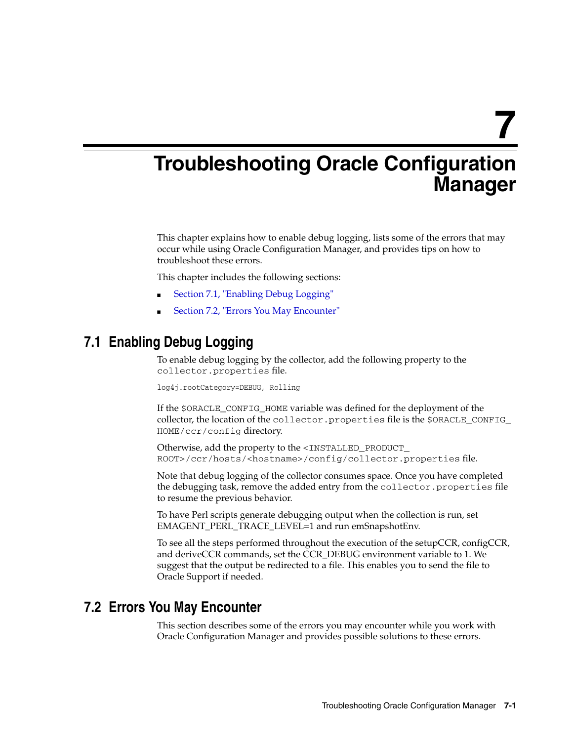# 7 Troubleshooting Oracle Configuration Manager

This chapter explains how to enable debug logging, lists some of the errors that may occur while using Oracle Configuration Manager, and provides tips on how to troubleshoot these errors.

This chapter includes the following sections:

- Section 7.1, "Enabling Debug Logging"
- Section 7.2, "Errors You May Encounter"

## 7.1 Enabling Debug Logging

To enable debug logging by the collector, add the following property to the `collector.properties` file.

```
log4j.rootCategory=DEBUG, Rolling
```

If the `$ORACLE_CONFIG_HOME` variable was defined for the deployment of the collector, the location of the `collector.properties` file is the `$ORACLE_CONFIG_HOME/ccr/config` directory.

Otherwise, add the property to the `<INSTALLED_PRODUCT_ROOT>/ccr/hosts/<hostname>/config/collector.properties` file.

Note that debug logging of the collector consumes space. Once you have completed the debugging task, remove the added entry from the `collector.properties` file to resume the previous behavior.

To have Perl scripts generate debugging output when the collection is run, set EMAGENT_PERL_TRACE_LEVEL=1 and run emSnapshotEnv.

To see all the steps performed throughout the execution of the setupCCR, configCCR, and deriveCCR commands, set the CCR_DEBUG environment variable to 1. We suggest that the output be redirected to a file. This enables you to send the file to Oracle Support if needed.

## 7.2 Errors You May Encounter

This section describes some of the errors you may encounter while you work with Oracle Configuration Manager and provides possible solutions to these errors.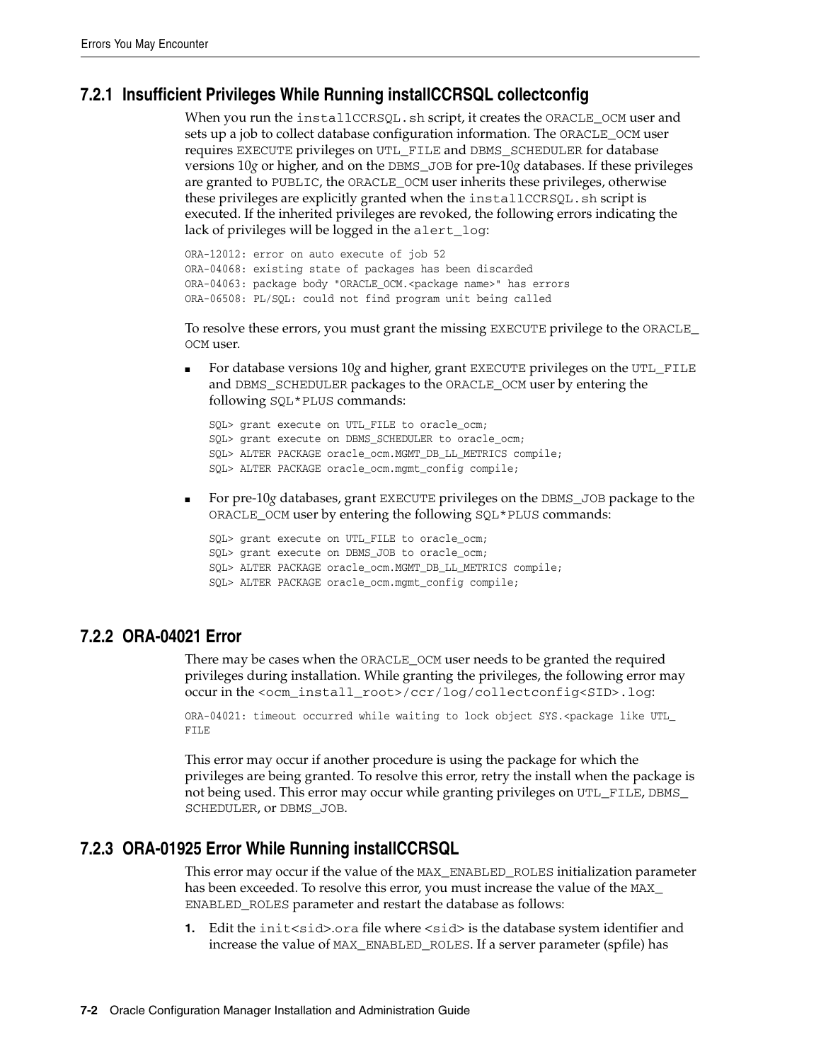### 7.2.1 Insufficient Privileges While Running installCCRSQL collectconfig

When you run the `installCCRSQL.sh` script, it creates the `ORACLE_OCM` user and sets up a job to collect database configuration information. The `ORACLE_OCM` user requires `EXECUTE` privileges on `UTL_FILE` and `DBMS_SCHEDULER` for database versions 10*g* or higher, and on the `DBMS_JOB` for pre-10*g* databases. If these privileges are granted to `PUBLIC`, the `ORACLE_OCM` user inherits these privileges, otherwise these privileges are explicitly granted when the `installCCRSQL.sh` script is executed. If the inherited privileges are revoked, the following errors indicating the lack of privileges will be logged in the `alert_log`:

```
ORA-12012: error on auto execute of job 52
ORA-04068: existing state of packages has been discarded
ORA-04063: package body "ORACLE_OCM.<package name>" has errors
ORA-06508: PL/SQL: could not find program unit being called
```

To resolve these errors, you must grant the missing `EXECUTE` privilege to the `ORACLE_OCM` user.

- For database versions 10*g* and higher, grant `EXECUTE` privileges on the `UTL_FILE` and `DBMS_SCHEDULER` packages to the `ORACLE_OCM` user by entering the following `SQL*PLUS` commands:

  ```
  SQL> grant execute on UTL_FILE to oracle_ocm;
  SQL> grant execute on DBMS_SCHEDULER to oracle_ocm;
  SQL> ALTER PACKAGE oracle_ocm.MGMT_DB_LL_METRICS compile;
  SQL> ALTER PACKAGE oracle_ocm.mgmt_config compile;
  ```

- For pre-10*g* databases, grant `EXECUTE` privileges on the `DBMS_JOB` package to the `ORACLE_OCM` user by entering the following `SQL*PLUS` commands:

  ```
  SQL> grant execute on UTL_FILE to oracle_ocm;
  SQL> grant execute on DBMS_JOB to oracle_ocm;
  SQL> ALTER PACKAGE oracle_ocm.MGMT_DB_LL_METRICS compile;
  SQL> ALTER PACKAGE oracle_ocm.mgmt_config compile;
  ```

### 7.2.2 ORA-04021 Error

There may be cases when the `ORACLE_OCM` user needs to be granted the required privileges during installation. While granting the privileges, the following error may occur in the `<ocm_install_root>/ccr/log/collectconfig<SID>.log`:

```
ORA-04021: timeout occurred while waiting to lock object SYS.<package like UTL_
FILE
```

This error may occur if another procedure is using the package for which the privileges are being granted. To resolve this error, retry the install when the package is not being used. This error may occur while granting privileges on `UTL_FILE`, `DBMS_SCHEDULER`, or `DBMS_JOB`.

### 7.2.3 ORA-01925 Error While Running installCCRSQL

This error may occur if the value of the `MAX_ENABLED_ROLES` initialization parameter has been exceeded. To resolve this error, you must increase the value of the `MAX_ENABLED_ROLES` parameter and restart the database as follows:

1. Edit the `init<sid>.ora` file where `<sid>` is the database system identifier and increase the value of `MAX_ENABLED_ROLES`. If a server parameter (spfile) has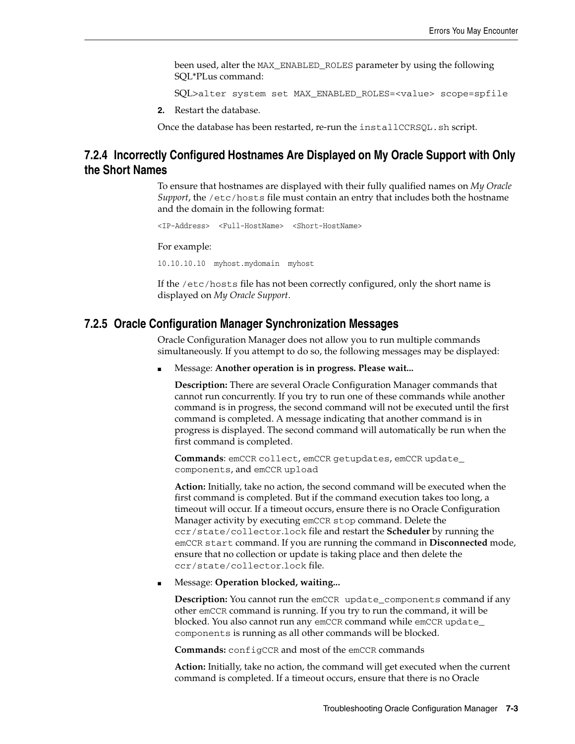been used, alter the `MAX_ENABLED_ROLES` parameter by using the following SQL*PLus command:

```
SQL>alter system set MAX_ENABLED_ROLES=<value> scope=spfile
```

2. Restart the database.

Once the database has been restarted, re-run the `installCCRSQL.sh` script.

### 7.2.4 Incorrectly Configured Hostnames Are Displayed on My Oracle Support with Only the Short Names

To ensure that hostnames are displayed with their fully qualified names on *My Oracle Support*, the `/etc/hosts` file must contain an entry that includes both the hostname and the domain in the following format:

```
<IP-Address>  <Full-HostName>  <Short-HostName>
```

For example:

```
10.10.10.10  myhost.mydomain  myhost
```

If the `/etc/hosts` file has not been correctly configured, only the short name is displayed on *My Oracle Support*.

### 7.2.5 Oracle Configuration Manager Synchronization Messages

Oracle Configuration Manager does not allow you to run multiple commands simultaneously. If you attempt to do so, the following messages may be displayed:

- Message: **Another operation is in progress. Please wait...**

  **Description:** There are several Oracle Configuration Manager commands that cannot run concurrently. If you try to run one of these commands while another command is in progress, the second command will not be executed until the first command is completed. A message indicating that another command is in progress is displayed. The second command will automatically be run when the first command is completed.

  **Commands**: `emCCR collect`, `emCCR getupdates`, `emCCR update_components`, and `emCCR upload`

  **Action:** Initially, take no action, the second command will be executed when the first command is completed. But if the command execution takes too long, a timeout will occur. If a timeout occurs, ensure there is no Oracle Configuration Manager activity by executing `emCCR stop` command. Delete the `ccr/state/collector.lock` file and restart the **Scheduler** by running the `emCCR start` command. If you are running the command in **Disconnected** mode, ensure that no collection or update is taking place and then delete the `ccr/state/collector.lock` file.

- Message: **Operation blocked, waiting...**

  **Description:** You cannot run the `emCCR update_components` command if any other `emCCR` command is running. If you try to run the command, it will be blocked. You also cannot run any `emCCR` command while `emCCR update_components` is running as all other commands will be blocked.

  **Commands:** `configCCR` and most of the `emCCR` commands

  **Action:** Initially, take no action, the command will get executed when the current command is completed. If a timeout occurs, ensure that there is no Oracle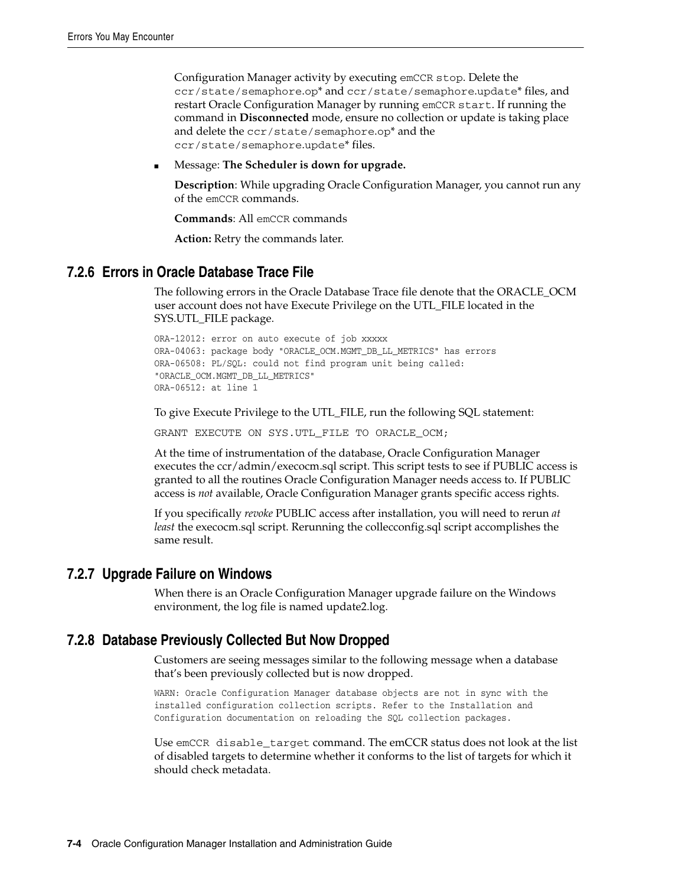Configuration Manager activity by executing `emCCR stop`. Delete the `ccr/state/semaphore.op`* and `ccr/state/semaphore.update`* files, and restart Oracle Configuration Manager by running `emCCR start`. If running the command in **Disconnected** mode, ensure no collection or update is taking place and delete the `ccr/state/semaphore.op`* and the `ccr/state/semaphore.update`* files.

- Message: **The Scheduler is down for upgrade.**

  **Description**: While upgrading Oracle Configuration Manager, you cannot run any of the `emCCR` commands.

  **Commands**: All `emCCR` commands

  **Action:** Retry the commands later.

### 7.2.6 Errors in Oracle Database Trace File

The following errors in the Oracle Database Trace file denote that the ORACLE_OCM user account does not have Execute Privilege on the UTL_FILE located in the SYS.UTL_FILE package.

```
ORA-12012: error on auto execute of job xxxxx
ORA-04063: package body "ORACLE_OCM.MGMT_DB_LL_METRICS" has errors
ORA-06508: PL/SQL: could not find program unit being called:
"ORACLE_OCM.MGMT_DB_LL_METRICS"
ORA-06512: at line 1
```

To give Execute Privilege to the UTL_FILE, run the following SQL statement:

```
GRANT EXECUTE ON SYS.UTL_FILE TO ORACLE_OCM;
```

At the time of instrumentation of the database, Oracle Configuration Manager executes the ccr/admin/execocm.sql script. This script tests to see if PUBLIC access is granted to all the routines Oracle Configuration Manager needs access to. If PUBLIC access is *not* available, Oracle Configuration Manager grants specific access rights.

If you specifically *revoke* PUBLIC access after installation, you will need to rerun *at least* the execocm.sql script. Rerunning the collecconfig.sql script accomplishes the same result.

### 7.2.7 Upgrade Failure on Windows

When there is an Oracle Configuration Manager upgrade failure on the Windows environment, the log file is named update2.log.

### 7.2.8 Database Previously Collected But Now Dropped

Customers are seeing messages similar to the following message when a database that's been previously collected but is now dropped.

```
WARN: Oracle Configuration Manager database objects are not in sync with the
installed configuration collection scripts. Refer to the Installation and
Configuration documentation on reloading the SQL collection packages.
```

Use `emCCR disable_target` command. The emCCR status does not look at the list of disabled targets to determine whether it conforms to the list of targets for which it should check metadata.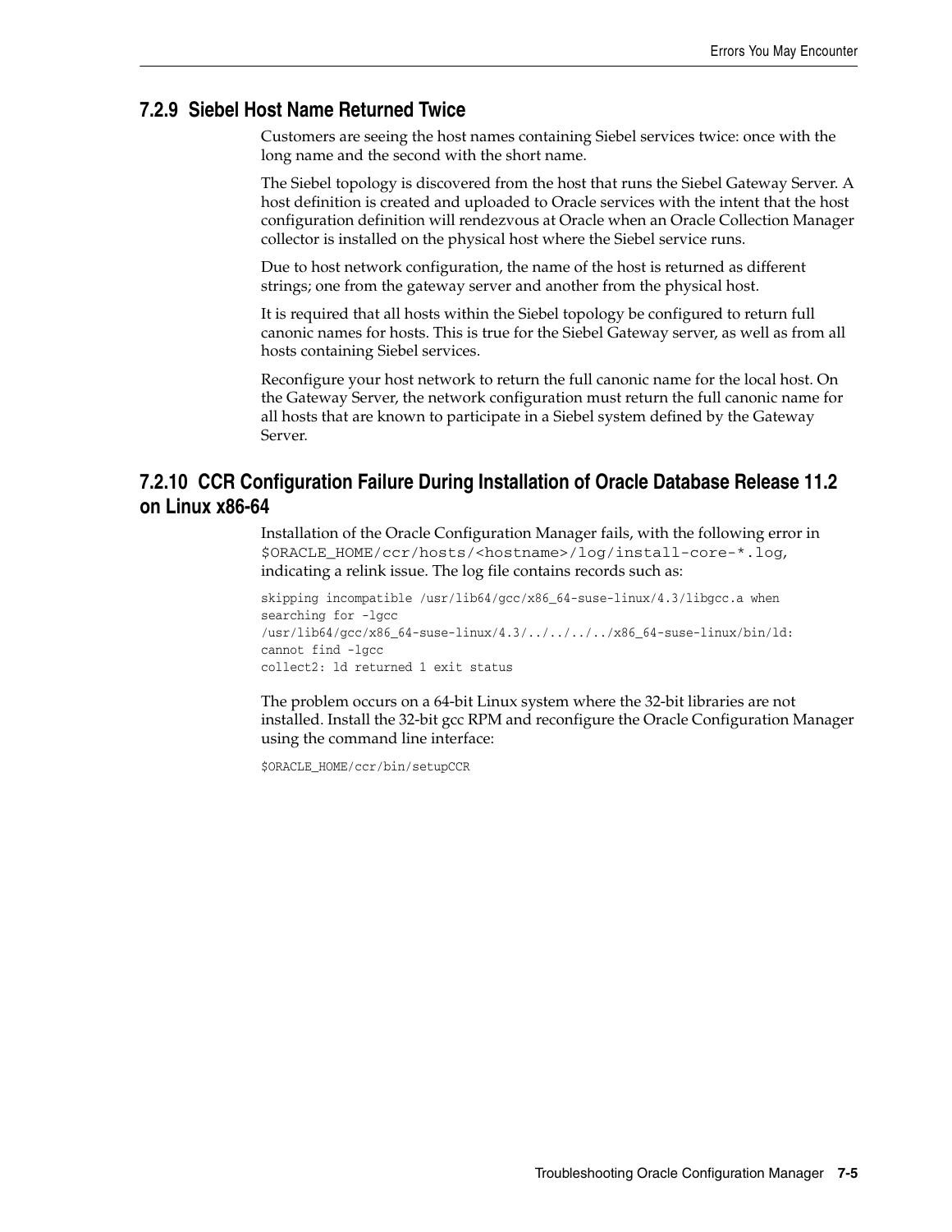### 7.2.9 Siebel Host Name Returned Twice

Customers are seeing the host names containing Siebel services twice: once with the long name and the second with the short name.

The Siebel topology is discovered from the host that runs the Siebel Gateway Server. A host definition is created and uploaded to Oracle services with the intent that the host configuration definition will rendezvous at Oracle when an Oracle Collection Manager collector is installed on the physical host where the Siebel service runs.

Due to host network configuration, the name of the host is returned as different strings; one from the gateway server and another from the physical host.

It is required that all hosts within the Siebel topology be configured to return full canonic names for hosts. This is true for the Siebel Gateway server, as well as from all hosts containing Siebel services.

Reconfigure your host network to return the full canonic name for the local host. On the Gateway Server, the network configuration must return the full canonic name for all hosts that are known to participate in a Siebel system defined by the Gateway Server.

### 7.2.10 CCR Configuration Failure During Installation of Oracle Database Release 11.2 on Linux x86-64

Installation of the Oracle Configuration Manager fails, with the following error in `$ORACLE_HOME/ccr/hosts/<hostname>/log/install-core-*.log`, indicating a relink issue. The log file contains records such as:

```
skipping incompatible /usr/lib64/gcc/x86_64-suse-linux/4.3/libgcc.a when
searching for -lgcc
/usr/lib64/gcc/x86_64-suse-linux/4.3/../../../../x86_64-suse-linux/bin/ld:
cannot find -lgcc
collect2: ld returned 1 exit status
```

The problem occurs on a 64-bit Linux system where the 32-bit libraries are not installed. Install the 32-bit gcc RPM and reconfigure the Oracle Configuration Manager using the command line interface:

```
$ORACLE_HOME/ccr/bin/setupCCR
```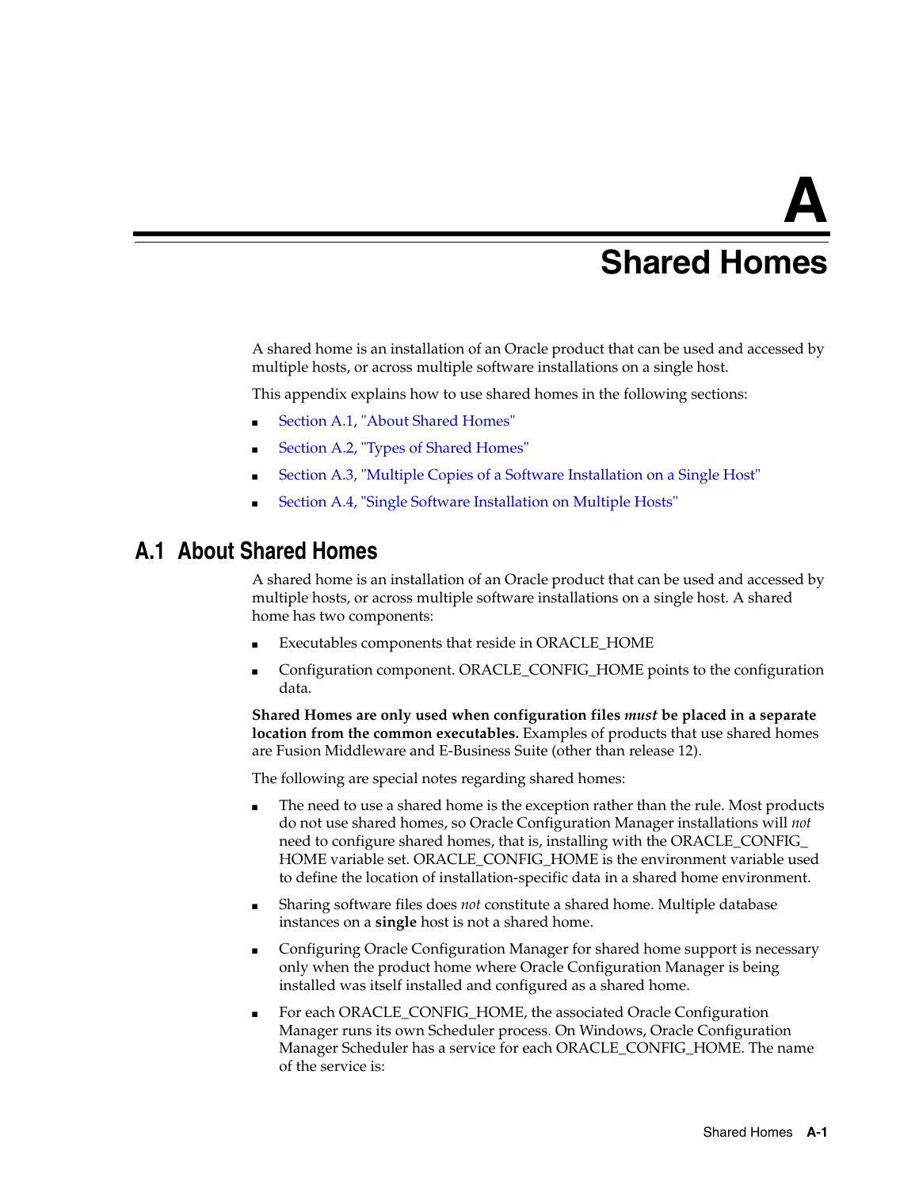# A

# Shared Homes

A shared home is an installation of an Oracle product that can be used and accessed by multiple hosts, or across multiple software installations on a single host.

This appendix explains how to use shared homes in the following sections:

- Section A.1, "About Shared Homes"
- Section A.2, "Types of Shared Homes"
- Section A.3, "Multiple Copies of a Software Installation on a Single Host"
- Section A.4, "Single Software Installation on Multiple Hosts"

## A.1 About Shared Homes

A shared home is an installation of an Oracle product that can be used and accessed by multiple hosts, or across multiple software installations on a single host. A shared home has two components:

- Executables components that reside in ORACLE_HOME
- Configuration component. ORACLE_CONFIG_HOME points to the configuration data.

**Shared Homes are only used when configuration files *must* be placed in a separate location from the common executables.** Examples of products that use shared homes are Fusion Middleware and E-Business Suite (other than release 12).

The following are special notes regarding shared homes:

- The need to use a shared home is the exception rather than the rule. Most products do not use shared homes, so Oracle Configuration Manager installations will *not* need to configure shared homes, that is, installing with the ORACLE_CONFIG_HOME variable set. ORACLE_CONFIG_HOME is the environment variable used to define the location of installation-specific data in a shared home environment.
- Sharing software files does *not* constitute a shared home. Multiple database instances on a **single** host is not a shared home.
- Configuring Oracle Configuration Manager for shared home support is necessary only when the product home where Oracle Configuration Manager is being installed was itself installed and configured as a shared home.
- For each ORACLE_CONFIG_HOME, the associated Oracle Configuration Manager runs its own Scheduler process. On Windows, Oracle Configuration Manager Scheduler has a service for each ORACLE_CONFIG_HOME. The name of the service is: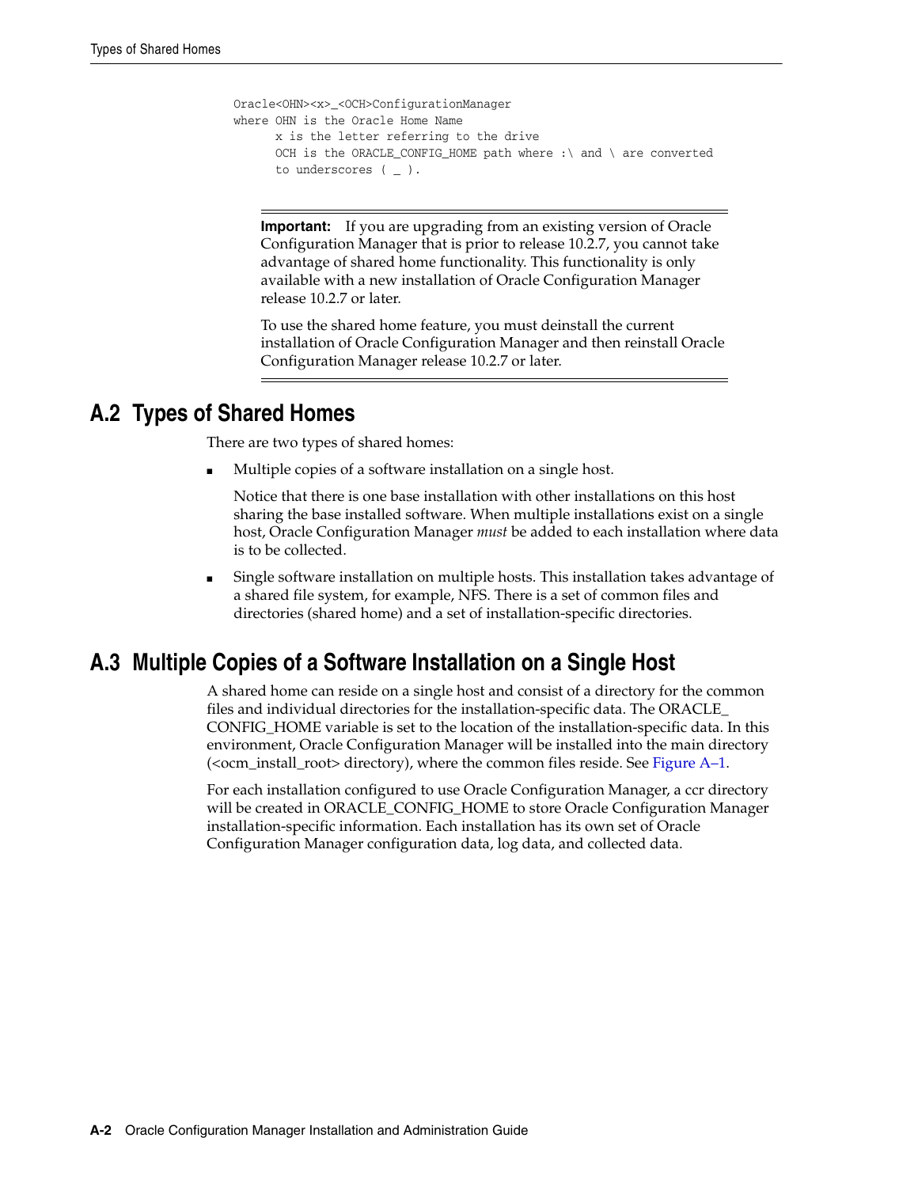```
Oracle<OHN><x>_<OCH>ConfigurationManager
where OHN is the Oracle Home Name
      x is the letter referring to the drive
      OCH is the ORACLE_CONFIG_HOME path where :\ and \ are converted
      to underscores ( _ ).
```

> **Important:** If you are upgrading from an existing version of Oracle Configuration Manager that is prior to release 10.2.7, you cannot take advantage of shared home functionality. This functionality is only available with a new installation of Oracle Configuration Manager release 10.2.7 or later.
>
> To use the shared home feature, you must deinstall the current installation of Oracle Configuration Manager and then reinstall Oracle Configuration Manager release 10.2.7 or later.

## A.2 Types of Shared Homes

There are two types of shared homes:

- Multiple copies of a software installation on a single host.

  Notice that there is one base installation with other installations on this host sharing the base installed software. When multiple installations exist on a single host, Oracle Configuration Manager *must* be added to each installation where data is to be collected.

- Single software installation on multiple hosts. This installation takes advantage of a shared file system, for example, NFS. There is a set of common files and directories (shared home) and a set of installation-specific directories.

## A.3 Multiple Copies of a Software Installation on a Single Host

A shared home can reside on a single host and consist of a directory for the common files and individual directories for the installation-specific data. The ORACLE_CONFIG_HOME variable is set to the location of the installation-specific data. In this environment, Oracle Configuration Manager will be installed into the main directory (<ocm_install_root> directory), where the common files reside. See Figure A–1.

For each installation configured to use Oracle Configuration Manager, a ccr directory will be created in ORACLE_CONFIG_HOME to store Oracle Configuration Manager installation-specific information. Each installation has its own set of Oracle Configuration Manager configuration data, log data, and collected data.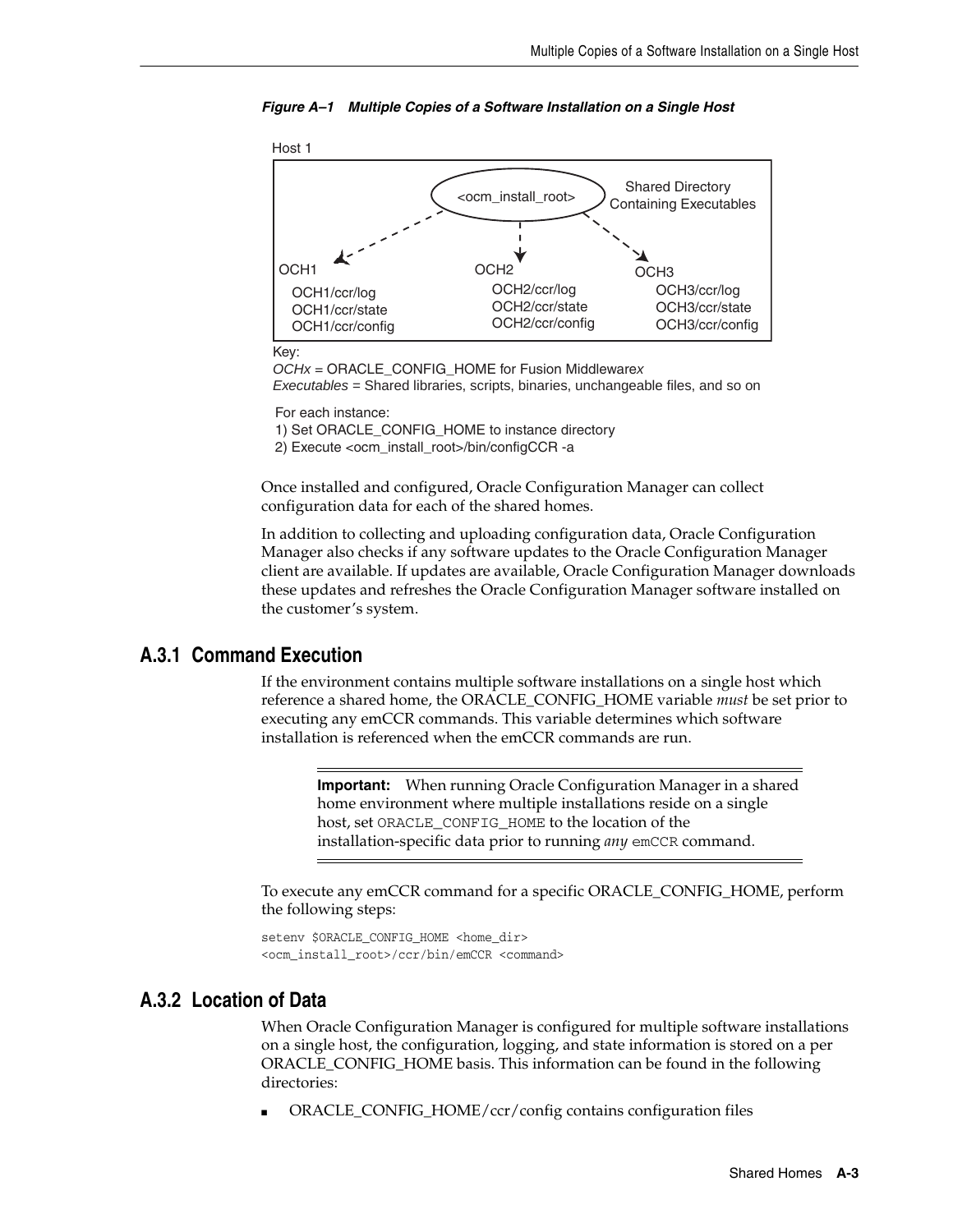*Figure A–1 Multiple Copies of a Software Installation on a Single Host*

Host 1

<ocm_install_root> — Shared Directory Containing Executables

OCH1
- OCH1/ccr/log
- OCH1/ccr/state
- OCH1/ccr/config

OCH2
- OCH2/ccr/log
- OCH2/ccr/state
- OCH2/ccr/config

OCH3
- OCH3/ccr/log
- OCH3/ccr/state
- OCH3/ccr/config

Key:
*OCHx* = ORACLE_CONFIG_HOME for Fusion Middleware*x*
*Executables* = Shared libraries, scripts, binaries, unchangeable files, and so on

For each instance:
1) Set ORACLE_CONFIG_HOME to instance directory
2) Execute <ocm_install_root>/bin/configCCR -a

Once installed and configured, Oracle Configuration Manager can collect configuration data for each of the shared homes.

In addition to collecting and uploading configuration data, Oracle Configuration Manager also checks if any software updates to the Oracle Configuration Manager client are available. If updates are available, Oracle Configuration Manager downloads these updates and refreshes the Oracle Configuration Manager software installed on the customer's system.

## A.3.1 Command Execution

If the environment contains multiple software installations on a single host which reference a shared home, the ORACLE_CONFIG_HOME variable *must* be set prior to executing any emCCR commands. This variable determines which software installation is referenced when the emCCR commands are run.

> **Important:** When running Oracle Configuration Manager in a shared home environment where multiple installations reside on a single host, set `ORACLE_CONFIG_HOME` to the location of the installation-specific data prior to running *any* `emCCR` command.

To execute any emCCR command for a specific ORACLE_CONFIG_HOME, perform the following steps:

```
setenv $ORACLE_CONFIG_HOME <home_dir>
<ocm_install_root>/ccr/bin/emCCR <command>
```

## A.3.2 Location of Data

When Oracle Configuration Manager is configured for multiple software installations on a single host, the configuration, logging, and state information is stored on a per ORACLE_CONFIG_HOME basis. This information can be found in the following directories:

- ORACLE_CONFIG_HOME/ccr/config contains configuration files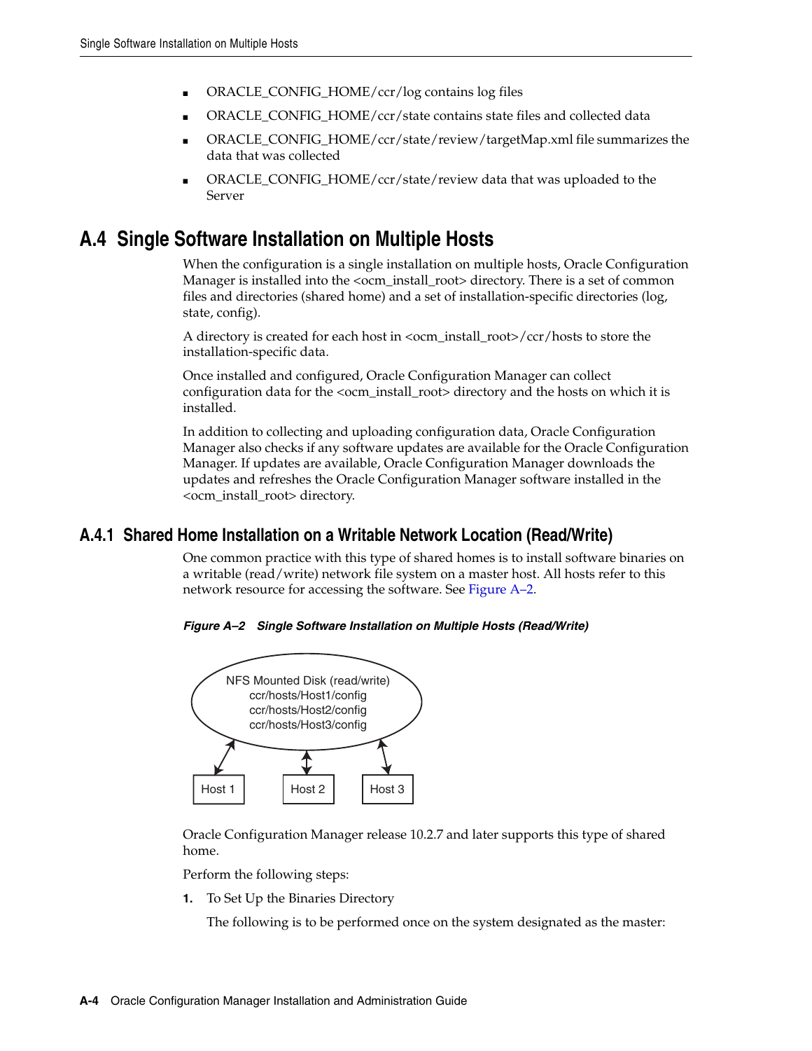- ORACLE_CONFIG_HOME/ccr/log contains log files
- ORACLE_CONFIG_HOME/ccr/state contains state files and collected data
- ORACLE_CONFIG_HOME/ccr/state/review/targetMap.xml file summarizes the data that was collected
- ORACLE_CONFIG_HOME/ccr/state/review data that was uploaded to the Server

## A.4 Single Software Installation on Multiple Hosts

When the configuration is a single installation on multiple hosts, Oracle Configuration Manager is installed into the <ocm_install_root> directory. There is a set of common files and directories (shared home) and a set of installation-specific directories (log, state, config).

A directory is created for each host in <ocm_install_root>/ccr/hosts to store the installation-specific data.

Once installed and configured, Oracle Configuration Manager can collect configuration data for the <ocm_install_root> directory and the hosts on which it is installed.

In addition to collecting and uploading configuration data, Oracle Configuration Manager also checks if any software updates are available for the Oracle Configuration Manager. If updates are available, Oracle Configuration Manager downloads the updates and refreshes the Oracle Configuration Manager software installed in the <ocm_install_root> directory.

### A.4.1 Shared Home Installation on a Writable Network Location (Read/Write)

One common practice with this type of shared homes is to install software binaries on a writable (read/write) network file system on a master host. All hosts refer to this network resource for accessing the software. See Figure A–2.

*Figure A–2 Single Software Installation on Multiple Hosts (Read/Write)*

NFS Mounted Disk (read/write)
ccr/hosts/Host1/config
ccr/hosts/Host2/config
ccr/hosts/Host3/config

Host 1 Host 2 Host 3

Oracle Configuration Manager release 10.2.7 and later supports this type of shared home.

Perform the following steps:

1. To Set Up the Binaries Directory

   The following is to be performed once on the system designated as the master: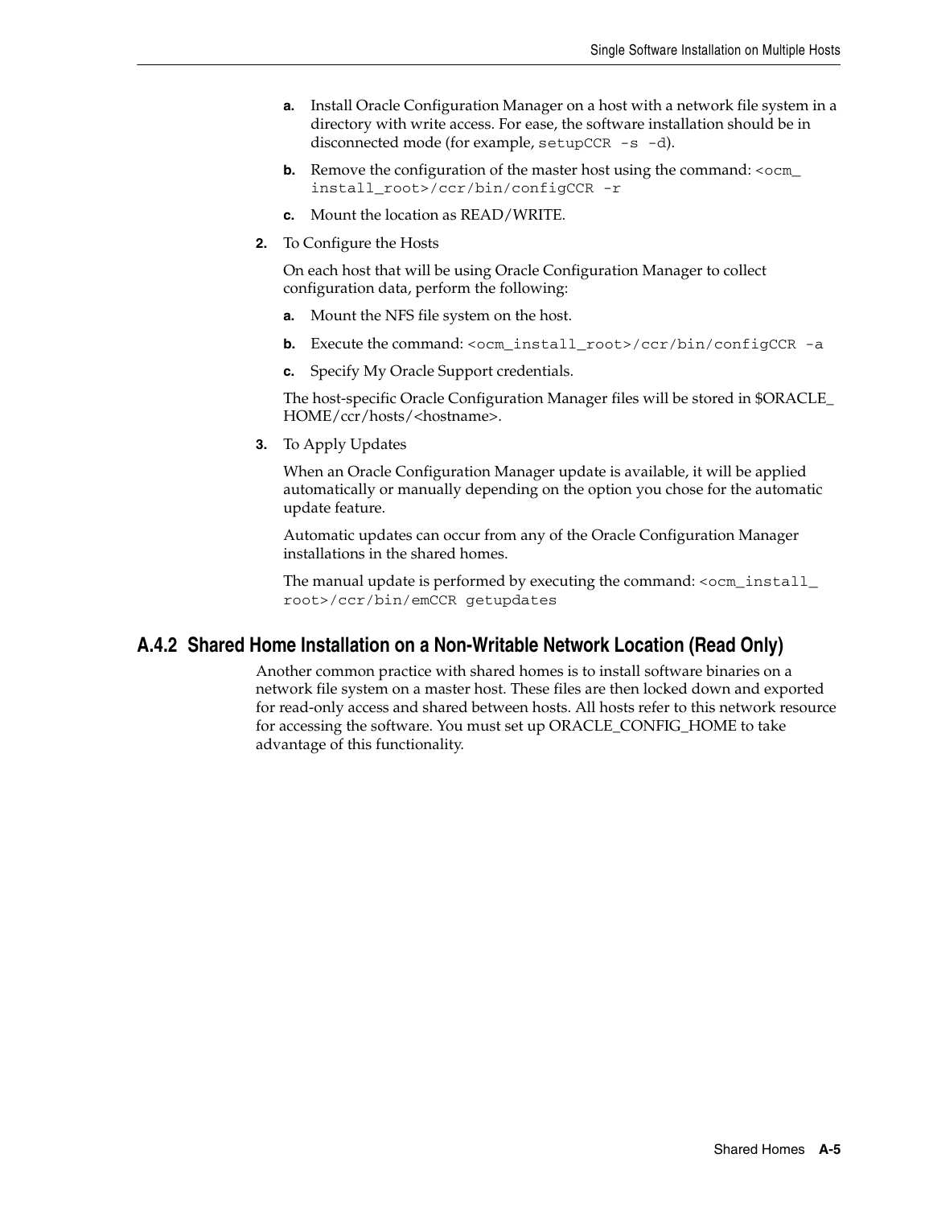a. Install Oracle Configuration Manager on a host with a network file system in a directory with write access. For ease, the software installation should be in disconnected mode (for example, `setupCCR -s -d`).

b. Remove the configuration of the master host using the command: `<ocm_install_root>/ccr/bin/configCCR -r`

c. Mount the location as READ/WRITE.

2. To Configure the Hosts

   On each host that will be using Oracle Configuration Manager to collect configuration data, perform the following:

   a. Mount the NFS file system on the host.

   b. Execute the command: `<ocm_install_root>/ccr/bin/configCCR -a`

   c. Specify My Oracle Support credentials.

   The host-specific Oracle Configuration Manager files will be stored in $ORACLE_HOME/ccr/hosts/<hostname>.

3. To Apply Updates

   When an Oracle Configuration Manager update is available, it will be applied automatically or manually depending on the option you chose for the automatic update feature.

   Automatic updates can occur from any of the Oracle Configuration Manager installations in the shared homes.

   The manual update is performed by executing the command: `<ocm_install_root>/ccr/bin/emCCR getupdates`

### A.4.2 Shared Home Installation on a Non-Writable Network Location (Read Only)

Another common practice with shared homes is to install software binaries on a network file system on a master host. These files are then locked down and exported for read-only access and shared between hosts. All hosts refer to this network resource for accessing the software. You must set up ORACLE_CONFIG_HOME to take advantage of this functionality.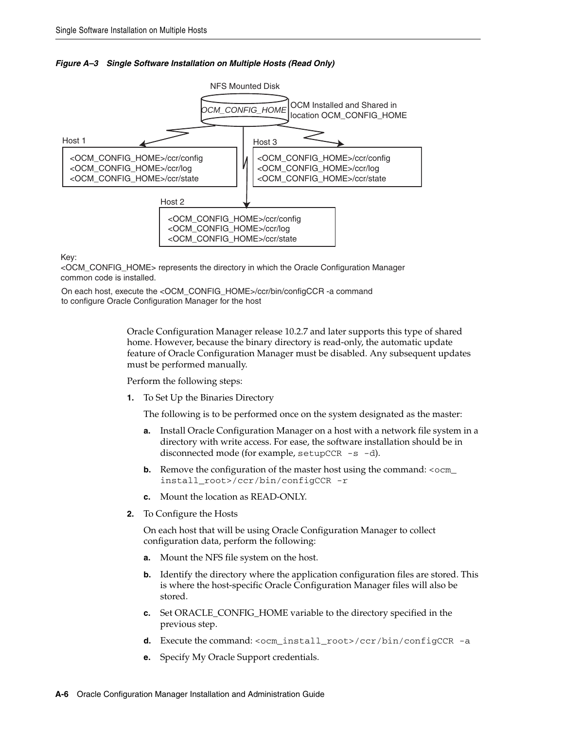*Figure A–3 Single Software Installation on Multiple Hosts (Read Only)*

NFS Mounted Disk

OCM_CONFIG_HOME

OCM Installed and Shared in location OCM_CONFIG_HOME

Host 1

<OCM_CONFIG_HOME>/ccr/config
<OCM_CONFIG_HOME>/ccr/log
<OCM_CONFIG_HOME>/ccr/state

Host 3

<OCM_CONFIG_HOME>/ccr/config
<OCM_CONFIG_HOME>/ccr/log
<OCM_CONFIG_HOME>/ccr/state

Host 2

<OCM_CONFIG_HOME>/ccr/config
<OCM_CONFIG_HOME>/ccr/log
<OCM_CONFIG_HOME>/ccr/state

Key:
<OCM_CONFIG_HOME> represents the directory in which the Oracle Configuration Manager common code is installed.

On each host, execute the <OCM_CONFIG_HOME>/ccr/bin/configCCR -a command to configure Oracle Configuration Manager for the host

Oracle Configuration Manager release 10.2.7 and later supports this type of shared home. However, because the binary directory is read-only, the automatic update feature of Oracle Configuration Manager must be disabled. Any subsequent updates must be performed manually.

Perform the following steps:

1. To Set Up the Binaries Directory

   The following is to be performed once on the system designated as the master:

   a. Install Oracle Configuration Manager on a host with a network file system in a directory with write access. For ease, the software installation should be in disconnected mode (for example, `setupCCR -s -d`).

   b. Remove the configuration of the master host using the command: `<ocm_install_root>/ccr/bin/configCCR -r`

   c. Mount the location as READ-ONLY.

2. To Configure the Hosts

   On each host that will be using Oracle Configuration Manager to collect configuration data, perform the following:

   a. Mount the NFS file system on the host.

   b. Identify the directory where the application configuration files are stored. This is where the host-specific Oracle Configuration Manager files will also be stored.

   c. Set ORACLE_CONFIG_HOME variable to the directory specified in the previous step.

   d. Execute the command: `<ocm_install_root>/ccr/bin/configCCR -a`

   e. Specify My Oracle Support credentials.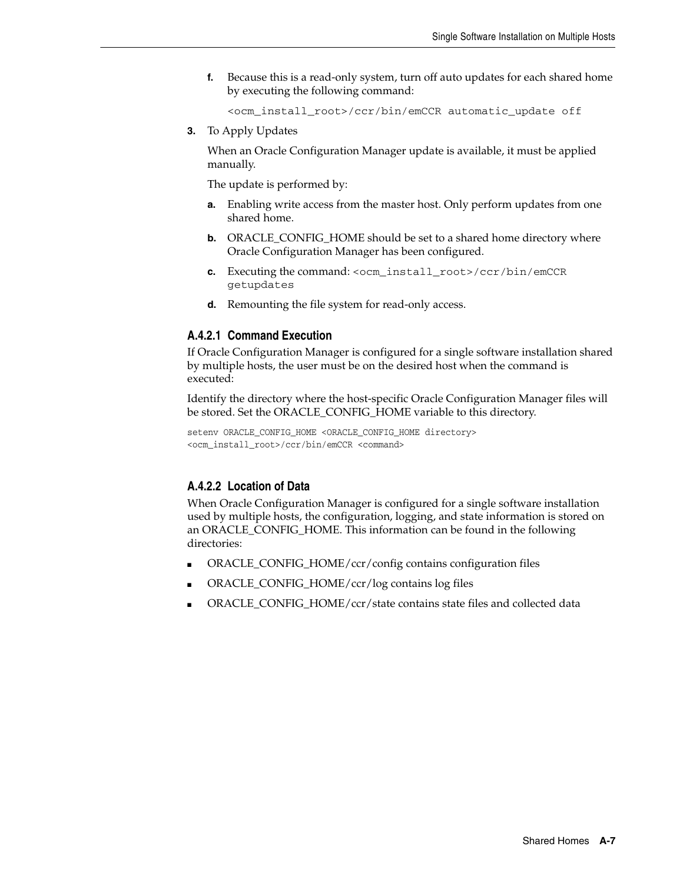f. Because this is a read-only system, turn off auto updates for each shared home by executing the following command:

```
<ocm_install_root>/ccr/bin/emCCR automatic_update off
```

3. To Apply Updates

   When an Oracle Configuration Manager update is available, it must be applied manually.

   The update is performed by:

   a. Enabling write access from the master host. Only perform updates from one shared home.

   b. ORACLE_CONFIG_HOME should be set to a shared home directory where Oracle Configuration Manager has been configured.

   c. Executing the command: `<ocm_install_root>/ccr/bin/emCCR getupdates`

   d. Remounting the file system for read-only access.

### A.4.2.1 Command Execution

If Oracle Configuration Manager is configured for a single software installation shared by multiple hosts, the user must be on the desired host when the command is executed:

Identify the directory where the host-specific Oracle Configuration Manager files will be stored. Set the ORACLE_CONFIG_HOME variable to this directory.

```
setenv ORACLE_CONFIG_HOME <ORACLE_CONFIG_HOME directory>
<ocm_install_root>/ccr/bin/emCCR <command>
```

### A.4.2.2 Location of Data

When Oracle Configuration Manager is configured for a single software installation used by multiple hosts, the configuration, logging, and state information is stored on an ORACLE_CONFIG_HOME. This information can be found in the following directories:

- ORACLE_CONFIG_HOME/ccr/config contains configuration files
- ORACLE_CONFIG_HOME/ccr/log contains log files
- ORACLE_CONFIG_HOME/ccr/state contains state files and collected data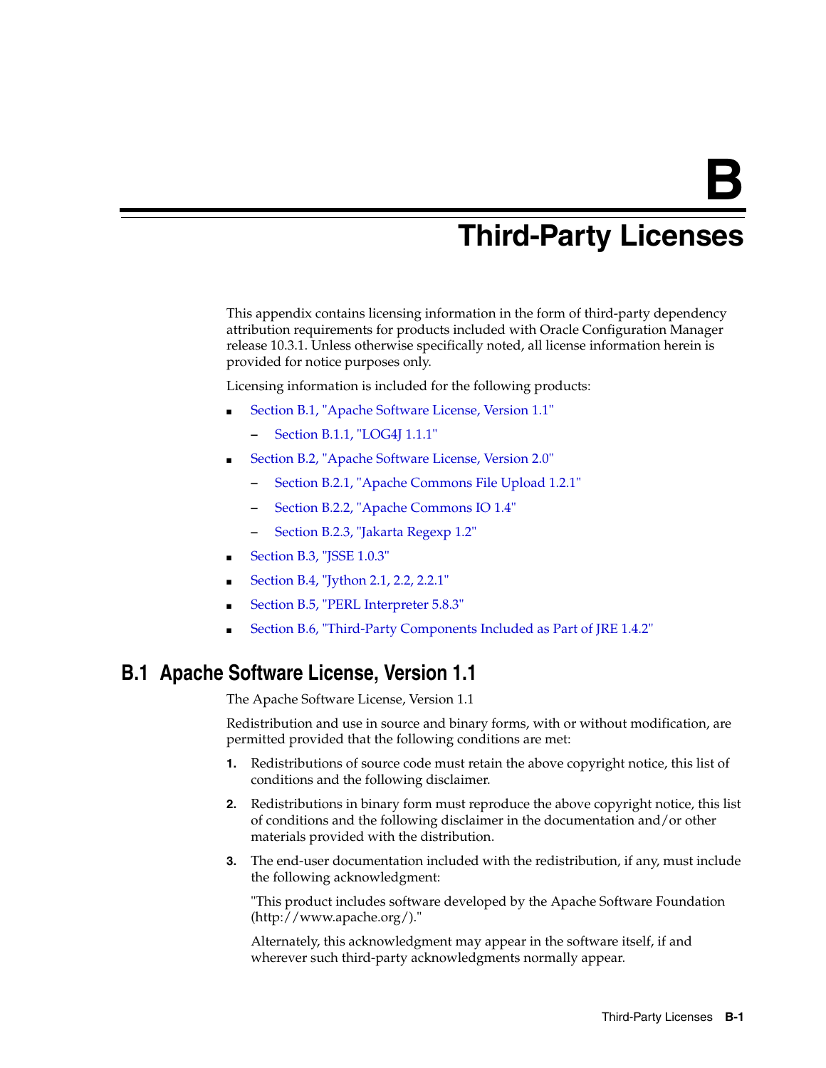# B Third-Party Licenses

This appendix contains licensing information in the form of third-party dependency attribution requirements for products included with Oracle Configuration Manager release 10.3.1. Unless otherwise specifically noted, all license information herein is provided for notice purposes only.

Licensing information is included for the following products:

- Section B.1, "Apache Software License, Version 1.1"
  - Section B.1.1, "LOG4J 1.1.1"
- Section B.2, "Apache Software License, Version 2.0"
  - Section B.2.1, "Apache Commons File Upload 1.2.1"
  - Section B.2.2, "Apache Commons IO 1.4"
  - Section B.2.3, "Jakarta Regexp 1.2"
- Section B.3, "JSSE 1.0.3"
- Section B.4, "Jython 2.1, 2.2, 2.2.1"
- Section B.5, "PERL Interpreter 5.8.3"
- Section B.6, "Third-Party Components Included as Part of JRE 1.4.2"

## B.1 Apache Software License, Version 1.1

The Apache Software License, Version 1.1

Redistribution and use in source and binary forms, with or without modification, are permitted provided that the following conditions are met:

1. Redistributions of source code must retain the above copyright notice, this list of conditions and the following disclaimer.
2. Redistributions in binary form must reproduce the above copyright notice, this list of conditions and the following disclaimer in the documentation and/or other materials provided with the distribution.
3. The end-user documentation included with the redistribution, if any, must include the following acknowledgment:

   "This product includes software developed by the Apache Software Foundation (http://www.apache.org/)."

   Alternately, this acknowledgment may appear in the software itself, if and wherever such third-party acknowledgments normally appear.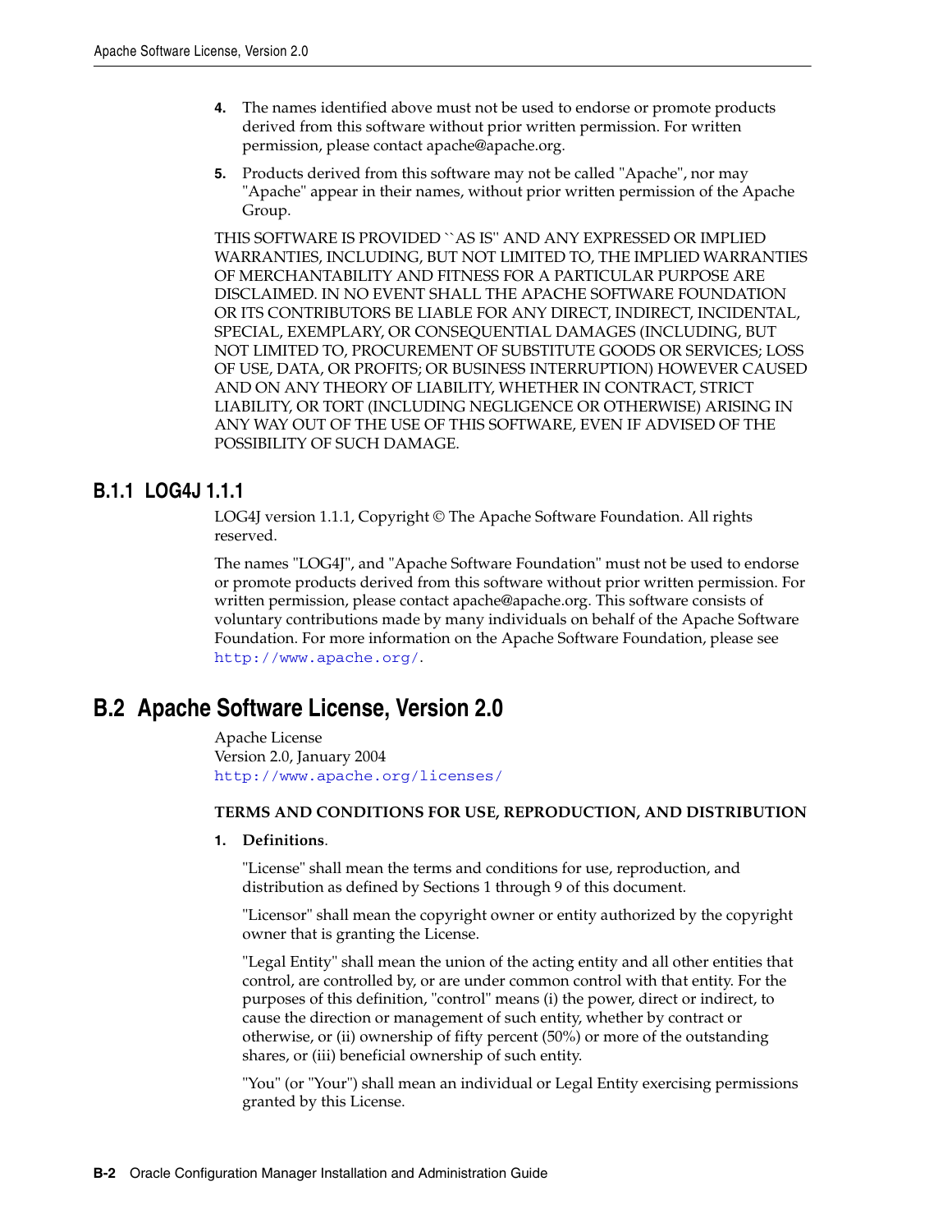4. The names identified above must not be used to endorse or promote products derived from this software without prior written permission. For written permission, please contact apache@apache.org.

5. Products derived from this software may not be called "Apache", nor may "Apache" appear in their names, without prior written permission of the Apache Group.

THIS SOFTWARE IS PROVIDED ``AS IS'' AND ANY EXPRESSED OR IMPLIED WARRANTIES, INCLUDING, BUT NOT LIMITED TO, THE IMPLIED WARRANTIES OF MERCHANTABILITY AND FITNESS FOR A PARTICULAR PURPOSE ARE DISCLAIMED. IN NO EVENT SHALL THE APACHE SOFTWARE FOUNDATION OR ITS CONTRIBUTORS BE LIABLE FOR ANY DIRECT, INDIRECT, INCIDENTAL, SPECIAL, EXEMPLARY, OR CONSEQUENTIAL DAMAGES (INCLUDING, BUT NOT LIMITED TO, PROCUREMENT OF SUBSTITUTE GOODS OR SERVICES; LOSS OF USE, DATA, OR PROFITS; OR BUSINESS INTERRUPTION) HOWEVER CAUSED AND ON ANY THEORY OF LIABILITY, WHETHER IN CONTRACT, STRICT LIABILITY, OR TORT (INCLUDING NEGLIGENCE OR OTHERWISE) ARISING IN ANY WAY OUT OF THE USE OF THIS SOFTWARE, EVEN IF ADVISED OF THE POSSIBILITY OF SUCH DAMAGE.

### B.1.1 LOG4J 1.1.1

LOG4J version 1.1.1, Copyright © The Apache Software Foundation. All rights reserved.

The names "LOG4J", and "Apache Software Foundation" must not be used to endorse or promote products derived from this software without prior written permission. For written permission, please contact apache@apache.org. This software consists of voluntary contributions made by many individuals on behalf of the Apache Software Foundation. For more information on the Apache Software Foundation, please see http://www.apache.org/.

## B.2 Apache Software License, Version 2.0

Apache License
Version 2.0, January 2004
http://www.apache.org/licenses/

**TERMS AND CONDITIONS FOR USE, REPRODUCTION, AND DISTRIBUTION**

1. **Definitions**.

   "License" shall mean the terms and conditions for use, reproduction, and distribution as defined by Sections 1 through 9 of this document.

   "Licensor" shall mean the copyright owner or entity authorized by the copyright owner that is granting the License.

   "Legal Entity" shall mean the union of the acting entity and all other entities that control, are controlled by, or are under common control with that entity. For the purposes of this definition, "control" means (i) the power, direct or indirect, to cause the direction or management of such entity, whether by contract or otherwise, or (ii) ownership of fifty percent (50%) or more of the outstanding shares, or (iii) beneficial ownership of such entity.

   "You" (or "Your") shall mean an individual or Legal Entity exercising permissions granted by this License.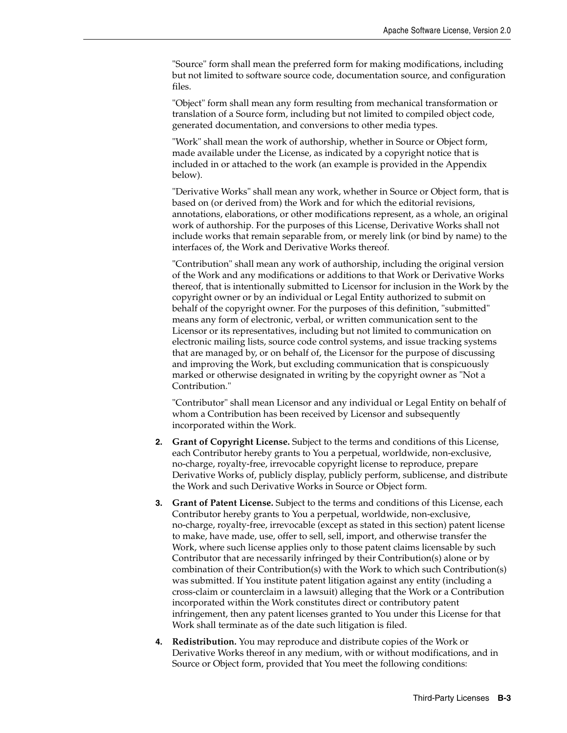"Source" form shall mean the preferred form for making modifications, including but not limited to software source code, documentation source, and configuration files.

"Object" form shall mean any form resulting from mechanical transformation or translation of a Source form, including but not limited to compiled object code, generated documentation, and conversions to other media types.

"Work" shall mean the work of authorship, whether in Source or Object form, made available under the License, as indicated by a copyright notice that is included in or attached to the work (an example is provided in the Appendix below).

"Derivative Works" shall mean any work, whether in Source or Object form, that is based on (or derived from) the Work and for which the editorial revisions, annotations, elaborations, or other modifications represent, as a whole, an original work of authorship. For the purposes of this License, Derivative Works shall not include works that remain separable from, or merely link (or bind by name) to the interfaces of, the Work and Derivative Works thereof.

"Contribution" shall mean any work of authorship, including the original version of the Work and any modifications or additions to that Work or Derivative Works thereof, that is intentionally submitted to Licensor for inclusion in the Work by the copyright owner or by an individual or Legal Entity authorized to submit on behalf of the copyright owner. For the purposes of this definition, "submitted" means any form of electronic, verbal, or written communication sent to the Licensor or its representatives, including but not limited to communication on electronic mailing lists, source code control systems, and issue tracking systems that are managed by, or on behalf of, the Licensor for the purpose of discussing and improving the Work, but excluding communication that is conspicuously marked or otherwise designated in writing by the copyright owner as "Not a Contribution."

"Contributor" shall mean Licensor and any individual or Legal Entity on behalf of whom a Contribution has been received by Licensor and subsequently incorporated within the Work.

2. **Grant of Copyright License.** Subject to the terms and conditions of this License, each Contributor hereby grants to You a perpetual, worldwide, non-exclusive, no-charge, royalty-free, irrevocable copyright license to reproduce, prepare Derivative Works of, publicly display, publicly perform, sublicense, and distribute the Work and such Derivative Works in Source or Object form.

3. **Grant of Patent License.** Subject to the terms and conditions of this License, each Contributor hereby grants to You a perpetual, worldwide, non-exclusive, no-charge, royalty-free, irrevocable (except as stated in this section) patent license to make, have made, use, offer to sell, sell, import, and otherwise transfer the Work, where such license applies only to those patent claims licensable by such Contributor that are necessarily infringed by their Contribution(s) alone or by combination of their Contribution(s) with the Work to which such Contribution(s) was submitted. If You institute patent litigation against any entity (including a cross-claim or counterclaim in a lawsuit) alleging that the Work or a Contribution incorporated within the Work constitutes direct or contributory patent infringement, then any patent licenses granted to You under this License for that Work shall terminate as of the date such litigation is filed.

4. **Redistribution.** You may reproduce and distribute copies of the Work or Derivative Works thereof in any medium, with or without modifications, and in Source or Object form, provided that You meet the following conditions: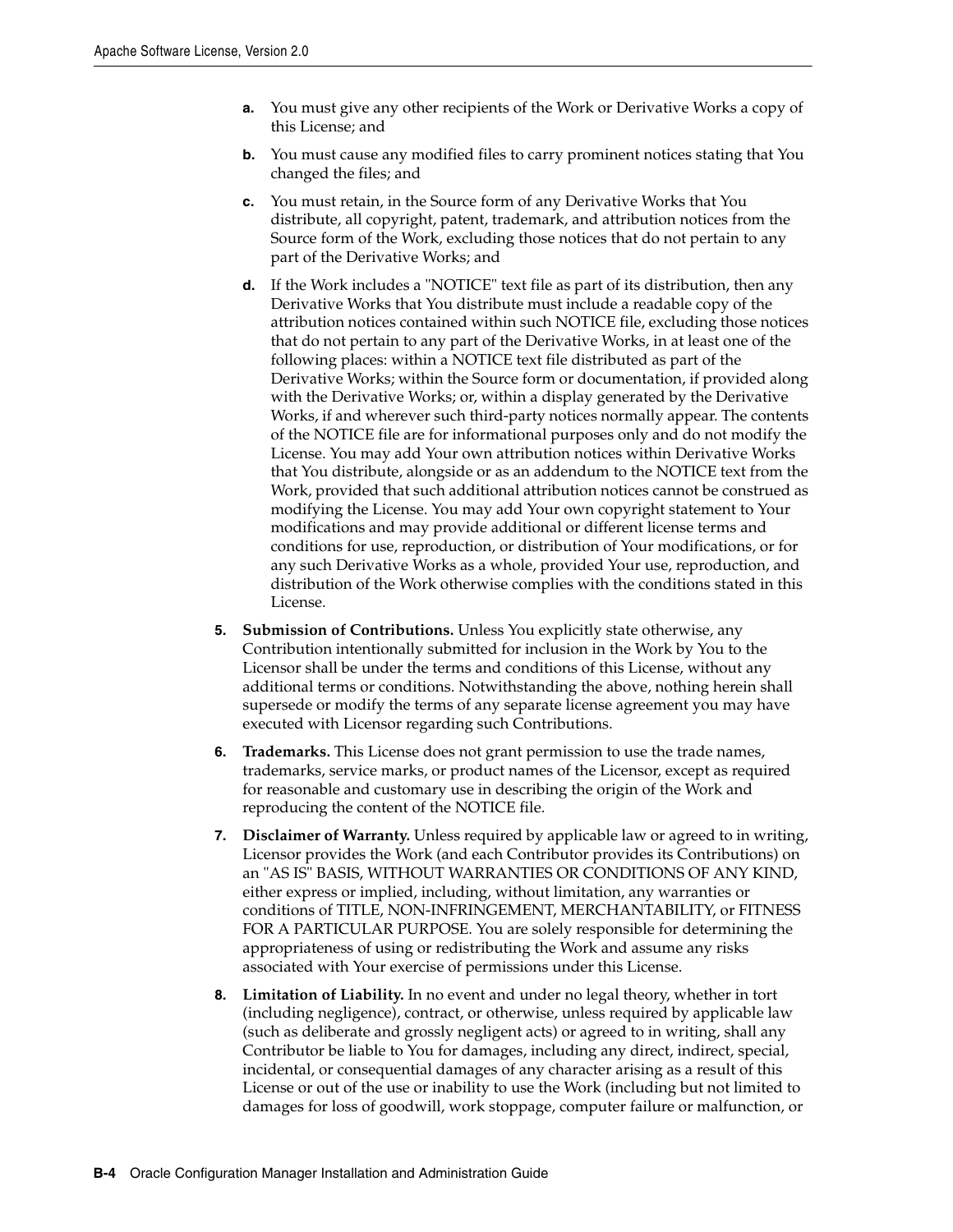a. You must give any other recipients of the Work or Derivative Works a copy of this License; and

b. You must cause any modified files to carry prominent notices stating that You changed the files; and

c. You must retain, in the Source form of any Derivative Works that You distribute, all copyright, patent, trademark, and attribution notices from the Source form of the Work, excluding those notices that do not pertain to any part of the Derivative Works; and

d. If the Work includes a "NOTICE" text file as part of its distribution, then any Derivative Works that You distribute must include a readable copy of the attribution notices contained within such NOTICE file, excluding those notices that do not pertain to any part of the Derivative Works, in at least one of the following places: within a NOTICE text file distributed as part of the Derivative Works; within the Source form or documentation, if provided along with the Derivative Works; or, within a display generated by the Derivative Works, if and wherever such third-party notices normally appear. The contents of the NOTICE file are for informational purposes only and do not modify the License. You may add Your own attribution notices within Derivative Works that You distribute, alongside or as an addendum to the NOTICE text from the Work, provided that such additional attribution notices cannot be construed as modifying the License. You may add Your own copyright statement to Your modifications and may provide additional or different license terms and conditions for use, reproduction, or distribution of Your modifications, or for any such Derivative Works as a whole, provided Your use, reproduction, and distribution of the Work otherwise complies with the conditions stated in this License.

5. **Submission of Contributions.** Unless You explicitly state otherwise, any Contribution intentionally submitted for inclusion in the Work by You to the Licensor shall be under the terms and conditions of this License, without any additional terms or conditions. Notwithstanding the above, nothing herein shall supersede or modify the terms of any separate license agreement you may have executed with Licensor regarding such Contributions.

6. **Trademarks.** This License does not grant permission to use the trade names, trademarks, service marks, or product names of the Licensor, except as required for reasonable and customary use in describing the origin of the Work and reproducing the content of the NOTICE file.

7. **Disclaimer of Warranty.** Unless required by applicable law or agreed to in writing, Licensor provides the Work (and each Contributor provides its Contributions) on an "AS IS" BASIS, WITHOUT WARRANTIES OR CONDITIONS OF ANY KIND, either express or implied, including, without limitation, any warranties or conditions of TITLE, NON-INFRINGEMENT, MERCHANTABILITY, or FITNESS FOR A PARTICULAR PURPOSE. You are solely responsible for determining the appropriateness of using or redistributing the Work and assume any risks associated with Your exercise of permissions under this License.

8. **Limitation of Liability.** In no event and under no legal theory, whether in tort (including negligence), contract, or otherwise, unless required by applicable law (such as deliberate and grossly negligent acts) or agreed to in writing, shall any Contributor be liable to You for damages, including any direct, indirect, special, incidental, or consequential damages of any character arising as a result of this License or out of the use or inability to use the Work (including but not limited to damages for loss of goodwill, work stoppage, computer failure or malfunction, or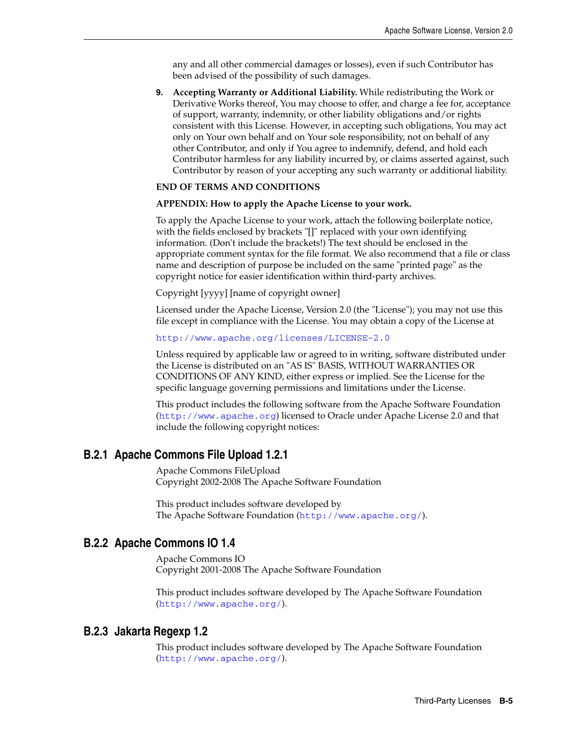any and all other commercial damages or losses), even if such Contributor has been advised of the possibility of such damages.

9. **Accepting Warranty or Additional Liability.** While redistributing the Work or Derivative Works thereof, You may choose to offer, and charge a fee for, acceptance of support, warranty, indemnity, or other liability obligations and/or rights consistent with this License. However, in accepting such obligations, You may act only on Your own behalf and on Your sole responsibility, not on behalf of any other Contributor, and only if You agree to indemnify, defend, and hold each Contributor harmless for any liability incurred by, or claims asserted against, such Contributor by reason of your accepting any such warranty or additional liability.

**END OF TERMS AND CONDITIONS**

**APPENDIX: How to apply the Apache License to your work.**

To apply the Apache License to your work, attach the following boilerplate notice, with the fields enclosed by brackets "[]" replaced with your own identifying information. (Don't include the brackets!) The text should be enclosed in the appropriate comment syntax for the file format. We also recommend that a file or class name and description of purpose be included on the same "printed page" as the copyright notice for easier identification within third-party archives.

Copyright [yyyy] [name of copyright owner]

Licensed under the Apache License, Version 2.0 (the "License"); you may not use this file except in compliance with the License. You may obtain a copy of the License at

http://www.apache.org/licenses/LICENSE-2.0

Unless required by applicable law or agreed to in writing, software distributed under the License is distributed on an "AS IS" BASIS, WITHOUT WARRANTIES OR CONDITIONS OF ANY KIND, either express or implied. See the License for the specific language governing permissions and limitations under the License.

This product includes the following software from the Apache Software Foundation (http://www.apache.org) licensed to Oracle under Apache License 2.0 and that include the following copyright notices:

### B.2.1 Apache Commons File Upload 1.2.1

Apache Commons FileUpload
Copyright 2002-2008 The Apache Software Foundation

This product includes software developed by
The Apache Software Foundation (http://www.apache.org/).

### B.2.2 Apache Commons IO 1.4

Apache Commons IO
Copyright 2001-2008 The Apache Software Foundation

This product includes software developed by The Apache Software Foundation (http://www.apache.org/).

### B.2.3 Jakarta Regexp 1.2

This product includes software developed by The Apache Software Foundation (http://www.apache.org/).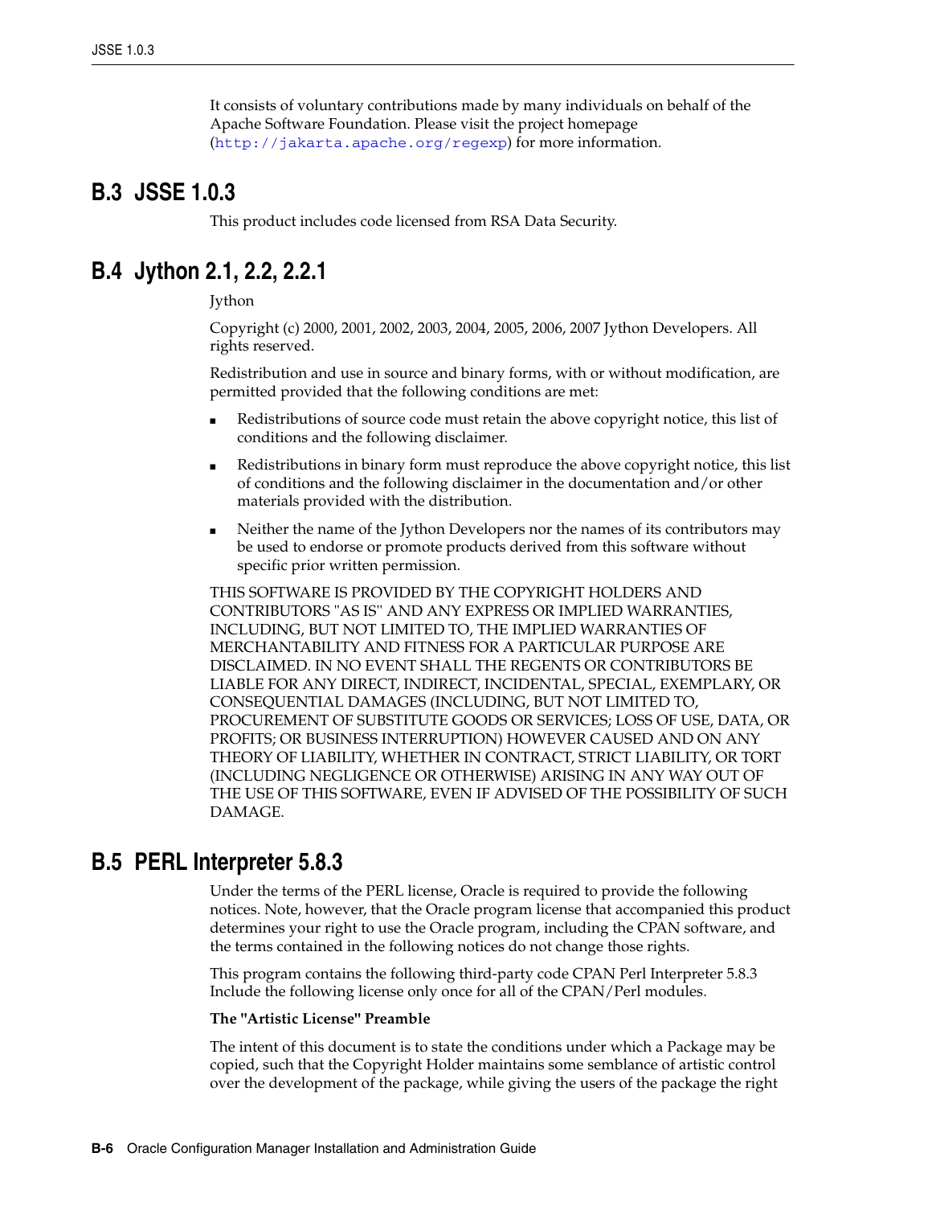It consists of voluntary contributions made by many individuals on behalf of the Apache Software Foundation. Please visit the project homepage (http://jakarta.apache.org/regexp) for more information.

## B.3 JSSE 1.0.3

This product includes code licensed from RSA Data Security.

## B.4 Jython 2.1, 2.2, 2.2.1

Jython

Copyright (c) 2000, 2001, 2002, 2003, 2004, 2005, 2006, 2007 Jython Developers. All rights reserved.

Redistribution and use in source and binary forms, with or without modification, are permitted provided that the following conditions are met:

- Redistributions of source code must retain the above copyright notice, this list of conditions and the following disclaimer.
- Redistributions in binary form must reproduce the above copyright notice, this list of conditions and the following disclaimer in the documentation and/or other materials provided with the distribution.
- Neither the name of the Jython Developers nor the names of its contributors may be used to endorse or promote products derived from this software without specific prior written permission.

THIS SOFTWARE IS PROVIDED BY THE COPYRIGHT HOLDERS AND CONTRIBUTORS "AS IS" AND ANY EXPRESS OR IMPLIED WARRANTIES, INCLUDING, BUT NOT LIMITED TO, THE IMPLIED WARRANTIES OF MERCHANTABILITY AND FITNESS FOR A PARTICULAR PURPOSE ARE DISCLAIMED. IN NO EVENT SHALL THE REGENTS OR CONTRIBUTORS BE LIABLE FOR ANY DIRECT, INDIRECT, INCIDENTAL, SPECIAL, EXEMPLARY, OR CONSEQUENTIAL DAMAGES (INCLUDING, BUT NOT LIMITED TO, PROCUREMENT OF SUBSTITUTE GOODS OR SERVICES; LOSS OF USE, DATA, OR PROFITS; OR BUSINESS INTERRUPTION) HOWEVER CAUSED AND ON ANY THEORY OF LIABILITY, WHETHER IN CONTRACT, STRICT LIABILITY, OR TORT (INCLUDING NEGLIGENCE OR OTHERWISE) ARISING IN ANY WAY OUT OF THE USE OF THIS SOFTWARE, EVEN IF ADVISED OF THE POSSIBILITY OF SUCH DAMAGE.

## B.5 PERL Interpreter 5.8.3

Under the terms of the PERL license, Oracle is required to provide the following notices. Note, however, that the Oracle program license that accompanied this product determines your right to use the Oracle program, including the CPAN software, and the terms contained in the following notices do not change those rights.

This program contains the following third-party code CPAN Perl Interpreter 5.8.3 Include the following license only once for all of the CPAN/Perl modules.

**The "Artistic License" Preamble**

The intent of this document is to state the conditions under which a Package may be copied, such that the Copyright Holder maintains some semblance of artistic control over the development of the package, while giving the users of the package the right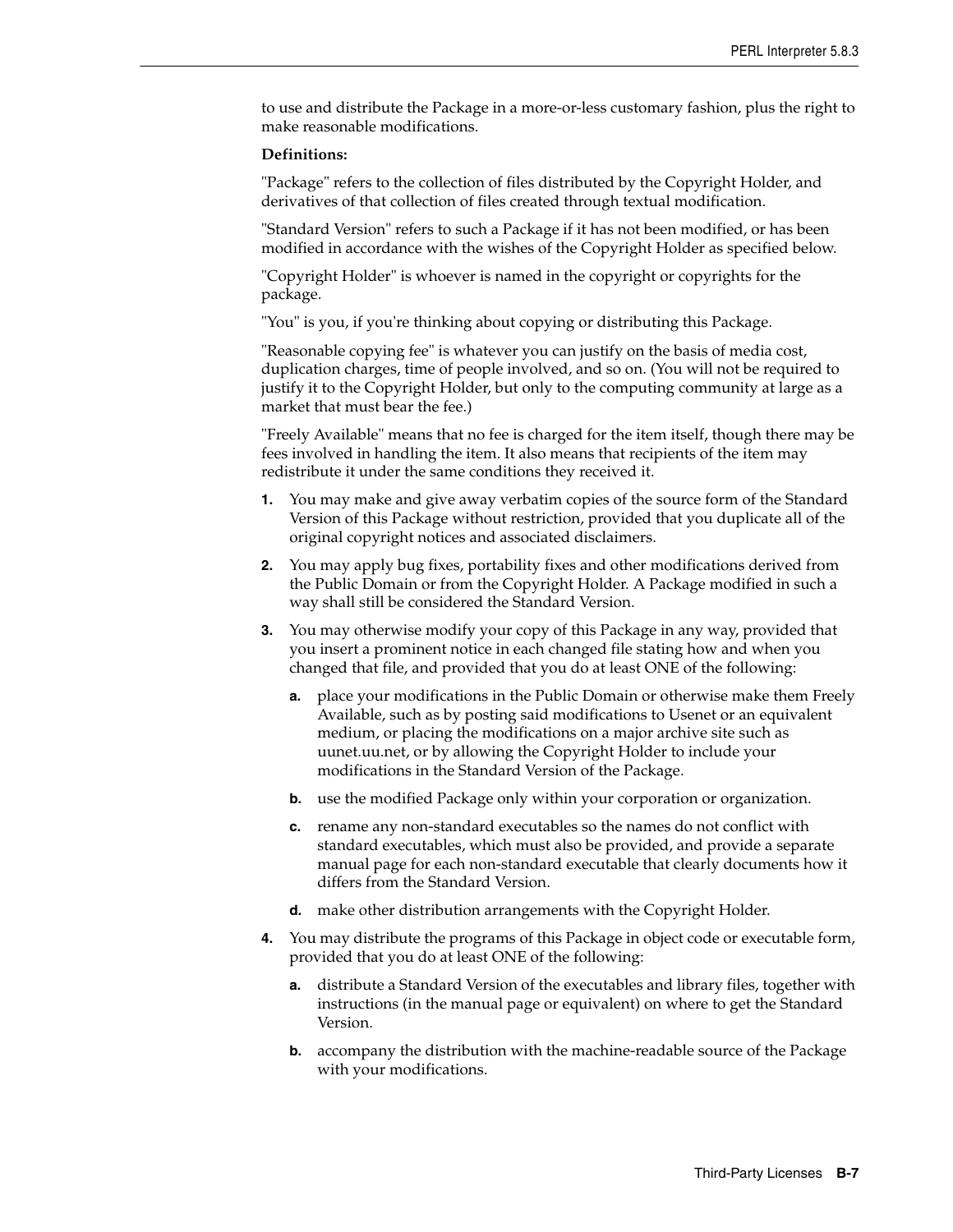to use and distribute the Package in a more-or-less customary fashion, plus the right to make reasonable modifications.

**Definitions:**

"Package" refers to the collection of files distributed by the Copyright Holder, and derivatives of that collection of files created through textual modification.

"Standard Version" refers to such a Package if it has not been modified, or has been modified in accordance with the wishes of the Copyright Holder as specified below.

"Copyright Holder" is whoever is named in the copyright or copyrights for the package.

"You" is you, if you're thinking about copying or distributing this Package.

"Reasonable copying fee" is whatever you can justify on the basis of media cost, duplication charges, time of people involved, and so on. (You will not be required to justify it to the Copyright Holder, but only to the computing community at large as a market that must bear the fee.)

"Freely Available" means that no fee is charged for the item itself, though there may be fees involved in handling the item. It also means that recipients of the item may redistribute it under the same conditions they received it.

1. You may make and give away verbatim copies of the source form of the Standard Version of this Package without restriction, provided that you duplicate all of the original copyright notices and associated disclaimers.
2. You may apply bug fixes, portability fixes and other modifications derived from the Public Domain or from the Copyright Holder. A Package modified in such a way shall still be considered the Standard Version.
3. You may otherwise modify your copy of this Package in any way, provided that you insert a prominent notice in each changed file stating how and when you changed that file, and provided that you do at least ONE of the following:
   a. place your modifications in the Public Domain or otherwise make them Freely Available, such as by posting said modifications to Usenet or an equivalent medium, or placing the modifications on a major archive site such as uunet.uu.net, or by allowing the Copyright Holder to include your modifications in the Standard Version of the Package.
   b. use the modified Package only within your corporation or organization.
   c. rename any non-standard executables so the names do not conflict with standard executables, which must also be provided, and provide a separate manual page for each non-standard executable that clearly documents how it differs from the Standard Version.
   d. make other distribution arrangements with the Copyright Holder.
4. You may distribute the programs of this Package in object code or executable form, provided that you do at least ONE of the following:
   a. distribute a Standard Version of the executables and library files, together with instructions (in the manual page or equivalent) on where to get the Standard Version.
   b. accompany the distribution with the machine-readable source of the Package with your modifications.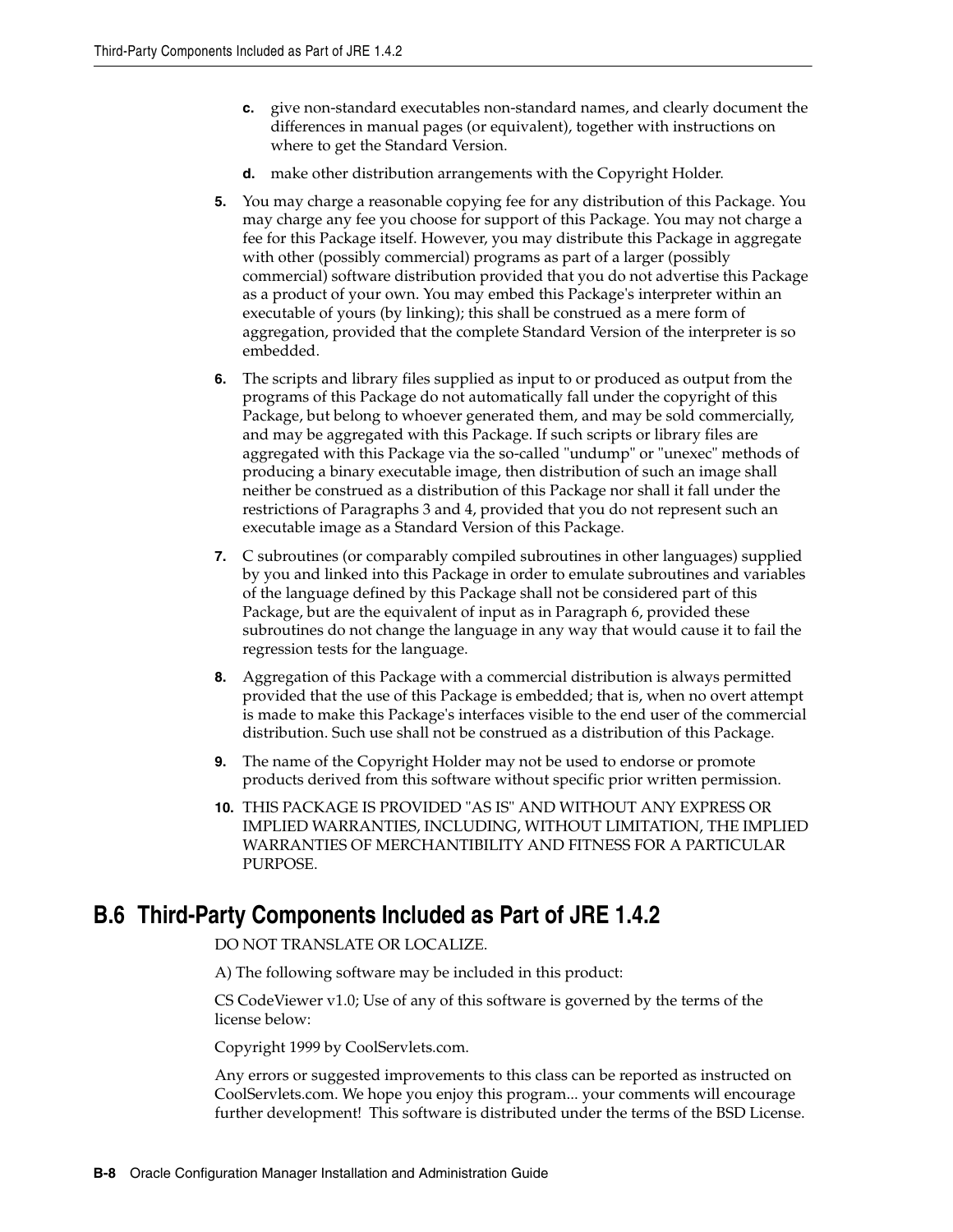c. give non-standard executables non-standard names, and clearly document the differences in manual pages (or equivalent), together with instructions on where to get the Standard Version.

d. make other distribution arrangements with the Copyright Holder.

5. You may charge a reasonable copying fee for any distribution of this Package. You may charge any fee you choose for support of this Package. You may not charge a fee for this Package itself. However, you may distribute this Package in aggregate with other (possibly commercial) programs as part of a larger (possibly commercial) software distribution provided that you do not advertise this Package as a product of your own. You may embed this Package's interpreter within an executable of yours (by linking); this shall be construed as a mere form of aggregation, provided that the complete Standard Version of the interpreter is so embedded.

6. The scripts and library files supplied as input to or produced as output from the programs of this Package do not automatically fall under the copyright of this Package, but belong to whoever generated them, and may be sold commercially, and may be aggregated with this Package. If such scripts or library files are aggregated with this Package via the so-called "undump" or "unexec" methods of producing a binary executable image, then distribution of such an image shall neither be construed as a distribution of this Package nor shall it fall under the restrictions of Paragraphs 3 and 4, provided that you do not represent such an executable image as a Standard Version of this Package.

7. C subroutines (or comparably compiled subroutines in other languages) supplied by you and linked into this Package in order to emulate subroutines and variables of the language defined by this Package shall not be considered part of this Package, but are the equivalent of input as in Paragraph 6, provided these subroutines do not change the language in any way that would cause it to fail the regression tests for the language.

8. Aggregation of this Package with a commercial distribution is always permitted provided that the use of this Package is embedded; that is, when no overt attempt is made to make this Package's interfaces visible to the end user of the commercial distribution. Such use shall not be construed as a distribution of this Package.

9. The name of the Copyright Holder may not be used to endorse or promote products derived from this software without specific prior written permission.

10. THIS PACKAGE IS PROVIDED "AS IS" AND WITHOUT ANY EXPRESS OR IMPLIED WARRANTIES, INCLUDING, WITHOUT LIMITATION, THE IMPLIED WARRANTIES OF MERCHANTIBILITY AND FITNESS FOR A PARTICULAR PURPOSE.

## B.6 Third-Party Components Included as Part of JRE 1.4.2

DO NOT TRANSLATE OR LOCALIZE.

A) The following software may be included in this product:

CS CodeViewer v1.0; Use of any of this software is governed by the terms of the license below:

Copyright 1999 by CoolServlets.com.

Any errors or suggested improvements to this class can be reported as instructed on CoolServlets.com. We hope you enjoy this program... your comments will encourage further development! This software is distributed under the terms of the BSD License.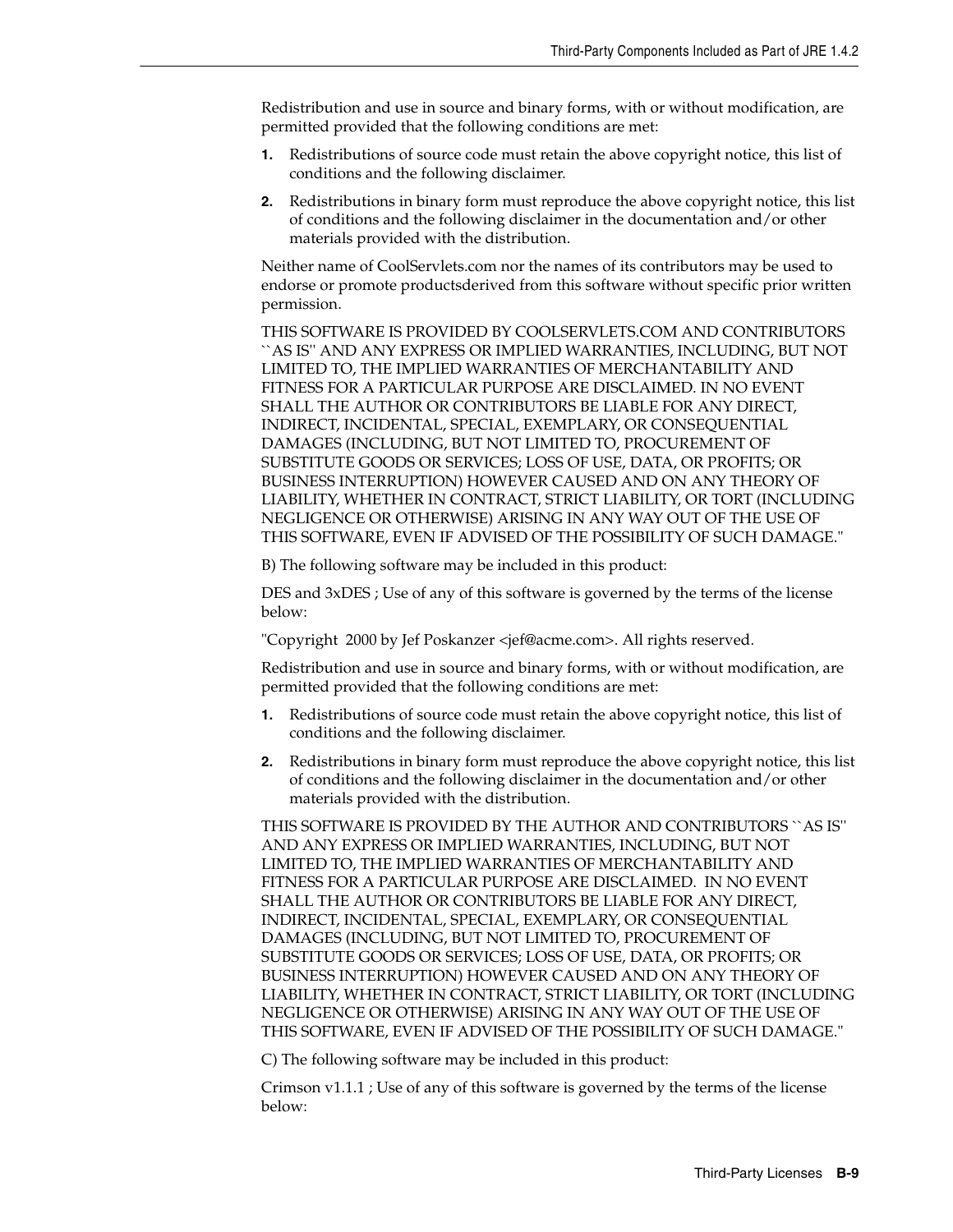Redistribution and use in source and binary forms, with or without modification, are permitted provided that the following conditions are met:

1. Redistributions of source code must retain the above copyright notice, this list of conditions and the following disclaimer.
2. Redistributions in binary form must reproduce the above copyright notice, this list of conditions and the following disclaimer in the documentation and/or other materials provided with the distribution.

Neither name of CoolServlets.com nor the names of its contributors may be used to endorse or promote productsderived from this software without specific prior written permission.

THIS SOFTWARE IS PROVIDED BY COOLSERVLETS.COM AND CONTRIBUTORS ``AS IS'' AND ANY EXPRESS OR IMPLIED WARRANTIES, INCLUDING, BUT NOT LIMITED TO, THE IMPLIED WARRANTIES OF MERCHANTABILITY AND FITNESS FOR A PARTICULAR PURPOSE ARE DISCLAIMED. IN NO EVENT SHALL THE AUTHOR OR CONTRIBUTORS BE LIABLE FOR ANY DIRECT, INDIRECT, INCIDENTAL, SPECIAL, EXEMPLARY, OR CONSEQUENTIAL DAMAGES (INCLUDING, BUT NOT LIMITED TO, PROCUREMENT OF SUBSTITUTE GOODS OR SERVICES; LOSS OF USE, DATA, OR PROFITS; OR BUSINESS INTERRUPTION) HOWEVER CAUSED AND ON ANY THEORY OF LIABILITY, WHETHER IN CONTRACT, STRICT LIABILITY, OR TORT (INCLUDING NEGLIGENCE OR OTHERWISE) ARISING IN ANY WAY OUT OF THE USE OF THIS SOFTWARE, EVEN IF ADVISED OF THE POSSIBILITY OF SUCH DAMAGE."

B) The following software may be included in this product:

DES and 3xDES ; Use of any of this software is governed by the terms of the license below:

"Copyright 2000 by Jef Poskanzer <jef@acme.com>. All rights reserved.

Redistribution and use in source and binary forms, with or without modification, are permitted provided that the following conditions are met:

1. Redistributions of source code must retain the above copyright notice, this list of conditions and the following disclaimer.
2. Redistributions in binary form must reproduce the above copyright notice, this list of conditions and the following disclaimer in the documentation and/or other materials provided with the distribution.

THIS SOFTWARE IS PROVIDED BY THE AUTHOR AND CONTRIBUTORS ``AS IS'' AND ANY EXPRESS OR IMPLIED WARRANTIES, INCLUDING, BUT NOT LIMITED TO, THE IMPLIED WARRANTIES OF MERCHANTABILITY AND FITNESS FOR A PARTICULAR PURPOSE ARE DISCLAIMED. IN NO EVENT SHALL THE AUTHOR OR CONTRIBUTORS BE LIABLE FOR ANY DIRECT, INDIRECT, INCIDENTAL, SPECIAL, EXEMPLARY, OR CONSEQUENTIAL DAMAGES (INCLUDING, BUT NOT LIMITED TO, PROCUREMENT OF SUBSTITUTE GOODS OR SERVICES; LOSS OF USE, DATA, OR PROFITS; OR BUSINESS INTERRUPTION) HOWEVER CAUSED AND ON ANY THEORY OF LIABILITY, WHETHER IN CONTRACT, STRICT LIABILITY, OR TORT (INCLUDING NEGLIGENCE OR OTHERWISE) ARISING IN ANY WAY OUT OF THE USE OF THIS SOFTWARE, EVEN IF ADVISED OF THE POSSIBILITY OF SUCH DAMAGE."

C) The following software may be included in this product:

Crimson v1.1.1 ; Use of any of this software is governed by the terms of the license below: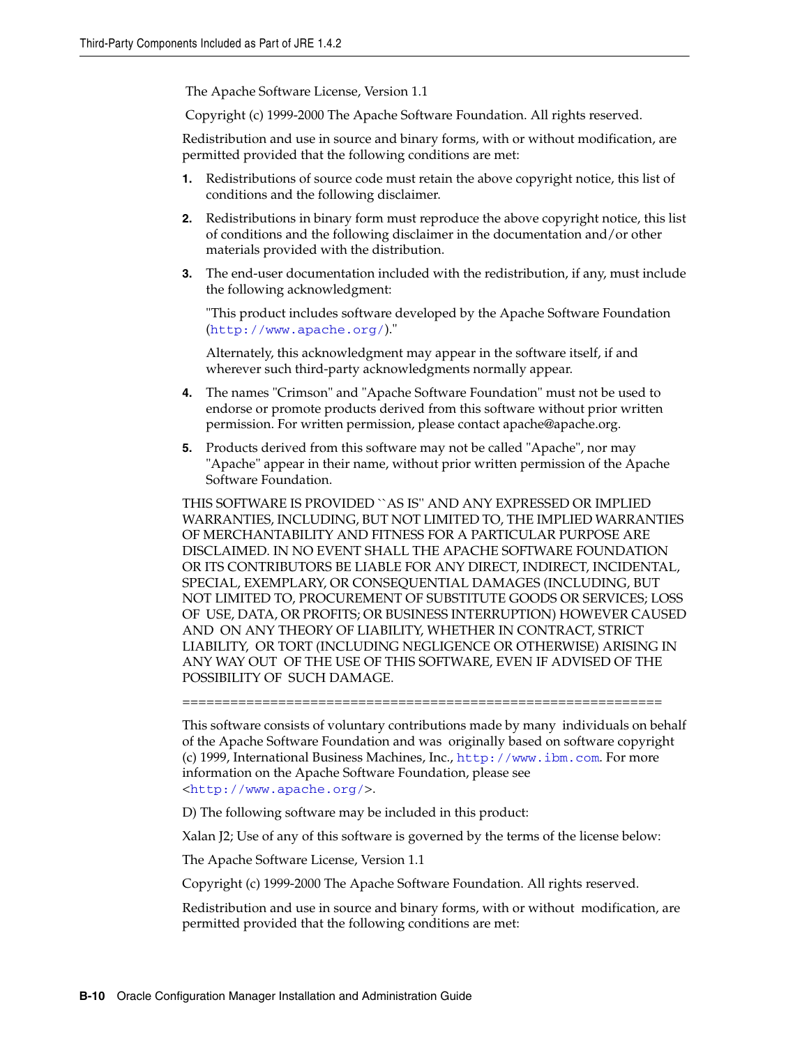The Apache Software License, Version 1.1

Copyright (c) 1999-2000 The Apache Software Foundation. All rights reserved.

Redistribution and use in source and binary forms, with or without modification, are permitted provided that the following conditions are met:

1. Redistributions of source code must retain the above copyright notice, this list of conditions and the following disclaimer.
2. Redistributions in binary form must reproduce the above copyright notice, this list of conditions and the following disclaimer in the documentation and/or other materials provided with the distribution.
3. The end-user documentation included with the redistribution, if any, must include the following acknowledgment:

   "This product includes software developed by the Apache Software Foundation (http://www.apache.org/)."

   Alternately, this acknowledgment may appear in the software itself, if and wherever such third-party acknowledgments normally appear.
4. The names "Crimson" and "Apache Software Foundation" must not be used to endorse or promote products derived from this software without prior written permission. For written permission, please contact apache@apache.org.
5. Products derived from this software may not be called "Apache", nor may "Apache" appear in their name, without prior written permission of the Apache Software Foundation.

THIS SOFTWARE IS PROVIDED ``AS IS'' AND ANY EXPRESSED OR IMPLIED WARRANTIES, INCLUDING, BUT NOT LIMITED TO, THE IMPLIED WARRANTIES OF MERCHANTABILITY AND FITNESS FOR A PARTICULAR PURPOSE ARE DISCLAIMED. IN NO EVENT SHALL THE APACHE SOFTWARE FOUNDATION OR ITS CONTRIBUTORS BE LIABLE FOR ANY DIRECT, INDIRECT, INCIDENTAL, SPECIAL, EXEMPLARY, OR CONSEQUENTIAL DAMAGES (INCLUDING, BUT NOT LIMITED TO, PROCUREMENT OF SUBSTITUTE GOODS OR SERVICES; LOSS OF USE, DATA, OR PROFITS; OR BUSINESS INTERRUPTION) HOWEVER CAUSED AND ON ANY THEORY OF LIABILITY, WHETHER IN CONTRACT, STRICT LIABILITY, OR TORT (INCLUDING NEGLIGENCE OR OTHERWISE) ARISING IN ANY WAY OUT OF THE USE OF THIS SOFTWARE, EVEN IF ADVISED OF THE POSSIBILITY OF SUCH DAMAGE.

====================================================================

This software consists of voluntary contributions made by many individuals on behalf of the Apache Software Foundation and was originally based on software copyright (c) 1999, International Business Machines, Inc., http://www.ibm.com. For more information on the Apache Software Foundation, please see <http://www.apache.org/>.

D) The following software may be included in this product:

Xalan J2; Use of any of this software is governed by the terms of the license below:

The Apache Software License, Version 1.1

Copyright (c) 1999-2000 The Apache Software Foundation. All rights reserved.

Redistribution and use in source and binary forms, with or without modification, are permitted provided that the following conditions are met: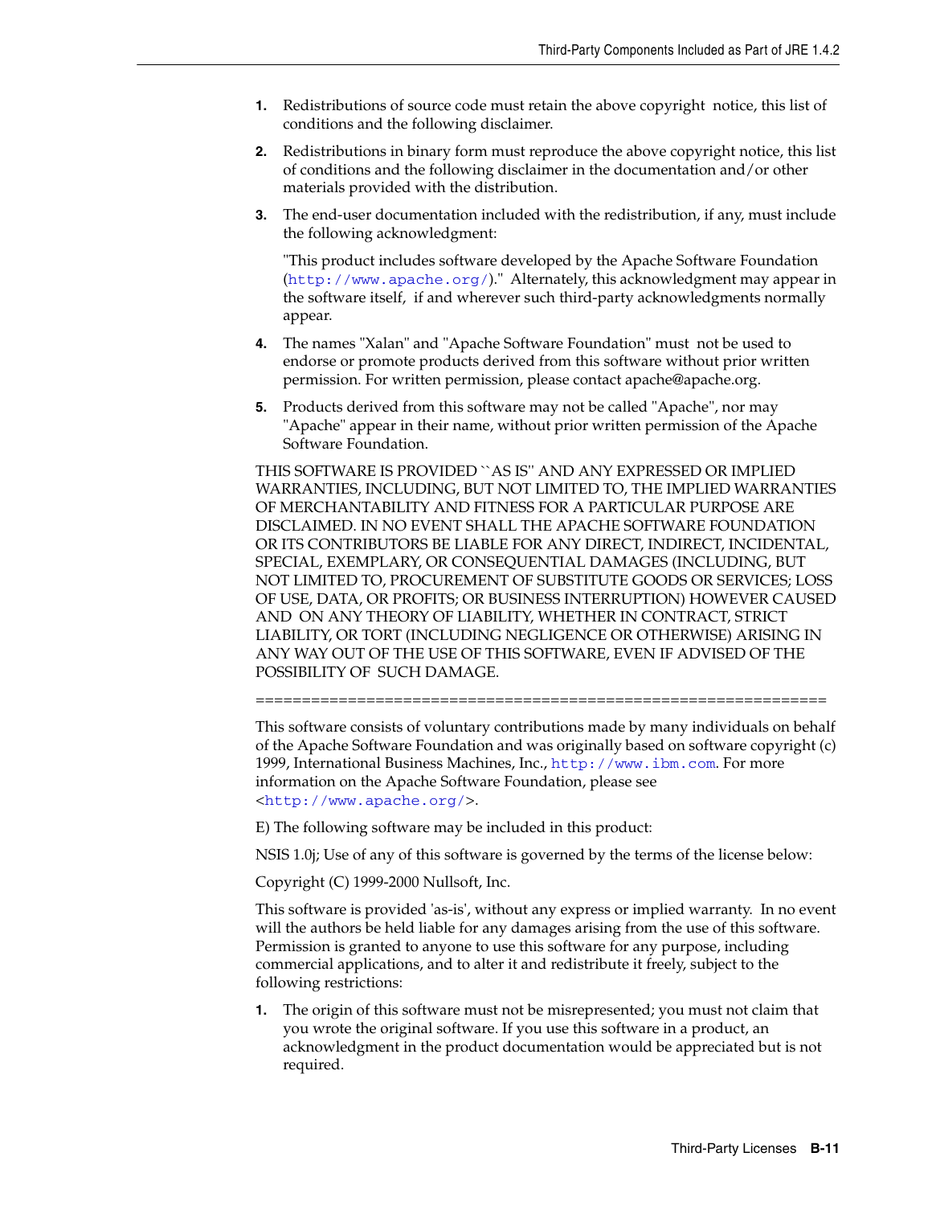1. Redistributions of source code must retain the above copyright notice, this list of conditions and the following disclaimer.

2. Redistributions in binary form must reproduce the above copyright notice, this list of conditions and the following disclaimer in the documentation and/or other materials provided with the distribution.

3. The end-user documentation included with the redistribution, if any, must include the following acknowledgment:

   "This product includes software developed by the Apache Software Foundation (http://www.apache.org/)." Alternately, this acknowledgment may appear in the software itself, if and wherever such third-party acknowledgments normally appear.

4. The names "Xalan" and "Apache Software Foundation" must not be used to endorse or promote products derived from this software without prior written permission. For written permission, please contact apache@apache.org.

5. Products derived from this software may not be called "Apache", nor may "Apache" appear in their name, without prior written permission of the Apache Software Foundation.

THIS SOFTWARE IS PROVIDED ``AS IS'' AND ANY EXPRESSED OR IMPLIED WARRANTIES, INCLUDING, BUT NOT LIMITED TO, THE IMPLIED WARRANTIES OF MERCHANTABILITY AND FITNESS FOR A PARTICULAR PURPOSE ARE DISCLAIMED. IN NO EVENT SHALL THE APACHE SOFTWARE FOUNDATION OR ITS CONTRIBUTORS BE LIABLE FOR ANY DIRECT, INDIRECT, INCIDENTAL, SPECIAL, EXEMPLARY, OR CONSEQUENTIAL DAMAGES (INCLUDING, BUT NOT LIMITED TO, PROCUREMENT OF SUBSTITUTE GOODS OR SERVICES; LOSS OF USE, DATA, OR PROFITS; OR BUSINESS INTERRUPTION) HOWEVER CAUSED AND ON ANY THEORY OF LIABILITY, WHETHER IN CONTRACT, STRICT LIABILITY, OR TORT (INCLUDING NEGLIGENCE OR OTHERWISE) ARISING IN ANY WAY OUT OF THE USE OF THIS SOFTWARE, EVEN IF ADVISED OF THE POSSIBILITY OF SUCH DAMAGE.

====================================================================

This software consists of voluntary contributions made by many individuals on behalf of the Apache Software Foundation and was originally based on software copyright (c) 1999, International Business Machines, Inc., http://www.ibm.com. For more information on the Apache Software Foundation, please see <http://www.apache.org/>.

E) The following software may be included in this product:

NSIS 1.0j; Use of any of this software is governed by the terms of the license below:

Copyright (C) 1999-2000 Nullsoft, Inc.

This software is provided 'as-is', without any express or implied warranty. In no event will the authors be held liable for any damages arising from the use of this software. Permission is granted to anyone to use this software for any purpose, including commercial applications, and to alter it and redistribute it freely, subject to the following restrictions:

1. The origin of this software must not be misrepresented; you must not claim that you wrote the original software. If you use this software in a product, an acknowledgment in the product documentation would be appreciated but is not required.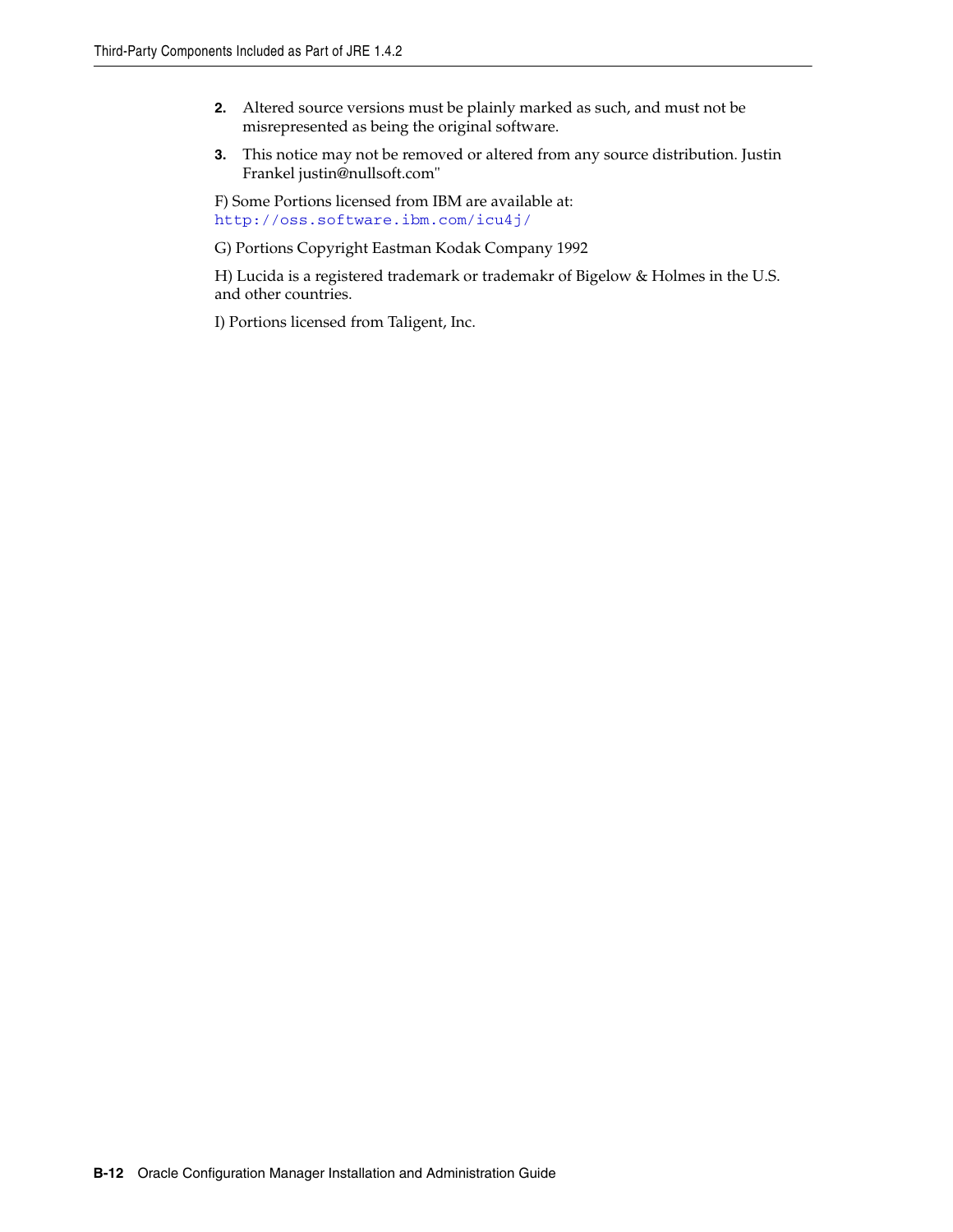2. Altered source versions must be plainly marked as such, and must not be misrepresented as being the original software.
3. This notice may not be removed or altered from any source distribution. Justin Frankel justin@nullsoft.com"

F) Some Portions licensed from IBM are available at: http://oss.software.ibm.com/icu4j/

G) Portions Copyright Eastman Kodak Company 1992

H) Lucida is a registered trademark or trademakr of Bigelow & Holmes in the U.S. and other countries.

I) Portions licensed from Taligent, Inc.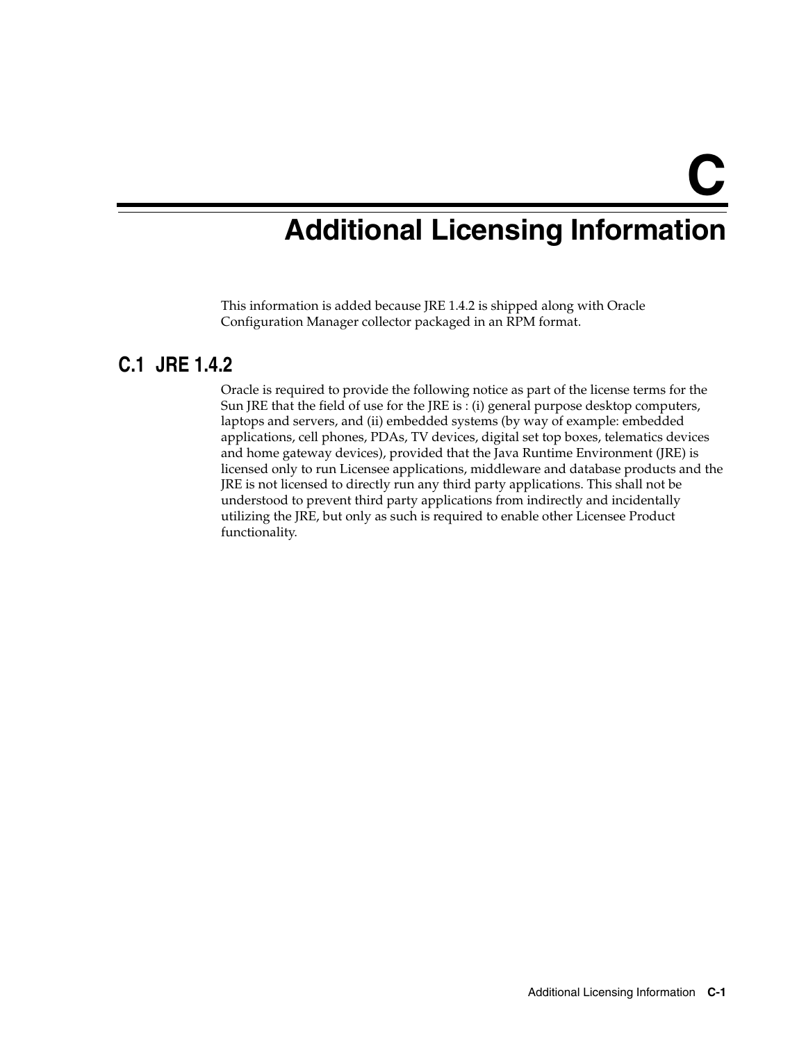# C Additional Licensing Information

This information is added because JRE 1.4.2 is shipped along with Oracle Configuration Manager collector packaged in an RPM format.

## C.1 JRE 1.4.2

Oracle is required to provide the following notice as part of the license terms for the Sun JRE that the field of use for the JRE is : (i) general purpose desktop computers, laptops and servers, and (ii) embedded systems (by way of example: embedded applications, cell phones, PDAs, TV devices, digital set top boxes, telematics devices and home gateway devices), provided that the Java Runtime Environment (JRE) is licensed only to run Licensee applications, middleware and database products and the JRE is not licensed to directly run any third party applications. This shall not be understood to prevent third party applications from indirectly and incidentally utilizing the JRE, but only as such is required to enable other Licensee Product functionality.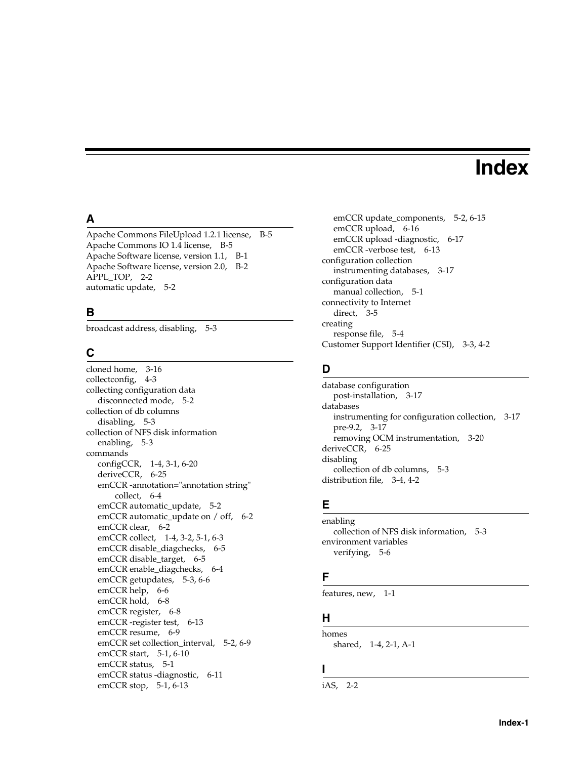# Index

## A

Apache Commons FileUpload 1.2.1 license, B-5
Apache Commons IO 1.4 license, B-5
Apache Software license, version 1.1, B-1
Apache Software license, version 2.0, B-2
APPL_TOP, 2-2
automatic update, 5-2

## B

broadcast address, disabling, 5-3

## C

cloned home, 3-16
collectconfig, 4-3
collecting configuration data
- disconnected mode, 5-2

collection of db columns
- disabling, 5-3

collection of NFS disk information
- enabling, 5-3

commands
- configCCR, 1-4, 3-1, 6-20
- deriveCCR, 6-25
- emCCR -annotation="annotation string" collect, 6-4
- emCCR automatic_update, 5-2
- emCCR automatic_update on / off, 6-2
- emCCR clear, 6-2
- emCCR collect, 1-4, 3-2, 5-1, 6-3
- emCCR disable_diagchecks, 6-5
- emCCR disable_target, 6-5
- emCCR enable_diagchecks, 6-4
- emCCR getupdates, 5-3, 6-6
- emCCR help, 6-6
- emCCR hold, 6-8
- emCCR register, 6-8
- emCCR -register test, 6-13
- emCCR resume, 6-9
- emCCR set collection_interval, 5-2, 6-9
- emCCR start, 5-1, 6-10
- emCCR status, 5-1
- emCCR status -diagnostic, 6-11
- emCCR stop, 5-1, 6-13
- emCCR update_components, 5-2, 6-15
- emCCR upload, 6-16
- emCCR upload -diagnostic, 6-17
- emCCR -verbose test, 6-13

configuration collection
- instrumenting databases, 3-17

configuration data
- manual collection, 5-1

connectivity to Internet
- direct, 3-5

creating
- response file, 5-4

Customer Support Identifier (CSI), 3-3, 4-2

## D

database configuration
- post-installation, 3-17

databases
- instrumenting for configuration collection, 3-17
- pre-9.2, 3-17
- removing OCM instrumentation, 3-20

deriveCCR, 6-25
disabling
- collection of db columns, 5-3

distribution file, 3-4, 4-2

## E

enabling
- collection of NFS disk information, 5-3

environment variables
- verifying, 5-6

## F

features, new, 1-1

## H

homes
- shared, 1-4, 2-1, A-1

## I

iAS, 2-2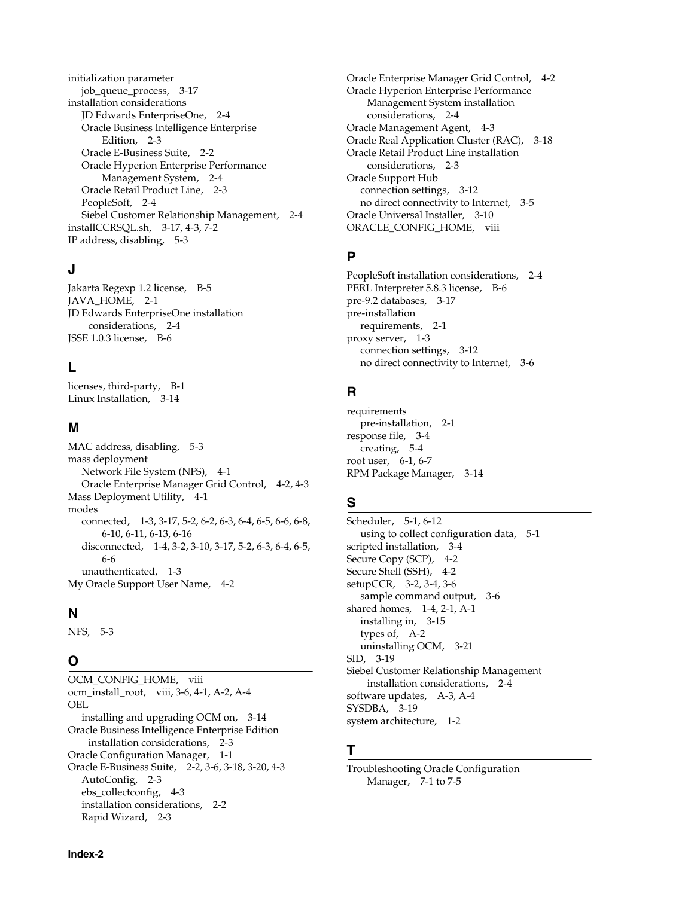initialization parameter
- job_queue_process, 3-17

installation considerations
- JD Edwards EnterpriseOne, 2-4
- Oracle Business Intelligence Enterprise Edition, 2-3
- Oracle E-Business Suite, 2-2
- Oracle Hyperion Enterprise Performance Management System, 2-4
- Oracle Retail Product Line, 2-3
- PeopleSoft, 2-4
- Siebel Customer Relationship Management, 2-4

installCCRSQL.sh, 3-17, 4-3, 7-2

IP address, disabling, 5-3

## J

Jakarta Regexp 1.2 license, B-5

JAVA_HOME, 2-1

JD Edwards EnterpriseOne installation considerations, 2-4

JSSE 1.0.3 license, B-6

## L

licenses, third-party, B-1

Linux Installation, 3-14

## M

MAC address, disabling, 5-3

mass deployment
- Network File System (NFS), 4-1
- Oracle Enterprise Manager Grid Control, 4-2, 4-3

Mass Deployment Utility, 4-1

modes
- connected, 1-3, 3-17, 5-2, 6-2, 6-3, 6-4, 6-5, 6-6, 6-8, 6-10, 6-11, 6-13, 6-16
- disconnected, 1-4, 3-2, 3-10, 3-17, 5-2, 6-3, 6-4, 6-5, 6-6
- unauthenticated, 1-3

My Oracle Support User Name, 4-2

## N

NFS, 5-3

## O

OCM_CONFIG_HOME, viii

ocm_install_root, viii, 3-6, 4-1, A-2, A-4

OEL
- installing and upgrading OCM on, 3-14

Oracle Business Intelligence Enterprise Edition installation considerations, 2-3

Oracle Configuration Manager, 1-1

Oracle E-Business Suite, 2-2, 3-6, 3-18, 3-20, 4-3
- AutoConfig, 2-3
- ebs_collectconfig, 4-3
- installation considerations, 2-2
- Rapid Wizard, 2-3

Oracle Enterprise Manager Grid Control, 4-2

Oracle Hyperion Enterprise Performance Management System installation considerations, 2-4

Oracle Management Agent, 4-3

Oracle Real Application Cluster (RAC), 3-18

Oracle Retail Product Line installation considerations, 2-3

Oracle Support Hub
- connection settings, 3-12
- no direct connectivity to Internet, 3-5

Oracle Universal Installer, 3-10

ORACLE_CONFIG_HOME, viii

## P

PeopleSoft installation considerations, 2-4

PERL Interpreter 5.8.3 license, B-6

pre-9.2 databases, 3-17

pre-installation
- requirements, 2-1

proxy server, 1-3
- connection settings, 3-12
- no direct connectivity to Internet, 3-6

## R

requirements
- pre-installation, 2-1

response file, 3-4
- creating, 5-4

root user, 6-1, 6-7

RPM Package Manager, 3-14

## S

Scheduler, 5-1, 6-12
- using to collect configuration data, 5-1

scripted installation, 3-4

Secure Copy (SCP), 4-2

Secure Shell (SSH), 4-2

setupCCR, 3-2, 3-4, 3-6
- sample command output, 3-6

shared homes, 1-4, 2-1, A-1
- installing in, 3-15
- types of, A-2
- uninstalling OCM, 3-21

SID, 3-19

Siebel Customer Relationship Management installation considerations, 2-4

software updates, A-3, A-4

SYSDBA, 3-19

system architecture, 1-2

## T

Troubleshooting Oracle Configuration Manager, 7-1 to 7-5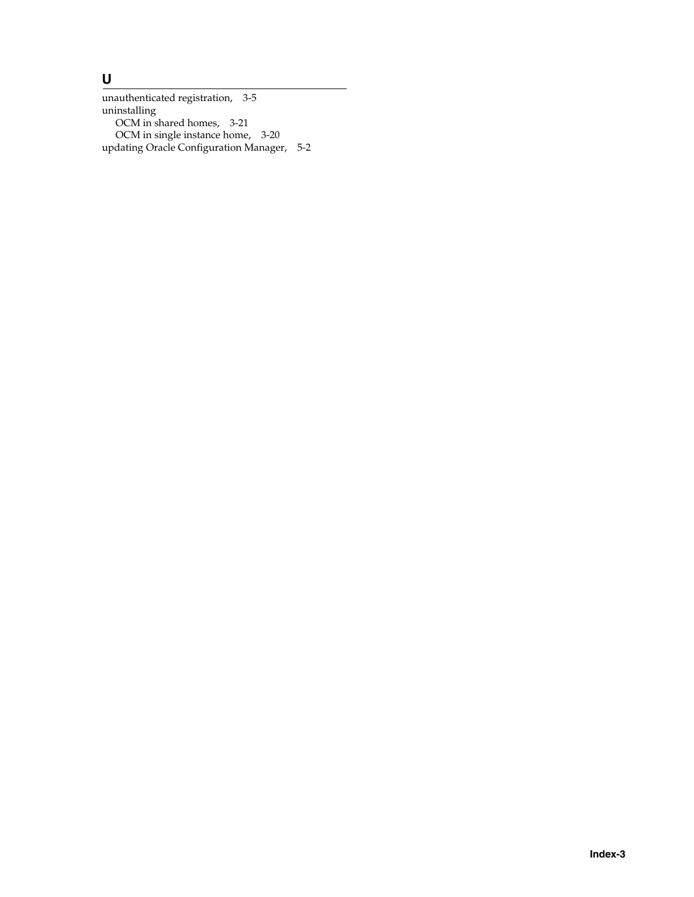## U

unauthenticated registration, 3-5
uninstalling
  OCM in shared homes, 3-21
  OCM in single instance home, 3-20
updating Oracle Configuration Manager, 5-2